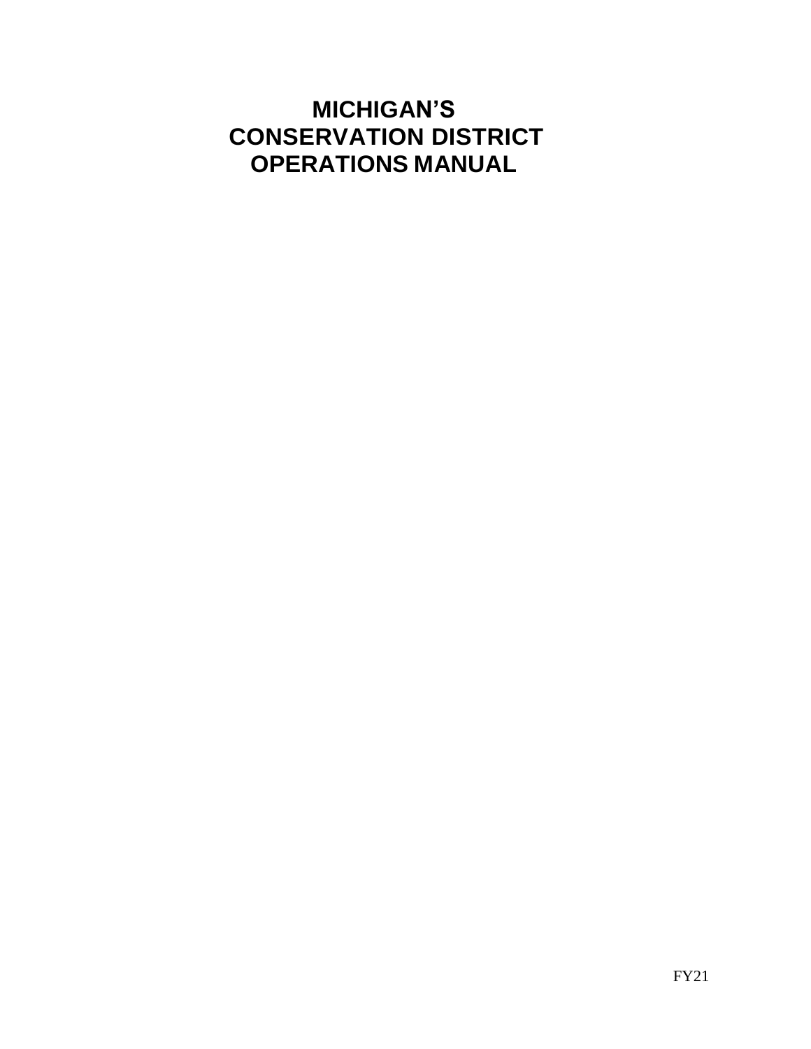# MICHIGAN'S CONSERVATION DISTRICT OPERATIONS MANUAL

FY21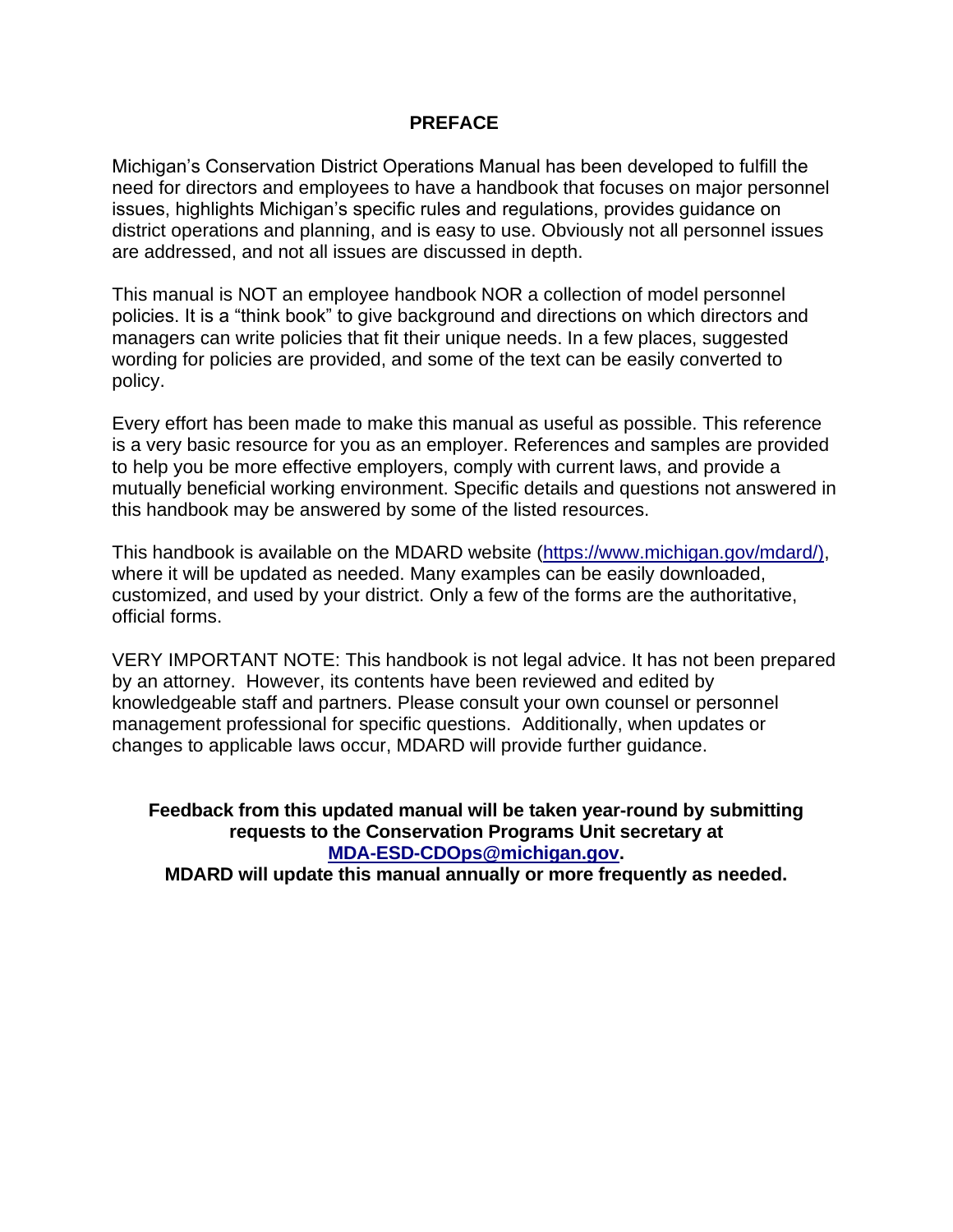# PREFACE

Michigan's Conservation District Operations Manual has been developed to fulfill the need for directors and employees to have a handbook that focuses on major personnel issues, highlights Michigan's specific rules and regulations, provides guidance on district operations and planning, and is easy to use. Obviously not all personnel issues are addressed, and not all issues are discussed in depth.

This manual is NOT an employee handbook NOR a collection of model personnel policies. It is a "think book" to give background and directions on which directors and managers can write policies that fit their unique needs. In a few places, suggested wording for policies are provided, and some of the text can be easily converted to policy.

Every effort has been made to make this manual as useful as possible. This reference is a very basic resource for you as an employer. References and samples are provided to help you be more effective employers, comply with current laws, and provide a mutually beneficial working environment. Specific details and questions not answered in this handbook may be answered by some of the listed resources.

This handbook is available on the MDARD website (https://www.michigan.gov/mdard/), where it will be updated as needed. Many examples can be easily downloaded, customized, and used by your district. Only a few of the forms are the authoritative, official forms.

VERY IMPORTANT NOTE: This handbook is not legal advice. It has not been prepared by an attorney. However, its contents have been reviewed and edited by knowledgeable staff and partners. Please consult your own counsel or personnel management professional for specific questions. Additionally, when updates or changes to applicable laws occur, MDARD will provide further guidance.

**Feedback from this updated manual will be taken year-round by submitting requests to the Conservation Programs Unit secretary at MDA-ESD-CDOps@michigan.gov.**
**MDARD will update this manual annually or more frequently as needed.**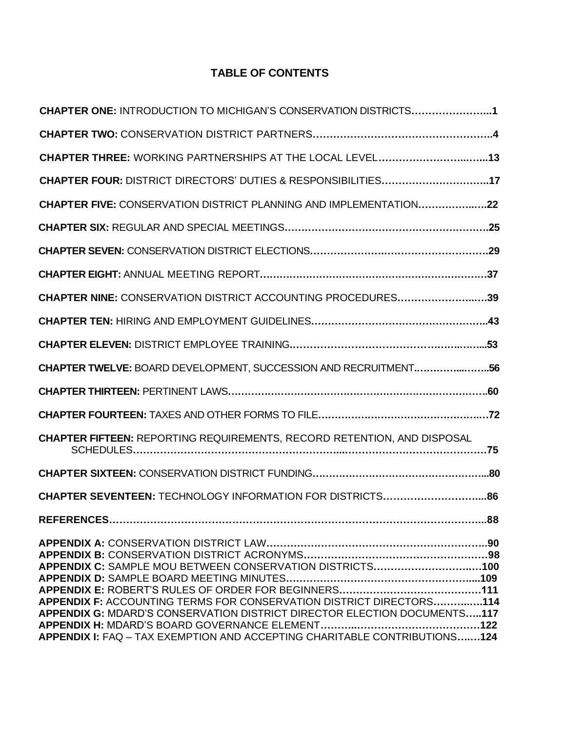# TABLE OF CONTENTS

**CHAPTER ONE:** INTRODUCTION TO MICHIGAN'S CONSERVATION DISTRICTS……………………...**1**

**CHAPTER TWO:** CONSERVATION DISTRICT PARTNERS……………………………………………..**4**

**CHAPTER THREE:** WORKING PARTNERSHIPS AT THE LOCAL LEVEL…………………..……..**13**

**CHAPTER FOUR:** DISTRICT DIRECTORS' DUTIES & RESPONSIBILITIES…………………………..**17**

**CHAPTER FIVE:** CONSERVATION DISTRICT PLANNING AND IMPLEMENTATION……………..….**22**

**CHAPTER SIX:** REGULAR AND SPECIAL MEETINGS…………………………………………….……**25**

**CHAPTER SEVEN:** CONSERVATION DISTRICT ELECTIONS……………….……………………………**29**

**CHAPTER EIGHT:** ANNUAL MEETING REPORT………………………………….…………………………**37**

**CHAPTER NINE:** CONSERVATION DISTRICT ACCOUNTING PROCEDURES……………………..….**39**

**CHAPTER TEN:** HIRING AND EMPLOYMENT GUIDELINES……………………………………………..**43**

**CHAPTER ELEVEN:** DISTRICT EMPLOYEE TRAINING………………………………….……..……...**53**

**CHAPTER TWELVE:** BOARD DEVELOPMENT, SUCCESSION AND RECRUITMENT…………...……..**56**

**CHAPTER THIRTEEN:** PERTINENT LAWS……………………………………………………………………**60**

**CHAPTER FOURTEEN:** TAXES AND OTHER FORMS TO FILE……………………………………….….**72**

**CHAPTER FIFTEEN:** REPORTING REQUIREMENTS, RECORD RETENTION, AND DISPOSAL SCHEDULES………………………………………………...…………………………………**75**

**CHAPTER SIXTEEN:** CONSERVATION DISTRICT FUNDING……………………………………………...**80**

**CHAPTER SEVENTEEN:** TECHNOLOGY INFORMATION FOR DISTRICTS…………………………...**86**

**REFERENCES**………………………………………………………………………………………………..**88**

**APPENDIX A:** CONSERVATION DISTRICT LAW……………………………………………………..**90**
**APPENDIX B:** CONSERVATION DISTRICT ACRONYMS……………………………………………**98**
**APPENDIX C:** SAMPLE MOU BETWEEN CONSERVATION DISTRICTS………………………..…**100**
**APPENDIX D:** SAMPLE BOARD MEETING MINUTES……………………………………………...**109**
**APPENDIX E:** ROBERT'S RULES OF ORDER FOR BEGINNERS…………………………………**111**
**APPENDIX F:** ACCOUNTING TERMS FOR CONSERVATION DISTRICT DIRECTORS…………..…**114**
**APPENDIX G:** MDARD'S CONSERVATION DISTRICT DIRECTOR ELECTION DOCUMENTS…..**117**
**APPENDIX H:** MDARD'S BOARD GOVERNANCE ELEMENT………..………………………………**122**
**APPENDIX I:** FAQ – TAX EXEMPTION AND ACCEPTING CHARITABLE CONTRIBUTIONS….…**124**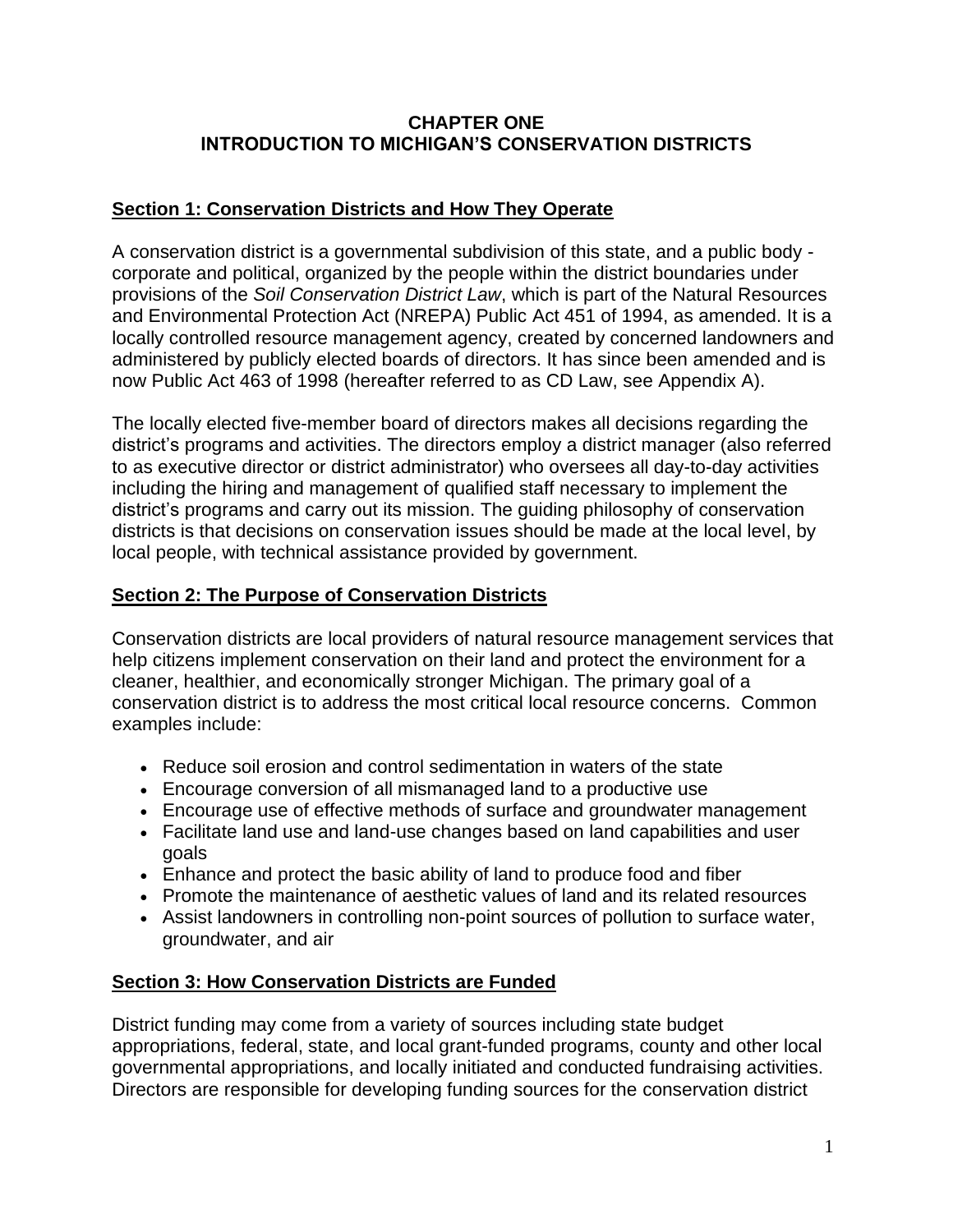# CHAPTER ONE
# INTRODUCTION TO MICHIGAN'S CONSERVATION DISTRICTS

## Section 1: Conservation Districts and How They Operate

A conservation district is a governmental subdivision of this state, and a public body - corporate and political, organized by the people within the district boundaries under provisions of the *Soil Conservation District Law*, which is part of the Natural Resources and Environmental Protection Act (NREPA) Public Act 451 of 1994, as amended. It is a locally controlled resource management agency, created by concerned landowners and administered by publicly elected boards of directors. It has since been amended and is now Public Act 463 of 1998 (hereafter referred to as CD Law, see Appendix A).

The locally elected five-member board of directors makes all decisions regarding the district's programs and activities. The directors employ a district manager (also referred to as executive director or district administrator) who oversees all day-to-day activities including the hiring and management of qualified staff necessary to implement the district's programs and carry out its mission. The guiding philosophy of conservation districts is that decisions on conservation issues should be made at the local level, by local people, with technical assistance provided by government.

## Section 2: The Purpose of Conservation Districts

Conservation districts are local providers of natural resource management services that help citizens implement conservation on their land and protect the environment for a cleaner, healthier, and economically stronger Michigan. The primary goal of a conservation district is to address the most critical local resource concerns. Common examples include:

- Reduce soil erosion and control sedimentation in waters of the state
- Encourage conversion of all mismanaged land to a productive use
- Encourage use of effective methods of surface and groundwater management
- Facilitate land use and land-use changes based on land capabilities and user goals
- Enhance and protect the basic ability of land to produce food and fiber
- Promote the maintenance of aesthetic values of land and its related resources
- Assist landowners in controlling non-point sources of pollution to surface water, groundwater, and air

## Section 3: How Conservation Districts are Funded

District funding may come from a variety of sources including state budget appropriations, federal, state, and local grant-funded programs, county and other local governmental appropriations, and locally initiated and conducted fundraising activities. Directors are responsible for developing funding sources for the conservation district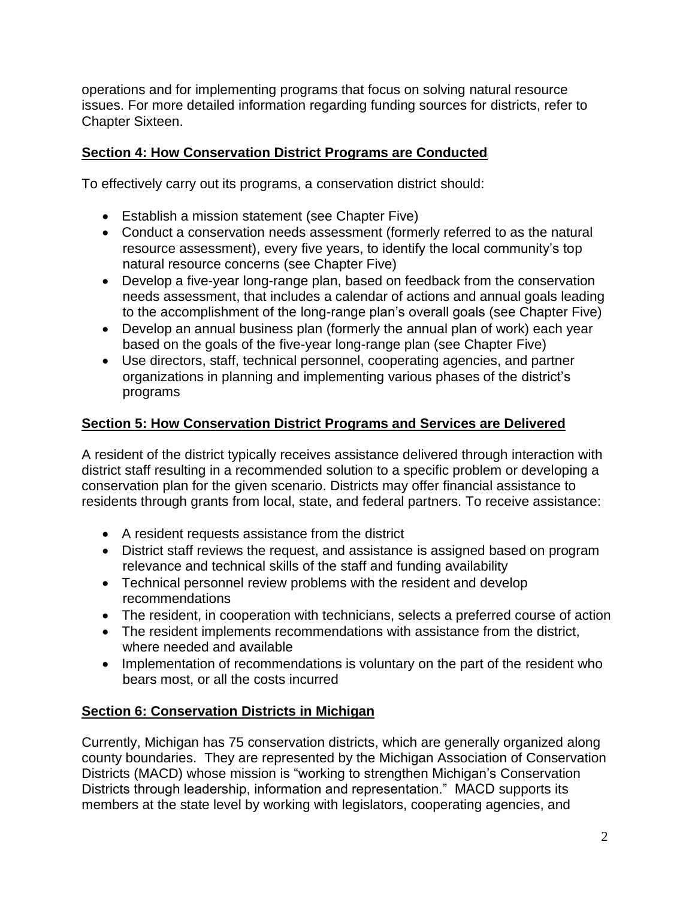operations and for implementing programs that focus on solving natural resource issues. For more detailed information regarding funding sources for districts, refer to Chapter Sixteen.

## Section 4: How Conservation District Programs are Conducted

To effectively carry out its programs, a conservation district should:

- Establish a mission statement (see Chapter Five)
- Conduct a conservation needs assessment (formerly referred to as the natural resource assessment), every five years, to identify the local community's top natural resource concerns (see Chapter Five)
- Develop a five-year long-range plan, based on feedback from the conservation needs assessment, that includes a calendar of actions and annual goals leading to the accomplishment of the long-range plan's overall goals (see Chapter Five)
- Develop an annual business plan (formerly the annual plan of work) each year based on the goals of the five-year long-range plan (see Chapter Five)
- Use directors, staff, technical personnel, cooperating agencies, and partner organizations in planning and implementing various phases of the district's programs

## Section 5: How Conservation District Programs and Services are Delivered

A resident of the district typically receives assistance delivered through interaction with district staff resulting in a recommended solution to a specific problem or developing a conservation plan for the given scenario. Districts may offer financial assistance to residents through grants from local, state, and federal partners. To receive assistance:

- A resident requests assistance from the district
- District staff reviews the request, and assistance is assigned based on program relevance and technical skills of the staff and funding availability
- Technical personnel review problems with the resident and develop recommendations
- The resident, in cooperation with technicians, selects a preferred course of action
- The resident implements recommendations with assistance from the district, where needed and available
- Implementation of recommendations is voluntary on the part of the resident who bears most, or all the costs incurred

## Section 6: Conservation Districts in Michigan

Currently, Michigan has 75 conservation districts, which are generally organized along county boundaries. They are represented by the Michigan Association of Conservation Districts (MACD) whose mission is "working to strengthen Michigan's Conservation Districts through leadership, information and representation." MACD supports its members at the state level by working with legislators, cooperating agencies, and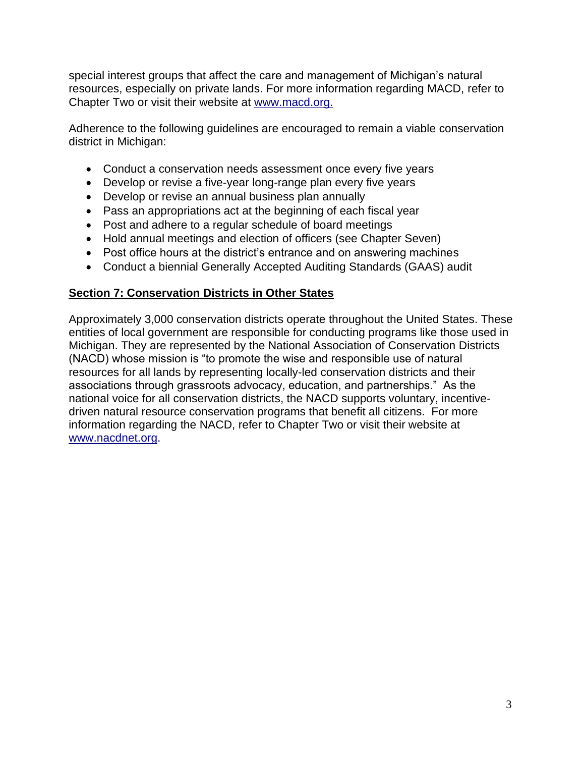special interest groups that affect the care and management of Michigan's natural resources, especially on private lands. For more information regarding MACD, refer to Chapter Two or visit their website at www.macd.org.

Adherence to the following guidelines are encouraged to remain a viable conservation district in Michigan:

- Conduct a conservation needs assessment once every five years
- Develop or revise a five-year long-range plan every five years
- Develop or revise an annual business plan annually
- Pass an appropriations act at the beginning of each fiscal year
- Post and adhere to a regular schedule of board meetings
- Hold annual meetings and election of officers (see Chapter Seven)
- Post office hours at the district's entrance and on answering machines
- Conduct a biennial Generally Accepted Auditing Standards (GAAS) audit

## Section 7: Conservation Districts in Other States

Approximately 3,000 conservation districts operate throughout the United States. These entities of local government are responsible for conducting programs like those used in Michigan. They are represented by the National Association of Conservation Districts (NACD) whose mission is "to promote the wise and responsible use of natural resources for all lands by representing locally-led conservation districts and their associations through grassroots advocacy, education, and partnerships." As the national voice for all conservation districts, the NACD supports voluntary, incentive-driven natural resource conservation programs that benefit all citizens. For more information regarding the NACD, refer to Chapter Two or visit their website at www.nacdnet.org.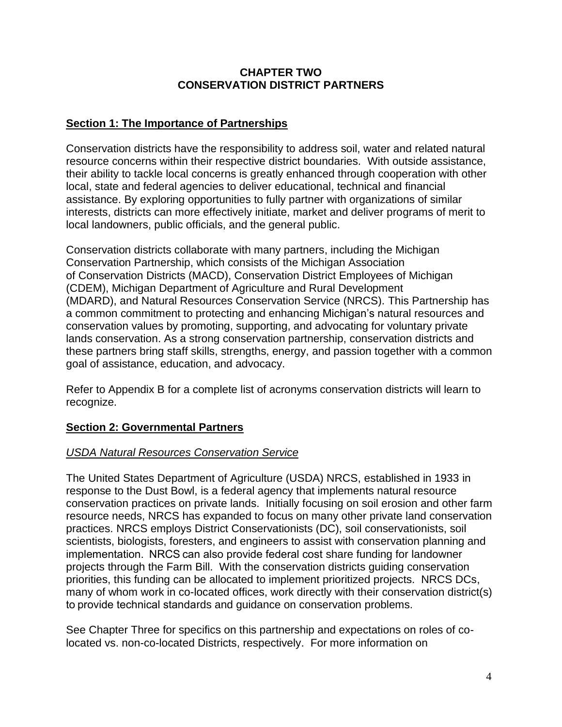# CHAPTER TWO
# CONSERVATION DISTRICT PARTNERS

## Section 1: The Importance of Partnerships

Conservation districts have the responsibility to address soil, water and related natural resource concerns within their respective district boundaries. With outside assistance, their ability to tackle local concerns is greatly enhanced through cooperation with other local, state and federal agencies to deliver educational, technical and financial assistance. By exploring opportunities to fully partner with organizations of similar interests, districts can more effectively initiate, market and deliver programs of merit to local landowners, public officials, and the general public.

Conservation districts collaborate with many partners, including the Michigan Conservation Partnership, which consists of the Michigan Association of Conservation Districts (MACD), Conservation District Employees of Michigan (CDEM), Michigan Department of Agriculture and Rural Development (MDARD), and Natural Resources Conservation Service (NRCS). This Partnership has a common commitment to protecting and enhancing Michigan's natural resources and conservation values by promoting, supporting, and advocating for voluntary private lands conservation. As a strong conservation partnership, conservation districts and these partners bring staff skills, strengths, energy, and passion together with a common goal of assistance, education, and advocacy.

Refer to Appendix B for a complete list of acronyms conservation districts will learn to recognize.

## Section 2: Governmental Partners

### *USDA Natural Resources Conservation Service*

The United States Department of Agriculture (USDA) NRCS, established in 1933 in response to the Dust Bowl, is a federal agency that implements natural resource conservation practices on private lands. Initially focusing on soil erosion and other farm resource needs, NRCS has expanded to focus on many other private land conservation practices. NRCS employs District Conservationists (DC), soil conservationists, soil scientists, biologists, foresters, and engineers to assist with conservation planning and implementation. NRCS can also provide federal cost share funding for landowner projects through the Farm Bill. With the conservation districts guiding conservation priorities, this funding can be allocated to implement prioritized projects. NRCS DCs, many of whom work in co-located offices, work directly with their conservation district(s) to provide technical standards and guidance on conservation problems.

See Chapter Three for specifics on this partnership and expectations on roles of co-located vs. non-co-located Districts, respectively. For more information on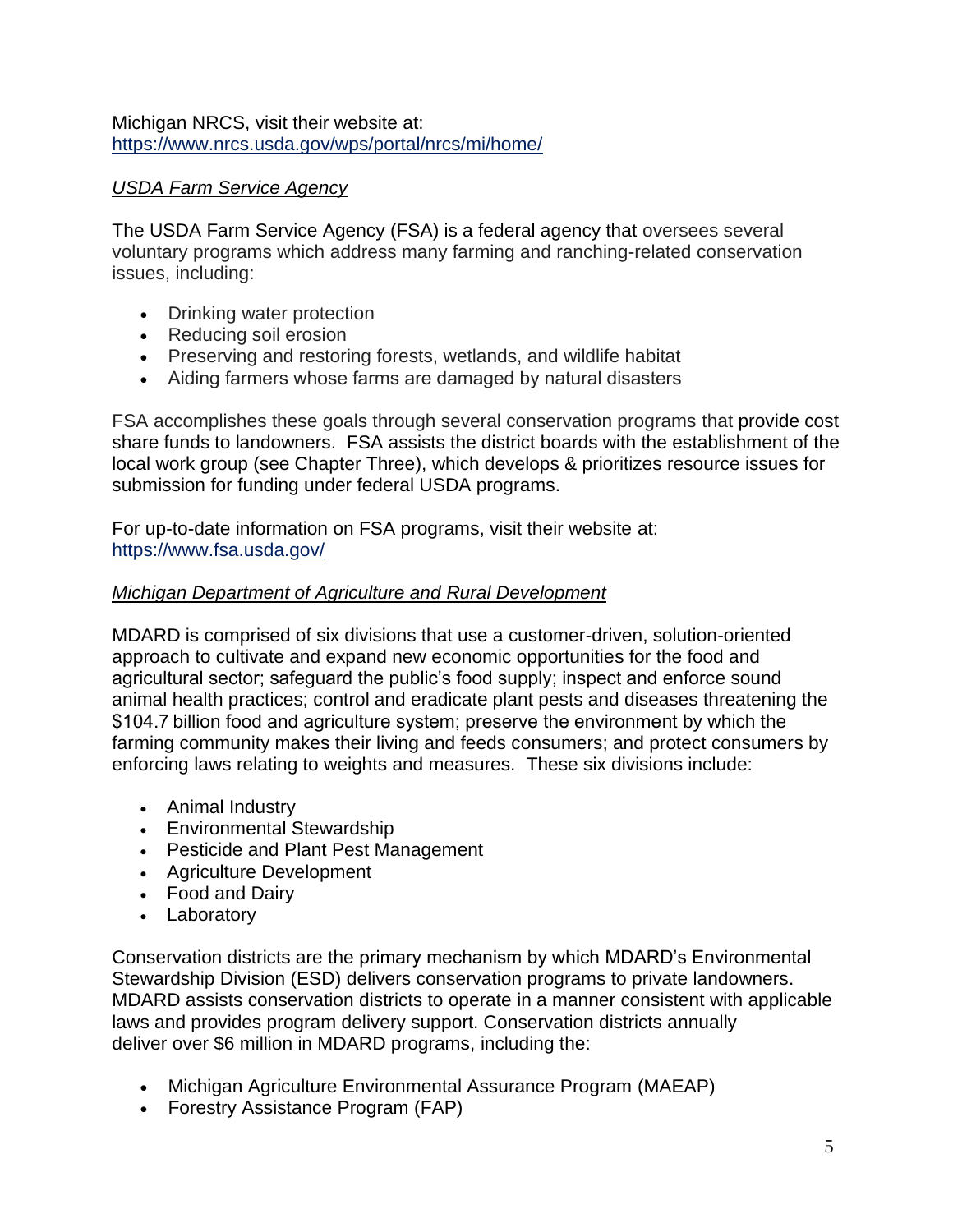Michigan NRCS, visit their website at:
https://www.nrcs.usda.gov/wps/portal/nrcs/mi/home/

*USDA Farm Service Agency*

The USDA Farm Service Agency (FSA) is a federal agency that oversees several voluntary programs which address many farming and ranching-related conservation issues, including:

- Drinking water protection
- Reducing soil erosion
- Preserving and restoring forests, wetlands, and wildlife habitat
- Aiding farmers whose farms are damaged by natural disasters

FSA accomplishes these goals through several conservation programs that provide cost share funds to landowners. FSA assists the district boards with the establishment of the local work group (see Chapter Three), which develops & prioritizes resource issues for submission for funding under federal USDA programs.

For up-to-date information on FSA programs, visit their website at:
https://www.fsa.usda.gov/

*Michigan Department of Agriculture and Rural Development*

MDARD is comprised of six divisions that use a customer-driven, solution-oriented approach to cultivate and expand new economic opportunities for the food and agricultural sector; safeguard the public's food supply; inspect and enforce sound animal health practices; control and eradicate plant pests and diseases threatening the $104.7 billion food and agriculture system; preserve the environment by which the farming community makes their living and feeds consumers; and protect consumers by enforcing laws relating to weights and measures. These six divisions include:

- Animal Industry
- Environmental Stewardship
- Pesticide and Plant Pest Management
- Agriculture Development
- Food and Dairy
- Laboratory

Conservation districts are the primary mechanism by which MDARD's Environmental Stewardship Division (ESD) delivers conservation programs to private landowners. MDARD assists conservation districts to operate in a manner consistent with applicable laws and provides program delivery support. Conservation districts annually deliver over $6 million in MDARD programs, including the:

- Michigan Agriculture Environmental Assurance Program (MAEAP)
- Forestry Assistance Program (FAP)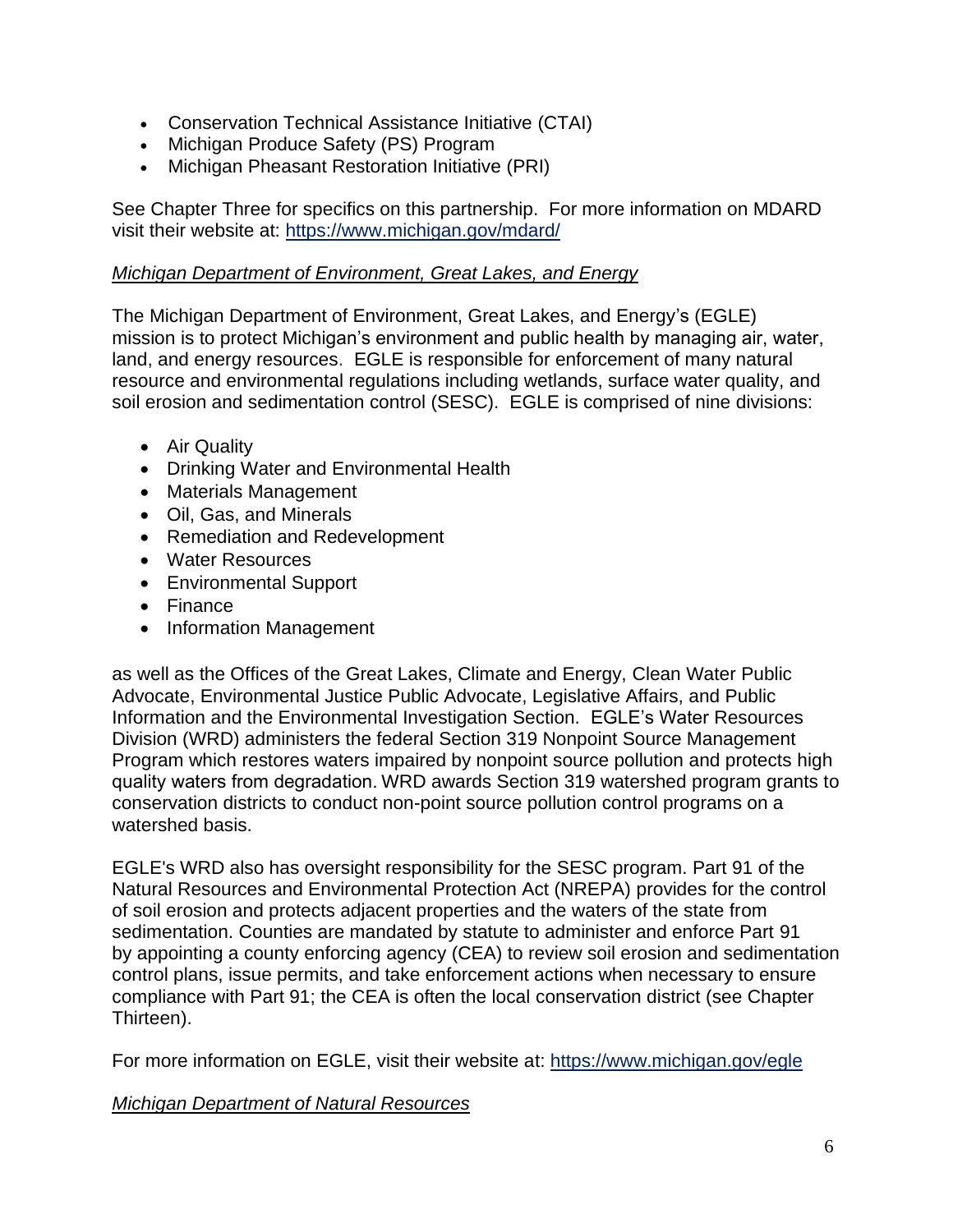- Conservation Technical Assistance Initiative (CTAI)
- Michigan Produce Safety (PS) Program
- Michigan Pheasant Restoration Initiative (PRI)

See Chapter Three for specifics on this partnership. For more information on MDARD visit their website at: https://www.michigan.gov/mdard/

*Michigan Department of Environment, Great Lakes, and Energy*

The Michigan Department of Environment, Great Lakes, and Energy's (EGLE) mission is to protect Michigan's environment and public health by managing air, water, land, and energy resources. EGLE is responsible for enforcement of many natural resource and environmental regulations including wetlands, surface water quality, and soil erosion and sedimentation control (SESC). EGLE is comprised of nine divisions:

- Air Quality
- Drinking Water and Environmental Health
- Materials Management
- Oil, Gas, and Minerals
- Remediation and Redevelopment
- Water Resources
- Environmental Support
- Finance
- Information Management

as well as the Offices of the Great Lakes, Climate and Energy, Clean Water Public Advocate, Environmental Justice Public Advocate, Legislative Affairs, and Public Information and the Environmental Investigation Section. EGLE's Water Resources Division (WRD) administers the federal Section 319 Nonpoint Source Management Program which restores waters impaired by nonpoint source pollution and protects high quality waters from degradation. WRD awards Section 319 watershed program grants to conservation districts to conduct non-point source pollution control programs on a watershed basis.

EGLE's WRD also has oversight responsibility for the SESC program. Part 91 of the Natural Resources and Environmental Protection Act (NREPA) provides for the control of soil erosion and protects adjacent properties and the waters of the state from sedimentation. Counties are mandated by statute to administer and enforce Part 91 by appointing a county enforcing agency (CEA) to review soil erosion and sedimentation control plans, issue permits, and take enforcement actions when necessary to ensure compliance with Part 91; the CEA is often the local conservation district (see Chapter Thirteen).

For more information on EGLE, visit their website at: https://www.michigan.gov/egle

*Michigan Department of Natural Resources*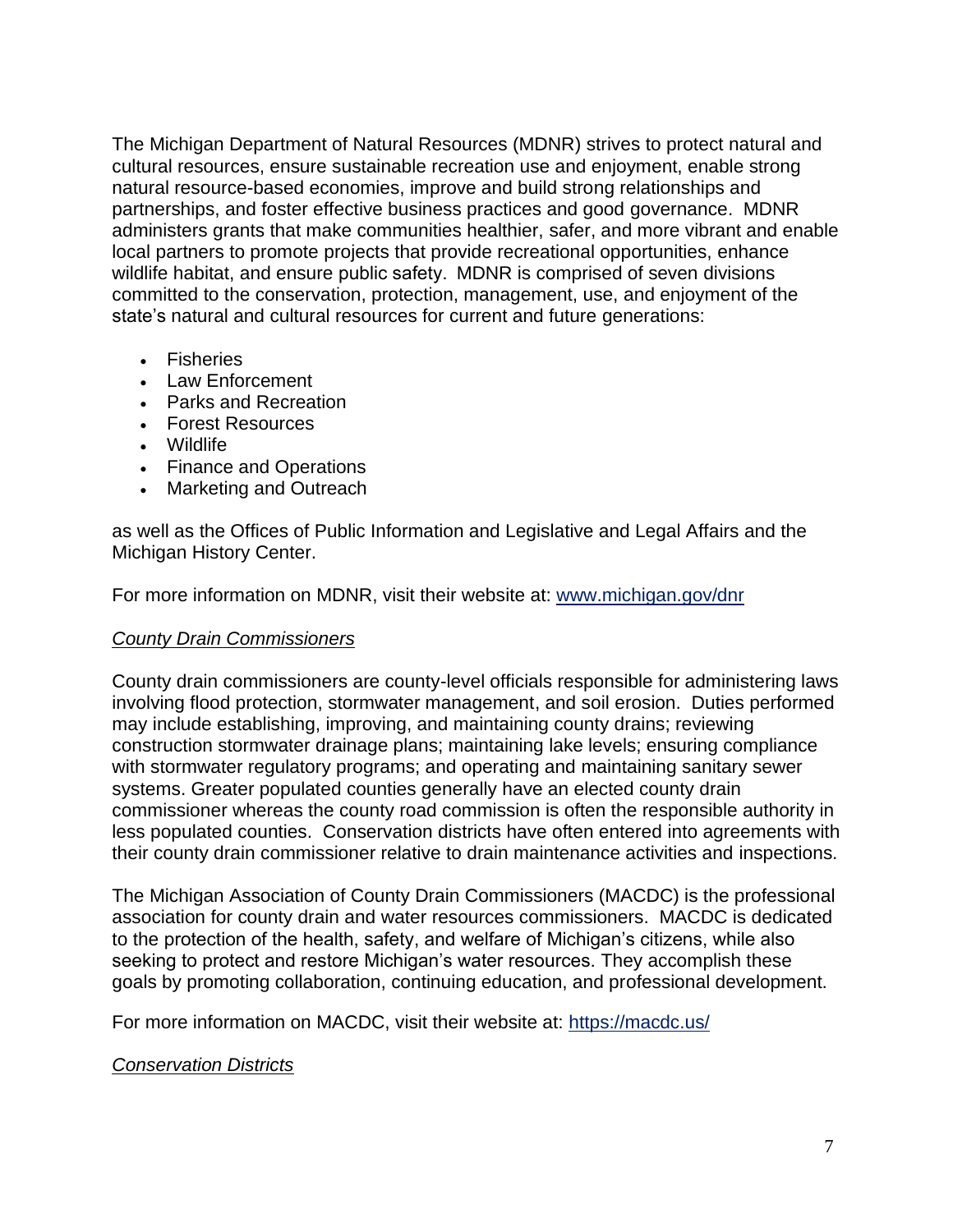The Michigan Department of Natural Resources (MDNR) strives to protect natural and cultural resources, ensure sustainable recreation use and enjoyment, enable strong natural resource-based economies, improve and build strong relationships and partnerships, and foster effective business practices and good governance. MDNR administers grants that make communities healthier, safer, and more vibrant and enable local partners to promote projects that provide recreational opportunities, enhance wildlife habitat, and ensure public safety. MDNR is comprised of seven divisions committed to the conservation, protection, management, use, and enjoyment of the state's natural and cultural resources for current and future generations:

- Fisheries
- Law Enforcement
- Parks and Recreation
- Forest Resources
- Wildlife
- Finance and Operations
- Marketing and Outreach

as well as the Offices of Public Information and Legislative and Legal Affairs and the Michigan History Center.

For more information on MDNR, visit their website at: [www.michigan.gov/dnr](http://www.michigan.gov/dnr)

*County Drain Commissioners*

County drain commissioners are county-level officials responsible for administering laws involving flood protection, stormwater management, and soil erosion. Duties performed may include establishing, improving, and maintaining county drains; reviewing construction stormwater drainage plans; maintaining lake levels; ensuring compliance with stormwater regulatory programs; and operating and maintaining sanitary sewer systems. Greater populated counties generally have an elected county drain commissioner whereas the county road commission is often the responsible authority in less populated counties. Conservation districts have often entered into agreements with their county drain commissioner relative to drain maintenance activities and inspections.

The Michigan Association of County Drain Commissioners (MACDC) is the professional association for county drain and water resources commissioners. MACDC is dedicated to the protection of the health, safety, and welfare of Michigan's citizens, while also seeking to protect and restore Michigan's water resources. They accomplish these goals by promoting collaboration, continuing education, and professional development.

For more information on MACDC, visit their website at: [https://macdc.us/](https://macdc.us/)

*Conservation Districts*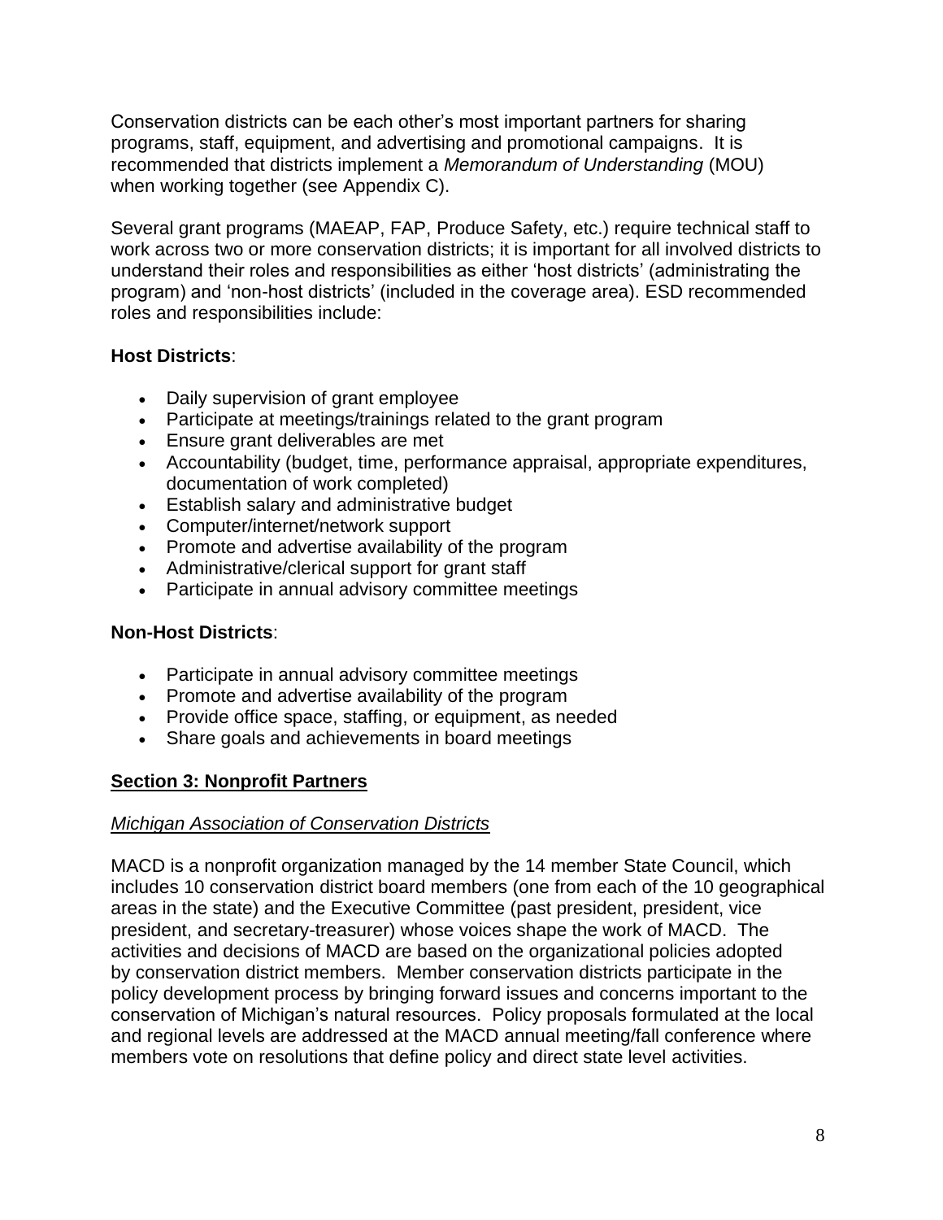Conservation districts can be each other's most important partners for sharing programs, staff, equipment, and advertising and promotional campaigns. It is recommended that districts implement a *Memorandum of Understanding* (MOU) when working together (see Appendix C).

Several grant programs (MAEAP, FAP, Produce Safety, etc.) require technical staff to work across two or more conservation districts; it is important for all involved districts to understand their roles and responsibilities as either 'host districts' (administrating the program) and 'non-host districts' (included in the coverage area). ESD recommended roles and responsibilities include:

**Host Districts**:

- Daily supervision of grant employee
- Participate at meetings/trainings related to the grant program
- Ensure grant deliverables are met
- Accountability (budget, time, performance appraisal, appropriate expenditures, documentation of work completed)
- Establish salary and administrative budget
- Computer/internet/network support
- Promote and advertise availability of the program
- Administrative/clerical support for grant staff
- Participate in annual advisory committee meetings

**Non-Host Districts**:

- Participate in annual advisory committee meetings
- Promote and advertise availability of the program
- Provide office space, staffing, or equipment, as needed
- Share goals and achievements in board meetings

## Section 3: Nonprofit Partners

*Michigan Association of Conservation Districts*

MACD is a nonprofit organization managed by the 14 member State Council, which includes 10 conservation district board members (one from each of the 10 geographical areas in the state) and the Executive Committee (past president, president, vice president, and secretary-treasurer) whose voices shape the work of MACD. The activities and decisions of MACD are based on the organizational policies adopted by conservation district members. Member conservation districts participate in the policy development process by bringing forward issues and concerns important to the conservation of Michigan's natural resources. Policy proposals formulated at the local and regional levels are addressed at the MACD annual meeting/fall conference where members vote on resolutions that define policy and direct state level activities.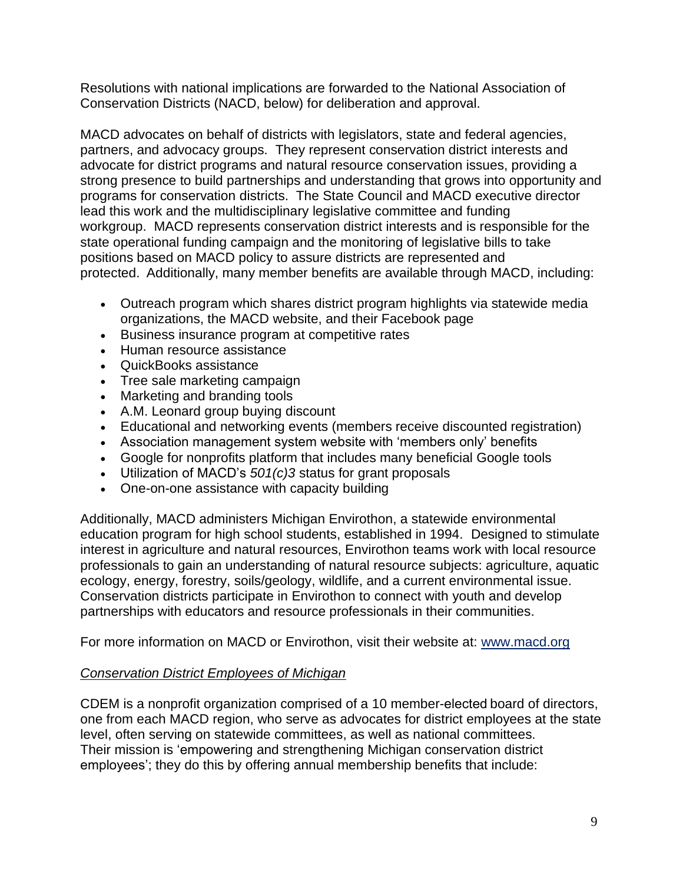Resolutions with national implications are forwarded to the National Association of Conservation Districts (NACD, below) for deliberation and approval.

MACD advocates on behalf of districts with legislators, state and federal agencies, partners, and advocacy groups. They represent conservation district interests and advocate for district programs and natural resource conservation issues, providing a strong presence to build partnerships and understanding that grows into opportunity and programs for conservation districts. The State Council and MACD executive director lead this work and the multidisciplinary legislative committee and funding workgroup. MACD represents conservation district interests and is responsible for the state operational funding campaign and the monitoring of legislative bills to take positions based on MACD policy to assure districts are represented and protected. Additionally, many member benefits are available through MACD, including:

- Outreach program which shares district program highlights via statewide media organizations, the MACD website, and their Facebook page
- Business insurance program at competitive rates
- Human resource assistance
- QuickBooks assistance
- Tree sale marketing campaign
- Marketing and branding tools
- A.M. Leonard group buying discount
- Educational and networking events (members receive discounted registration)
- Association management system website with 'members only' benefits
- Google for nonprofits platform that includes many beneficial Google tools
- Utilization of MACD's *501(c)3* status for grant proposals
- One-on-one assistance with capacity building

Additionally, MACD administers Michigan Envirothon, a statewide environmental education program for high school students, established in 1994. Designed to stimulate interest in agriculture and natural resources, Envirothon teams work with local resource professionals to gain an understanding of natural resource subjects: agriculture, aquatic ecology, energy, forestry, soils/geology, wildlife, and a current environmental issue. Conservation districts participate in Envirothon to connect with youth and develop partnerships with educators and resource professionals in their communities.

For more information on MACD or Envirothon, visit their website at: www.macd.org

*Conservation District Employees of Michigan*

CDEM is a nonprofit organization comprised of a 10 member-elected board of directors, one from each MACD region, who serve as advocates for district employees at the state level, often serving on statewide committees, as well as national committees. Their mission is 'empowering and strengthening Michigan conservation district employees'; they do this by offering annual membership benefits that include: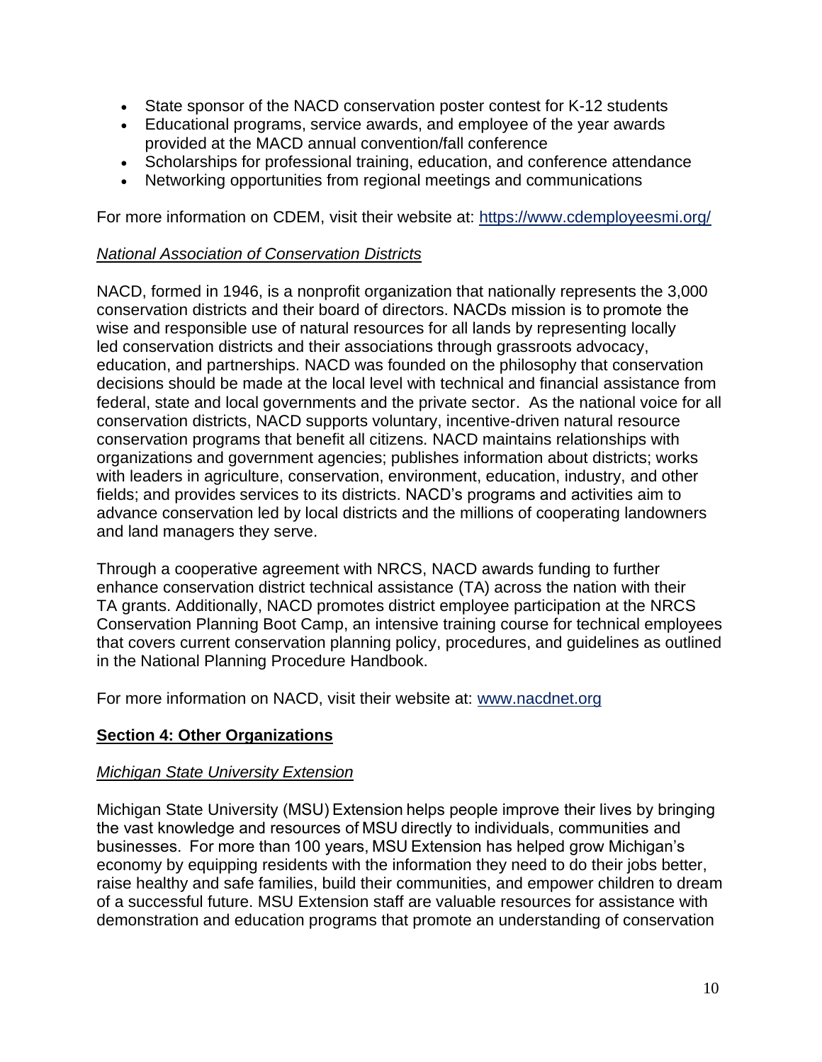- State sponsor of the NACD conservation poster contest for K-12 students
- Educational programs, service awards, and employee of the year awards provided at the MACD annual convention/fall conference
- Scholarships for professional training, education, and conference attendance
- Networking opportunities from regional meetings and communications

For more information on CDEM, visit their website at: https://www.cdemployeesmi.org/

*National Association of Conservation Districts*

NACD, formed in 1946, is a nonprofit organization that nationally represents the 3,000 conservation districts and their board of directors. NACDs mission is to promote the wise and responsible use of natural resources for all lands by representing locally led conservation districts and their associations through grassroots advocacy, education, and partnerships. NACD was founded on the philosophy that conservation decisions should be made at the local level with technical and financial assistance from federal, state and local governments and the private sector. As the national voice for all conservation districts, NACD supports voluntary, incentive-driven natural resource conservation programs that benefit all citizens. NACD maintains relationships with organizations and government agencies; publishes information about districts; works with leaders in agriculture, conservation, environment, education, industry, and other fields; and provides services to its districts. NACD's programs and activities aim to advance conservation led by local districts and the millions of cooperating landowners and land managers they serve.

Through a cooperative agreement with NRCS, NACD awards funding to further enhance conservation district technical assistance (TA) across the nation with their TA grants. Additionally, NACD promotes district employee participation at the NRCS Conservation Planning Boot Camp, an intensive training course for technical employees that covers current conservation planning policy, procedures, and guidelines as outlined in the National Planning Procedure Handbook.

For more information on NACD, visit their website at: www.nacdnet.org

## Section 4: Other Organizations

*Michigan State University Extension*

Michigan State University (MSU) Extension helps people improve their lives by bringing the vast knowledge and resources of MSU directly to individuals, communities and businesses. For more than 100 years, MSU Extension has helped grow Michigan's economy by equipping residents with the information they need to do their jobs better, raise healthy and safe families, build their communities, and empower children to dream of a successful future. MSU Extension staff are valuable resources for assistance with demonstration and education programs that promote an understanding of conservation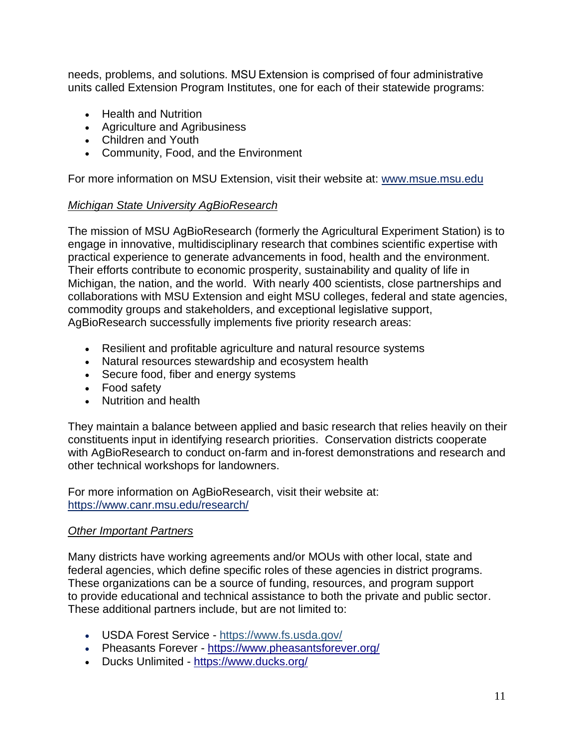needs, problems, and solutions. MSU Extension is comprised of four administrative units called Extension Program Institutes, one for each of their statewide programs:

- Health and Nutrition
- Agriculture and Agribusiness
- Children and Youth
- Community, Food, and the Environment

For more information on MSU Extension, visit their website at: [www.msue.msu.edu](http://www.msue.msu.edu)

*Michigan State University AgBioResearch*

The mission of MSU AgBioResearch (formerly the Agricultural Experiment Station) is to engage in innovative, multidisciplinary research that combines scientific expertise with practical experience to generate advancements in food, health and the environment. Their efforts contribute to economic prosperity, sustainability and quality of life in Michigan, the nation, and the world. With nearly 400 scientists, close partnerships and collaborations with MSU Extension and eight MSU colleges, federal and state agencies, commodity groups and stakeholders, and exceptional legislative support, AgBioResearch successfully implements five priority research areas:

- Resilient and profitable agriculture and natural resource systems
- Natural resources stewardship and ecosystem health
- Secure food, fiber and energy systems
- Food safety
- Nutrition and health

They maintain a balance between applied and basic research that relies heavily on their constituents input in identifying research priorities. Conservation districts cooperate with AgBioResearch to conduct on-farm and in-forest demonstrations and research and other technical workshops for landowners.

For more information on AgBioResearch, visit their website at: [https://www.canr.msu.edu/research/](https://www.canr.msu.edu/research/)

*Other Important Partners*

Many districts have working agreements and/or MOUs with other local, state and federal agencies, which define specific roles of these agencies in district programs. These organizations can be a source of funding, resources, and program support to provide educational and technical assistance to both the private and public sector. These additional partners include, but are not limited to:

- USDA Forest Service - [https://www.fs.usda.gov/](https://www.fs.usda.gov/)
- Pheasants Forever - [https://www.pheasantsforever.org/](https://www.pheasantsforever.org/)
- Ducks Unlimited - [https://www.ducks.org/](https://www.ducks.org/)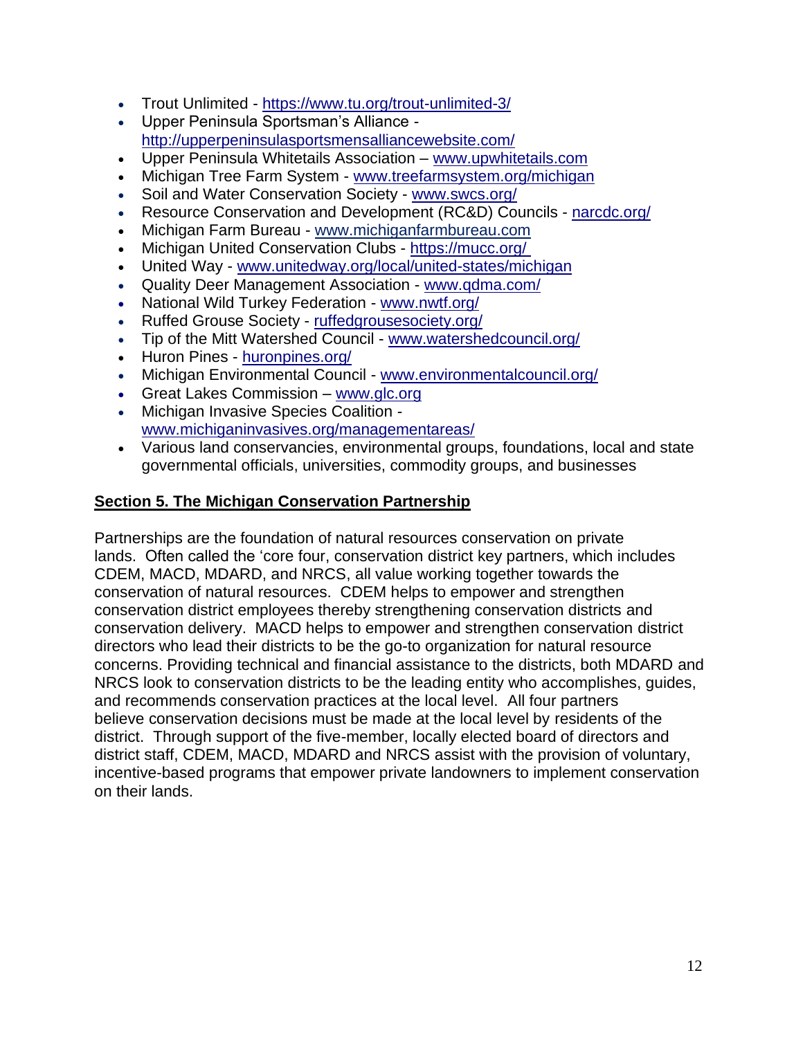- Trout Unlimited - https://www.tu.org/trout-unlimited-3/
- Upper Peninsula Sportsman's Alliance - http://upperpeninsulasportsmensalliancewebsite.com/
- Upper Peninsula Whitetails Association – www.upwhitetails.com
- Michigan Tree Farm System - www.treefarmsystem.org/michigan
- Soil and Water Conservation Society - www.swcs.org/
- Resource Conservation and Development (RC&D) Councils - narcdc.org/
- Michigan Farm Bureau - www.michiganfarmbureau.com
- Michigan United Conservation Clubs - https://mucc.org/
- United Way - www.unitedway.org/local/united-states/michigan
- Quality Deer Management Association - www.qdma.com/
- National Wild Turkey Federation - www.nwtf.org/
- Ruffed Grouse Society - ruffedgrousesociety.org/
- Tip of the Mitt Watershed Council - www.watershedcouncil.org/
- Huron Pines - huronpines.org/
- Michigan Environmental Council - www.environmentalcouncil.org/
- Great Lakes Commission – www.glc.org
- Michigan Invasive Species Coalition - www.michiganinvasives.org/managementareas/
- Various land conservancies, environmental groups, foundations, local and state governmental officials, universities, commodity groups, and businesses

## Section 5. The Michigan Conservation Partnership

Partnerships are the foundation of natural resources conservation on private lands. Often called the 'core four, conservation district key partners, which includes CDEM, MACD, MDARD, and NRCS, all value working together towards the conservation of natural resources. CDEM helps to empower and strengthen conservation district employees thereby strengthening conservation districts and conservation delivery. MACD helps to empower and strengthen conservation district directors who lead their districts to be the go-to organization for natural resource concerns. Providing technical and financial assistance to the districts, both MDARD and NRCS look to conservation districts to be the leading entity who accomplishes, guides, and recommends conservation practices at the local level. All four partners believe conservation decisions must be made at the local level by residents of the district. Through support of the five-member, locally elected board of directors and district staff, CDEM, MACD, MDARD and NRCS assist with the provision of voluntary, incentive-based programs that empower private landowners to implement conservation on their lands.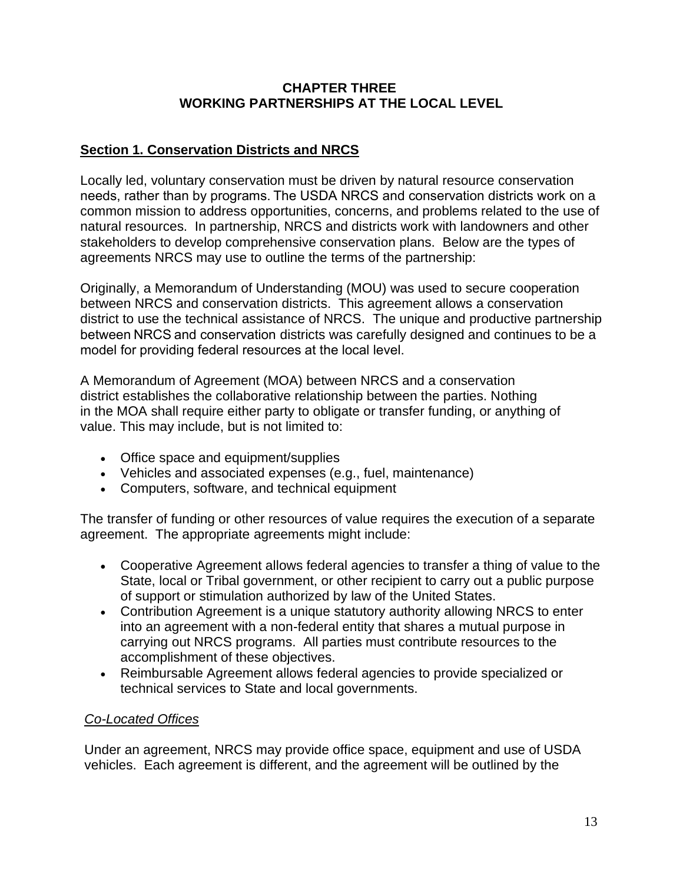# CHAPTER THREE
# WORKING PARTNERSHIPS AT THE LOCAL LEVEL

## Section 1. Conservation Districts and NRCS

Locally led, voluntary conservation must be driven by natural resource conservation needs, rather than by programs. The USDA NRCS and conservation districts work on a common mission to address opportunities, concerns, and problems related to the use of natural resources. In partnership, NRCS and districts work with landowners and other stakeholders to develop comprehensive conservation plans. Below are the types of agreements NRCS may use to outline the terms of the partnership:

Originally, a Memorandum of Understanding (MOU) was used to secure cooperation between NRCS and conservation districts. This agreement allows a conservation district to use the technical assistance of NRCS. The unique and productive partnership between NRCS and conservation districts was carefully designed and continues to be a model for providing federal resources at the local level.

A Memorandum of Agreement (MOA) between NRCS and a conservation district establishes the collaborative relationship between the parties. Nothing in the MOA shall require either party to obligate or transfer funding, or anything of value. This may include, but is not limited to:

- Office space and equipment/supplies
- Vehicles and associated expenses (e.g., fuel, maintenance)
- Computers, software, and technical equipment

The transfer of funding or other resources of value requires the execution of a separate agreement. The appropriate agreements might include:

- Cooperative Agreement allows federal agencies to transfer a thing of value to the State, local or Tribal government, or other recipient to carry out a public purpose of support or stimulation authorized by law of the United States.
- Contribution Agreement is a unique statutory authority allowing NRCS to enter into an agreement with a non-federal entity that shares a mutual purpose in carrying out NRCS programs. All parties must contribute resources to the accomplishment of these objectives.
- Reimbursable Agreement allows federal agencies to provide specialized or technical services to State and local governments.

### *Co-Located Offices*

Under an agreement, NRCS may provide office space, equipment and use of USDA vehicles. Each agreement is different, and the agreement will be outlined by the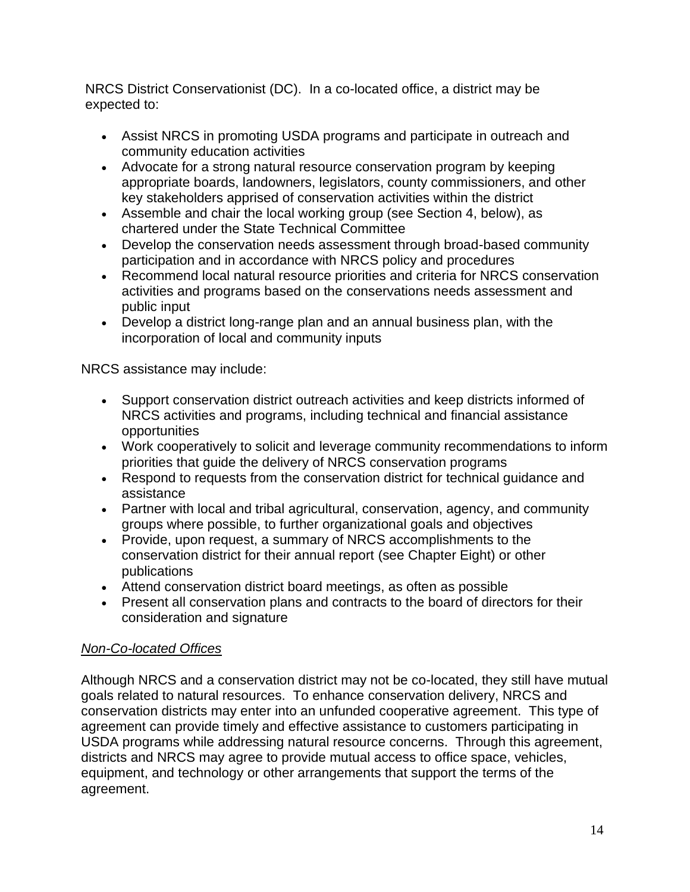NRCS District Conservationist (DC). In a co-located office, a district may be expected to:

- Assist NRCS in promoting USDA programs and participate in outreach and community education activities
- Advocate for a strong natural resource conservation program by keeping appropriate boards, landowners, legislators, county commissioners, and other key stakeholders apprised of conservation activities within the district
- Assemble and chair the local working group (see Section 4, below), as chartered under the State Technical Committee
- Develop the conservation needs assessment through broad-based community participation and in accordance with NRCS policy and procedures
- Recommend local natural resource priorities and criteria for NRCS conservation activities and programs based on the conservations needs assessment and public input
- Develop a district long-range plan and an annual business plan, with the incorporation of local and community inputs

NRCS assistance may include:

- Support conservation district outreach activities and keep districts informed of NRCS activities and programs, including technical and financial assistance opportunities
- Work cooperatively to solicit and leverage community recommendations to inform priorities that guide the delivery of NRCS conservation programs
- Respond to requests from the conservation district for technical guidance and assistance
- Partner with local and tribal agricultural, conservation, agency, and community groups where possible, to further organizational goals and objectives
- Provide, upon request, a summary of NRCS accomplishments to the conservation district for their annual report (see Chapter Eight) or other publications
- Attend conservation district board meetings, as often as possible
- Present all conservation plans and contracts to the board of directors for their consideration and signature

*Non-Co-located Offices*

Although NRCS and a conservation district may not be co-located, they still have mutual goals related to natural resources. To enhance conservation delivery, NRCS and conservation districts may enter into an unfunded cooperative agreement. This type of agreement can provide timely and effective assistance to customers participating in USDA programs while addressing natural resource concerns. Through this agreement, districts and NRCS may agree to provide mutual access to office space, vehicles, equipment, and technology or other arrangements that support the terms of the agreement.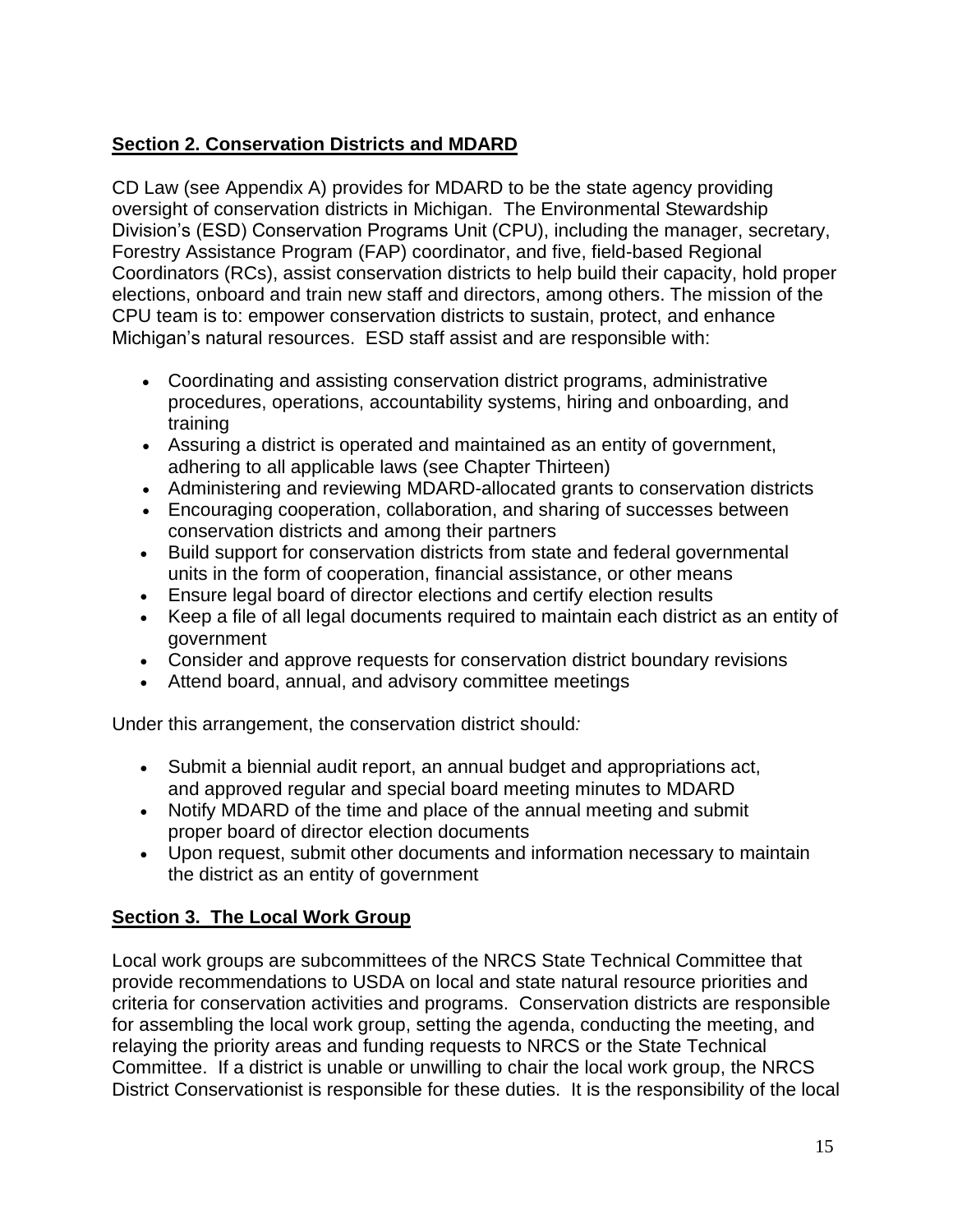## Section 2. Conservation Districts and MDARD

CD Law (see Appendix A) provides for MDARD to be the state agency providing oversight of conservation districts in Michigan. The Environmental Stewardship Division's (ESD) Conservation Programs Unit (CPU), including the manager, secretary, Forestry Assistance Program (FAP) coordinator, and five, field-based Regional Coordinators (RCs), assist conservation districts to help build their capacity, hold proper elections, onboard and train new staff and directors, among others. The mission of the CPU team is to: empower conservation districts to sustain, protect, and enhance Michigan's natural resources. ESD staff assist and are responsible with:

- Coordinating and assisting conservation district programs, administrative procedures, operations, accountability systems, hiring and onboarding, and training
- Assuring a district is operated and maintained as an entity of government, adhering to all applicable laws (see Chapter Thirteen)
- Administering and reviewing MDARD-allocated grants to conservation districts
- Encouraging cooperation, collaboration, and sharing of successes between conservation districts and among their partners
- Build support for conservation districts from state and federal governmental units in the form of cooperation, financial assistance, or other means
- Ensure legal board of director elections and certify election results
- Keep a file of all legal documents required to maintain each district as an entity of government
- Consider and approve requests for conservation district boundary revisions
- Attend board, annual, and advisory committee meetings

Under this arrangement, the conservation district should*:*

- Submit a biennial audit report, an annual budget and appropriations act, and approved regular and special board meeting minutes to MDARD
- Notify MDARD of the time and place of the annual meeting and submit proper board of director election documents
- Upon request, submit other documents and information necessary to maintain the district as an entity of government

## Section 3. The Local Work Group

Local work groups are subcommittees of the NRCS State Technical Committee that provide recommendations to USDA on local and state natural resource priorities and criteria for conservation activities and programs. Conservation districts are responsible for assembling the local work group, setting the agenda, conducting the meeting, and relaying the priority areas and funding requests to NRCS or the State Technical Committee. If a district is unable or unwilling to chair the local work group, the NRCS District Conservationist is responsible for these duties. It is the responsibility of the local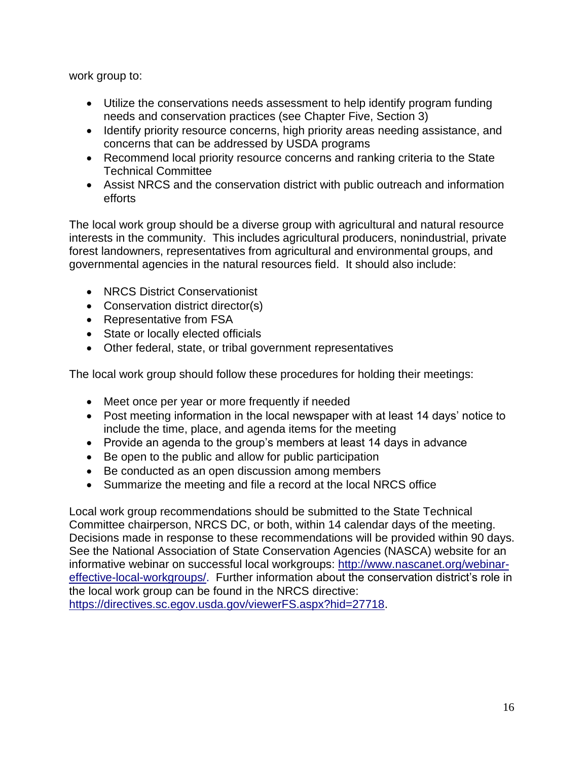work group to:

- Utilize the conservations needs assessment to help identify program funding needs and conservation practices (see Chapter Five, Section 3)
- Identify priority resource concerns, high priority areas needing assistance, and concerns that can be addressed by USDA programs
- Recommend local priority resource concerns and ranking criteria to the State Technical Committee
- Assist NRCS and the conservation district with public outreach and information efforts

The local work group should be a diverse group with agricultural and natural resource interests in the community. This includes agricultural producers, nonindustrial, private forest landowners, representatives from agricultural and environmental groups, and governmental agencies in the natural resources field. It should also include:

- NRCS District Conservationist
- Conservation district director(s)
- Representative from FSA
- State or locally elected officials
- Other federal, state, or tribal government representatives

The local work group should follow these procedures for holding their meetings:

- Meet once per year or more frequently if needed
- Post meeting information in the local newspaper with at least 14 days' notice to include the time, place, and agenda items for the meeting
- Provide an agenda to the group's members at least 14 days in advance
- Be open to the public and allow for public participation
- Be conducted as an open discussion among members
- Summarize the meeting and file a record at the local NRCS office

Local work group recommendations should be submitted to the State Technical Committee chairperson, NRCS DC, or both, within 14 calendar days of the meeting. Decisions made in response to these recommendations will be provided within 90 days. See the National Association of State Conservation Agencies (NASCA) website for an informative webinar on successful local workgroups: [http://www.nascanet.org/webinar-effective-local-workgroups/](http://www.nascanet.org/webinar-effective-local-workgroups/). Further information about the conservation district's role in the local work group can be found in the NRCS directive: [https://directives.sc.egov.usda.gov/viewerFS.aspx?hid=27718](https://directives.sc.egov.usda.gov/viewerFS.aspx?hid=27718).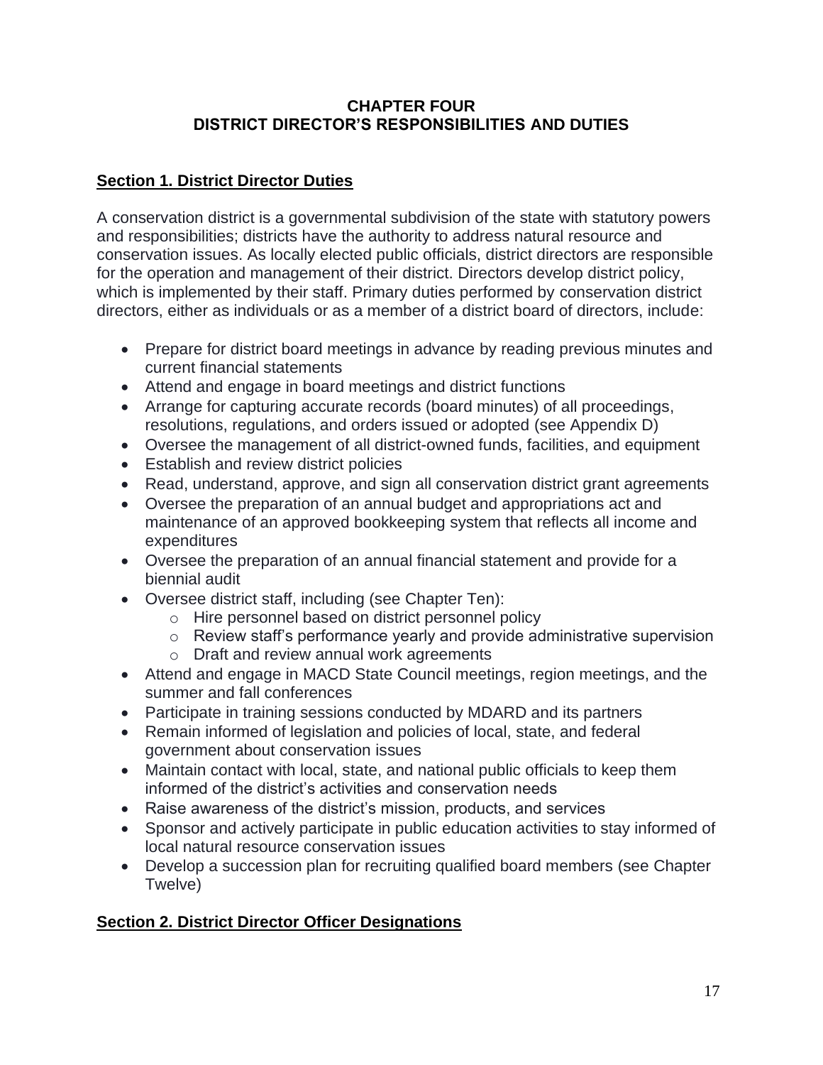# CHAPTER FOUR
# DISTRICT DIRECTOR'S RESPONSIBILITIES AND DUTIES

## Section 1. District Director Duties

A conservation district is a governmental subdivision of the state with statutory powers and responsibilities; districts have the authority to address natural resource and conservation issues. As locally elected public officials, district directors are responsible for the operation and management of their district. Directors develop district policy, which is implemented by their staff. Primary duties performed by conservation district directors, either as individuals or as a member of a district board of directors, include:

- Prepare for district board meetings in advance by reading previous minutes and current financial statements
- Attend and engage in board meetings and district functions
- Arrange for capturing accurate records (board minutes) of all proceedings, resolutions, regulations, and orders issued or adopted (see Appendix D)
- Oversee the management of all district-owned funds, facilities, and equipment
- Establish and review district policies
- Read, understand, approve, and sign all conservation district grant agreements
- Oversee the preparation of an annual budget and appropriations act and maintenance of an approved bookkeeping system that reflects all income and expenditures
- Oversee the preparation of an annual financial statement and provide for a biennial audit
- Oversee district staff, including (see Chapter Ten):
    - Hire personnel based on district personnel policy
    - Review staff's performance yearly and provide administrative supervision
    - Draft and review annual work agreements
- Attend and engage in MACD State Council meetings, region meetings, and the summer and fall conferences
- Participate in training sessions conducted by MDARD and its partners
- Remain informed of legislation and policies of local, state, and federal government about conservation issues
- Maintain contact with local, state, and national public officials to keep them informed of the district's activities and conservation needs
- Raise awareness of the district's mission, products, and services
- Sponsor and actively participate in public education activities to stay informed of local natural resource conservation issues
- Develop a succession plan for recruiting qualified board members (see Chapter Twelve)

## Section 2. District Director Officer Designations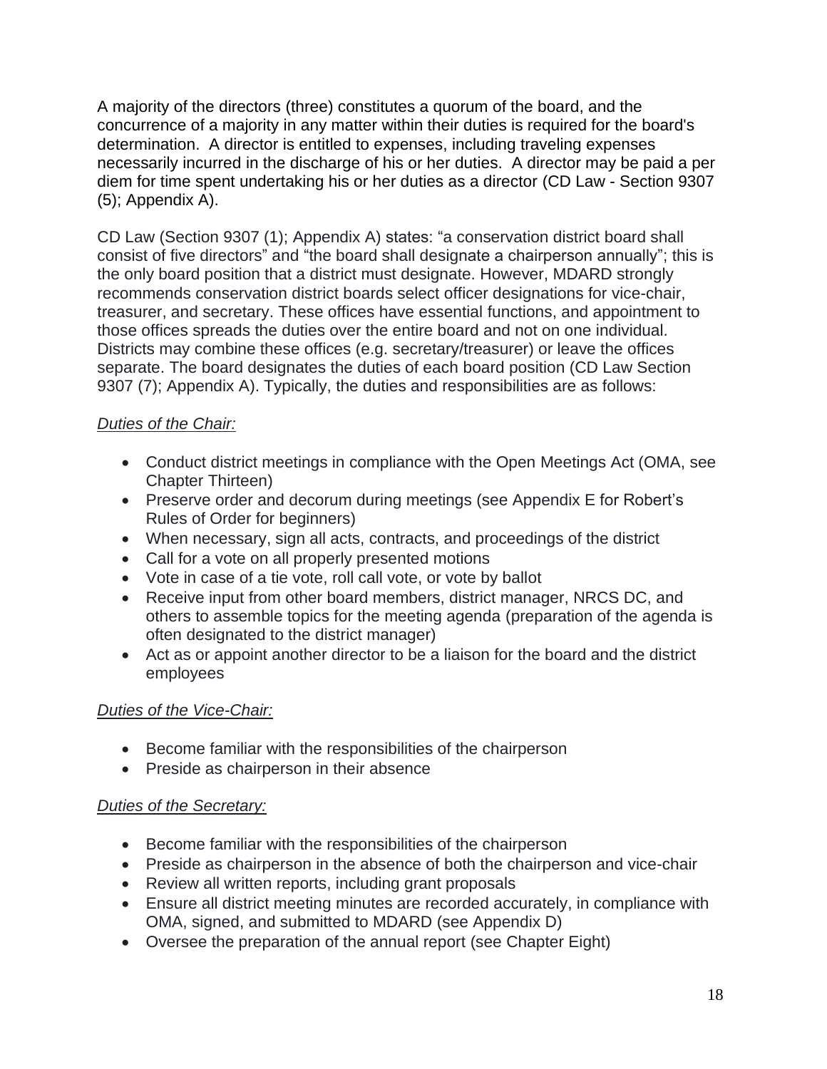A majority of the directors (three) constitutes a quorum of the board, and the concurrence of a majority in any matter within their duties is required for the board's determination. A director is entitled to expenses, including traveling expenses necessarily incurred in the discharge of his or her duties. A director may be paid a per diem for time spent undertaking his or her duties as a director (CD Law - Section 9307 (5); Appendix A).

CD Law (Section 9307 (1); Appendix A) states: “a conservation district board shall consist of five directors” and “the board shall designate a chairperson annually”; this is the only board position that a district must designate. However, MDARD strongly recommends conservation district boards select officer designations for vice-chair, treasurer, and secretary. These offices have essential functions, and appointment to those offices spreads the duties over the entire board and not on one individual. Districts may combine these offices (e.g. secretary/treasurer) or leave the offices separate. The board designates the duties of each board position (CD Law Section 9307 (7); Appendix A). Typically, the duties and responsibilities are as follows:

*Duties of the Chair:*

- Conduct district meetings in compliance with the Open Meetings Act (OMA, see Chapter Thirteen)
- Preserve order and decorum during meetings (see Appendix E for Robert’s Rules of Order for beginners)
- When necessary, sign all acts, contracts, and proceedings of the district
- Call for a vote on all properly presented motions
- Vote in case of a tie vote, roll call vote, or vote by ballot
- Receive input from other board members, district manager, NRCS DC, and others to assemble topics for the meeting agenda (preparation of the agenda is often designated to the district manager)
- Act as or appoint another director to be a liaison for the board and the district employees

*Duties of the Vice-Chair:*

- Become familiar with the responsibilities of the chairperson
- Preside as chairperson in their absence

*Duties of the Secretary:*

- Become familiar with the responsibilities of the chairperson
- Preside as chairperson in the absence of both the chairperson and vice-chair
- Review all written reports, including grant proposals
- Ensure all district meeting minutes are recorded accurately, in compliance with OMA, signed, and submitted to MDARD (see Appendix D)
- Oversee the preparation of the annual report (see Chapter Eight)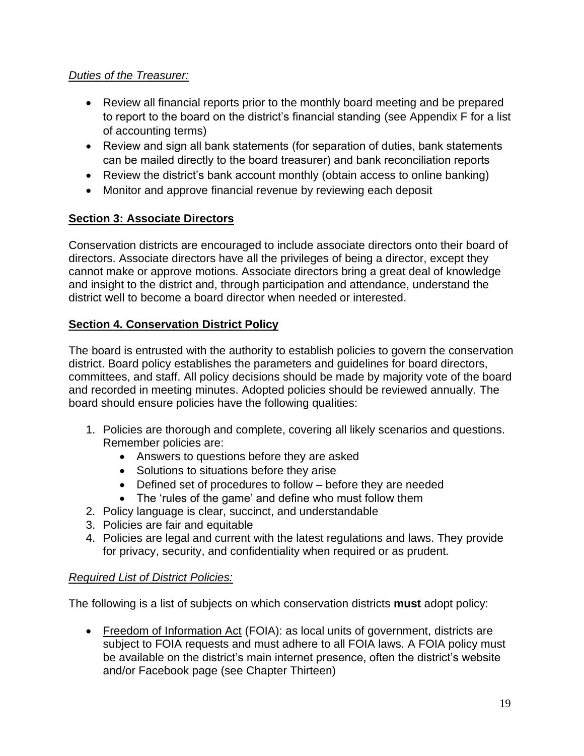*Duties of the Treasurer:*

- Review all financial reports prior to the monthly board meeting and be prepared to report to the board on the district's financial standing (see Appendix F for a list of accounting terms)
- Review and sign all bank statements (for separation of duties, bank statements can be mailed directly to the board treasurer) and bank reconciliation reports
- Review the district's bank account monthly (obtain access to online banking)
- Monitor and approve financial revenue by reviewing each deposit

## **Section 3: Associate Directors**

Conservation districts are encouraged to include associate directors onto their board of directors. Associate directors have all the privileges of being a director, except they cannot make or approve motions. Associate directors bring a great deal of knowledge and insight to the district and, through participation and attendance, understand the district well to become a board director when needed or interested.

## **Section 4. Conservation District Policy**

The board is entrusted with the authority to establish policies to govern the conservation district. Board policy establishes the parameters and guidelines for board directors, committees, and staff. All policy decisions should be made by majority vote of the board and recorded in meeting minutes. Adopted policies should be reviewed annually. The board should ensure policies have the following qualities:

1. Policies are thorough and complete, covering all likely scenarios and questions. Remember policies are:
   - Answers to questions before they are asked
   - Solutions to situations before they arise
   - Defined set of procedures to follow – before they are needed
   - The 'rules of the game' and define who must follow them
2. Policy language is clear, succinct, and understandable
3. Policies are fair and equitable
4. Policies are legal and current with the latest regulations and laws. They provide for privacy, security, and confidentiality when required or as prudent.

*Required List of District Policies:*

The following is a list of subjects on which conservation districts **must** adopt policy:

- Freedom of Information Act (FOIA): as local units of government, districts are subject to FOIA requests and must adhere to all FOIA laws. A FOIA policy must be available on the district's main internet presence, often the district's website and/or Facebook page (see Chapter Thirteen)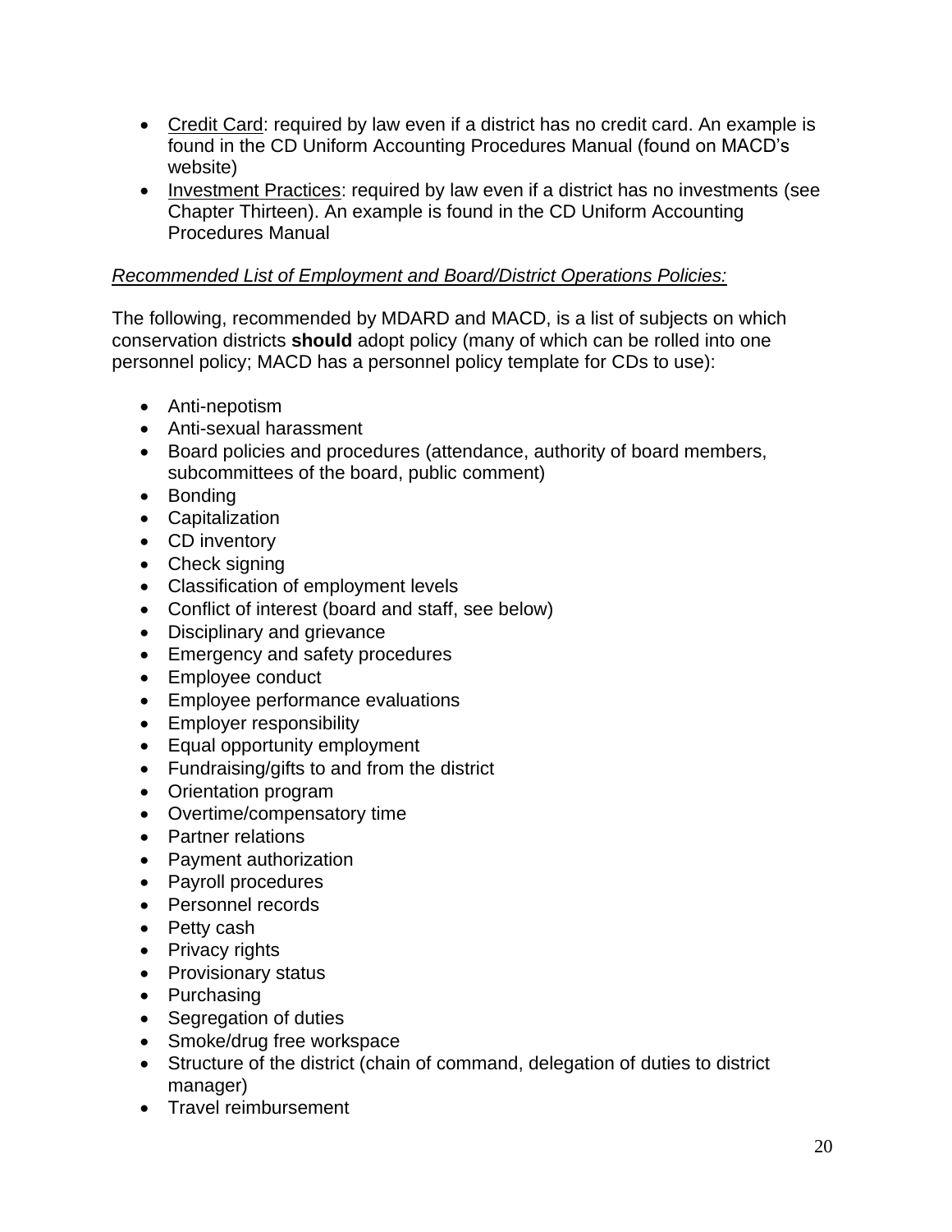- Credit Card: required by law even if a district has no credit card. An example is found in the CD Uniform Accounting Procedures Manual (found on MACD's website)
- Investment Practices: required by law even if a district has no investments (see Chapter Thirteen). An example is found in the CD Uniform Accounting Procedures Manual

*Recommended List of Employment and Board/District Operations Policies:*

The following, recommended by MDARD and MACD, is a list of subjects on which conservation districts **should** adopt policy (many of which can be rolled into one personnel policy; MACD has a personnel policy template for CDs to use):

- Anti-nepotism
- Anti-sexual harassment
- Board policies and procedures (attendance, authority of board members, subcommittees of the board, public comment)
- Bonding
- Capitalization
- CD inventory
- Check signing
- Classification of employment levels
- Conflict of interest (board and staff, see below)
- Disciplinary and grievance
- Emergency and safety procedures
- Employee conduct
- Employee performance evaluations
- Employer responsibility
- Equal opportunity employment
- Fundraising/gifts to and from the district
- Orientation program
- Overtime/compensatory time
- Partner relations
- Payment authorization
- Payroll procedures
- Personnel records
- Petty cash
- Privacy rights
- Provisionary status
- Purchasing
- Segregation of duties
- Smoke/drug free workspace
- Structure of the district (chain of command, delegation of duties to district manager)
- Travel reimbursement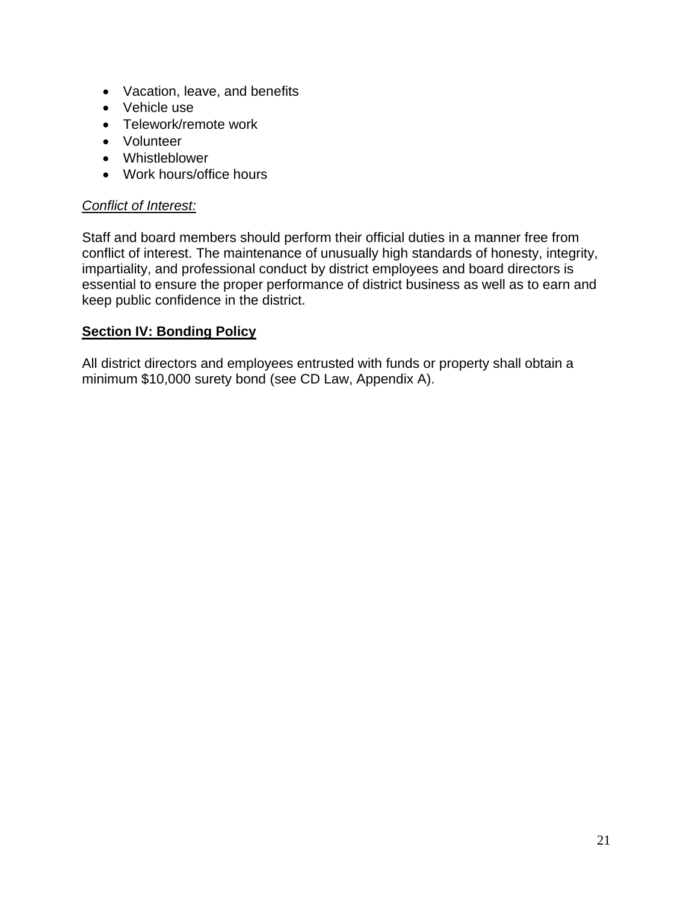- Vacation, leave, and benefits
- Vehicle use
- Telework/remote work
- Volunteer
- Whistleblower
- Work hours/office hours

*Conflict of Interest:*

Staff and board members should perform their official duties in a manner free from conflict of interest. The maintenance of unusually high standards of honesty, integrity, impartiality, and professional conduct by district employees and board directors is essential to ensure the proper performance of district business as well as to earn and keep public confidence in the district.

## **Section IV: Bonding Policy**

All district directors and employees entrusted with funds or property shall obtain a minimum $10,000 surety bond (see CD Law, Appendix A).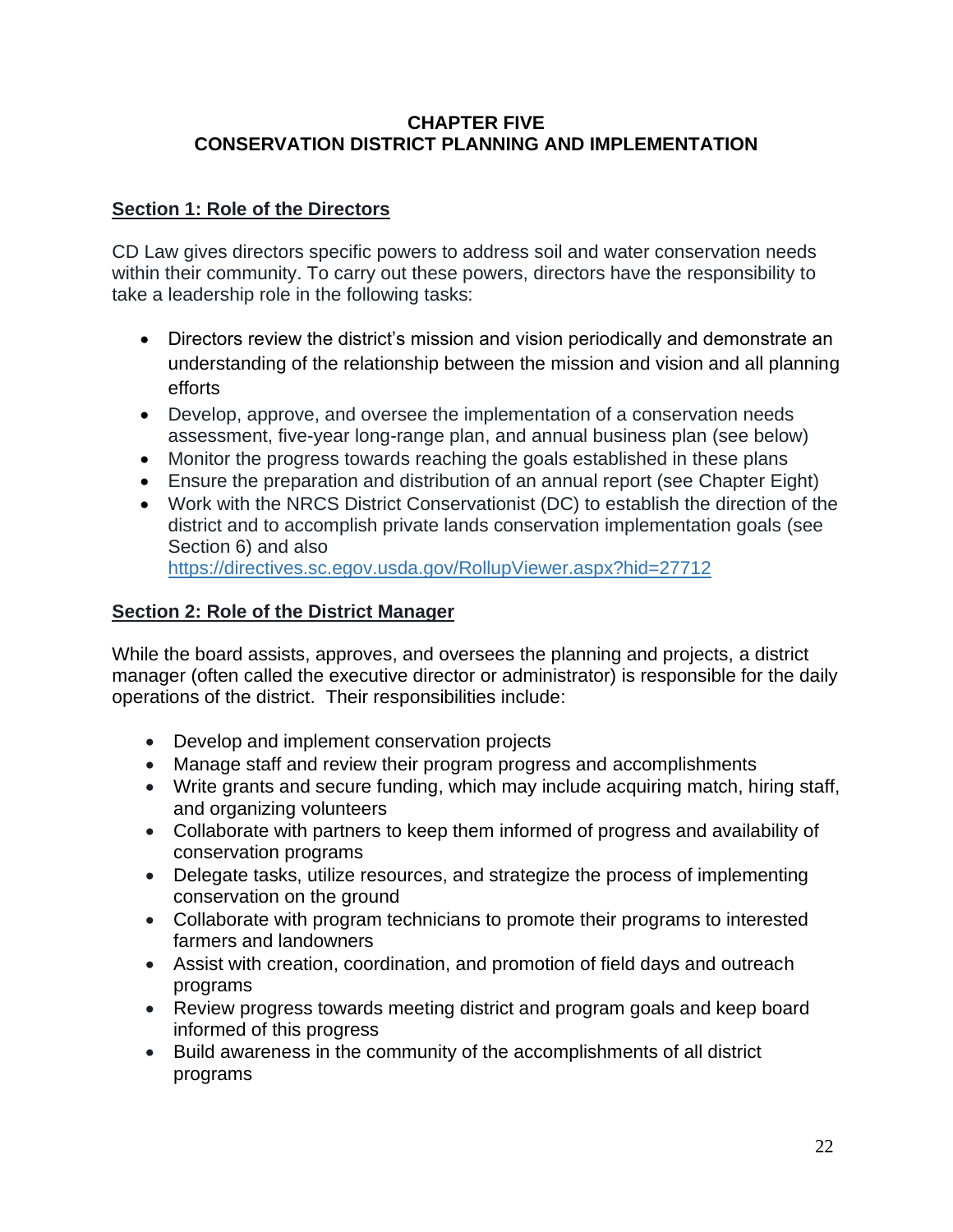# CHAPTER FIVE
# CONSERVATION DISTRICT PLANNING AND IMPLEMENTATION

## Section 1: Role of the Directors

CD Law gives directors specific powers to address soil and water conservation needs within their community. To carry out these powers, directors have the responsibility to take a leadership role in the following tasks:

- Directors review the district's mission and vision periodically and demonstrate an understanding of the relationship between the mission and vision and all planning efforts
- Develop, approve, and oversee the implementation of a conservation needs assessment, five-year long-range plan, and annual business plan (see below)
- Monitor the progress towards reaching the goals established in these plans
- Ensure the preparation and distribution of an annual report (see Chapter Eight)
- Work with the NRCS District Conservationist (DC) to establish the direction of the district and to accomplish private lands conservation implementation goals (see Section 6) and also https://directives.sc.egov.usda.gov/RollupViewer.aspx?hid=27712

## Section 2: Role of the District Manager

While the board assists, approves, and oversees the planning and projects, a district manager (often called the executive director or administrator) is responsible for the daily operations of the district. Their responsibilities include:

- Develop and implement conservation projects
- Manage staff and review their program progress and accomplishments
- Write grants and secure funding, which may include acquiring match, hiring staff, and organizing volunteers
- Collaborate with partners to keep them informed of progress and availability of conservation programs
- Delegate tasks, utilize resources, and strategize the process of implementing conservation on the ground
- Collaborate with program technicians to promote their programs to interested farmers and landowners
- Assist with creation, coordination, and promotion of field days and outreach programs
- Review progress towards meeting district and program goals and keep board informed of this progress
- Build awareness in the community of the accomplishments of all district programs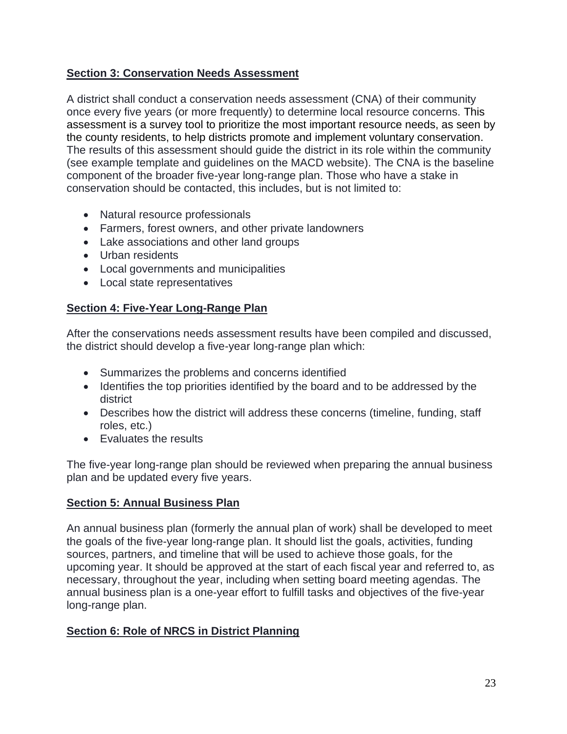**Section 3: Conservation Needs Assessment**

A district shall conduct a conservation needs assessment (CNA) of their community once every five years (or more frequently) to determine local resource concerns. This assessment is a survey tool to prioritize the most important resource needs, as seen by the county residents, to help districts promote and implement voluntary conservation. The results of this assessment should guide the district in its role within the community (see example template and guidelines on the MACD website). The CNA is the baseline component of the broader five-year long-range plan. Those who have a stake in conservation should be contacted, this includes, but is not limited to:

- Natural resource professionals
- Farmers, forest owners, and other private landowners
- Lake associations and other land groups
- Urban residents
- Local governments and municipalities
- Local state representatives

**Section 4: Five-Year Long-Range Plan**

After the conservations needs assessment results have been compiled and discussed, the district should develop a five-year long-range plan which:

- Summarizes the problems and concerns identified
- Identifies the top priorities identified by the board and to be addressed by the district
- Describes how the district will address these concerns (timeline, funding, staff roles, etc.)
- Evaluates the results

The five-year long-range plan should be reviewed when preparing the annual business plan and be updated every five years.

**Section 5: Annual Business Plan**

An annual business plan (formerly the annual plan of work) shall be developed to meet the goals of the five-year long-range plan. It should list the goals, activities, funding sources, partners, and timeline that will be used to achieve those goals, for the upcoming year. It should be approved at the start of each fiscal year and referred to, as necessary, throughout the year, including when setting board meeting agendas. The annual business plan is a one-year effort to fulfill tasks and objectives of the five-year long-range plan.

**Section 6: Role of NRCS in District Planning**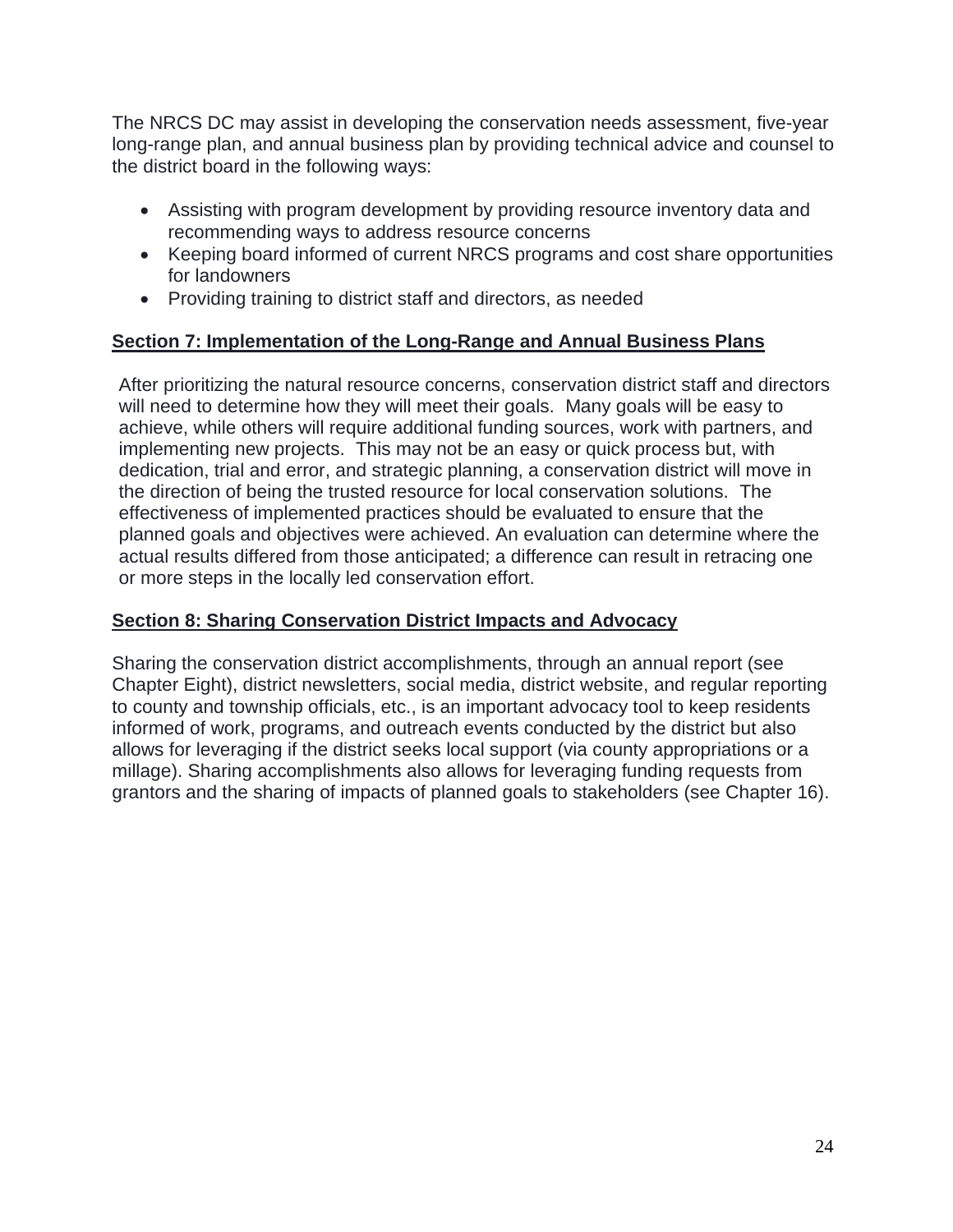The NRCS DC may assist in developing the conservation needs assessment, five-year long-range plan, and annual business plan by providing technical advice and counsel to the district board in the following ways:

- Assisting with program development by providing resource inventory data and recommending ways to address resource concerns
- Keeping board informed of current NRCS programs and cost share opportunities for landowners
- Providing training to district staff and directors, as needed

## Section 7: Implementation of the Long-Range and Annual Business Plans

After prioritizing the natural resource concerns, conservation district staff and directors will need to determine how they will meet their goals. Many goals will be easy to achieve, while others will require additional funding sources, work with partners, and implementing new projects. This may not be an easy or quick process but, with dedication, trial and error, and strategic planning, a conservation district will move in the direction of being the trusted resource for local conservation solutions. The effectiveness of implemented practices should be evaluated to ensure that the planned goals and objectives were achieved. An evaluation can determine where the actual results differed from those anticipated; a difference can result in retracing one or more steps in the locally led conservation effort.

## Section 8: Sharing Conservation District Impacts and Advocacy

Sharing the conservation district accomplishments, through an annual report (see Chapter Eight), district newsletters, social media, district website, and regular reporting to county and township officials, etc., is an important advocacy tool to keep residents informed of work, programs, and outreach events conducted by the district but also allows for leveraging if the district seeks local support (via county appropriations or a millage). Sharing accomplishments also allows for leveraging funding requests from grantors and the sharing of impacts of planned goals to stakeholders (see Chapter 16).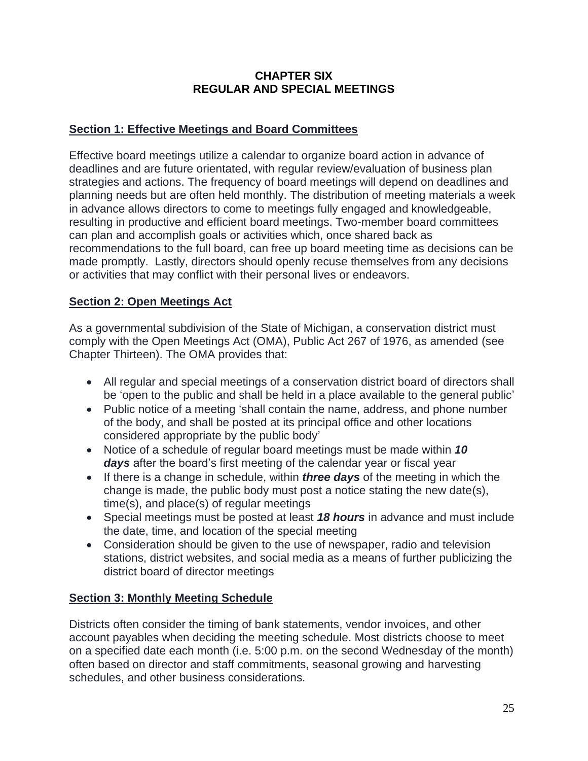# CHAPTER SIX
# REGULAR AND SPECIAL MEETINGS

## Section 1: Effective Meetings and Board Committees

Effective board meetings utilize a calendar to organize board action in advance of deadlines and are future orientated, with regular review/evaluation of business plan strategies and actions. The frequency of board meetings will depend on deadlines and planning needs but are often held monthly. The distribution of meeting materials a week in advance allows directors to come to meetings fully engaged and knowledgeable, resulting in productive and efficient board meetings. Two-member board committees can plan and accomplish goals or activities which, once shared back as recommendations to the full board, can free up board meeting time as decisions can be made promptly. Lastly, directors should openly recuse themselves from any decisions or activities that may conflict with their personal lives or endeavors.

## Section 2: Open Meetings Act

As a governmental subdivision of the State of Michigan, a conservation district must comply with the Open Meetings Act (OMA), Public Act 267 of 1976, as amended (see Chapter Thirteen). The OMA provides that:

- All regular and special meetings of a conservation district board of directors shall be 'open to the public and shall be held in a place available to the general public'
- Public notice of a meeting 'shall contain the name, address, and phone number of the body, and shall be posted at its principal office and other locations considered appropriate by the public body'
- Notice of a schedule of regular board meetings must be made within ***10 days*** after the board's first meeting of the calendar year or fiscal year
- If there is a change in schedule, within ***three days*** of the meeting in which the change is made, the public body must post a notice stating the new date(s), time(s), and place(s) of regular meetings
- Special meetings must be posted at least ***18 hours*** in advance and must include the date, time, and location of the special meeting
- Consideration should be given to the use of newspaper, radio and television stations, district websites, and social media as a means of further publicizing the district board of director meetings

## Section 3: Monthly Meeting Schedule

Districts often consider the timing of bank statements, vendor invoices, and other account payables when deciding the meeting schedule. Most districts choose to meet on a specified date each month (i.e. 5:00 p.m. on the second Wednesday of the month) often based on director and staff commitments, seasonal growing and harvesting schedules, and other business considerations.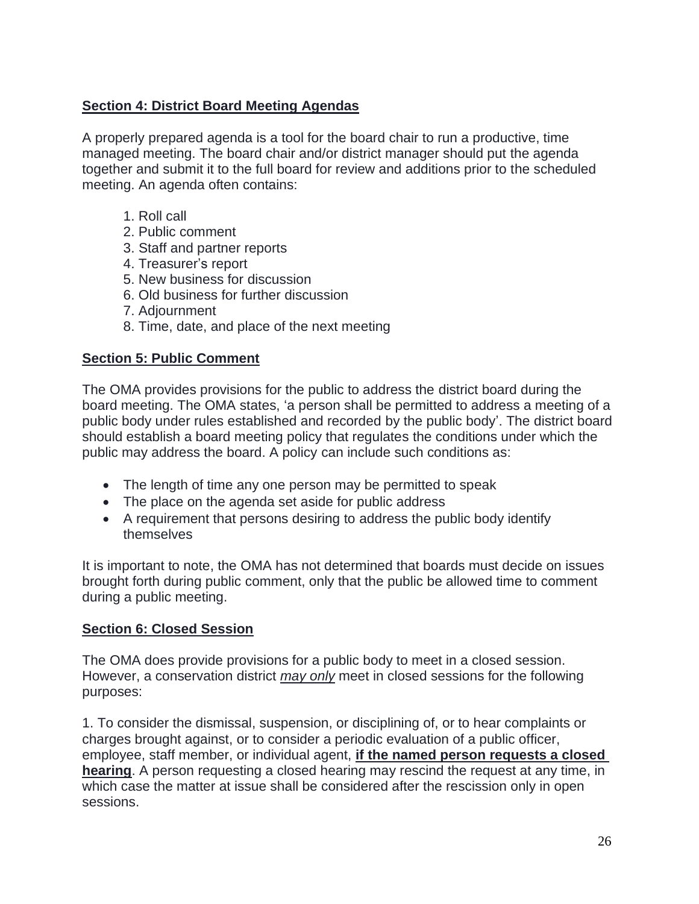## Section 4: District Board Meeting Agendas

A properly prepared agenda is a tool for the board chair to run a productive, time managed meeting. The board chair and/or district manager should put the agenda together and submit it to the full board for review and additions prior to the scheduled meeting. An agenda often contains:

1. Roll call
2. Public comment
3. Staff and partner reports
4. Treasurer's report
5. New business for discussion
6. Old business for further discussion
7. Adjournment
8. Time, date, and place of the next meeting

## Section 5: Public Comment

The OMA provides provisions for the public to address the district board during the board meeting. The OMA states, 'a person shall be permitted to address a meeting of a public body under rules established and recorded by the public body'. The district board should establish a board meeting policy that regulates the conditions under which the public may address the board. A policy can include such conditions as:

- The length of time any one person may be permitted to speak
- The place on the agenda set aside for public address
- A requirement that persons desiring to address the public body identify themselves

It is important to note, the OMA has not determined that boards must decide on issues brought forth during public comment, only that the public be allowed time to comment during a public meeting.

## Section 6: Closed Session

The OMA does provide provisions for a public body to meet in a closed session. However, a conservation district *may only* meet in closed sessions for the following purposes:

1. To consider the dismissal, suspension, or disciplining of, or to hear complaints or charges brought against, or to consider a periodic evaluation of a public officer, employee, staff member, or individual agent, **if the named person requests a closed hearing**. A person requesting a closed hearing may rescind the request at any time, in which case the matter at issue shall be considered after the rescission only in open sessions.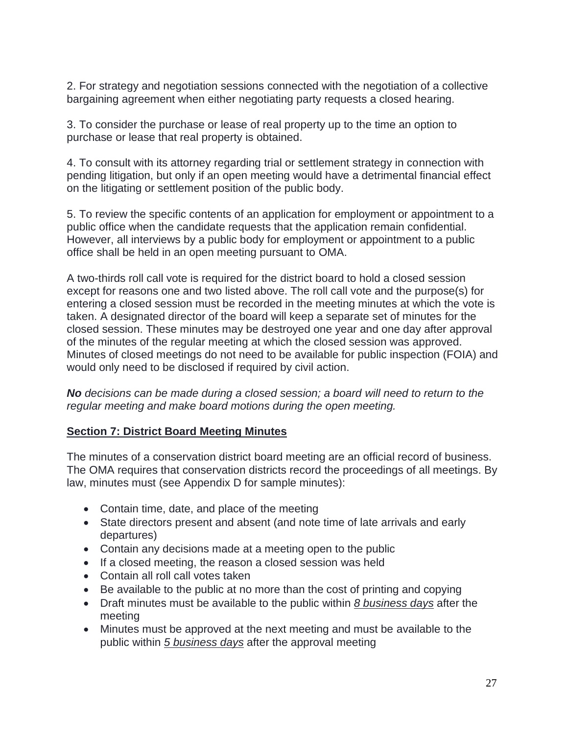2. For strategy and negotiation sessions connected with the negotiation of a collective bargaining agreement when either negotiating party requests a closed hearing.

3. To consider the purchase or lease of real property up to the time an option to purchase or lease that real property is obtained.

4. To consult with its attorney regarding trial or settlement strategy in connection with pending litigation, but only if an open meeting would have a detrimental financial effect on the litigating or settlement position of the public body.

5. To review the specific contents of an application for employment or appointment to a public office when the candidate requests that the application remain confidential. However, all interviews by a public body for employment or appointment to a public office shall be held in an open meeting pursuant to OMA.

A two-thirds roll call vote is required for the district board to hold a closed session except for reasons one and two listed above. The roll call vote and the purpose(s) for entering a closed session must be recorded in the meeting minutes at which the vote is taken. A designated director of the board will keep a separate set of minutes for the closed session. These minutes may be destroyed one year and one day after approval of the minutes of the regular meeting at which the closed session was approved. Minutes of closed meetings do not need to be available for public inspection (FOIA) and would only need to be disclosed if required by civil action.

***No*** *decisions can be made during a closed session; a board will need to return to the regular meeting and make board motions during the open meeting.*

## Section 7: District Board Meeting Minutes

The minutes of a conservation district board meeting are an official record of business. The OMA requires that conservation districts record the proceedings of all meetings. By law, minutes must (see Appendix D for sample minutes):

- Contain time, date, and place of the meeting
- State directors present and absent (and note time of late arrivals and early departures)
- Contain any decisions made at a meeting open to the public
- If a closed meeting, the reason a closed session was held
- Contain all roll call votes taken
- Be available to the public at no more than the cost of printing and copying
- Draft minutes must be available to the public within *8 business days* after the meeting
- Minutes must be approved at the next meeting and must be available to the public within *5 business days* after the approval meeting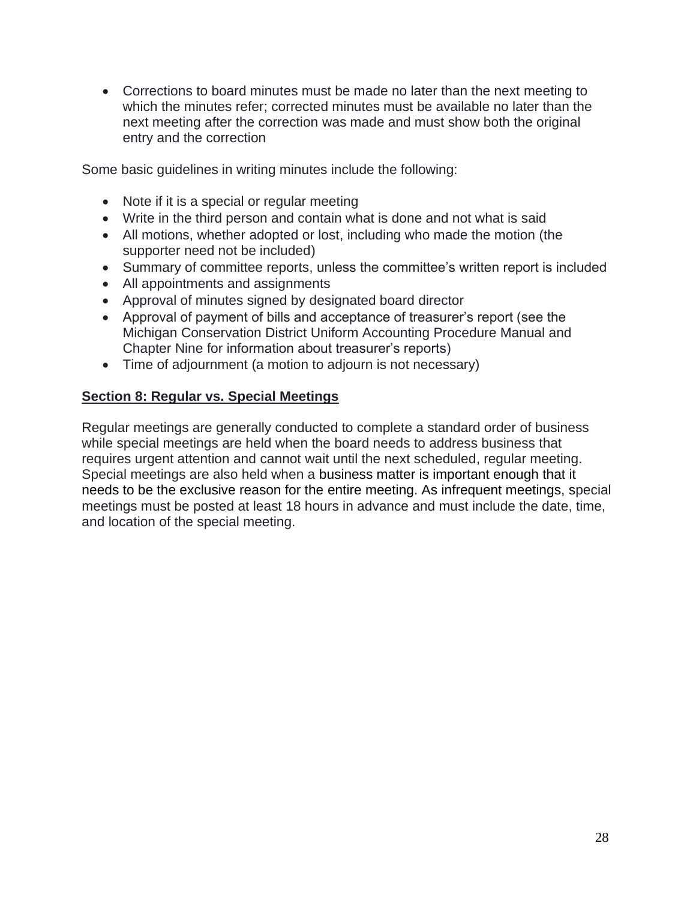- Corrections to board minutes must be made no later than the next meeting to which the minutes refer; corrected minutes must be available no later than the next meeting after the correction was made and must show both the original entry and the correction

Some basic guidelines in writing minutes include the following:

- Note if it is a special or regular meeting
- Write in the third person and contain what is done and not what is said
- All motions, whether adopted or lost, including who made the motion (the supporter need not be included)
- Summary of committee reports, unless the committee's written report is included
- All appointments and assignments
- Approval of minutes signed by designated board director
- Approval of payment of bills and acceptance of treasurer's report (see the Michigan Conservation District Uniform Accounting Procedure Manual and Chapter Nine for information about treasurer's reports)
- Time of adjournment (a motion to adjourn is not necessary)

## Section 8: Regular vs. Special Meetings

Regular meetings are generally conducted to complete a standard order of business while special meetings are held when the board needs to address business that requires urgent attention and cannot wait until the next scheduled, regular meeting. Special meetings are also held when a business matter is important enough that it needs to be the exclusive reason for the entire meeting. As infrequent meetings, special meetings must be posted at least 18 hours in advance and must include the date, time, and location of the special meeting.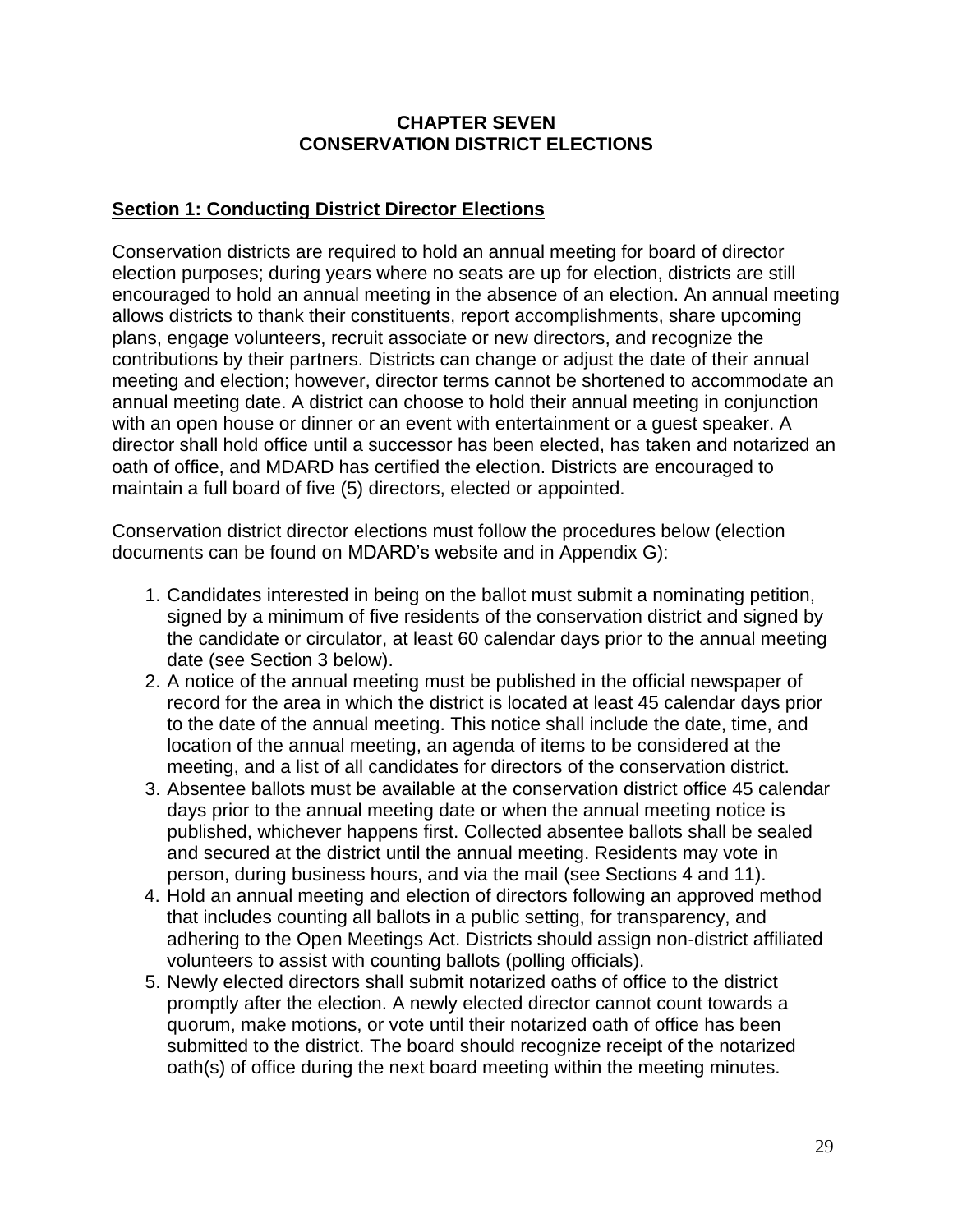# CHAPTER SEVEN
# CONSERVATION DISTRICT ELECTIONS

## Section 1: Conducting District Director Elections

Conservation districts are required to hold an annual meeting for board of director election purposes; during years where no seats are up for election, districts are still encouraged to hold an annual meeting in the absence of an election. An annual meeting allows districts to thank their constituents, report accomplishments, share upcoming plans, engage volunteers, recruit associate or new directors, and recognize the contributions by their partners. Districts can change or adjust the date of their annual meeting and election; however, director terms cannot be shortened to accommodate an annual meeting date. A district can choose to hold their annual meeting in conjunction with an open house or dinner or an event with entertainment or a guest speaker. A director shall hold office until a successor has been elected, has taken and notarized an oath of office, and MDARD has certified the election. Districts are encouraged to maintain a full board of five (5) directors, elected or appointed.

Conservation district director elections must follow the procedures below (election documents can be found on MDARD's website and in Appendix G):

1. Candidates interested in being on the ballot must submit a nominating petition, signed by a minimum of five residents of the conservation district and signed by the candidate or circulator, at least 60 calendar days prior to the annual meeting date (see Section 3 below).
2. A notice of the annual meeting must be published in the official newspaper of record for the area in which the district is located at least 45 calendar days prior to the date of the annual meeting. This notice shall include the date, time, and location of the annual meeting, an agenda of items to be considered at the meeting, and a list of all candidates for directors of the conservation district.
3. Absentee ballots must be available at the conservation district office 45 calendar days prior to the annual meeting date or when the annual meeting notice is published, whichever happens first. Collected absentee ballots shall be sealed and secured at the district until the annual meeting. Residents may vote in person, during business hours, and via the mail (see Sections 4 and 11).
4. Hold an annual meeting and election of directors following an approved method that includes counting all ballots in a public setting, for transparency, and adhering to the Open Meetings Act. Districts should assign non-district affiliated volunteers to assist with counting ballots (polling officials).
5. Newly elected directors shall submit notarized oaths of office to the district promptly after the election. A newly elected director cannot count towards a quorum, make motions, or vote until their notarized oath of office has been submitted to the district. The board should recognize receipt of the notarized oath(s) of office during the next board meeting within the meeting minutes.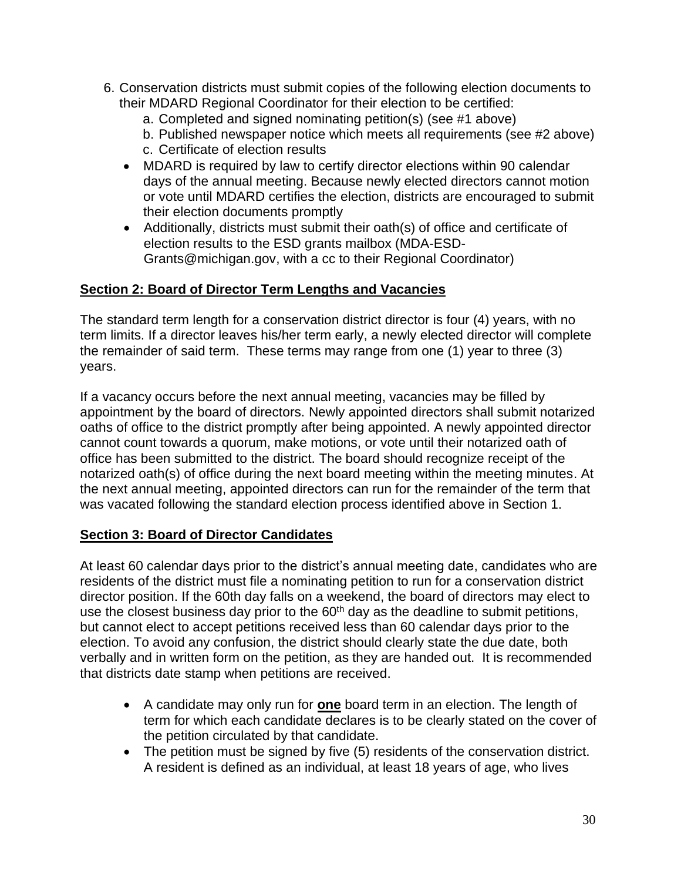6. Conservation districts must submit copies of the following election documents to their MDARD Regional Coordinator for their election to be certified:
   a. Completed and signed nominating petition(s) (see #1 above)
   b. Published newspaper notice which meets all requirements (see #2 above)
   c. Certificate of election results

- MDARD is required by law to certify director elections within 90 calendar days of the annual meeting. Because newly elected directors cannot motion or vote until MDARD certifies the election, districts are encouraged to submit their election documents promptly
- Additionally, districts must submit their oath(s) of office and certificate of election results to the ESD grants mailbox (MDA-ESD-Grants@michigan.gov, with a cc to their Regional Coordinator)

## Section 2: Board of Director Term Lengths and Vacancies

The standard term length for a conservation district director is four (4) years, with no term limits. If a director leaves his/her term early, a newly elected director will complete the remainder of said term. These terms may range from one (1) year to three (3) years.

If a vacancy occurs before the next annual meeting, vacancies may be filled by appointment by the board of directors. Newly appointed directors shall submit notarized oaths of office to the district promptly after being appointed. A newly appointed director cannot count towards a quorum, make motions, or vote until their notarized oath of office has been submitted to the district. The board should recognize receipt of the notarized oath(s) of office during the next board meeting within the meeting minutes. At the next annual meeting, appointed directors can run for the remainder of the term that was vacated following the standard election process identified above in Section 1.

## Section 3: Board of Director Candidates

At least 60 calendar days prior to the district's annual meeting date, candidates who are residents of the district must file a nominating petition to run for a conservation district director position. If the 60th day falls on a weekend, the board of directors may elect to use the closest business day prior to the 60th day as the deadline to submit petitions, but cannot elect to accept petitions received less than 60 calendar days prior to the election. To avoid any confusion, the district should clearly state the due date, both verbally and in written form on the petition, as they are handed out. It is recommended that districts date stamp when petitions are received.

- A candidate may only run for **one** board term in an election. The length of term for which each candidate declares is to be clearly stated on the cover of the petition circulated by that candidate.
- The petition must be signed by five (5) residents of the conservation district. A resident is defined as an individual, at least 18 years of age, who lives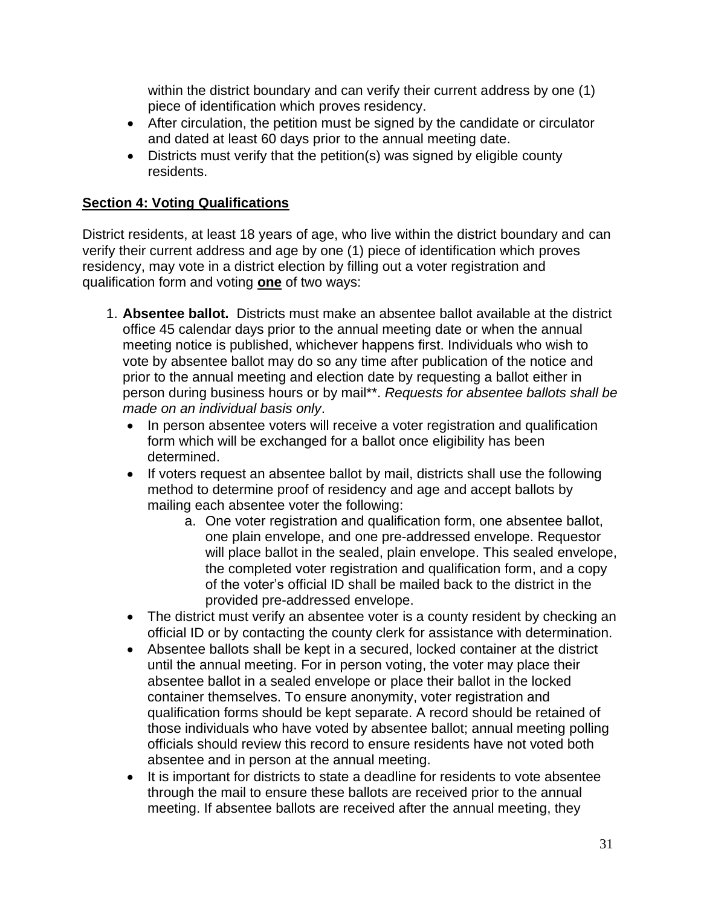within the district boundary and can verify their current address by one (1) piece of identification which proves residency.

- After circulation, the petition must be signed by the candidate or circulator and dated at least 60 days prior to the annual meeting date.
- Districts must verify that the petition(s) was signed by eligible county residents.

## Section 4: Voting Qualifications

District residents, at least 18 years of age, who live within the district boundary and can verify their current address and age by one (1) piece of identification which proves residency, may vote in a district election by filling out a voter registration and qualification form and voting **one** of two ways:

1. **Absentee ballot.** Districts must make an absentee ballot available at the district office 45 calendar days prior to the annual meeting date or when the annual meeting notice is published, whichever happens first. Individuals who wish to vote by absentee ballot may do so any time after publication of the notice and prior to the annual meeting and election date by requesting a ballot either in person during business hours or by mail**. *Requests for absentee ballots shall be made on an individual basis only*.
   - In person absentee voters will receive a voter registration and qualification form which will be exchanged for a ballot once eligibility has been determined.
   - If voters request an absentee ballot by mail, districts shall use the following method to determine proof of residency and age and accept ballots by mailing each absentee voter the following:
     a. One voter registration and qualification form, one absentee ballot, one plain envelope, and one pre-addressed envelope. Requestor will place ballot in the sealed, plain envelope. This sealed envelope, the completed voter registration and qualification form, and a copy of the voter's official ID shall be mailed back to the district in the provided pre-addressed envelope.
   - The district must verify an absentee voter is a county resident by checking an official ID or by contacting the county clerk for assistance with determination.
   - Absentee ballots shall be kept in a secured, locked container at the district until the annual meeting. For in person voting, the voter may place their absentee ballot in a sealed envelope or place their ballot in the locked container themselves. To ensure anonymity, voter registration and qualification forms should be kept separate. A record should be retained of those individuals who have voted by absentee ballot; annual meeting polling officials should review this record to ensure residents have not voted both absentee and in person at the annual meeting.
   - It is important for districts to state a deadline for residents to vote absentee through the mail to ensure these ballots are received prior to the annual meeting. If absentee ballots are received after the annual meeting, they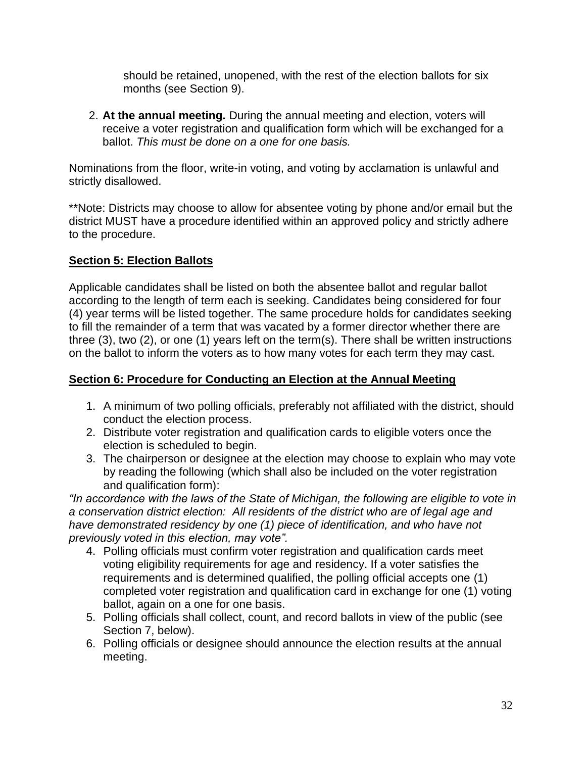should be retained, unopened, with the rest of the election ballots for six months (see Section 9).

2. **At the annual meeting.** During the annual meeting and election, voters will receive a voter registration and qualification form which will be exchanged for a ballot. *This must be done on a one for one basis.*

Nominations from the floor, write-in voting, and voting by acclamation is unlawful and strictly disallowed.

**Note: Districts may choose to allow for absentee voting by phone and/or email but the district MUST have a procedure identified within an approved policy and strictly adhere to the procedure.

## **Section 5: Election Ballots**

Applicable candidates shall be listed on both the absentee ballot and regular ballot according to the length of term each is seeking. Candidates being considered for four (4) year terms will be listed together. The same procedure holds for candidates seeking to fill the remainder of a term that was vacated by a former director whether there are three (3), two (2), or one (1) years left on the term(s). There shall be written instructions on the ballot to inform the voters as to how many votes for each term they may cast.

## **Section 6: Procedure for Conducting an Election at the Annual Meeting**

1. A minimum of two polling officials, preferably not affiliated with the district, should conduct the election process.
2. Distribute voter registration and qualification cards to eligible voters once the election is scheduled to begin.
3. The chairperson or designee at the election may choose to explain who may vote by reading the following (which shall also be included on the voter registration and qualification form):

*"In accordance with the laws of the State of Michigan, the following are eligible to vote in a conservation district election: All residents of the district who are of legal age and have demonstrated residency by one (1) piece of identification, and who have not previously voted in this election, may vote".*

4. Polling officials must confirm voter registration and qualification cards meet voting eligibility requirements for age and residency. If a voter satisfies the requirements and is determined qualified, the polling official accepts one (1) completed voter registration and qualification card in exchange for one (1) voting ballot, again on a one for one basis.
5. Polling officials shall collect, count, and record ballots in view of the public (see Section 7, below).
6. Polling officials or designee should announce the election results at the annual meeting.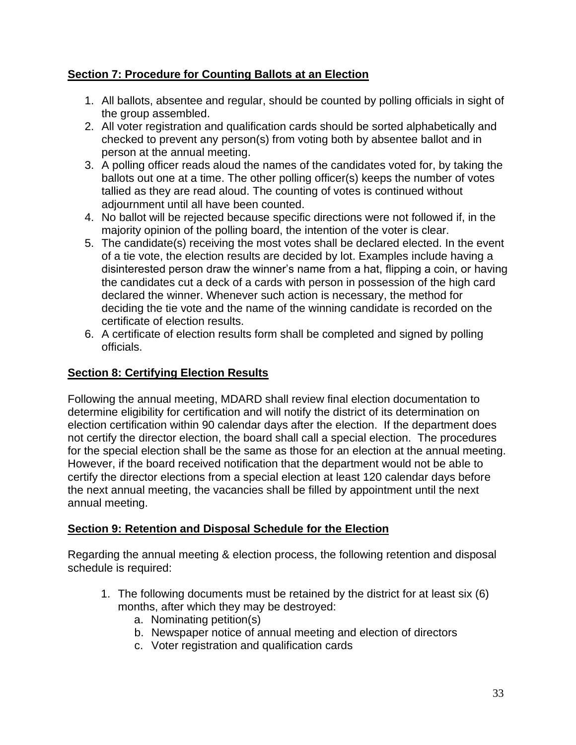## Section 7: Procedure for Counting Ballots at an Election

1. All ballots, absentee and regular, should be counted by polling officials in sight of the group assembled.
2. All voter registration and qualification cards should be sorted alphabetically and checked to prevent any person(s) from voting both by absentee ballot and in person at the annual meeting.
3. A polling officer reads aloud the names of the candidates voted for, by taking the ballots out one at a time. The other polling officer(s) keeps the number of votes tallied as they are read aloud. The counting of votes is continued without adjournment until all have been counted.
4. No ballot will be rejected because specific directions were not followed if, in the majority opinion of the polling board, the intention of the voter is clear.
5. The candidate(s) receiving the most votes shall be declared elected. In the event of a tie vote, the election results are decided by lot. Examples include having a disinterested person draw the winner's name from a hat, flipping a coin, or having the candidates cut a deck of a cards with person in possession of the high card declared the winner. Whenever such action is necessary, the method for deciding the tie vote and the name of the winning candidate is recorded on the certificate of election results.
6. A certificate of election results form shall be completed and signed by polling officials.

## Section 8: Certifying Election Results

Following the annual meeting, MDARD shall review final election documentation to determine eligibility for certification and will notify the district of its determination on election certification within 90 calendar days after the election. If the department does not certify the director election, the board shall call a special election. The procedures for the special election shall be the same as those for an election at the annual meeting. However, if the board received notification that the department would not be able to certify the director elections from a special election at least 120 calendar days before the next annual meeting, the vacancies shall be filled by appointment until the next annual meeting.

## Section 9: Retention and Disposal Schedule for the Election

Regarding the annual meeting & election process, the following retention and disposal schedule is required:

1. The following documents must be retained by the district for at least six (6) months, after which they may be destroyed:
   a. Nominating petition(s)
   b. Newspaper notice of annual meeting and election of directors
   c. Voter registration and qualification cards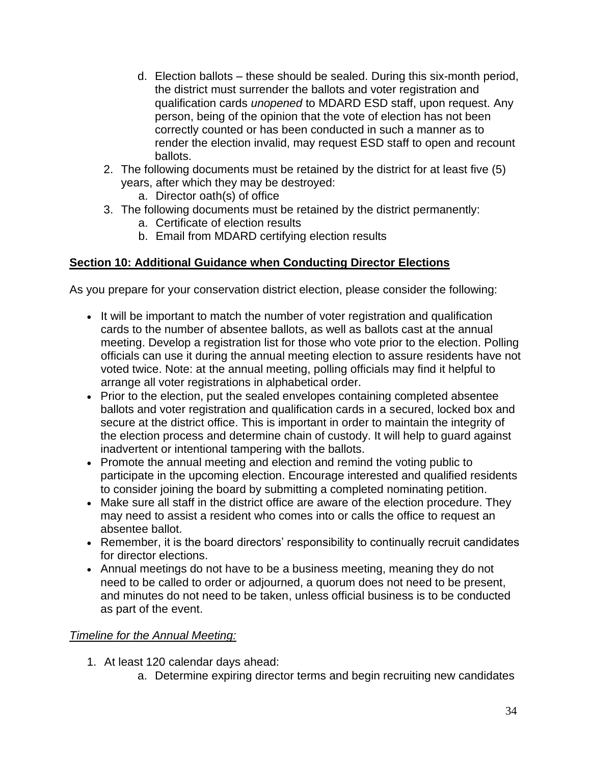d. Election ballots – these should be sealed. During this six-month period, the district must surrender the ballots and voter registration and qualification cards *unopened* to MDARD ESD staff, upon request. Any person, being of the opinion that the vote of election has not been correctly counted or has been conducted in such a manner as to render the election invalid, may request ESD staff to open and recount ballots.
2. The following documents must be retained by the district for at least five (5) years, after which they may be destroyed:
   a. Director oath(s) of office
3. The following documents must be retained by the district permanently:
   a. Certificate of election results
   b. Email from MDARD certifying election results

## Section 10: Additional Guidance when Conducting Director Elections

As you prepare for your conservation district election, please consider the following:

- It will be important to match the number of voter registration and qualification cards to the number of absentee ballots, as well as ballots cast at the annual meeting. Develop a registration list for those who vote prior to the election. Polling officials can use it during the annual meeting election to assure residents have not voted twice. Note: at the annual meeting, polling officials may find it helpful to arrange all voter registrations in alphabetical order.
- Prior to the election, put the sealed envelopes containing completed absentee ballots and voter registration and qualification cards in a secured, locked box and secure at the district office. This is important in order to maintain the integrity of the election process and determine chain of custody. It will help to guard against inadvertent or intentional tampering with the ballots.
- Promote the annual meeting and election and remind the voting public to participate in the upcoming election. Encourage interested and qualified residents to consider joining the board by submitting a completed nominating petition.
- Make sure all staff in the district office are aware of the election procedure. They may need to assist a resident who comes into or calls the office to request an absentee ballot.
- Remember, it is the board directors' responsibility to continually recruit candidates for director elections.
- Annual meetings do not have to be a business meeting, meaning they do not need to be called to order or adjourned, a quorum does not need to be present, and minutes do not need to be taken, unless official business is to be conducted as part of the event.

*Timeline for the Annual Meeting:*

1. At least 120 calendar days ahead:
   a. Determine expiring director terms and begin recruiting new candidates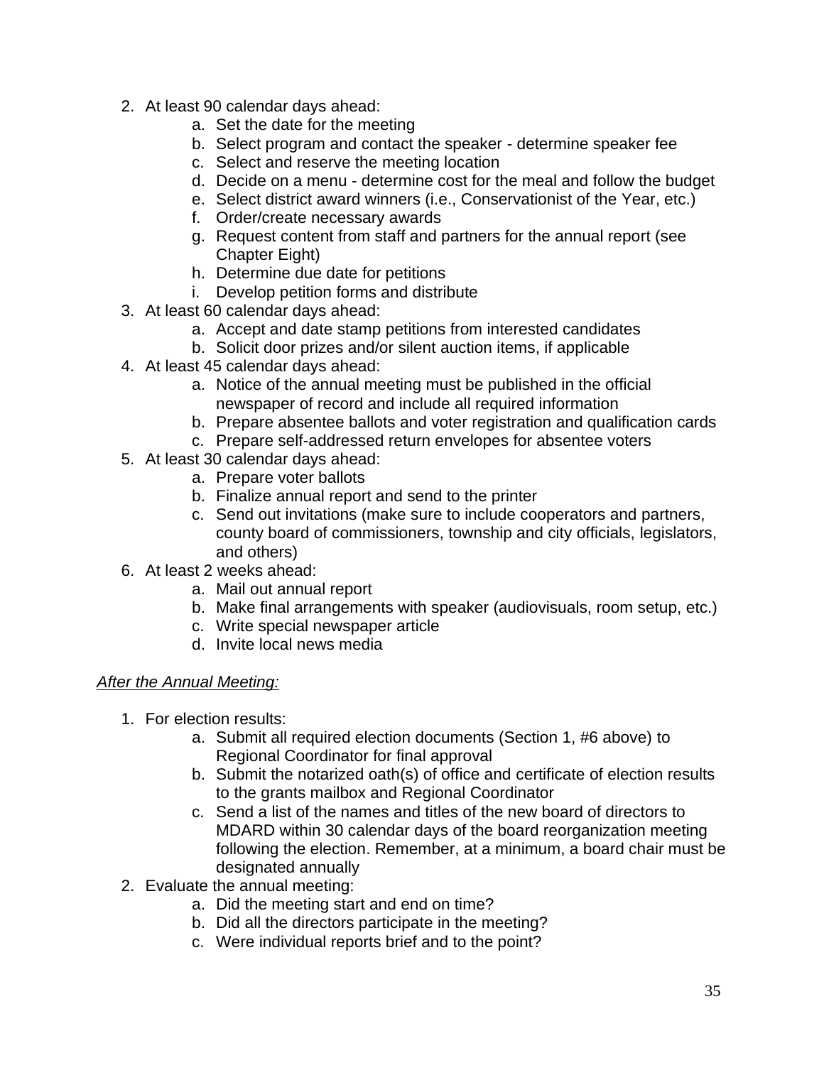2. At least 90 calendar days ahead:
    a. Set the date for the meeting
    b. Select program and contact the speaker - determine speaker fee
    c. Select and reserve the meeting location
    d. Decide on a menu - determine cost for the meal and follow the budget
    e. Select district award winners (i.e., Conservationist of the Year, etc.)
    f. Order/create necessary awards
    g. Request content from staff and partners for the annual report (see Chapter Eight)
    h. Determine due date for petitions
    i. Develop petition forms and distribute
3. At least 60 calendar days ahead:
    a. Accept and date stamp petitions from interested candidates
    b. Solicit door prizes and/or silent auction items, if applicable
4. At least 45 calendar days ahead:
    a. Notice of the annual meeting must be published in the official newspaper of record and include all required information
    b. Prepare absentee ballots and voter registration and qualification cards
    c. Prepare self-addressed return envelopes for absentee voters
5. At least 30 calendar days ahead:
    a. Prepare voter ballots
    b. Finalize annual report and send to the printer
    c. Send out invitations (make sure to include cooperators and partners, county board of commissioners, township and city officials, legislators, and others)
6. At least 2 weeks ahead:
    a. Mail out annual report
    b. Make final arrangements with speaker (audiovisuals, room setup, etc.)
    c. Write special newspaper article
    d. Invite local news media

*After the Annual Meeting:*

1. For election results:
    a. Submit all required election documents (Section 1, #6 above) to Regional Coordinator for final approval
    b. Submit the notarized oath(s) of office and certificate of election results to the grants mailbox and Regional Coordinator
    c. Send a list of the names and titles of the new board of directors to MDARD within 30 calendar days of the board reorganization meeting following the election. Remember, at a minimum, a board chair must be designated annually
2. Evaluate the annual meeting:
    a. Did the meeting start and end on time?
    b. Did all the directors participate in the meeting?
    c. Were individual reports brief and to the point?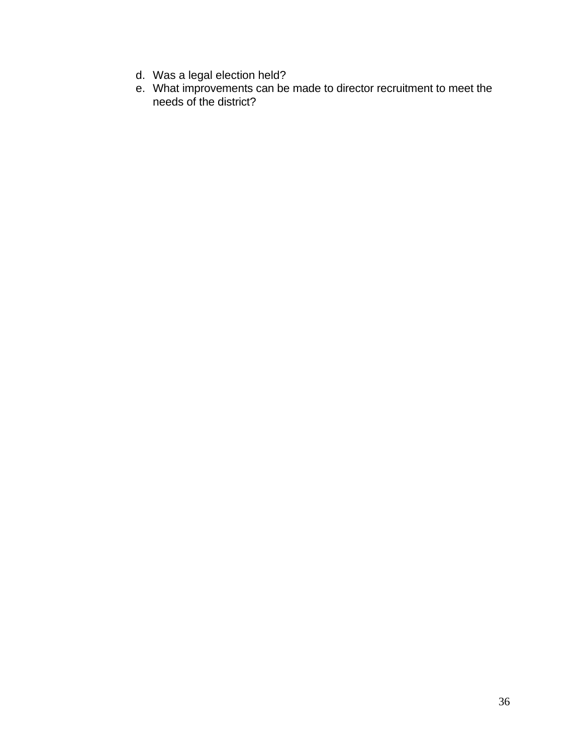d. Was a legal election held?
e. What improvements can be made to director recruitment to meet the needs of the district?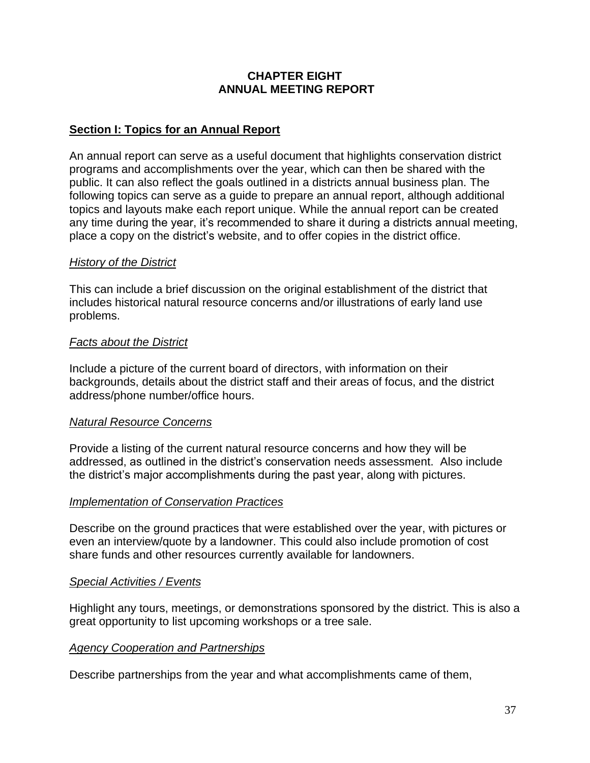# CHAPTER EIGHT
# ANNUAL MEETING REPORT

## Section I: Topics for an Annual Report

An annual report can serve as a useful document that highlights conservation district programs and accomplishments over the year, which can then be shared with the public. It can also reflect the goals outlined in a districts annual business plan. The following topics can serve as a guide to prepare an annual report, although additional topics and layouts make each report unique. While the annual report can be created any time during the year, it's recommended to share it during a districts annual meeting, place a copy on the district's website, and to offer copies in the district office.

### *History of the District*

This can include a brief discussion on the original establishment of the district that includes historical natural resource concerns and/or illustrations of early land use problems.

### *Facts about the District*

Include a picture of the current board of directors, with information on their backgrounds, details about the district staff and their areas of focus, and the district address/phone number/office hours.

### *Natural Resource Concerns*

Provide a listing of the current natural resource concerns and how they will be addressed, as outlined in the district's conservation needs assessment. Also include the district's major accomplishments during the past year, along with pictures.

### *Implementation of Conservation Practices*

Describe on the ground practices that were established over the year, with pictures or even an interview/quote by a landowner. This could also include promotion of cost share funds and other resources currently available for landowners.

### *Special Activities / Events*

Highlight any tours, meetings, or demonstrations sponsored by the district. This is also a great opportunity to list upcoming workshops or a tree sale.

### *Agency Cooperation and Partnerships*

Describe partnerships from the year and what accomplishments came of them,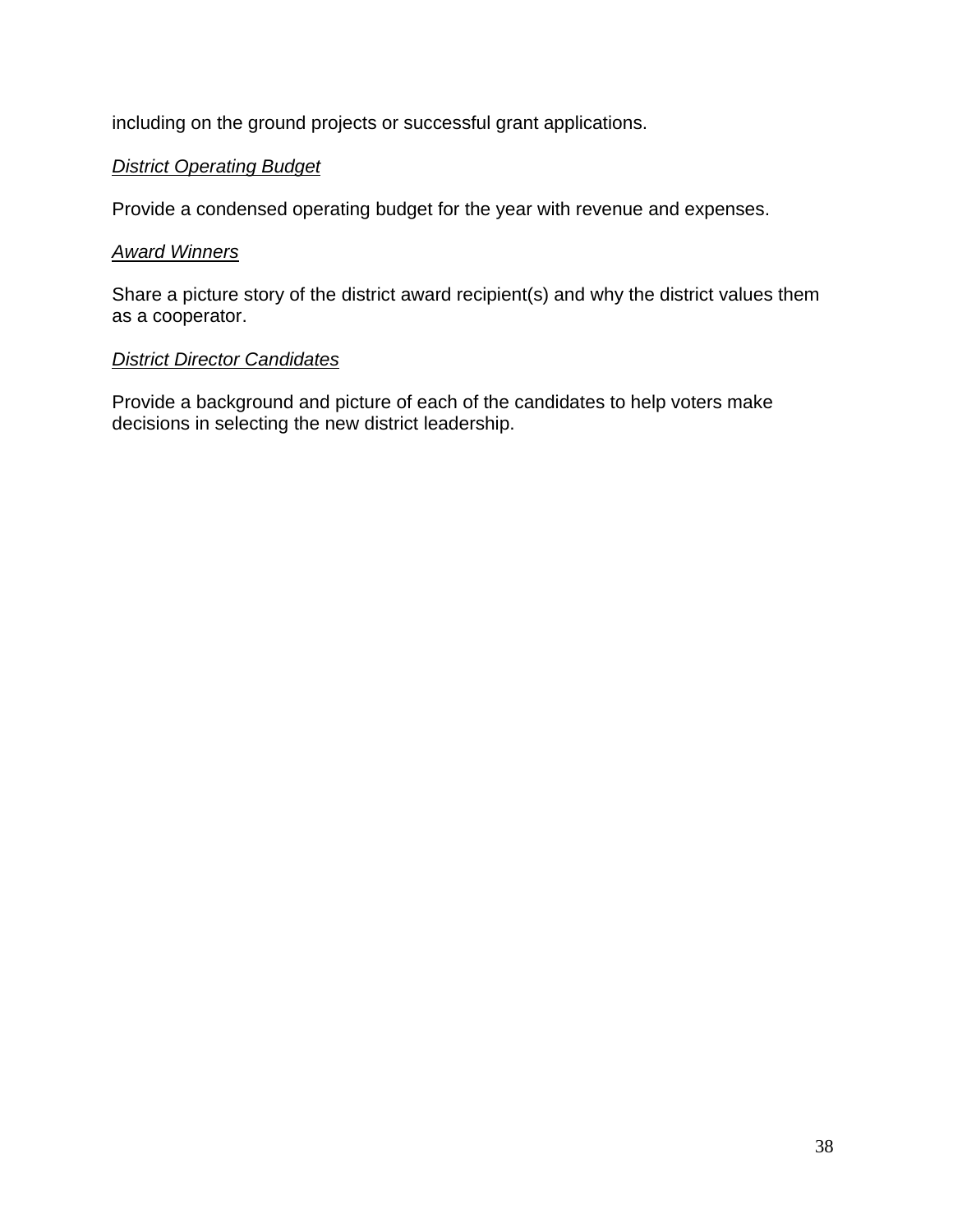including on the ground projects or successful grant applications.

*District Operating Budget*

Provide a condensed operating budget for the year with revenue and expenses.

*Award Winners*

Share a picture story of the district award recipient(s) and why the district values them as a cooperator.

*District Director Candidates*

Provide a background and picture of each of the candidates to help voters make decisions in selecting the new district leadership.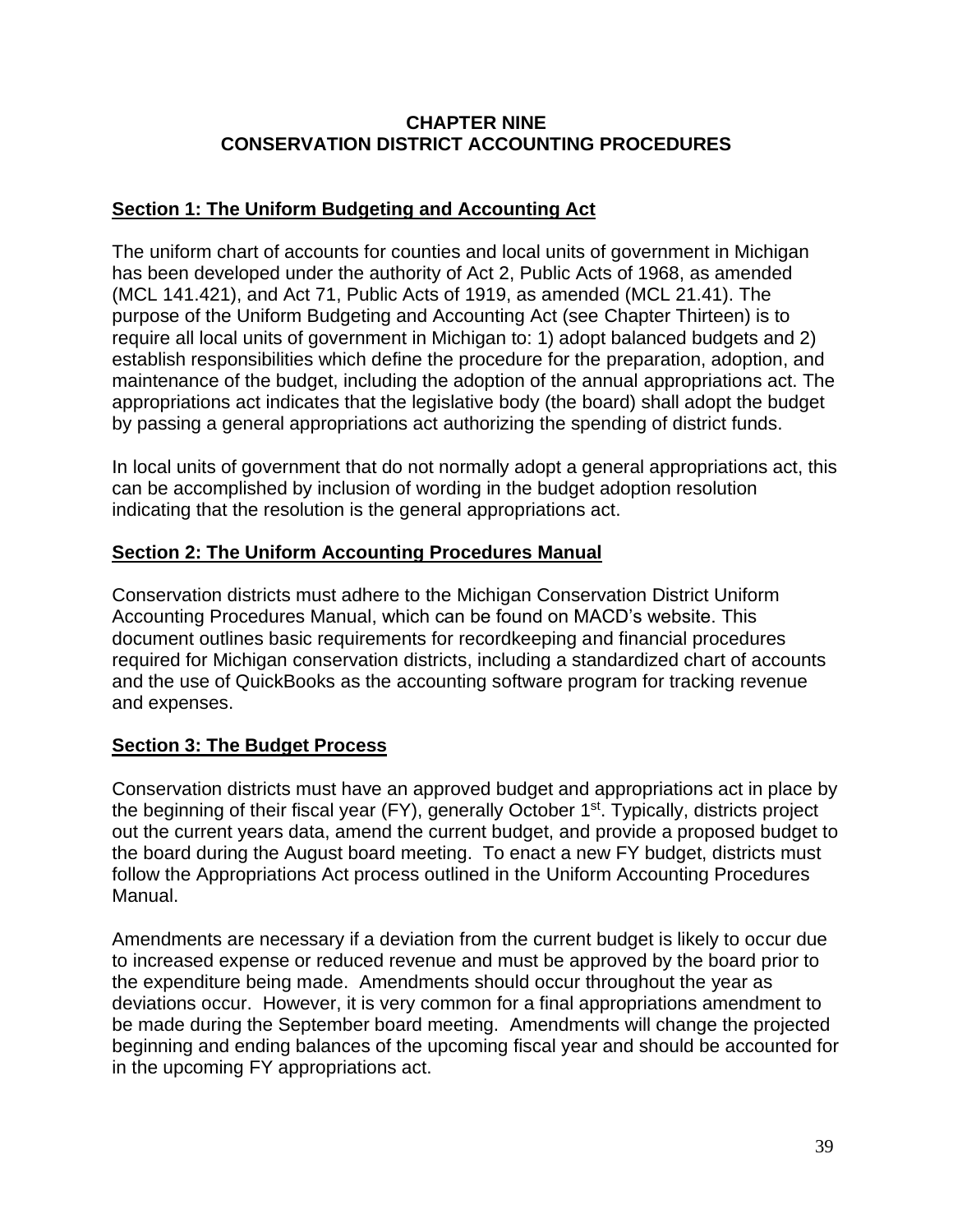# CHAPTER NINE
# CONSERVATION DISTRICT ACCOUNTING PROCEDURES

## Section 1: The Uniform Budgeting and Accounting Act

The uniform chart of accounts for counties and local units of government in Michigan has been developed under the authority of Act 2, Public Acts of 1968, as amended (MCL 141.421), and Act 71, Public Acts of 1919, as amended (MCL 21.41). The purpose of the Uniform Budgeting and Accounting Act (see Chapter Thirteen) is to require all local units of government in Michigan to: 1) adopt balanced budgets and 2) establish responsibilities which define the procedure for the preparation, adoption, and maintenance of the budget, including the adoption of the annual appropriations act. The appropriations act indicates that the legislative body (the board) shall adopt the budget by passing a general appropriations act authorizing the spending of district funds.

In local units of government that do not normally adopt a general appropriations act, this can be accomplished by inclusion of wording in the budget adoption resolution indicating that the resolution is the general appropriations act.

## Section 2: The Uniform Accounting Procedures Manual

Conservation districts must adhere to the Michigan Conservation District Uniform Accounting Procedures Manual, which can be found on MACD's website. This document outlines basic requirements for recordkeeping and financial procedures required for Michigan conservation districts, including a standardized chart of accounts and the use of QuickBooks as the accounting software program for tracking revenue and expenses.

## Section 3: The Budget Process

Conservation districts must have an approved budget and appropriations act in place by the beginning of their fiscal year (FY), generally October 1st. Typically, districts project out the current years data, amend the current budget, and provide a proposed budget to the board during the August board meeting. To enact a new FY budget, districts must follow the Appropriations Act process outlined in the Uniform Accounting Procedures Manual.

Amendments are necessary if a deviation from the current budget is likely to occur due to increased expense or reduced revenue and must be approved by the board prior to the expenditure being made. Amendments should occur throughout the year as deviations occur. However, it is very common for a final appropriations amendment to be made during the September board meeting. Amendments will change the projected beginning and ending balances of the upcoming fiscal year and should be accounted for in the upcoming FY appropriations act.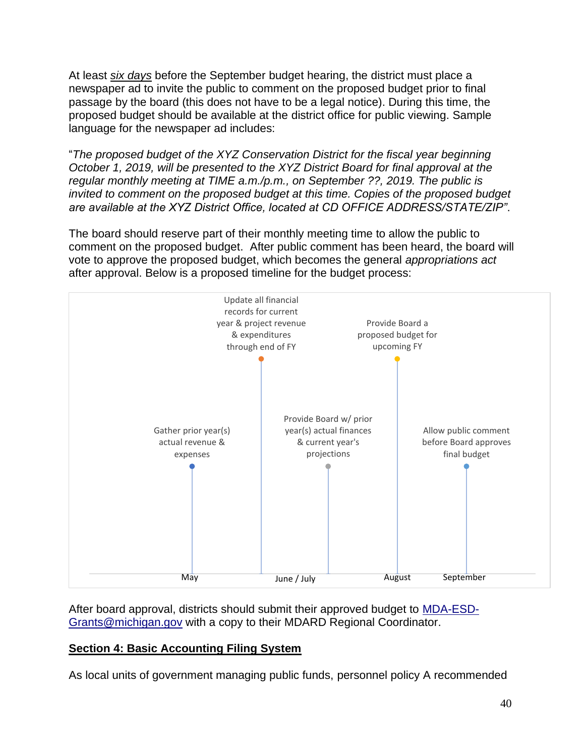At least *six days* before the September budget hearing, the district must place a newspaper ad to invite the public to comment on the proposed budget prior to final passage by the board (this does not have to be a legal notice). During this time, the proposed budget should be available at the district office for public viewing. Sample language for the newspaper ad includes:

"*The proposed budget of the XYZ Conservation District for the fiscal year beginning October 1, 2019, will be presented to the XYZ District Board for final approval at the regular monthly meeting at TIME a.m./p.m., on September ??, 2019. The public is invited to comment on the proposed budget at this time. Copies of the proposed budget are available at the XYZ District Office, located at CD OFFICE ADDRESS/STATE/ZIP"*.

The board should reserve part of their monthly meeting time to allow the public to comment on the proposed budget. After public comment has been heard, the board will vote to approve the proposed budget, which becomes the general *appropriations act* after approval. Below is a proposed timeline for the budget process:

| Timeframe | Step |
| --- | --- |
| May | Gather prior year(s) actual revenue & expenses |
| June / July | Update all financial records for current year & project revenue & expenditures through end of FY |
| June / July | Provide Board w/ prior year(s) actual finances & current year's projections |
| August | Provide Board a proposed budget for upcoming FY |
| September | Allow public comment before Board approves final budget |

After board approval, districts should submit their approved budget to MDA-ESD-Grants@michigan.gov with a copy to their MDARD Regional Coordinator.

## Section 4: Basic Accounting Filing System

As local units of government managing public funds, personnel policy A recommended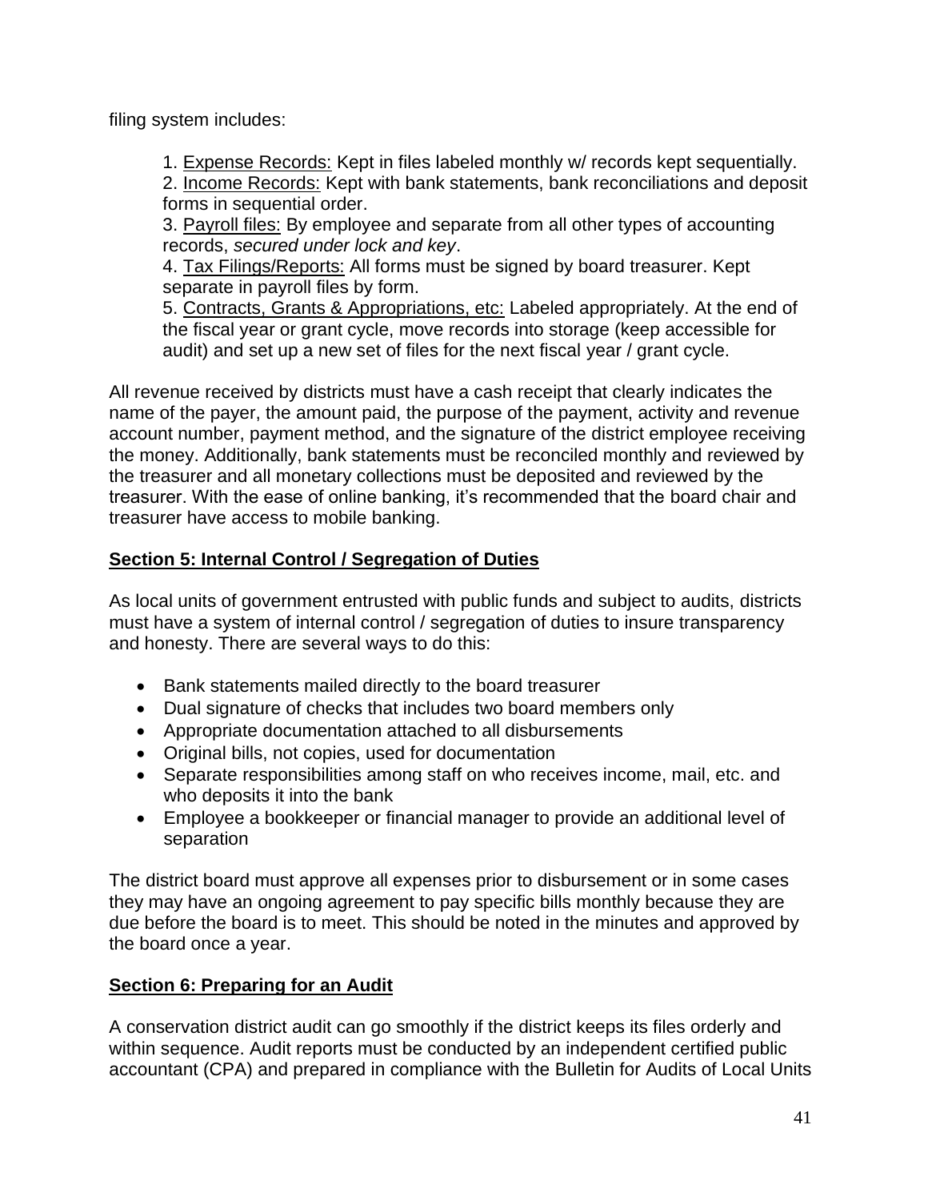filing system includes:

1. Expense Records: Kept in files labeled monthly w/ records kept sequentially.
2. Income Records: Kept with bank statements, bank reconciliations and deposit forms in sequential order.
3. Payroll files: By employee and separate from all other types of accounting records, *secured under lock and key*.
4. Tax Filings/Reports: All forms must be signed by board treasurer. Kept separate in payroll files by form.
5. Contracts, Grants & Appropriations, etc: Labeled appropriately. At the end of the fiscal year or grant cycle, move records into storage (keep accessible for audit) and set up a new set of files for the next fiscal year / grant cycle.

All revenue received by districts must have a cash receipt that clearly indicates the name of the payer, the amount paid, the purpose of the payment, activity and revenue account number, payment method, and the signature of the district employee receiving the money. Additionally, bank statements must be reconciled monthly and reviewed by the treasurer and all monetary collections must be deposited and reviewed by the treasurer. With the ease of online banking, it's recommended that the board chair and treasurer have access to mobile banking.

## Section 5: Internal Control / Segregation of Duties

As local units of government entrusted with public funds and subject to audits, districts must have a system of internal control / segregation of duties to insure transparency and honesty. There are several ways to do this:

- Bank statements mailed directly to the board treasurer
- Dual signature of checks that includes two board members only
- Appropriate documentation attached to all disbursements
- Original bills, not copies, used for documentation
- Separate responsibilities among staff on who receives income, mail, etc. and who deposits it into the bank
- Employee a bookkeeper or financial manager to provide an additional level of separation

The district board must approve all expenses prior to disbursement or in some cases they may have an ongoing agreement to pay specific bills monthly because they are due before the board is to meet. This should be noted in the minutes and approved by the board once a year.

## Section 6: Preparing for an Audit

A conservation district audit can go smoothly if the district keeps its files orderly and within sequence. Audit reports must be conducted by an independent certified public accountant (CPA) and prepared in compliance with the Bulletin for Audits of Local Units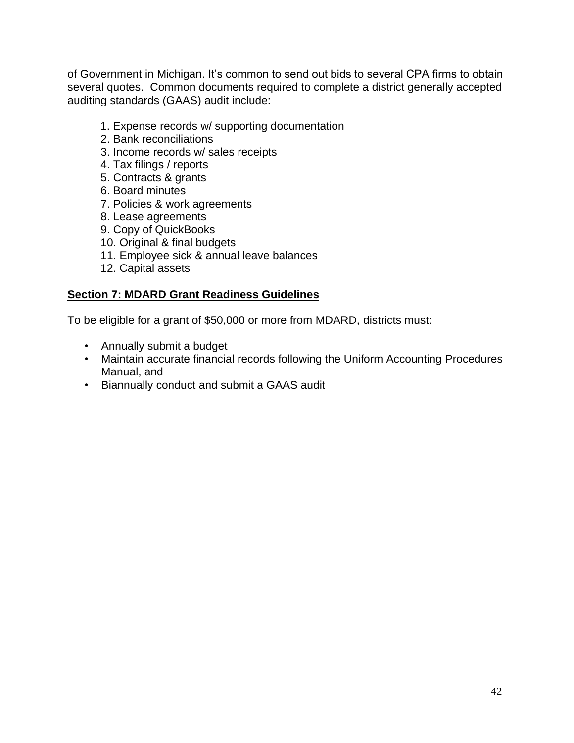of Government in Michigan. It's common to send out bids to several CPA firms to obtain several quotes. Common documents required to complete a district generally accepted auditing standards (GAAS) audit include:

1. Expense records w/ supporting documentation
2. Bank reconciliations
3. Income records w/ sales receipts
4. Tax filings / reports
5. Contracts & grants
6. Board minutes
7. Policies & work agreements
8. Lease agreements
9. Copy of QuickBooks
10. Original & final budgets
11. Employee sick & annual leave balances
12. Capital assets

## Section 7: MDARD Grant Readiness Guidelines

To be eligible for a grant of $50,000 or more from MDARD, districts must:

- Annually submit a budget
- Maintain accurate financial records following the Uniform Accounting Procedures Manual, and
- Biannually conduct and submit a GAAS audit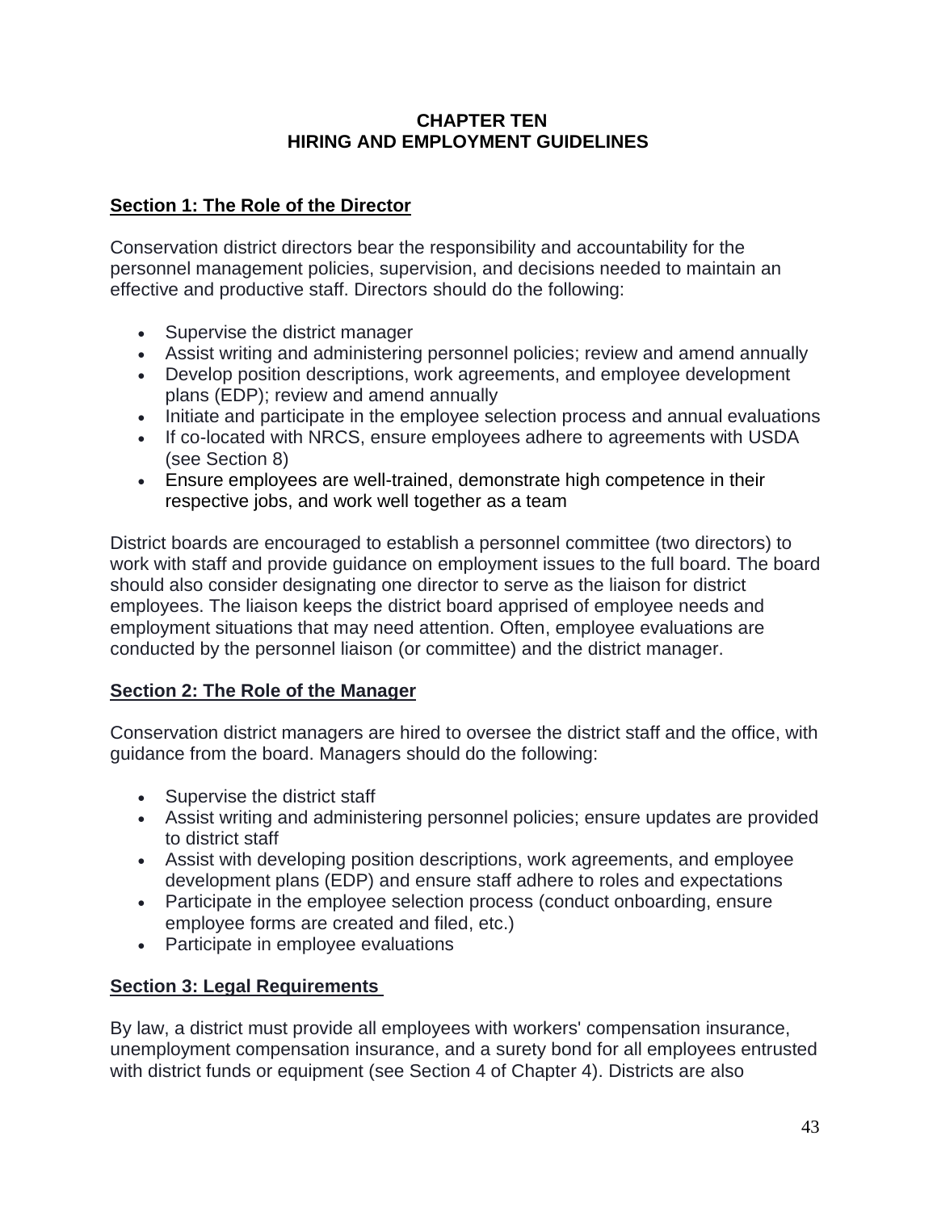# CHAPTER TEN
# HIRING AND EMPLOYMENT GUIDELINES

## Section 1: The Role of the Director

Conservation district directors bear the responsibility and accountability for the personnel management policies, supervision, and decisions needed to maintain an effective and productive staff. Directors should do the following:

- Supervise the district manager
- Assist writing and administering personnel policies; review and amend annually
- Develop position descriptions, work agreements, and employee development plans (EDP); review and amend annually
- Initiate and participate in the employee selection process and annual evaluations
- If co-located with NRCS, ensure employees adhere to agreements with USDA (see Section 8)
- Ensure employees are well-trained, demonstrate high competence in their respective jobs, and work well together as a team

District boards are encouraged to establish a personnel committee (two directors) to work with staff and provide guidance on employment issues to the full board. The board should also consider designating one director to serve as the liaison for district employees. The liaison keeps the district board apprised of employee needs and employment situations that may need attention. Often, employee evaluations are conducted by the personnel liaison (or committee) and the district manager.

## Section 2: The Role of the Manager

Conservation district managers are hired to oversee the district staff and the office, with guidance from the board. Managers should do the following:

- Supervise the district staff
- Assist writing and administering personnel policies; ensure updates are provided to district staff
- Assist with developing position descriptions, work agreements, and employee development plans (EDP) and ensure staff adhere to roles and expectations
- Participate in the employee selection process (conduct onboarding, ensure employee forms are created and filed, etc.)
- Participate in employee evaluations

## Section 3: Legal Requirements

By law, a district must provide all employees with workers' compensation insurance, unemployment compensation insurance, and a surety bond for all employees entrusted with district funds or equipment (see Section 4 of Chapter 4). Districts are also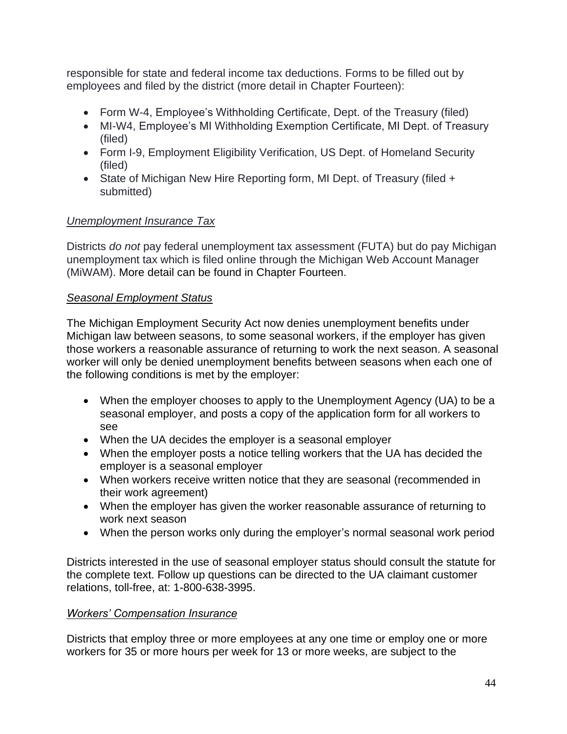responsible for state and federal income tax deductions. Forms to be filled out by employees and filed by the district (more detail in Chapter Fourteen):

- Form W-4, Employee's Withholding Certificate, Dept. of the Treasury (filed)
- MI-W4, Employee's MI Withholding Exemption Certificate, MI Dept. of Treasury (filed)
- Form I-9, Employment Eligibility Verification, US Dept. of Homeland Security (filed)
- State of Michigan New Hire Reporting form, MI Dept. of Treasury (filed + submitted)

*Unemployment Insurance Tax*

Districts *do not* pay federal unemployment tax assessment (FUTA) but do pay Michigan unemployment tax which is filed online through the Michigan Web Account Manager (MiWAM). More detail can be found in Chapter Fourteen.

*Seasonal Employment Status*

The Michigan Employment Security Act now denies unemployment benefits under Michigan law between seasons, to some seasonal workers, if the employer has given those workers a reasonable assurance of returning to work the next season. A seasonal worker will only be denied unemployment benefits between seasons when each one of the following conditions is met by the employer:

- When the employer chooses to apply to the Unemployment Agency (UA) to be a seasonal employer, and posts a copy of the application form for all workers to see
- When the UA decides the employer is a seasonal employer
- When the employer posts a notice telling workers that the UA has decided the employer is a seasonal employer
- When workers receive written notice that they are seasonal (recommended in their work agreement)
- When the employer has given the worker reasonable assurance of returning to work next season
- When the person works only during the employer's normal seasonal work period

Districts interested in the use of seasonal employer status should consult the statute for the complete text. Follow up questions can be directed to the UA claimant customer relations, toll-free, at: 1-800-638-3995.

*Workers' Compensation Insurance*

Districts that employ three or more employees at any one time or employ one or more workers for 35 or more hours per week for 13 or more weeks, are subject to the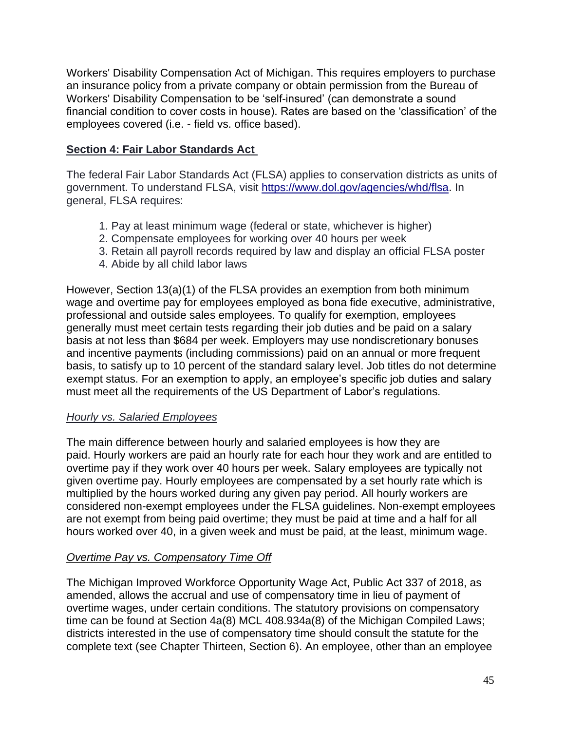Workers' Disability Compensation Act of Michigan. This requires employers to purchase an insurance policy from a private company or obtain permission from the Bureau of Workers' Disability Compensation to be 'self-insured' (can demonstrate a sound financial condition to cover costs in house). Rates are based on the 'classification' of the employees covered (i.e. - field vs. office based).

## Section 4: Fair Labor Standards Act

The federal Fair Labor Standards Act (FLSA) applies to conservation districts as units of government. To understand FLSA, visit https://www.dol.gov/agencies/whd/flsa. In general, FLSA requires:

1. Pay at least minimum wage (federal or state, whichever is higher)
2. Compensate employees for working over 40 hours per week
3. Retain all payroll records required by law and display an official FLSA poster
4. Abide by all child labor laws

However, Section 13(a)(1) of the FLSA provides an exemption from both minimum wage and overtime pay for employees employed as bona fide executive, administrative, professional and outside sales employees. To qualify for exemption, employees generally must meet certain tests regarding their job duties and be paid on a salary basis at not less than $684 per week. Employers may use nondiscretionary bonuses and incentive payments (including commissions) paid on an annual or more frequent basis, to satisfy up to 10 percent of the standard salary level. Job titles do not determine exempt status. For an exemption to apply, an employee's specific job duties and salary must meet all the requirements of the US Department of Labor's regulations.

### *Hourly vs. Salaried Employees*

The main difference between hourly and salaried employees is how they are paid. Hourly workers are paid an hourly rate for each hour they work and are entitled to overtime pay if they work over 40 hours per week. Salary employees are typically not given overtime pay. Hourly employees are compensated by a set hourly rate which is multiplied by the hours worked during any given pay period. All hourly workers are considered non-exempt employees under the FLSA guidelines. Non-exempt employees are not exempt from being paid overtime; they must be paid at time and a half for all hours worked over 40, in a given week and must be paid, at the least, minimum wage.

### *Overtime Pay vs. Compensatory Time Off*

The Michigan Improved Workforce Opportunity Wage Act, Public Act 337 of 2018, as amended, allows the accrual and use of compensatory time in lieu of payment of overtime wages, under certain conditions. The statutory provisions on compensatory time can be found at Section 4a(8) MCL 408.934a(8) of the Michigan Compiled Laws; districts interested in the use of compensatory time should consult the statute for the complete text (see Chapter Thirteen, Section 6). An employee, other than an employee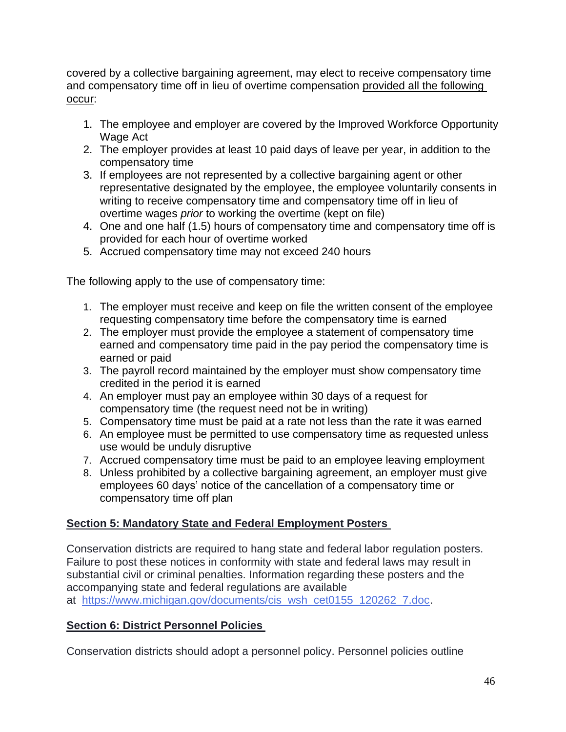covered by a collective bargaining agreement, may elect to receive compensatory time and compensatory time off in lieu of overtime compensation provided all the following occur:

1. The employee and employer are covered by the Improved Workforce Opportunity Wage Act
2. The employer provides at least 10 paid days of leave per year, in addition to the compensatory time
3. If employees are not represented by a collective bargaining agent or other representative designated by the employee, the employee voluntarily consents in writing to receive compensatory time and compensatory time off in lieu of overtime wages *prior* to working the overtime (kept on file)
4. One and one half (1.5) hours of compensatory time and compensatory time off is provided for each hour of overtime worked
5. Accrued compensatory time may not exceed 240 hours

The following apply to the use of compensatory time:

1. The employer must receive and keep on file the written consent of the employee requesting compensatory time before the compensatory time is earned
2. The employer must provide the employee a statement of compensatory time earned and compensatory time paid in the pay period the compensatory time is earned or paid
3. The payroll record maintained by the employer must show compensatory time credited in the period it is earned
4. An employer must pay an employee within 30 days of a request for compensatory time (the request need not be in writing)
5. Compensatory time must be paid at a rate not less than the rate it was earned
6. An employee must be permitted to use compensatory time as requested unless use would be unduly disruptive
7. Accrued compensatory time must be paid to an employee leaving employment
8. Unless prohibited by a collective bargaining agreement, an employer must give employees 60 days' notice of the cancellation of a compensatory time or compensatory time off plan

## Section 5: Mandatory State and Federal Employment Posters

Conservation districts are required to hang state and federal labor regulation posters. Failure to post these notices in conformity with state and federal laws may result in substantial civil or criminal penalties. Information regarding these posters and the accompanying state and federal regulations are available at https://www.michigan.gov/documents/cis_wsh_cet0155_120262_7.doc.

## Section 6: District Personnel Policies

Conservation districts should adopt a personnel policy. Personnel policies outline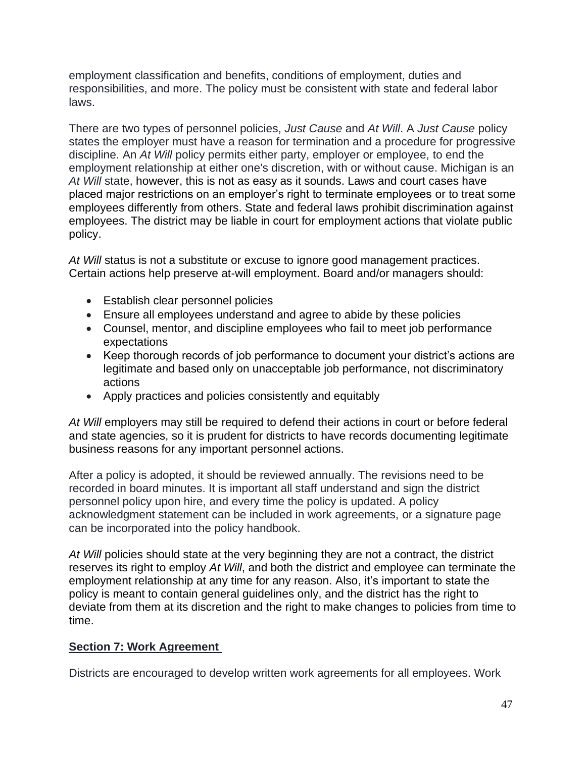employment classification and benefits, conditions of employment, duties and responsibilities, and more. The policy must be consistent with state and federal labor laws.

There are two types of personnel policies, *Just Cause* and *At Will*. A *Just Cause* policy states the employer must have a reason for termination and a procedure for progressive discipline. An *At Will* policy permits either party, employer or employee, to end the employment relationship at either one's discretion, with or without cause. Michigan is an *At Will* state, however, this is not as easy as it sounds. Laws and court cases have placed major restrictions on an employer's right to terminate employees or to treat some employees differently from others. State and federal laws prohibit discrimination against employees. The district may be liable in court for employment actions that violate public policy.

*At Will* status is not a substitute or excuse to ignore good management practices. Certain actions help preserve at-will employment. Board and/or managers should:

- Establish clear personnel policies
- Ensure all employees understand and agree to abide by these policies
- Counsel, mentor, and discipline employees who fail to meet job performance expectations
- Keep thorough records of job performance to document your district's actions are legitimate and based only on unacceptable job performance, not discriminatory actions
- Apply practices and policies consistently and equitably

*At Will* employers may still be required to defend their actions in court or before federal and state agencies, so it is prudent for districts to have records documenting legitimate business reasons for any important personnel actions.

After a policy is adopted, it should be reviewed annually. The revisions need to be recorded in board minutes. It is important all staff understand and sign the district personnel policy upon hire, and every time the policy is updated. A policy acknowledgment statement can be included in work agreements, or a signature page can be incorporated into the policy handbook.

*At Will* policies should state at the very beginning they are not a contract, the district reserves its right to employ *At Will*, and both the district and employee can terminate the employment relationship at any time for any reason. Also, it's important to state the policy is meant to contain general guidelines only, and the district has the right to deviate from them at its discretion and the right to make changes to policies from time to time.

## Section 7: Work Agreement

Districts are encouraged to develop written work agreements for all employees. Work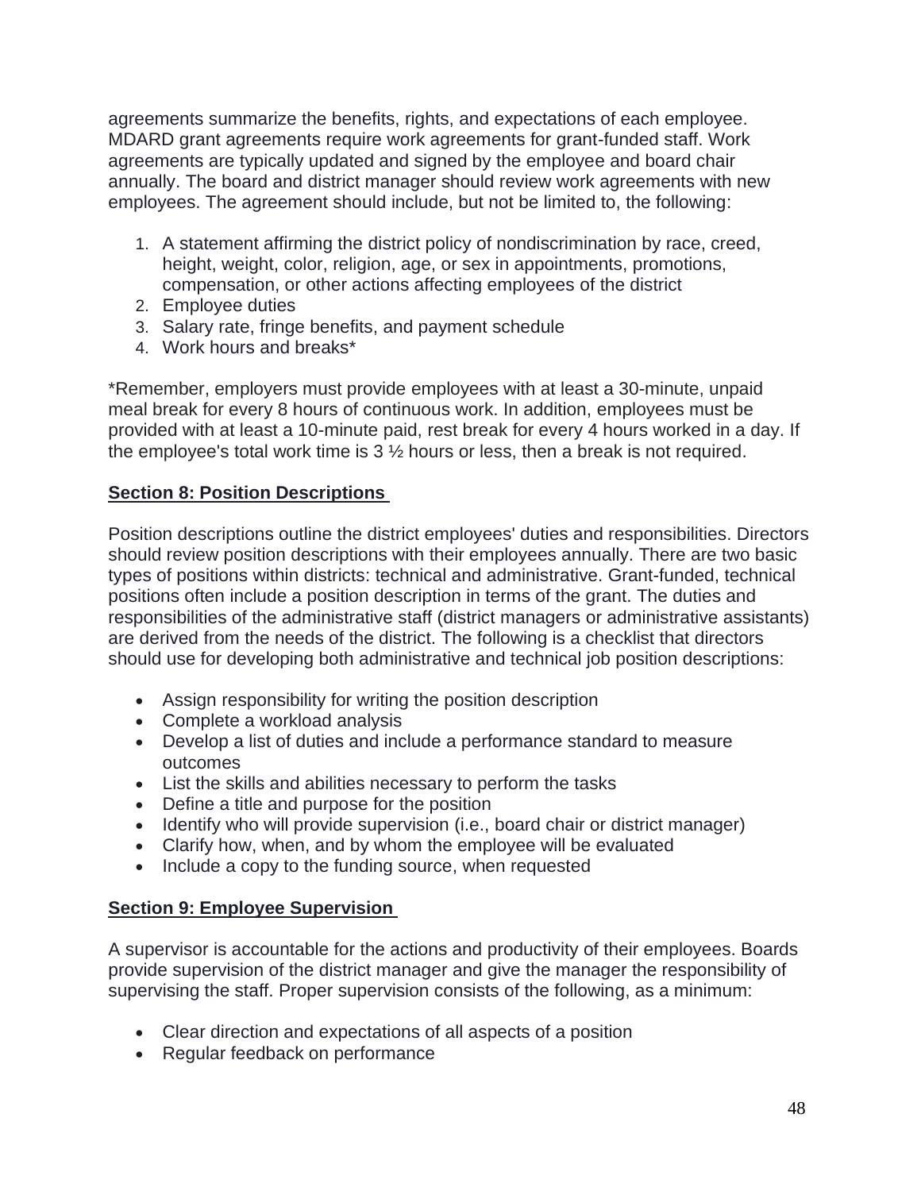agreements summarize the benefits, rights, and expectations of each employee. MDARD grant agreements require work agreements for grant-funded staff. Work agreements are typically updated and signed by the employee and board chair annually. The board and district manager should review work agreements with new employees. The agreement should include, but not be limited to, the following:

1. A statement affirming the district policy of nondiscrimination by race, creed, height, weight, color, religion, age, or sex in appointments, promotions, compensation, or other actions affecting employees of the district
2. Employee duties
3. Salary rate, fringe benefits, and payment schedule
4. Work hours and breaks*

*Remember, employers must provide employees with at least a 30-minute, unpaid meal break for every 8 hours of continuous work. In addition, employees must be provided with at least a 10-minute paid, rest break for every 4 hours worked in a day. If the employee's total work time is 3 ½ hours or less, then a break is not required.

## Section 8: Position Descriptions

Position descriptions outline the district employees' duties and responsibilities. Directors should review position descriptions with their employees annually. There are two basic types of positions within districts: technical and administrative. Grant-funded, technical positions often include a position description in terms of the grant. The duties and responsibilities of the administrative staff (district managers or administrative assistants) are derived from the needs of the district. The following is a checklist that directors should use for developing both administrative and technical job position descriptions:

- Assign responsibility for writing the position description
- Complete a workload analysis
- Develop a list of duties and include a performance standard to measure outcomes
- List the skills and abilities necessary to perform the tasks
- Define a title and purpose for the position
- Identify who will provide supervision (i.e., board chair or district manager)
- Clarify how, when, and by whom the employee will be evaluated
- Include a copy to the funding source, when requested

## Section 9: Employee Supervision

A supervisor is accountable for the actions and productivity of their employees. Boards provide supervision of the district manager and give the manager the responsibility of supervising the staff. Proper supervision consists of the following, as a minimum:

- Clear direction and expectations of all aspects of a position
- Regular feedback on performance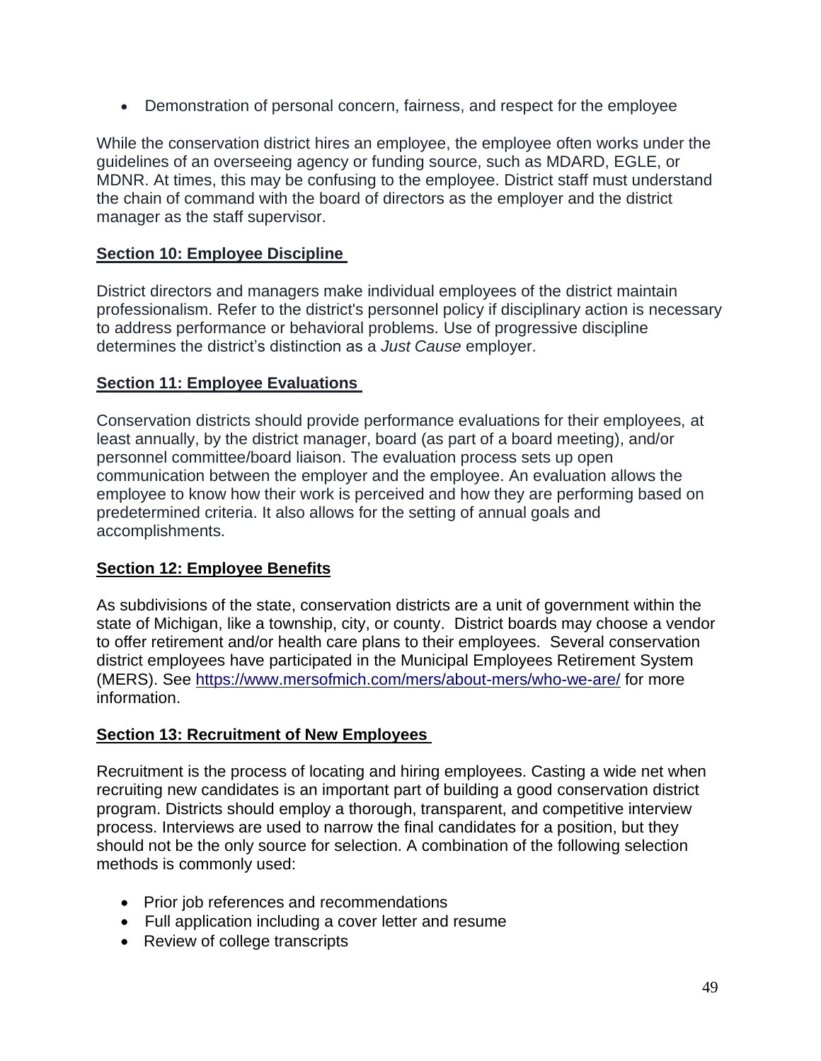- Demonstration of personal concern, fairness, and respect for the employee

While the conservation district hires an employee, the employee often works under the guidelines of an overseeing agency or funding source, such as MDARD, EGLE, or MDNR. At times, this may be confusing to the employee. District staff must understand the chain of command with the board of directors as the employer and the district manager as the staff supervisor.

## Section 10: Employee Discipline

District directors and managers make individual employees of the district maintain professionalism. Refer to the district's personnel policy if disciplinary action is necessary to address performance or behavioral problems. Use of progressive discipline determines the district's distinction as a *Just Cause* employer.

## Section 11: Employee Evaluations

Conservation districts should provide performance evaluations for their employees, at least annually, by the district manager, board (as part of a board meeting), and/or personnel committee/board liaison. The evaluation process sets up open communication between the employer and the employee. An evaluation allows the employee to know how their work is perceived and how they are performing based on predetermined criteria. It also allows for the setting of annual goals and accomplishments.

## Section 12: Employee Benefits

As subdivisions of the state, conservation districts are a unit of government within the state of Michigan, like a township, city, or county. District boards may choose a vendor to offer retirement and/or health care plans to their employees. Several conservation district employees have participated in the Municipal Employees Retirement System (MERS). See [https://www.mersofmich.com/mers/about-mers/who-we-are/](https://www.mersofmich.com/mers/about-mers/who-we-are/) for more information.

## Section 13: Recruitment of New Employees

Recruitment is the process of locating and hiring employees. Casting a wide net when recruiting new candidates is an important part of building a good conservation district program. Districts should employ a thorough, transparent, and competitive interview process. Interviews are used to narrow the final candidates for a position, but they should not be the only source for selection. A combination of the following selection methods is commonly used:

- Prior job references and recommendations
- Full application including a cover letter and resume
- Review of college transcripts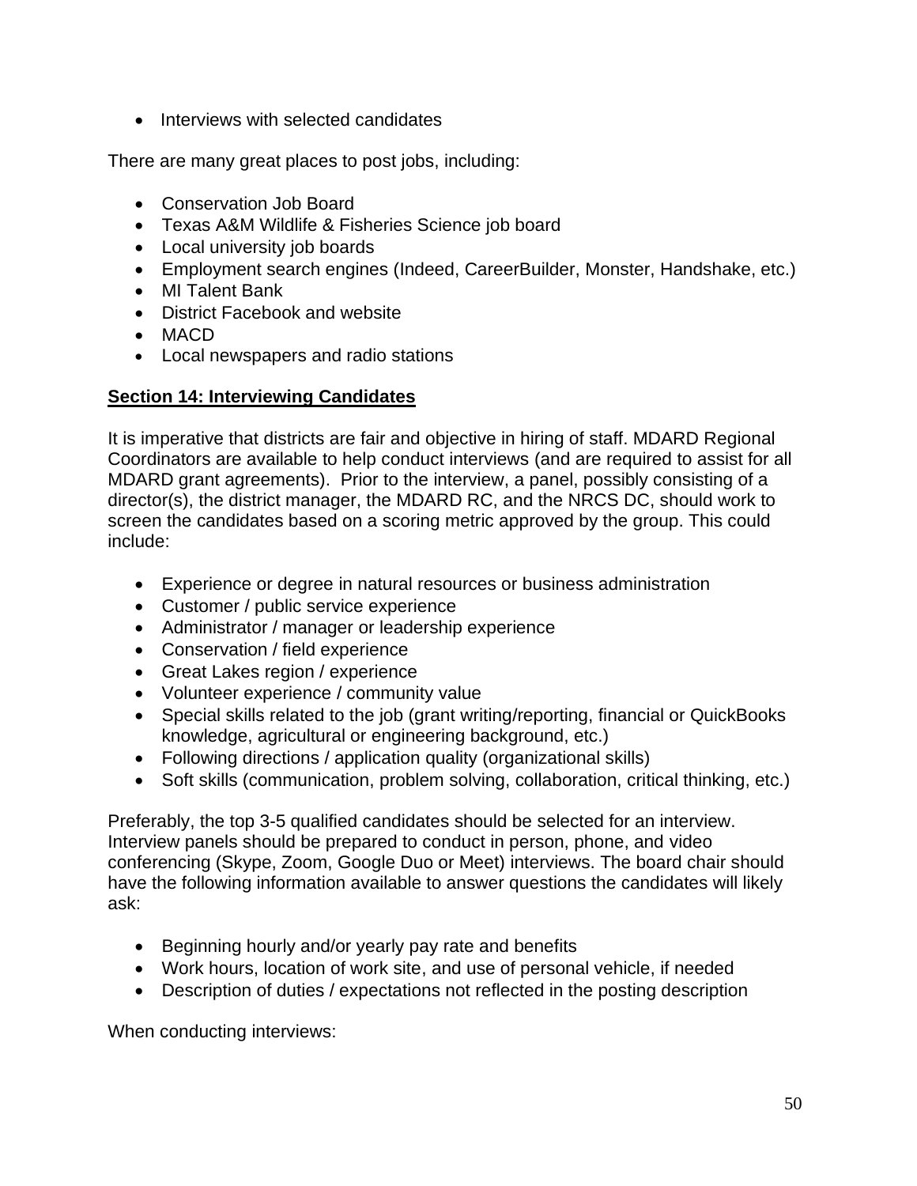- Interviews with selected candidates

There are many great places to post jobs, including:

- Conservation Job Board
- Texas A&M Wildlife & Fisheries Science job board
- Local university job boards
- Employment search engines (Indeed, CareerBuilder, Monster, Handshake, etc.)
- MI Talent Bank
- District Facebook and website
- MACD
- Local newspapers and radio stations

## Section 14: Interviewing Candidates

It is imperative that districts are fair and objective in hiring of staff. MDARD Regional Coordinators are available to help conduct interviews (and are required to assist for all MDARD grant agreements). Prior to the interview, a panel, possibly consisting of a director(s), the district manager, the MDARD RC, and the NRCS DC, should work to screen the candidates based on a scoring metric approved by the group. This could include:

- Experience or degree in natural resources or business administration
- Customer / public service experience
- Administrator / manager or leadership experience
- Conservation / field experience
- Great Lakes region / experience
- Volunteer experience / community value
- Special skills related to the job (grant writing/reporting, financial or QuickBooks knowledge, agricultural or engineering background, etc.)
- Following directions / application quality (organizational skills)
- Soft skills (communication, problem solving, collaboration, critical thinking, etc.)

Preferably, the top 3-5 qualified candidates should be selected for an interview. Interview panels should be prepared to conduct in person, phone, and video conferencing (Skype, Zoom, Google Duo or Meet) interviews. The board chair should have the following information available to answer questions the candidates will likely ask:

- Beginning hourly and/or yearly pay rate and benefits
- Work hours, location of work site, and use of personal vehicle, if needed
- Description of duties / expectations not reflected in the posting description

When conducting interviews: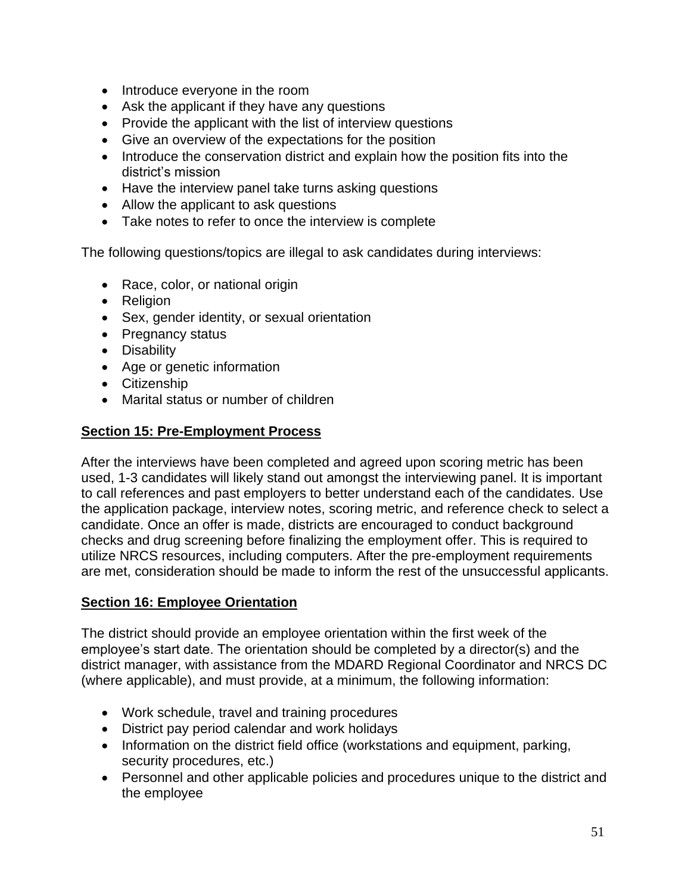- Introduce everyone in the room
- Ask the applicant if they have any questions
- Provide the applicant with the list of interview questions
- Give an overview of the expectations for the position
- Introduce the conservation district and explain how the position fits into the district's mission
- Have the interview panel take turns asking questions
- Allow the applicant to ask questions
- Take notes to refer to once the interview is complete

The following questions/topics are illegal to ask candidates during interviews:

- Race, color, or national origin
- Religion
- Sex, gender identity, or sexual orientation
- Pregnancy status
- Disability
- Age or genetic information
- Citizenship
- Marital status or number of children

## Section 15: Pre-Employment Process

After the interviews have been completed and agreed upon scoring metric has been used, 1-3 candidates will likely stand out amongst the interviewing panel. It is important to call references and past employers to better understand each of the candidates. Use the application package, interview notes, scoring metric, and reference check to select a candidate. Once an offer is made, districts are encouraged to conduct background checks and drug screening before finalizing the employment offer. This is required to utilize NRCS resources, including computers. After the pre-employment requirements are met, consideration should be made to inform the rest of the unsuccessful applicants.

## Section 16: Employee Orientation

The district should provide an employee orientation within the first week of the employee's start date. The orientation should be completed by a director(s) and the district manager, with assistance from the MDARD Regional Coordinator and NRCS DC (where applicable), and must provide, at a minimum, the following information:

- Work schedule, travel and training procedures
- District pay period calendar and work holidays
- Information on the district field office (workstations and equipment, parking, security procedures, etc.)
- Personnel and other applicable policies and procedures unique to the district and the employee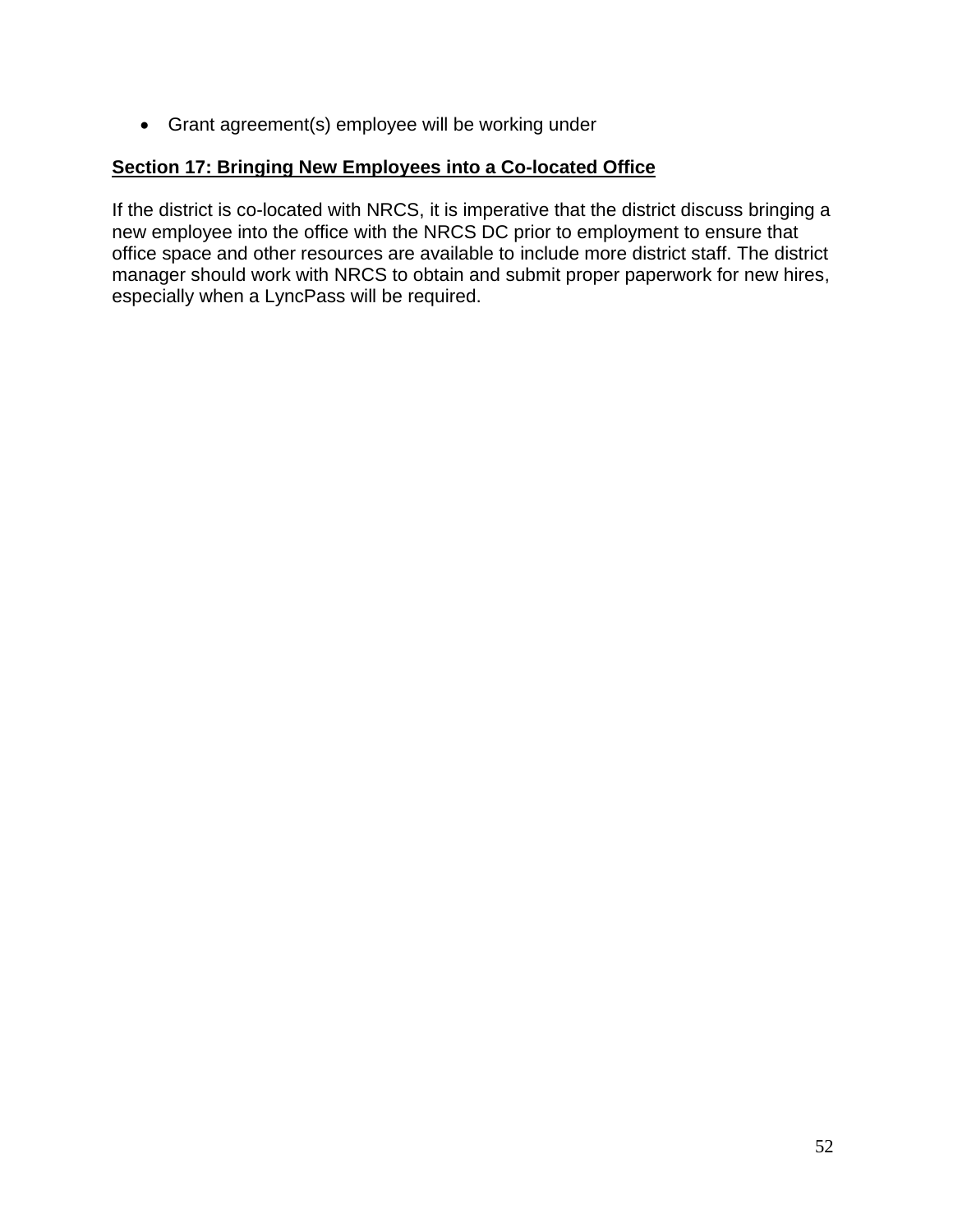- Grant agreement(s) employee will be working under

**Section 17: Bringing New Employees into a Co-located Office**

If the district is co-located with NRCS, it is imperative that the district discuss bringing a new employee into the office with the NRCS DC prior to employment to ensure that office space and other resources are available to include more district staff. The district manager should work with NRCS to obtain and submit proper paperwork for new hires, especially when a LyncPass will be required.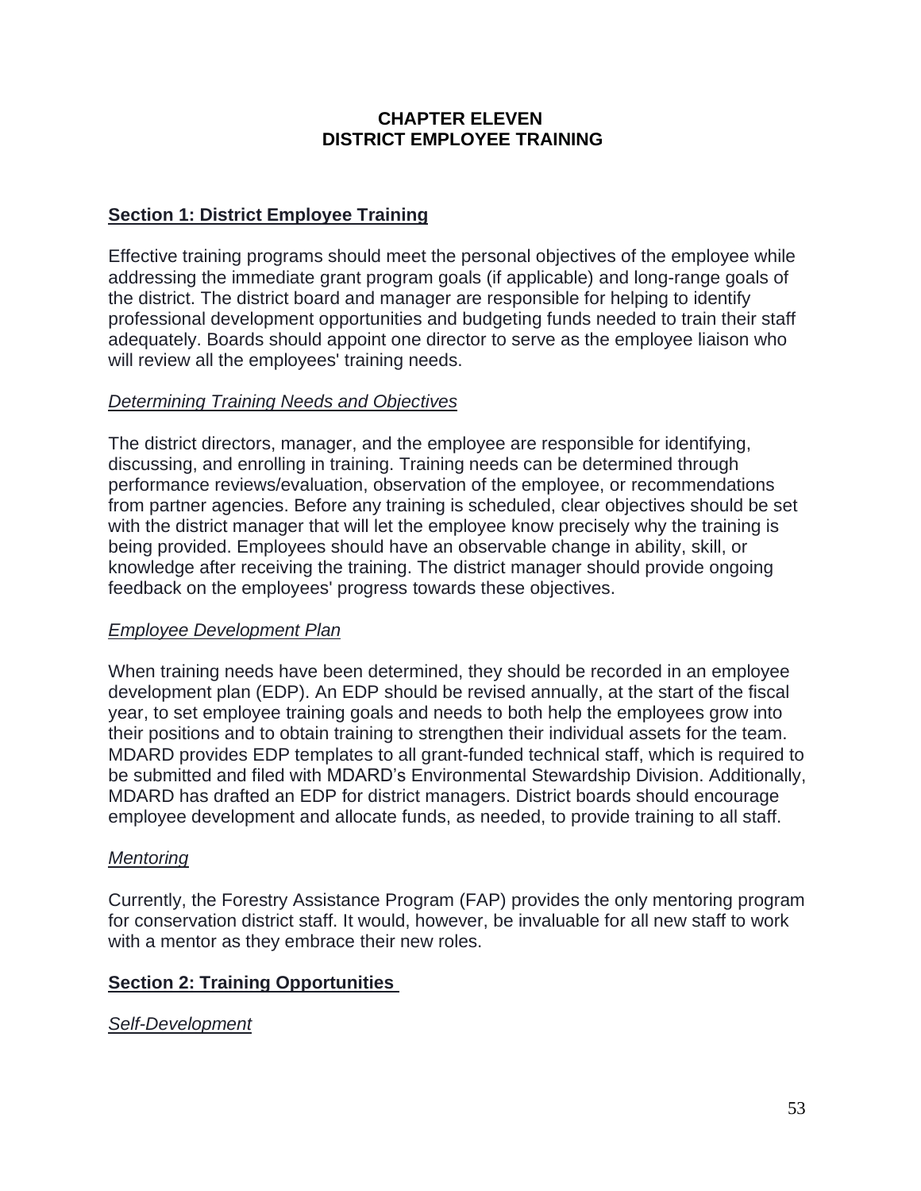# CHAPTER ELEVEN
# DISTRICT EMPLOYEE TRAINING

## Section 1: District Employee Training

Effective training programs should meet the personal objectives of the employee while addressing the immediate grant program goals (if applicable) and long-range goals of the district. The district board and manager are responsible for helping to identify professional development opportunities and budgeting funds needed to train their staff adequately. Boards should appoint one director to serve as the employee liaison who will review all the employees' training needs.

### *Determining Training Needs and Objectives*

The district directors, manager, and the employee are responsible for identifying, discussing, and enrolling in training. Training needs can be determined through performance reviews/evaluation, observation of the employee, or recommendations from partner agencies. Before any training is scheduled, clear objectives should be set with the district manager that will let the employee know precisely why the training is being provided. Employees should have an observable change in ability, skill, or knowledge after receiving the training. The district manager should provide ongoing feedback on the employees' progress towards these objectives.

### *Employee Development Plan*

When training needs have been determined, they should be recorded in an employee development plan (EDP). An EDP should be revised annually, at the start of the fiscal year, to set employee training goals and needs to both help the employees grow into their positions and to obtain training to strengthen their individual assets for the team. MDARD provides EDP templates to all grant-funded technical staff, which is required to be submitted and filed with MDARD's Environmental Stewardship Division. Additionally, MDARD has drafted an EDP for district managers. District boards should encourage employee development and allocate funds, as needed, to provide training to all staff.

### *Mentoring*

Currently, the Forestry Assistance Program (FAP) provides the only mentoring program for conservation district staff. It would, however, be invaluable for all new staff to work with a mentor as they embrace their new roles.

## Section 2: Training Opportunities

### *Self-Development*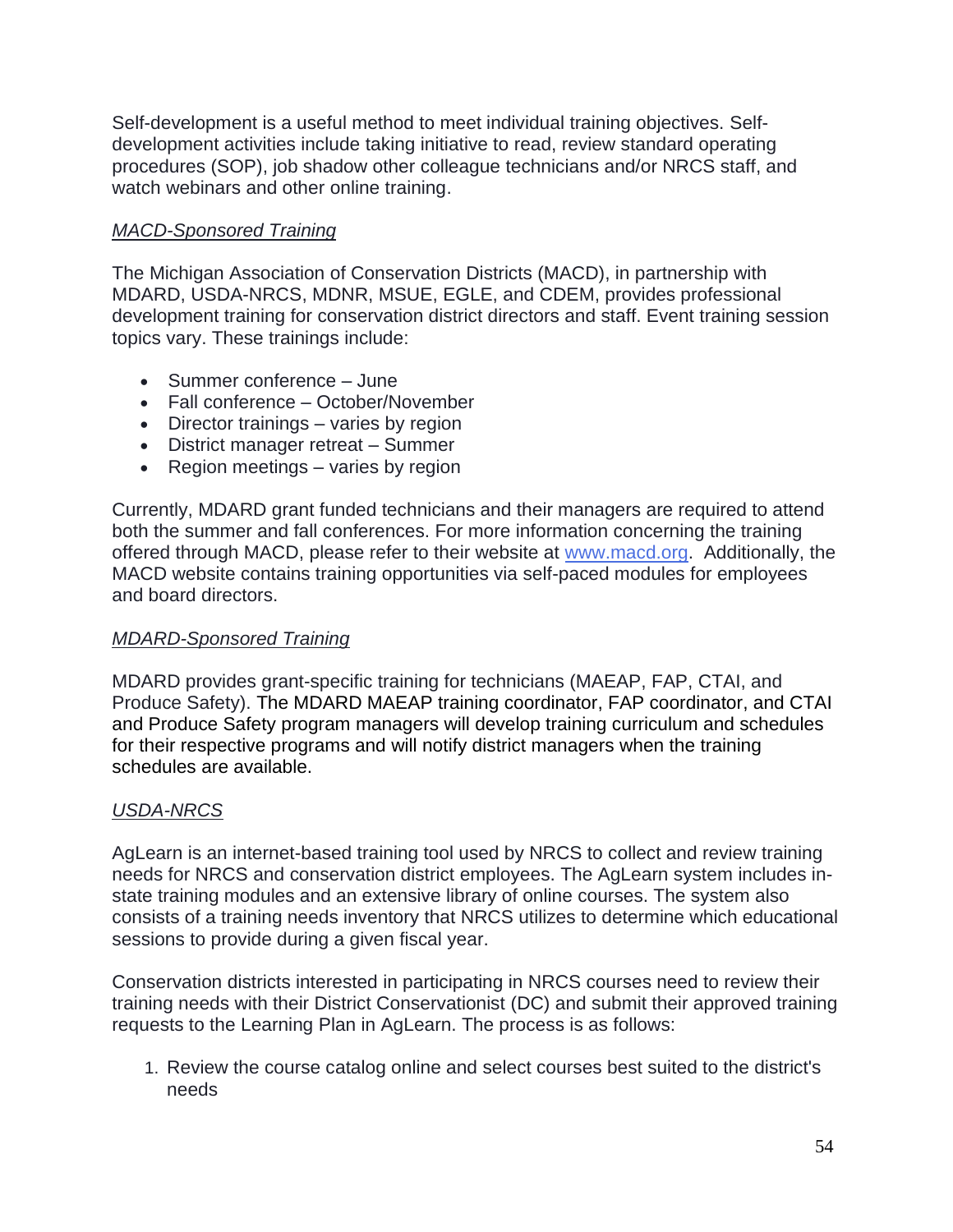Self-development is a useful method to meet individual training objectives. Self-development activities include taking initiative to read, review standard operating procedures (SOP), job shadow other colleague technicians and/or NRCS staff, and watch webinars and other online training.

*MACD-Sponsored Training*

The Michigan Association of Conservation Districts (MACD), in partnership with MDARD, USDA-NRCS, MDNR, MSUE, EGLE, and CDEM, provides professional development training for conservation district directors and staff. Event training session topics vary. These trainings include:

- Summer conference – June
- Fall conference – October/November
- Director trainings – varies by region
- District manager retreat – Summer
- Region meetings – varies by region

Currently, MDARD grant funded technicians and their managers are required to attend both the summer and fall conferences. For more information concerning the training offered through MACD, please refer to their website at www.macd.org. Additionally, the MACD website contains training opportunities via self-paced modules for employees and board directors.

*MDARD-Sponsored Training*

MDARD provides grant-specific training for technicians (MAEAP, FAP, CTAI, and Produce Safety). The MDARD MAEAP training coordinator, FAP coordinator, and CTAI and Produce Safety program managers will develop training curriculum and schedules for their respective programs and will notify district managers when the training schedules are available.

*USDA-NRCS*

AgLearn is an internet-based training tool used by NRCS to collect and review training needs for NRCS and conservation district employees. The AgLearn system includes in-state training modules and an extensive library of online courses. The system also consists of a training needs inventory that NRCS utilizes to determine which educational sessions to provide during a given fiscal year.

Conservation districts interested in participating in NRCS courses need to review their training needs with their District Conservationist (DC) and submit their approved training requests to the Learning Plan in AgLearn. The process is as follows:

1. Review the course catalog online and select courses best suited to the district's needs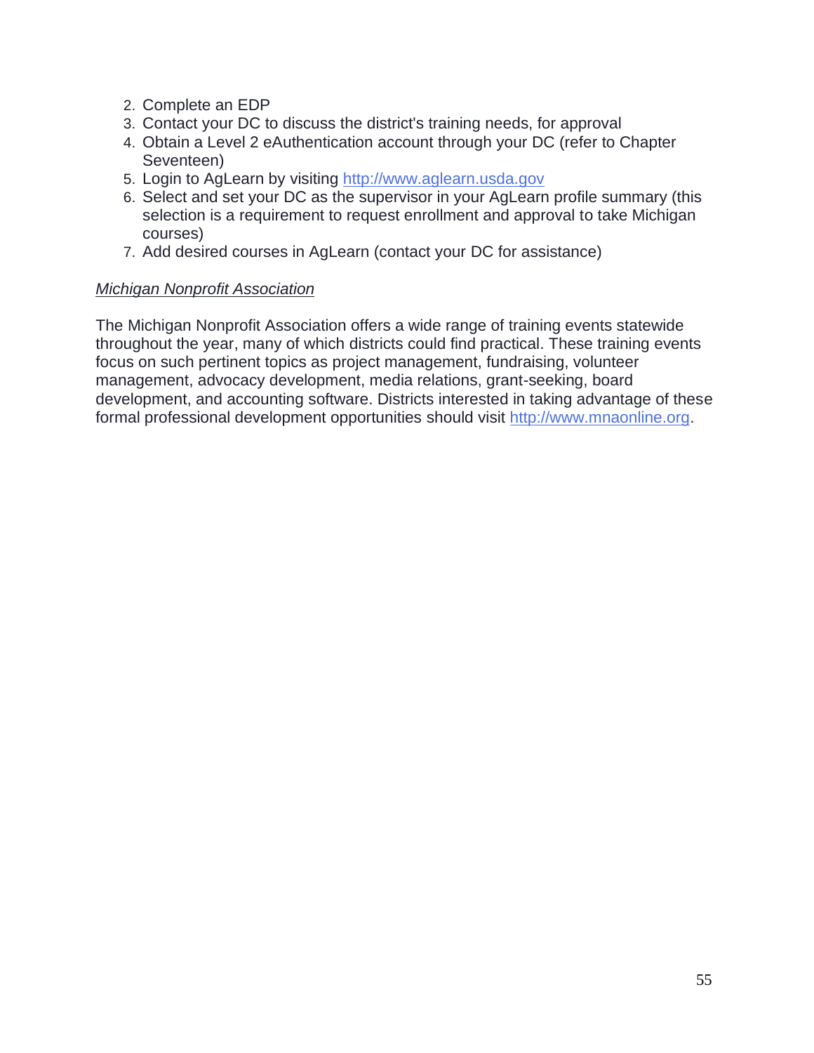2. Complete an EDP
3. Contact your DC to discuss the district's training needs, for approval
4. Obtain a Level 2 eAuthentication account through your DC (refer to Chapter Seventeen)
5. Login to AgLearn by visiting http://www.aglearn.usda.gov
6. Select and set your DC as the supervisor in your AgLearn profile summary (this selection is a requirement to request enrollment and approval to take Michigan courses)
7. Add desired courses in AgLearn (contact your DC for assistance)

*Michigan Nonprofit Association*

The Michigan Nonprofit Association offers a wide range of training events statewide throughout the year, many of which districts could find practical. These training events focus on such pertinent topics as project management, fundraising, volunteer management, advocacy development, media relations, grant-seeking, board development, and accounting software. Districts interested in taking advantage of these formal professional development opportunities should visit http://www.mnaonline.org.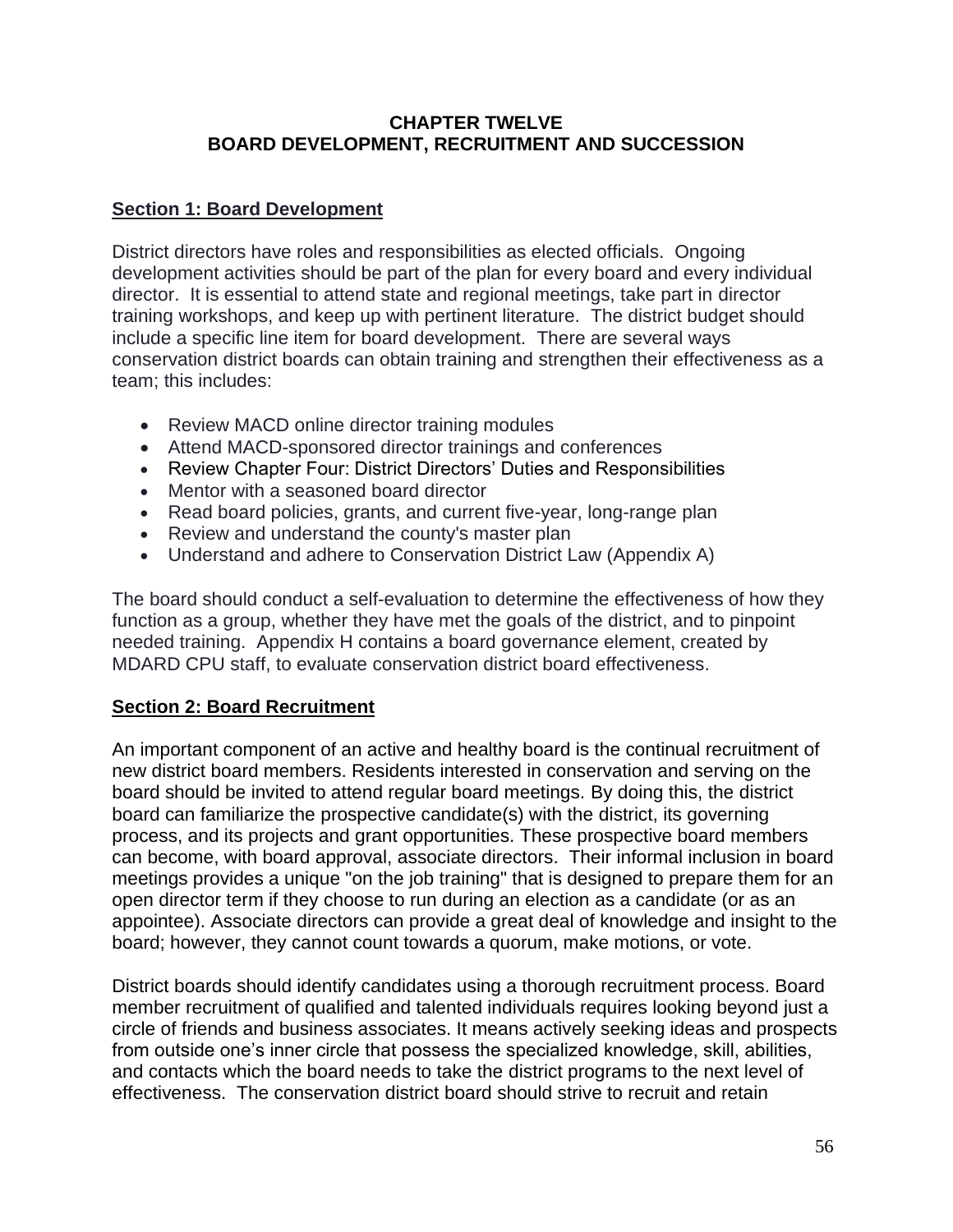# CHAPTER TWELVE
# BOARD DEVELOPMENT, RECRUITMENT AND SUCCESSION

## Section 1: Board Development

District directors have roles and responsibilities as elected officials. Ongoing development activities should be part of the plan for every board and every individual director. It is essential to attend state and regional meetings, take part in director training workshops, and keep up with pertinent literature. The district budget should include a specific line item for board development. There are several ways conservation district boards can obtain training and strengthen their effectiveness as a team; this includes:

- Review MACD online director training modules
- Attend MACD-sponsored director trainings and conferences
- Review Chapter Four: District Directors' Duties and Responsibilities
- Mentor with a seasoned board director
- Read board policies, grants, and current five-year, long-range plan
- Review and understand the county's master plan
- Understand and adhere to Conservation District Law (Appendix A)

The board should conduct a self-evaluation to determine the effectiveness of how they function as a group, whether they have met the goals of the district, and to pinpoint needed training. Appendix H contains a board governance element, created by MDARD CPU staff, to evaluate conservation district board effectiveness.

## Section 2: Board Recruitment

An important component of an active and healthy board is the continual recruitment of new district board members. Residents interested in conservation and serving on the board should be invited to attend regular board meetings. By doing this, the district board can familiarize the prospective candidate(s) with the district, its governing process, and its projects and grant opportunities. These prospective board members can become, with board approval, associate directors. Their informal inclusion in board meetings provides a unique "on the job training" that is designed to prepare them for an open director term if they choose to run during an election as a candidate (or as an appointee). Associate directors can provide a great deal of knowledge and insight to the board; however, they cannot count towards a quorum, make motions, or vote.

District boards should identify candidates using a thorough recruitment process. Board member recruitment of qualified and talented individuals requires looking beyond just a circle of friends and business associates. It means actively seeking ideas and prospects from outside one's inner circle that possess the specialized knowledge, skill, abilities, and contacts which the board needs to take the district programs to the next level of effectiveness. The conservation district board should strive to recruit and retain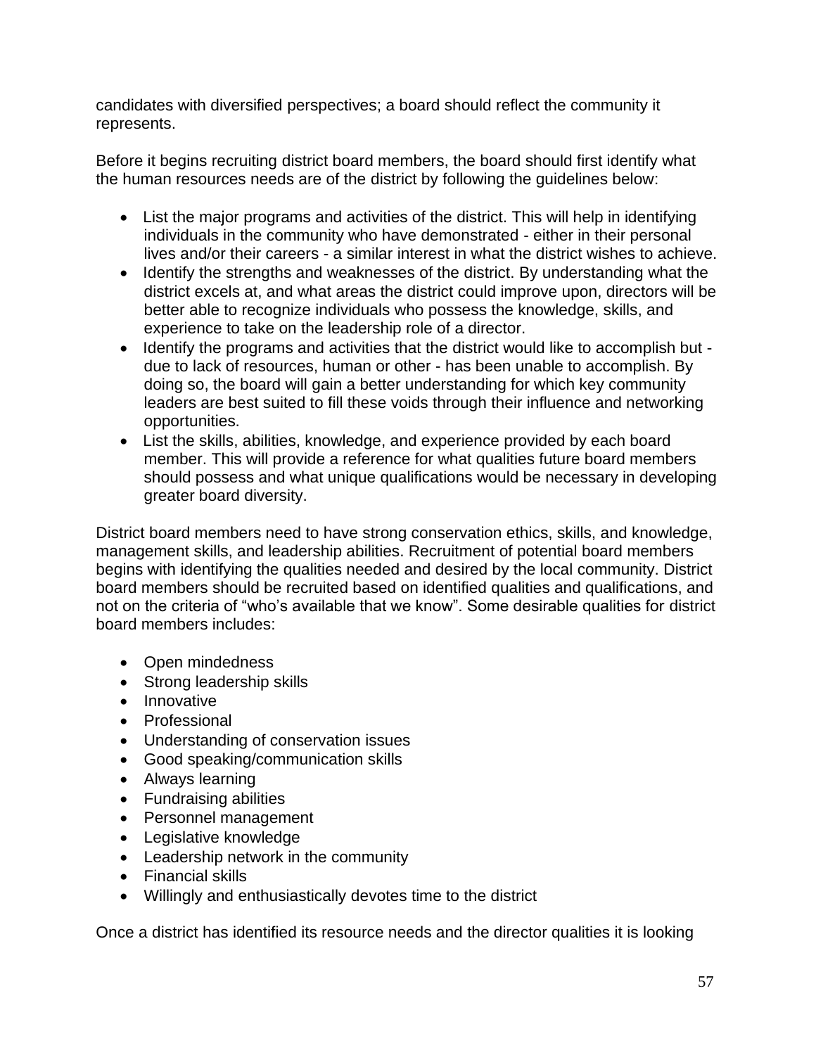candidates with diversified perspectives; a board should reflect the community it represents.

Before it begins recruiting district board members, the board should first identify what the human resources needs are of the district by following the guidelines below:

- List the major programs and activities of the district. This will help in identifying individuals in the community who have demonstrated - either in their personal lives and/or their careers - a similar interest in what the district wishes to achieve.
- Identify the strengths and weaknesses of the district. By understanding what the district excels at, and what areas the district could improve upon, directors will be better able to recognize individuals who possess the knowledge, skills, and experience to take on the leadership role of a director.
- Identify the programs and activities that the district would like to accomplish but - due to lack of resources, human or other - has been unable to accomplish. By doing so, the board will gain a better understanding for which key community leaders are best suited to fill these voids through their influence and networking opportunities.
- List the skills, abilities, knowledge, and experience provided by each board member. This will provide a reference for what qualities future board members should possess and what unique qualifications would be necessary in developing greater board diversity.

District board members need to have strong conservation ethics, skills, and knowledge, management skills, and leadership abilities. Recruitment of potential board members begins with identifying the qualities needed and desired by the local community. District board members should be recruited based on identified qualities and qualifications, and not on the criteria of "who's available that we know". Some desirable qualities for district board members includes:

- Open mindedness
- Strong leadership skills
- Innovative
- Professional
- Understanding of conservation issues
- Good speaking/communication skills
- Always learning
- Fundraising abilities
- Personnel management
- Legislative knowledge
- Leadership network in the community
- Financial skills
- Willingly and enthusiastically devotes time to the district

Once a district has identified its resource needs and the director qualities it is looking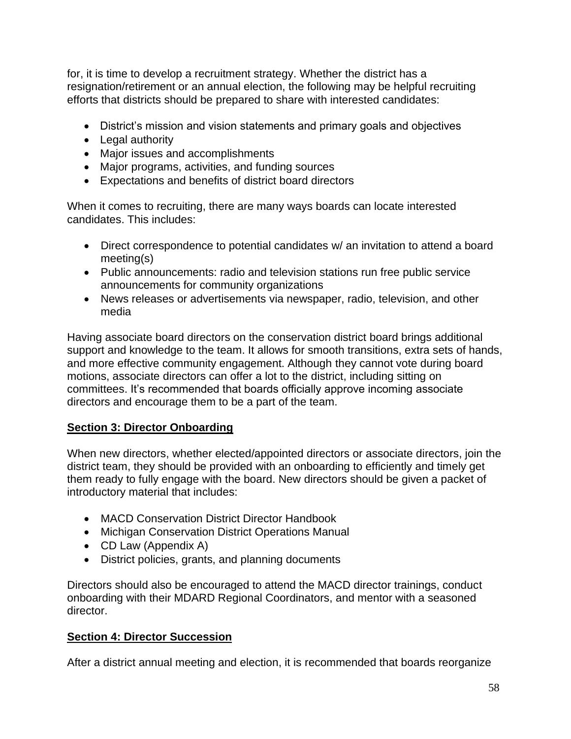for, it is time to develop a recruitment strategy. Whether the district has a resignation/retirement or an annual election, the following may be helpful recruiting efforts that districts should be prepared to share with interested candidates:

- District's mission and vision statements and primary goals and objectives
- Legal authority
- Major issues and accomplishments
- Major programs, activities, and funding sources
- Expectations and benefits of district board directors

When it comes to recruiting, there are many ways boards can locate interested candidates. This includes:

- Direct correspondence to potential candidates w/ an invitation to attend a board meeting(s)
- Public announcements: radio and television stations run free public service announcements for community organizations
- News releases or advertisements via newspaper, radio, television, and other media

Having associate board directors on the conservation district board brings additional support and knowledge to the team. It allows for smooth transitions, extra sets of hands, and more effective community engagement. Although they cannot vote during board motions, associate directors can offer a lot to the district, including sitting on committees. It's recommended that boards officially approve incoming associate directors and encourage them to be a part of the team.

## <u>Section 3: Director Onboarding</u>

When new directors, whether elected/appointed directors or associate directors, join the district team, they should be provided with an onboarding to efficiently and timely get them ready to fully engage with the board. New directors should be given a packet of introductory material that includes:

- MACD Conservation District Director Handbook
- Michigan Conservation District Operations Manual
- CD Law (Appendix A)
- District policies, grants, and planning documents

Directors should also be encouraged to attend the MACD director trainings, conduct onboarding with their MDARD Regional Coordinators, and mentor with a seasoned director.

## <u>Section 4: Director Succession</u>

After a district annual meeting and election, it is recommended that boards reorganize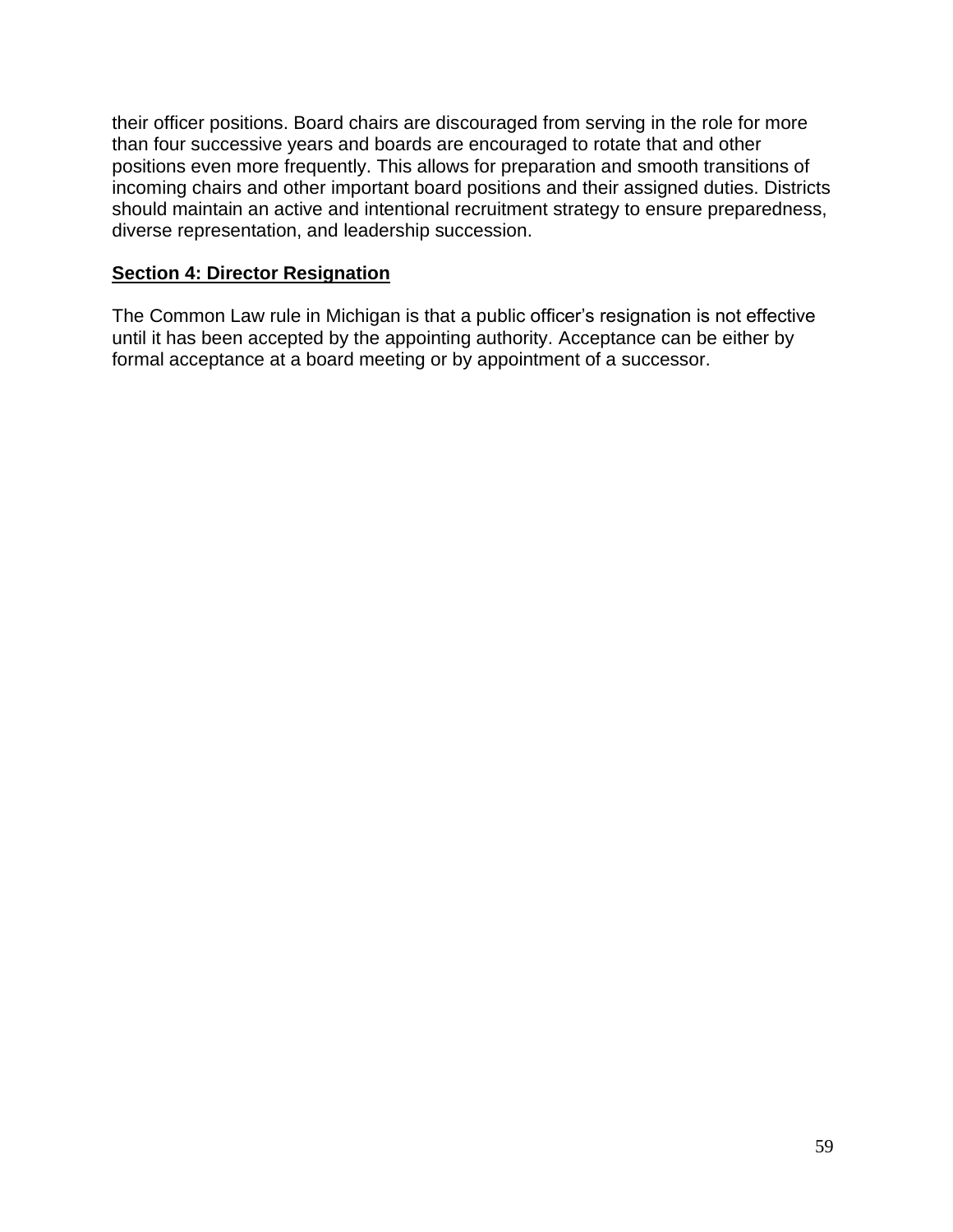their officer positions. Board chairs are discouraged from serving in the role for more than four successive years and boards are encouraged to rotate that and other positions even more frequently. This allows for preparation and smooth transitions of incoming chairs and other important board positions and their assigned duties. Districts should maintain an active and intentional recruitment strategy to ensure preparedness, diverse representation, and leadership succession.

## Section 4: Director Resignation

The Common Law rule in Michigan is that a public officer's resignation is not effective until it has been accepted by the appointing authority. Acceptance can be either by formal acceptance at a board meeting or by appointment of a successor.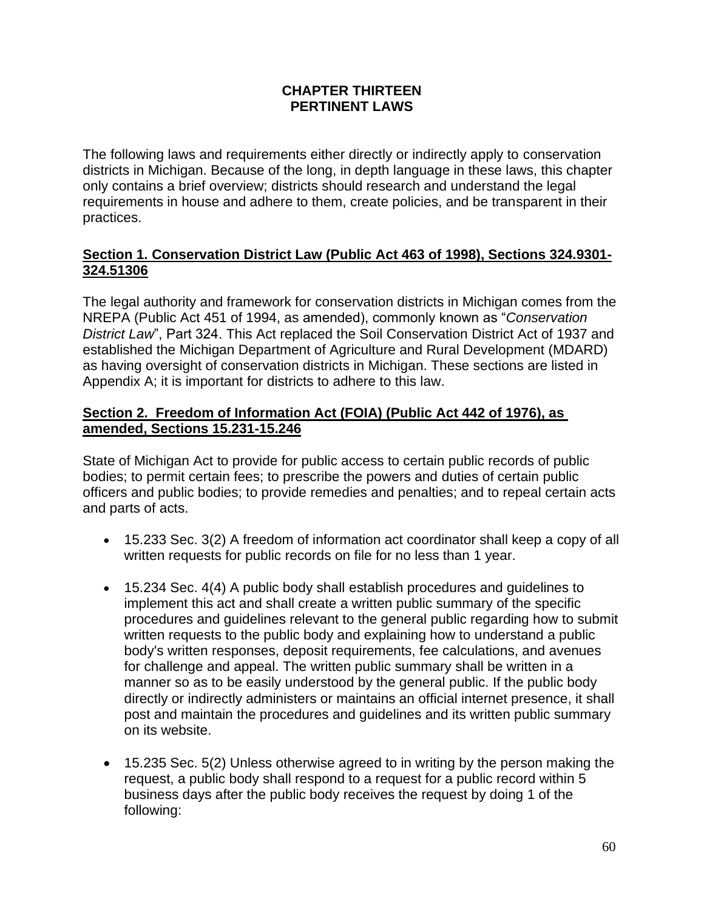# CHAPTER THIRTEEN
# PERTINENT LAWS

The following laws and requirements either directly or indirectly apply to conservation districts in Michigan. Because of the long, in depth language in these laws, this chapter only contains a brief overview; districts should research and understand the legal requirements in house and adhere to them, create policies, and be transparent in their practices.

## Section 1. Conservation District Law (Public Act 463 of 1998), Sections 324.9301-324.51306

The legal authority and framework for conservation districts in Michigan comes from the NREPA (Public Act 451 of 1994, as amended), commonly known as "*Conservation District Law*", Part 324. This Act replaced the Soil Conservation District Act of 1937 and established the Michigan Department of Agriculture and Rural Development (MDARD) as having oversight of conservation districts in Michigan. These sections are listed in Appendix A; it is important for districts to adhere to this law.

## Section 2. Freedom of Information Act (FOIA) (Public Act 442 of 1976), as amended, Sections 15.231-15.246

State of Michigan Act to provide for public access to certain public records of public bodies; to permit certain fees; to prescribe the powers and duties of certain public officers and public bodies; to provide remedies and penalties; and to repeal certain acts and parts of acts.

- 15.233 Sec. 3(2) A freedom of information act coordinator shall keep a copy of all written requests for public records on file for no less than 1 year.
- 15.234 Sec. 4(4) A public body shall establish procedures and guidelines to implement this act and shall create a written public summary of the specific procedures and guidelines relevant to the general public regarding how to submit written requests to the public body and explaining how to understand a public body's written responses, deposit requirements, fee calculations, and avenues for challenge and appeal. The written public summary shall be written in a manner so as to be easily understood by the general public. If the public body directly or indirectly administers or maintains an official internet presence, it shall post and maintain the procedures and guidelines and its written public summary on its website.
- 15.235 Sec. 5(2) Unless otherwise agreed to in writing by the person making the request, a public body shall respond to a request for a public record within 5 business days after the public body receives the request by doing 1 of the following: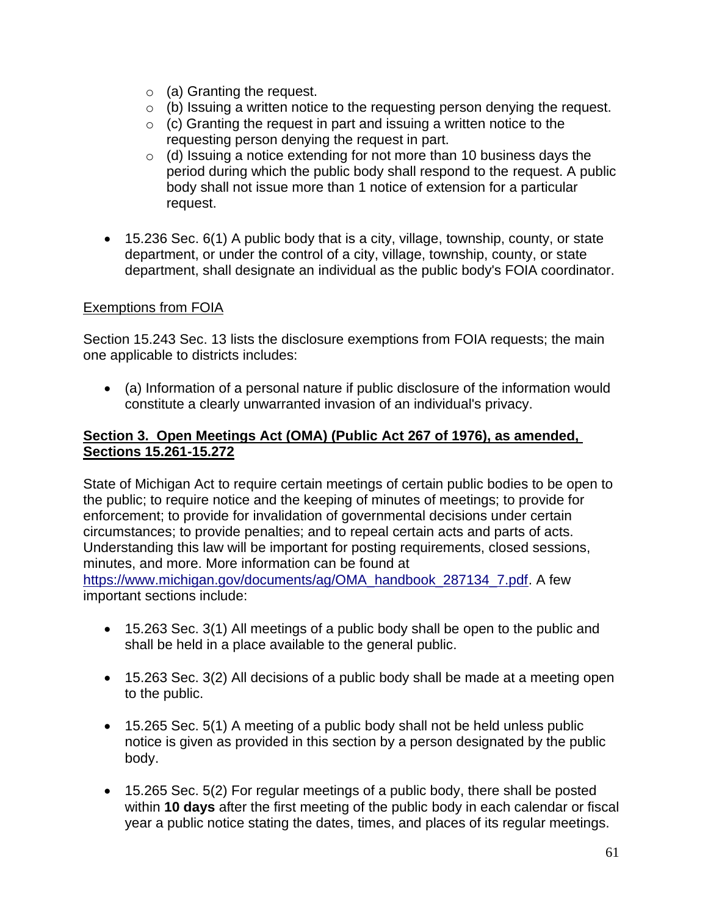- (a) Granting the request.
  - (b) Issuing a written notice to the requesting person denying the request.
  - (c) Granting the request in part and issuing a written notice to the requesting person denying the request in part.
  - (d) Issuing a notice extending for not more than 10 business days the period during which the public body shall respond to the request. A public body shall not issue more than 1 notice of extension for a particular request.

- 15.236 Sec. 6(1) A public body that is a city, village, township, county, or state department, or under the control of a city, village, township, county, or state department, shall designate an individual as the public body's FOIA coordinator.

Exemptions from FOIA

Section 15.243 Sec. 13 lists the disclosure exemptions from FOIA requests; the main one applicable to districts includes:

- (a) Information of a personal nature if public disclosure of the information would constitute a clearly unwarranted invasion of an individual's privacy.

**Section 3. Open Meetings Act (OMA) (Public Act 267 of 1976), as amended, Sections 15.261-15.272**

State of Michigan Act to require certain meetings of certain public bodies to be open to the public; to require notice and the keeping of minutes of meetings; to provide for enforcement; to provide for invalidation of governmental decisions under certain circumstances; to provide penalties; and to repeal certain acts and parts of acts. Understanding this law will be important for posting requirements, closed sessions, minutes, and more. More information can be found at https://www.michigan.gov/documents/ag/OMA_handbook_287134_7.pdf. A few important sections include:

- 15.263 Sec. 3(1) All meetings of a public body shall be open to the public and shall be held in a place available to the general public.

- 15.263 Sec. 3(2) All decisions of a public body shall be made at a meeting open to the public.

- 15.265 Sec. 5(1) A meeting of a public body shall not be held unless public notice is given as provided in this section by a person designated by the public body.

- 15.265 Sec. 5(2) For regular meetings of a public body, there shall be posted within **10 days** after the first meeting of the public body in each calendar or fiscal year a public notice stating the dates, times, and places of its regular meetings.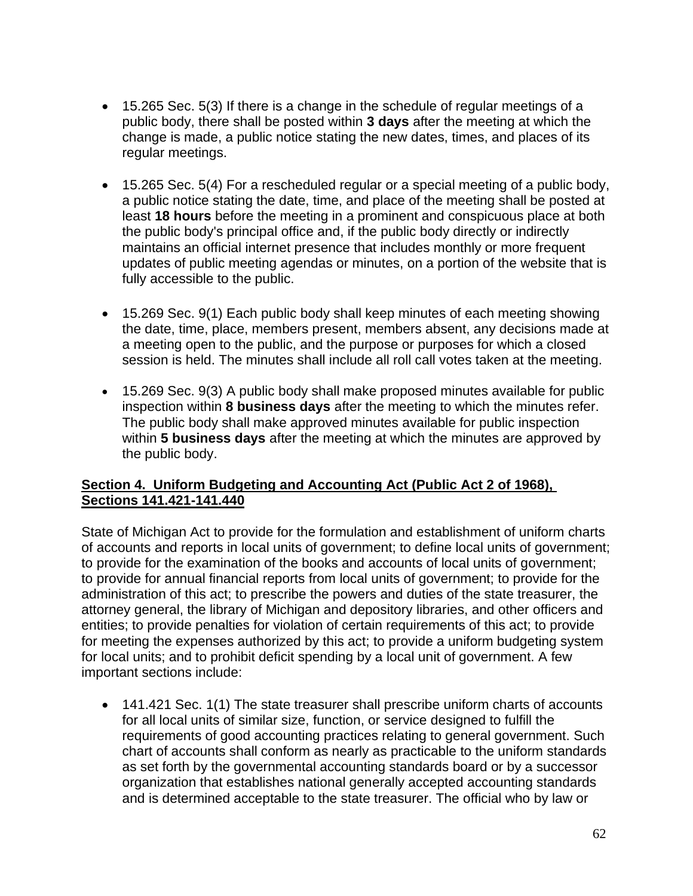- 15.265 Sec. 5(3) If there is a change in the schedule of regular meetings of a public body, there shall be posted within **3 days** after the meeting at which the change is made, a public notice stating the new dates, times, and places of its regular meetings.

- 15.265 Sec. 5(4) For a rescheduled regular or a special meeting of a public body, a public notice stating the date, time, and place of the meeting shall be posted at least **18 hours** before the meeting in a prominent and conspicuous place at both the public body's principal office and, if the public body directly or indirectly maintains an official internet presence that includes monthly or more frequent updates of public meeting agendas or minutes, on a portion of the website that is fully accessible to the public.

- 15.269 Sec. 9(1) Each public body shall keep minutes of each meeting showing the date, time, place, members present, members absent, any decisions made at a meeting open to the public, and the purpose or purposes for which a closed session is held. The minutes shall include all roll call votes taken at the meeting.

- 15.269 Sec. 9(3) A public body shall make proposed minutes available for public inspection within **8 business days** after the meeting to which the minutes refer. The public body shall make approved minutes available for public inspection within **5 business days** after the meeting at which the minutes are approved by the public body.

**Section 4. Uniform Budgeting and Accounting Act (Public Act 2 of 1968), Sections 141.421-141.440**

State of Michigan Act to provide for the formulation and establishment of uniform charts of accounts and reports in local units of government; to define local units of government; to provide for the examination of the books and accounts of local units of government; to provide for annual financial reports from local units of government; to provide for the administration of this act; to prescribe the powers and duties of the state treasurer, the attorney general, the library of Michigan and depository libraries, and other officers and entities; to provide penalties for violation of certain requirements of this act; to provide for meeting the expenses authorized by this act; to provide a uniform budgeting system for local units; and to prohibit deficit spending by a local unit of government. A few important sections include:

- 141.421 Sec. 1(1) The state treasurer shall prescribe uniform charts of accounts for all local units of similar size, function, or service designed to fulfill the requirements of good accounting practices relating to general government. Such chart of accounts shall conform as nearly as practicable to the uniform standards as set forth by the governmental accounting standards board or by a successor organization that establishes national generally accepted accounting standards and is determined acceptable to the state treasurer. The official who by law or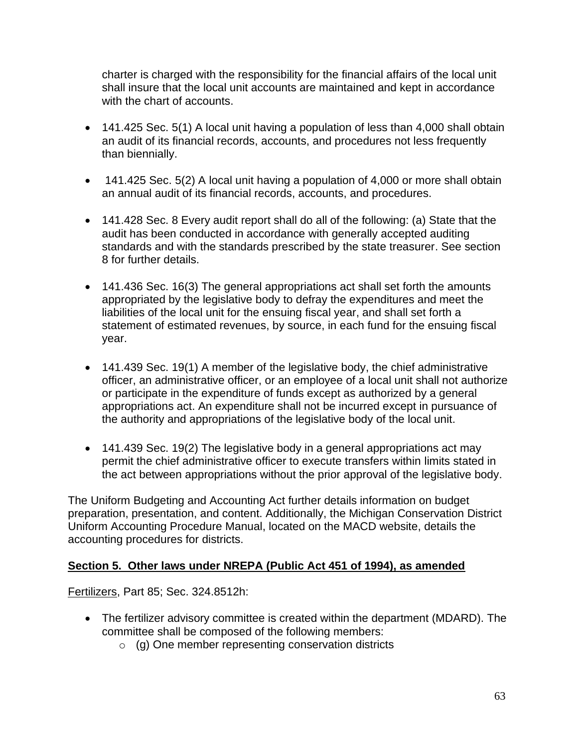charter is charged with the responsibility for the financial affairs of the local unit shall insure that the local unit accounts are maintained and kept in accordance with the chart of accounts.

- 141.425 Sec. 5(1) A local unit having a population of less than 4,000 shall obtain an audit of its financial records, accounts, and procedures not less frequently than biennially.
- 141.425 Sec. 5(2) A local unit having a population of 4,000 or more shall obtain an annual audit of its financial records, accounts, and procedures.
- 141.428 Sec. 8 Every audit report shall do all of the following: (a) State that the audit has been conducted in accordance with generally accepted auditing standards and with the standards prescribed by the state treasurer. See section 8 for further details.
- 141.436 Sec. 16(3) The general appropriations act shall set forth the amounts appropriated by the legislative body to defray the expenditures and meet the liabilities of the local unit for the ensuing fiscal year, and shall set forth a statement of estimated revenues, by source, in each fund for the ensuing fiscal year.
- 141.439 Sec. 19(1) A member of the legislative body, the chief administrative officer, an administrative officer, or an employee of a local unit shall not authorize or participate in the expenditure of funds except as authorized by a general appropriations act. An expenditure shall not be incurred except in pursuance of the authority and appropriations of the legislative body of the local unit.
- 141.439 Sec. 19(2) The legislative body in a general appropriations act may permit the chief administrative officer to execute transfers within limits stated in the act between appropriations without the prior approval of the legislative body.

The Uniform Budgeting and Accounting Act further details information on budget preparation, presentation, and content. Additionally, the Michigan Conservation District Uniform Accounting Procedure Manual, located on the MACD website, details the accounting procedures for districts.

## Section 5. Other laws under NREPA (Public Act 451 of 1994), as amended

Fertilizers, Part 85; Sec. 324.8512h:

- The fertilizer advisory committee is created within the department (MDARD). The committee shall be composed of the following members:
    - (g) One member representing conservation districts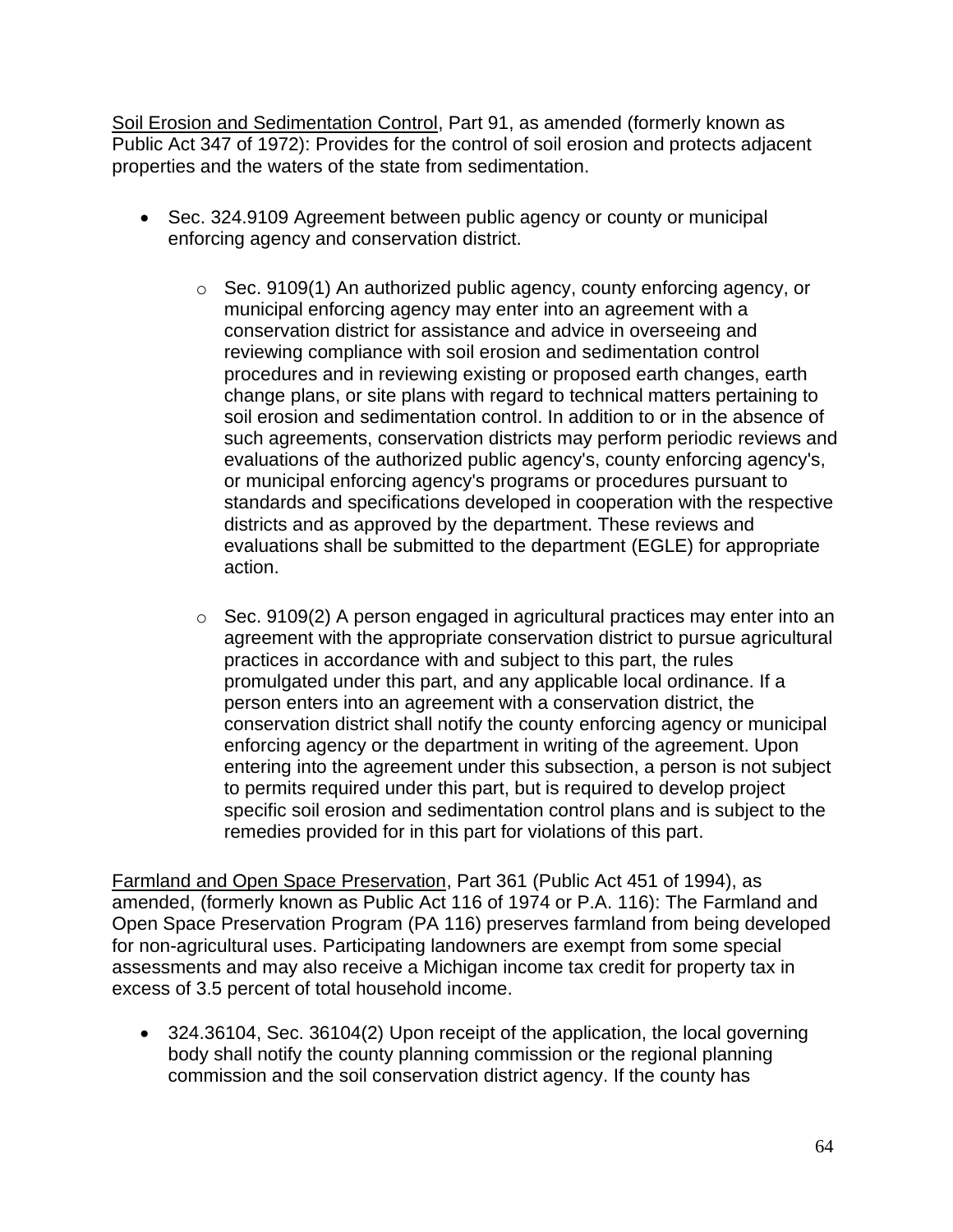<u>Soil Erosion and Sedimentation Control</u>, Part 91, as amended (formerly known as Public Act 347 of 1972): Provides for the control of soil erosion and protects adjacent properties and the waters of the state from sedimentation.

- Sec. 324.9109 Agreement between public agency or county or municipal enforcing agency and conservation district.
  - Sec. 9109(1) An authorized public agency, county enforcing agency, or municipal enforcing agency may enter into an agreement with a conservation district for assistance and advice in overseeing and reviewing compliance with soil erosion and sedimentation control procedures and in reviewing existing or proposed earth changes, earth change plans, or site plans with regard to technical matters pertaining to soil erosion and sedimentation control. In addition to or in the absence of such agreements, conservation districts may perform periodic reviews and evaluations of the authorized public agency's, county enforcing agency's, or municipal enforcing agency's programs or procedures pursuant to standards and specifications developed in cooperation with the respective districts and as approved by the department. These reviews and evaluations shall be submitted to the department (EGLE) for appropriate action.
  - Sec. 9109(2) A person engaged in agricultural practices may enter into an agreement with the appropriate conservation district to pursue agricultural practices in accordance with and subject to this part, the rules promulgated under this part, and any applicable local ordinance. If a person enters into an agreement with a conservation district, the conservation district shall notify the county enforcing agency or municipal enforcing agency or the department in writing of the agreement. Upon entering into the agreement under this subsection, a person is not subject to permits required under this part, but is required to develop project specific soil erosion and sedimentation control plans and is subject to the remedies provided for in this part for violations of this part.

<u>Farmland and Open Space Preservation</u>, Part 361 (Public Act 451 of 1994), as amended, (formerly known as Public Act 116 of 1974 or P.A. 116): The Farmland and Open Space Preservation Program (PA 116) preserves farmland from being developed for non-agricultural uses. Participating landowners are exempt from some special assessments and may also receive a Michigan income tax credit for property tax in excess of 3.5 percent of total household income.

- 324.36104, Sec. 36104(2) Upon receipt of the application, the local governing body shall notify the county planning commission or the regional planning commission and the soil conservation district agency. If the county has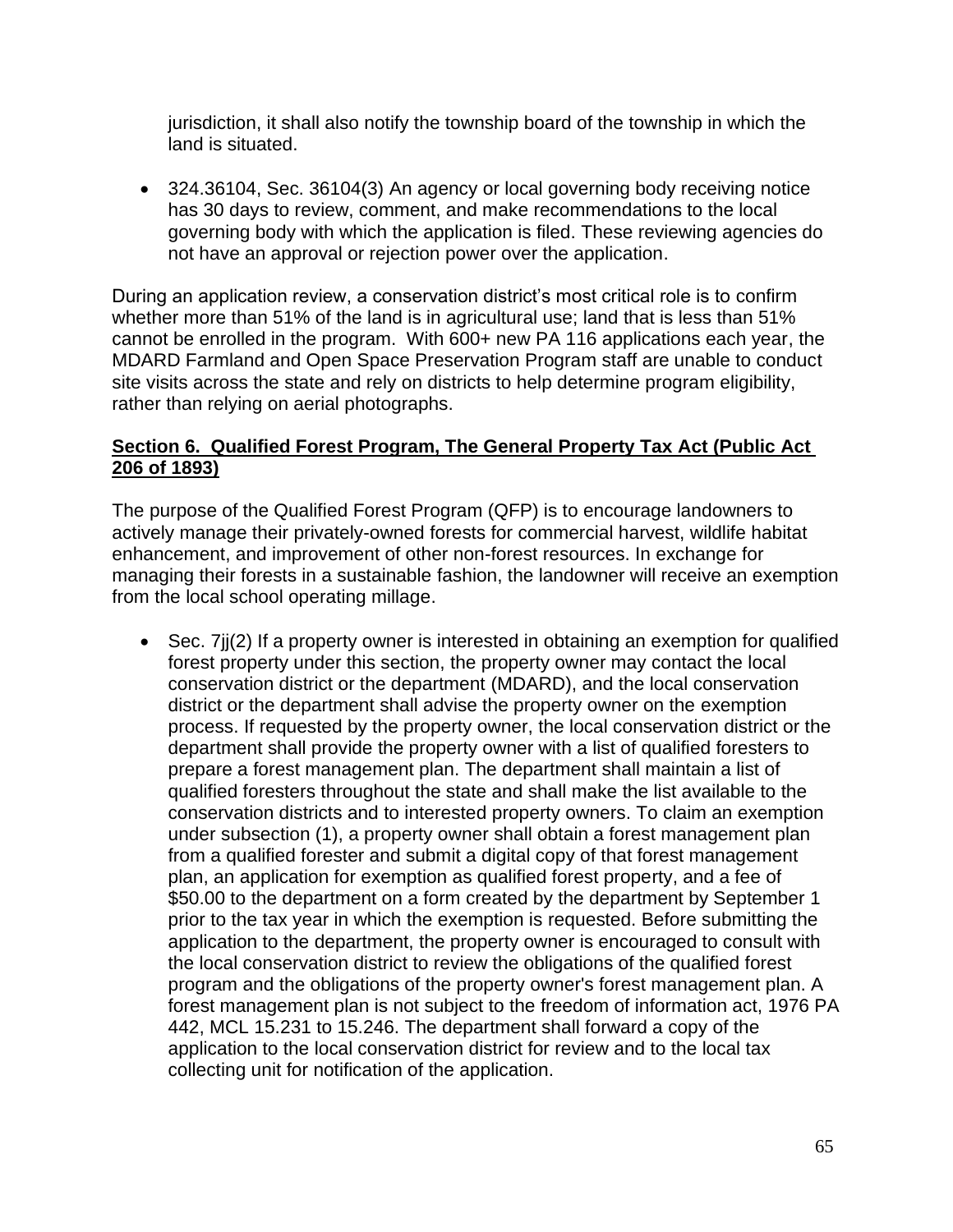jurisdiction, it shall also notify the township board of the township in which the land is situated.

- 324.36104, Sec. 36104(3) An agency or local governing body receiving notice has 30 days to review, comment, and make recommendations to the local governing body with which the application is filed. These reviewing agencies do not have an approval or rejection power over the application.

During an application review, a conservation district's most critical role is to confirm whether more than 51% of the land is in agricultural use; land that is less than 51% cannot be enrolled in the program. With 600+ new PA 116 applications each year, the MDARD Farmland and Open Space Preservation Program staff are unable to conduct site visits across the state and rely on districts to help determine program eligibility, rather than relying on aerial photographs.

## Section 6. Qualified Forest Program, The General Property Tax Act (Public Act 206 of 1893)

The purpose of the Qualified Forest Program (QFP) is to encourage landowners to actively manage their privately-owned forests for commercial harvest, wildlife habitat enhancement, and improvement of other non-forest resources. In exchange for managing their forests in a sustainable fashion, the landowner will receive an exemption from the local school operating millage.

- Sec. 7jj(2) If a property owner is interested in obtaining an exemption for qualified forest property under this section, the property owner may contact the local conservation district or the department (MDARD), and the local conservation district or the department shall advise the property owner on the exemption process. If requested by the property owner, the local conservation district or the department shall provide the property owner with a list of qualified foresters to prepare a forest management plan. The department shall maintain a list of qualified foresters throughout the state and shall make the list available to the conservation districts and to interested property owners. To claim an exemption under subsection (1), a property owner shall obtain a forest management plan from a qualified forester and submit a digital copy of that forest management plan, an application for exemption as qualified forest property, and a fee of $50.00 to the department on a form created by the department by September 1 prior to the tax year in which the exemption is requested. Before submitting the application to the department, the property owner is encouraged to consult with the local conservation district to review the obligations of the qualified forest program and the obligations of the property owner's forest management plan. A forest management plan is not subject to the freedom of information act, 1976 PA 442, MCL 15.231 to 15.246. The department shall forward a copy of the application to the local conservation district for review and to the local tax collecting unit for notification of the application.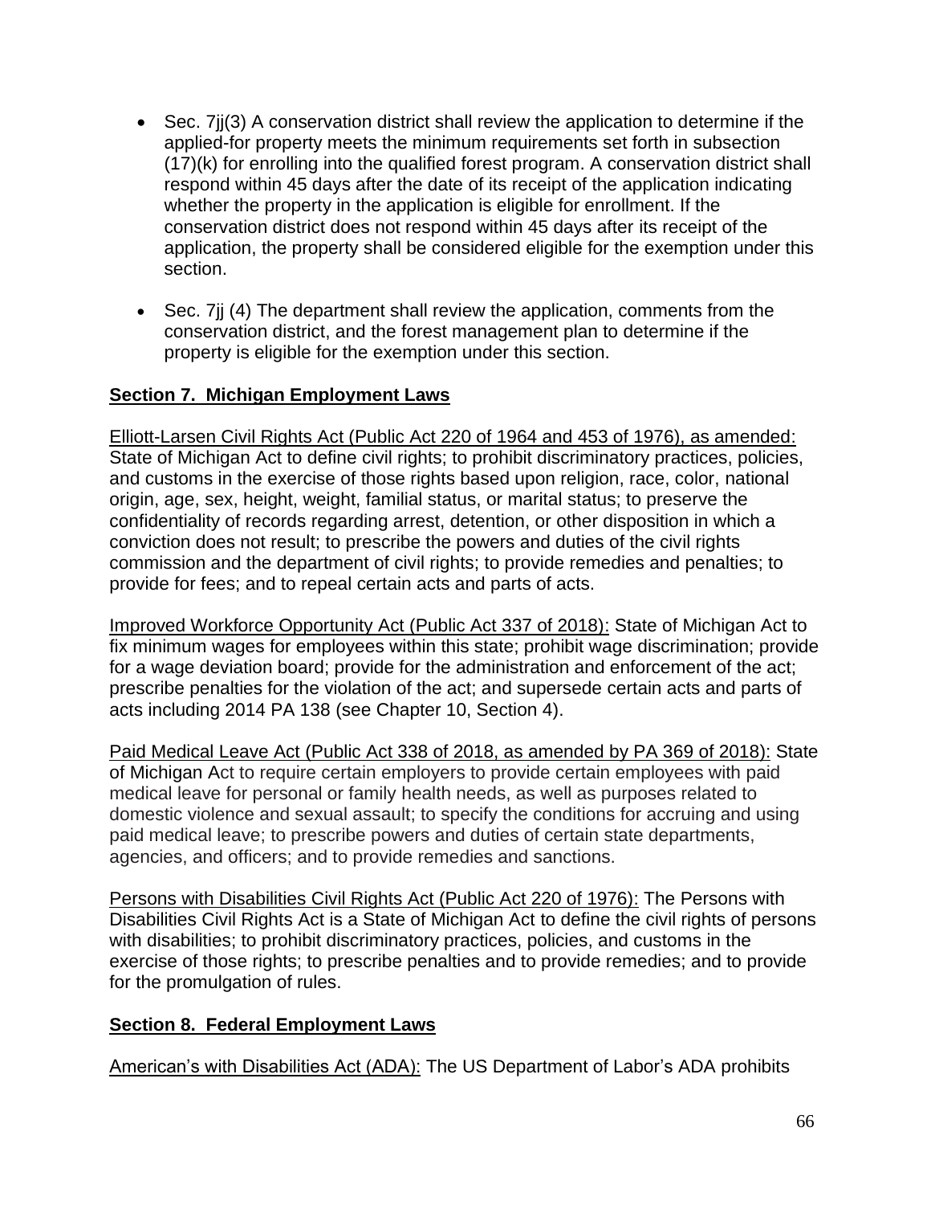- Sec. 7jj(3) A conservation district shall review the application to determine if the applied-for property meets the minimum requirements set forth in subsection (17)(k) for enrolling into the qualified forest program. A conservation district shall respond within 45 days after the date of its receipt of the application indicating whether the property in the application is eligible for enrollment. If the conservation district does not respond within 45 days after its receipt of the application, the property shall be considered eligible for the exemption under this section.

- Sec. 7jj (4) The department shall review the application, comments from the conservation district, and the forest management plan to determine if the property is eligible for the exemption under this section.

## Section 7. Michigan Employment Laws

Elliott-Larsen Civil Rights Act (Public Act 220 of 1964 and 453 of 1976), as amended: State of Michigan Act to define civil rights; to prohibit discriminatory practices, policies, and customs in the exercise of those rights based upon religion, race, color, national origin, age, sex, height, weight, familial status, or marital status; to preserve the confidentiality of records regarding arrest, detention, or other disposition in which a conviction does not result; to prescribe the powers and duties of the civil rights commission and the department of civil rights; to provide remedies and penalties; to provide for fees; and to repeal certain acts and parts of acts.

Improved Workforce Opportunity Act (Public Act 337 of 2018): State of Michigan Act to fix minimum wages for employees within this state; prohibit wage discrimination; provide for a wage deviation board; provide for the administration and enforcement of the act; prescribe penalties for the violation of the act; and supersede certain acts and parts of acts including 2014 PA 138 (see Chapter 10, Section 4).

Paid Medical Leave Act (Public Act 338 of 2018, as amended by PA 369 of 2018): State of Michigan Act to require certain employers to provide certain employees with paid medical leave for personal or family health needs, as well as purposes related to domestic violence and sexual assault; to specify the conditions for accruing and using paid medical leave; to prescribe powers and duties of certain state departments, agencies, and officers; and to provide remedies and sanctions.

Persons with Disabilities Civil Rights Act (Public Act 220 of 1976): The Persons with Disabilities Civil Rights Act is a State of Michigan Act to define the civil rights of persons with disabilities; to prohibit discriminatory practices, policies, and customs in the exercise of those rights; to prescribe penalties and to provide remedies; and to provide for the promulgation of rules.

## Section 8. Federal Employment Laws

American's with Disabilities Act (ADA): The US Department of Labor's ADA prohibits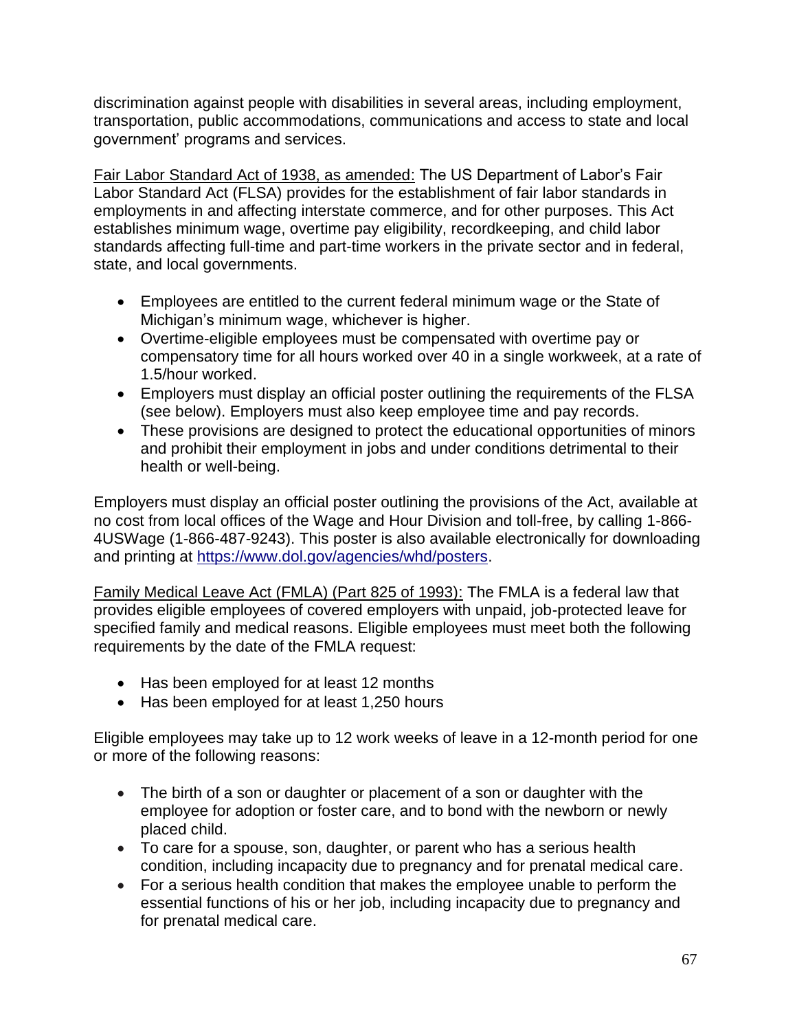discrimination against people with disabilities in several areas, including employment, transportation, public accommodations, communications and access to state and local government' programs and services.

<u>Fair Labor Standard Act of 1938, as amended:</u> The US Department of Labor's Fair Labor Standard Act (FLSA) provides for the establishment of fair labor standards in employments in and affecting interstate commerce, and for other purposes. This Act establishes minimum wage, overtime pay eligibility, recordkeeping, and child labor standards affecting full-time and part-time workers in the private sector and in federal, state, and local governments.

- Employees are entitled to the current federal minimum wage or the State of Michigan's minimum wage, whichever is higher.
- Overtime-eligible employees must be compensated with overtime pay or compensatory time for all hours worked over 40 in a single workweek, at a rate of 1.5/hour worked.
- Employers must display an official poster outlining the requirements of the FLSA (see below). Employers must also keep employee time and pay records.
- These provisions are designed to protect the educational opportunities of minors and prohibit their employment in jobs and under conditions detrimental to their health or well-being.

Employers must display an official poster outlining the provisions of the Act, available at no cost from local offices of the Wage and Hour Division and toll-free, by calling 1-866-4USWage (1-866-487-9243). This poster is also available electronically for downloading and printing at [https://www.dol.gov/agencies/whd/posters](https://www.dol.gov/agencies/whd/posters).

<u>Family Medical Leave Act (FMLA) (Part 825 of 1993):</u> The FMLA is a federal law that provides eligible employees of covered employers with unpaid, job-protected leave for specified family and medical reasons. Eligible employees must meet both the following requirements by the date of the FMLA request:

- Has been employed for at least 12 months
- Has been employed for at least 1,250 hours

Eligible employees may take up to 12 work weeks of leave in a 12-month period for one or more of the following reasons:

- The birth of a son or daughter or placement of a son or daughter with the employee for adoption or foster care, and to bond with the newborn or newly placed child.
- To care for a spouse, son, daughter, or parent who has a serious health condition, including incapacity due to pregnancy and for prenatal medical care.
- For a serious health condition that makes the employee unable to perform the essential functions of his or her job, including incapacity due to pregnancy and for prenatal medical care.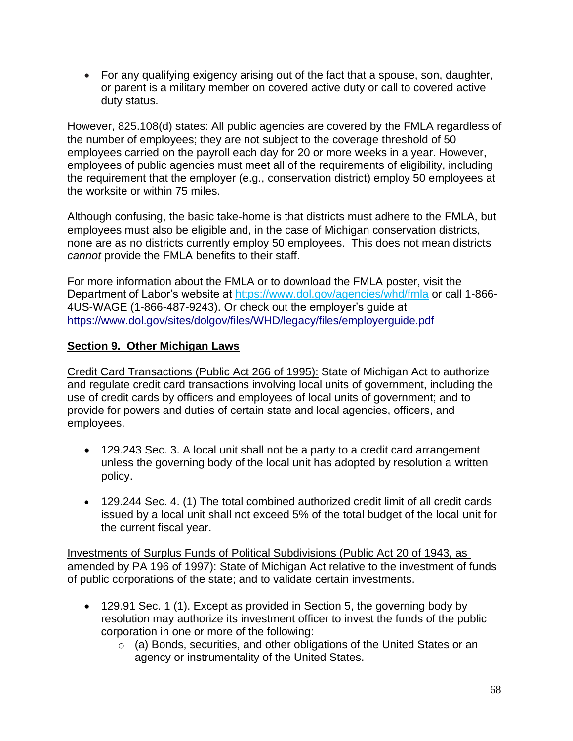- For any qualifying exigency arising out of the fact that a spouse, son, daughter, or parent is a military member on covered active duty or call to covered active duty status.

However, 825.108(d) states: All public agencies are covered by the FMLA regardless of the number of employees; they are not subject to the coverage threshold of 50 employees carried on the payroll each day for 20 or more weeks in a year. However, employees of public agencies must meet all of the requirements of eligibility, including the requirement that the employer (e.g., conservation district) employ 50 employees at the worksite or within 75 miles.

Although confusing, the basic take-home is that districts must adhere to the FMLA, but employees must also be eligible and, in the case of Michigan conservation districts, none are as no districts currently employ 50 employees. This does not mean districts *cannot* provide the FMLA benefits to their staff.

For more information about the FMLA or to download the FMLA poster, visit the Department of Labor's website at https://www.dol.gov/agencies/whd/fmla or call 1-866-4US-WAGE (1-866-487-9243). Or check out the employer's guide at https://www.dol.gov/sites/dolgov/files/WHD/legacy/files/employerguide.pdf

## Section 9. Other Michigan Laws

Credit Card Transactions (Public Act 266 of 1995): State of Michigan Act to authorize and regulate credit card transactions involving local units of government, including the use of credit cards by officers and employees of local units of government; and to provide for powers and duties of certain state and local agencies, officers, and employees.

- 129.243 Sec. 3. A local unit shall not be a party to a credit card arrangement unless the governing body of the local unit has adopted by resolution a written policy.
- 129.244 Sec. 4. (1) The total combined authorized credit limit of all credit cards issued by a local unit shall not exceed 5% of the total budget of the local unit for the current fiscal year.

Investments of Surplus Funds of Political Subdivisions (Public Act 20 of 1943, as amended by PA 196 of 1997): State of Michigan Act relative to the investment of funds of public corporations of the state; and to validate certain investments.

- 129.91 Sec. 1 (1). Except as provided in Section 5, the governing body by resolution may authorize its investment officer to invest the funds of the public corporation in one or more of the following:
  - (a) Bonds, securities, and other obligations of the United States or an agency or instrumentality of the United States.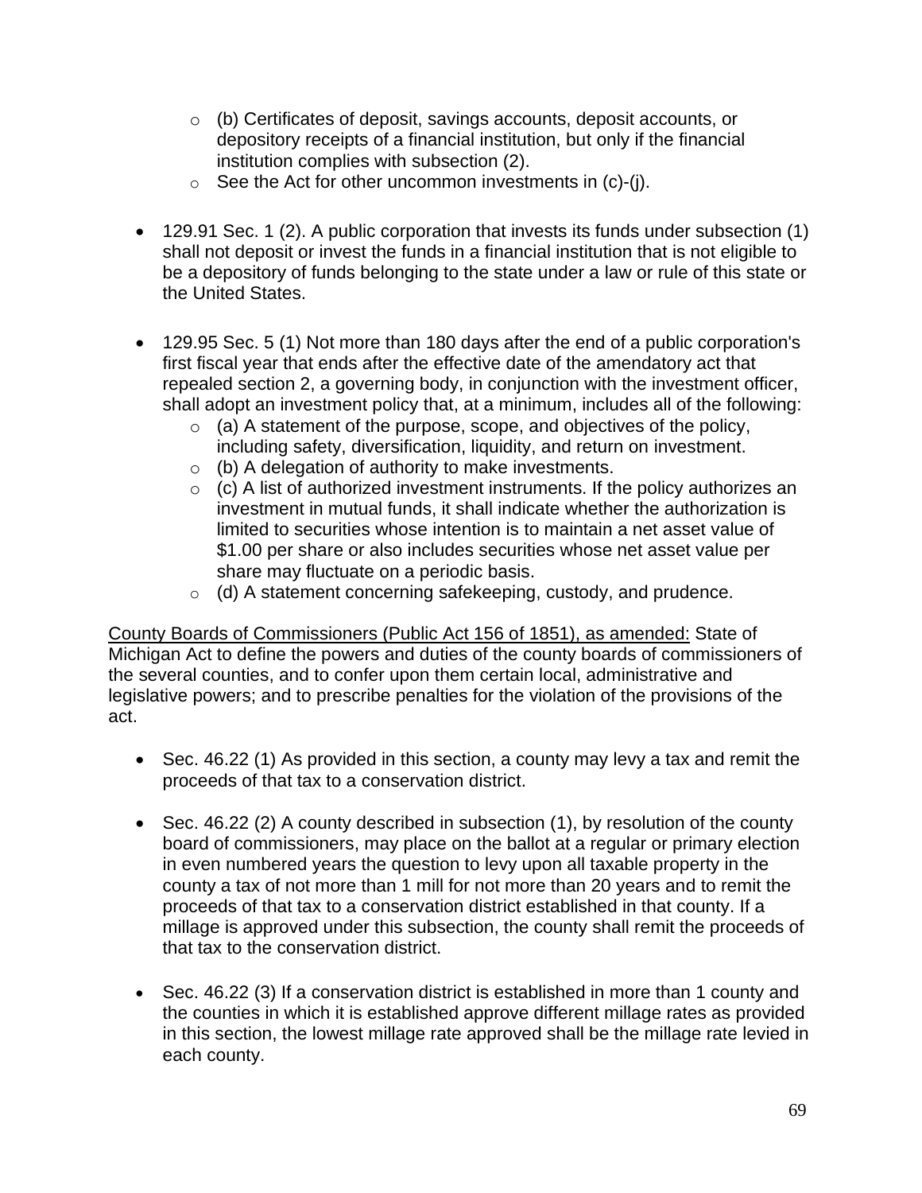- (b) Certificates of deposit, savings accounts, deposit accounts, or depository receipts of a financial institution, but only if the financial institution complies with subsection (2).
  - See the Act for other uncommon investments in (c)-(j).

- 129.91 Sec. 1 (2). A public corporation that invests its funds under subsection (1) shall not deposit or invest the funds in a financial institution that is not eligible to be a depository of funds belonging to the state under a law or rule of this state or the United States.

- 129.95 Sec. 5 (1) Not more than 180 days after the end of a public corporation's first fiscal year that ends after the effective date of the amendatory act that repealed section 2, a governing body, in conjunction with the investment officer, shall adopt an investment policy that, at a minimum, includes all of the following:
  - (a) A statement of the purpose, scope, and objectives of the policy, including safety, diversification, liquidity, and return on investment.
  - (b) A delegation of authority to make investments.
  - (c) A list of authorized investment instruments. If the policy authorizes an investment in mutual funds, it shall indicate whether the authorization is limited to securities whose intention is to maintain a net asset value of $1.00 per share or also includes securities whose net asset value per share may fluctuate on a periodic basis.
  - (d) A statement concerning safekeeping, custody, and prudence.

<u>County Boards of Commissioners (Public Act 156 of 1851), as amended:</u> State of Michigan Act to define the powers and duties of the county boards of commissioners of the several counties, and to confer upon them certain local, administrative and legislative powers; and to prescribe penalties for the violation of the provisions of the act.

- Sec. 46.22 (1) As provided in this section, a county may levy a tax and remit the proceeds of that tax to a conservation district.

- Sec. 46.22 (2) A county described in subsection (1), by resolution of the county board of commissioners, may place on the ballot at a regular or primary election in even numbered years the question to levy upon all taxable property in the county a tax of not more than 1 mill for not more than 20 years and to remit the proceeds of that tax to a conservation district established in that county. If a millage is approved under this subsection, the county shall remit the proceeds of that tax to the conservation district.

- Sec. 46.22 (3) If a conservation district is established in more than 1 county and the counties in which it is established approve different millage rates as provided in this section, the lowest millage rate approved shall be the millage rate levied in each county.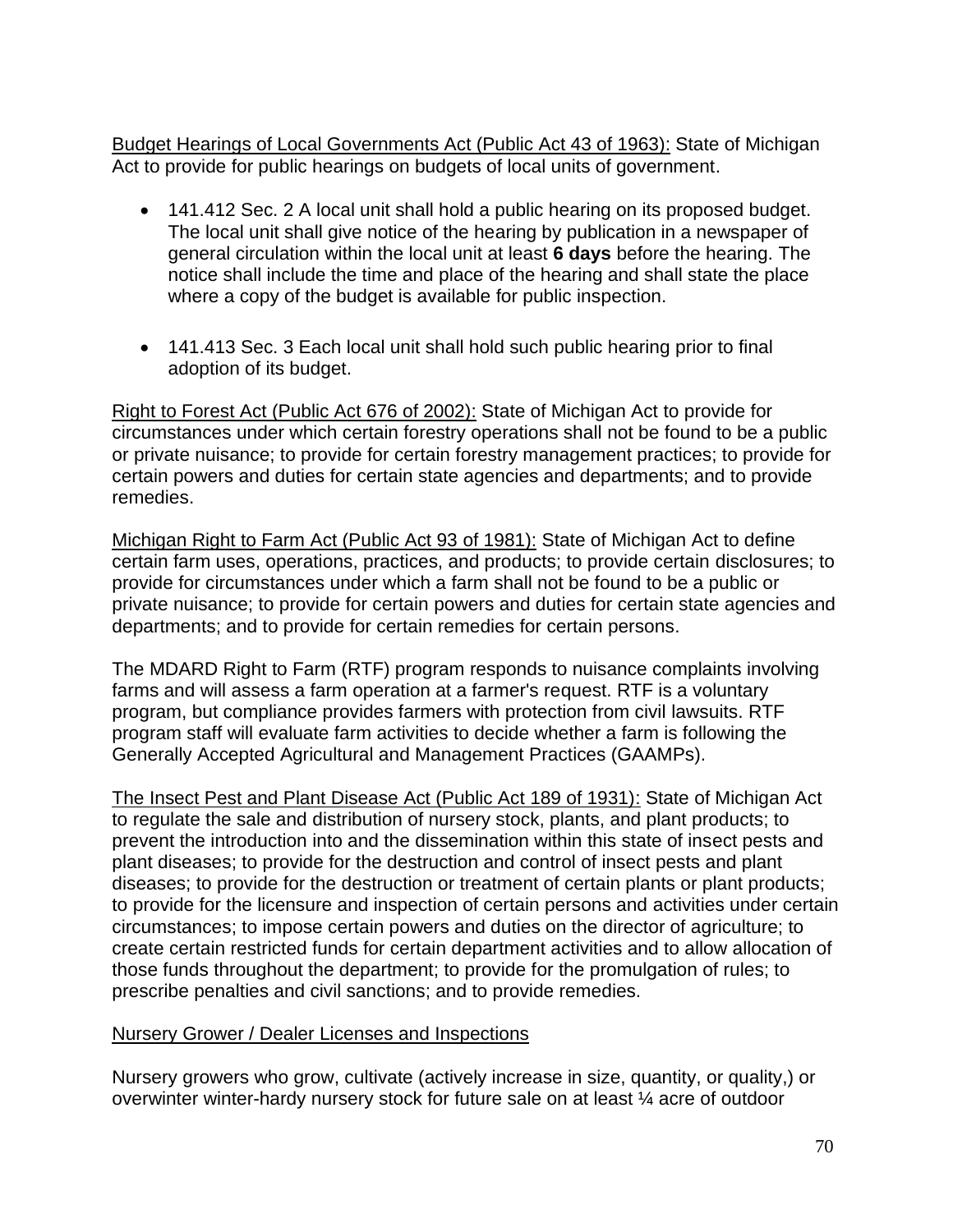Budget Hearings of Local Governments Act (Public Act 43 of 1963): State of Michigan Act to provide for public hearings on budgets of local units of government.

- 141.412 Sec. 2 A local unit shall hold a public hearing on its proposed budget. The local unit shall give notice of the hearing by publication in a newspaper of general circulation within the local unit at least **6 days** before the hearing. The notice shall include the time and place of the hearing and shall state the place where a copy of the budget is available for public inspection.

- 141.413 Sec. 3 Each local unit shall hold such public hearing prior to final adoption of its budget.

Right to Forest Act (Public Act 676 of 2002): State of Michigan Act to provide for circumstances under which certain forestry operations shall not be found to be a public or private nuisance; to provide for certain forestry management practices; to provide for certain powers and duties for certain state agencies and departments; and to provide remedies.

Michigan Right to Farm Act (Public Act 93 of 1981): State of Michigan Act to define certain farm uses, operations, practices, and products; to provide certain disclosures; to provide for circumstances under which a farm shall not be found to be a public or private nuisance; to provide for certain powers and duties for certain state agencies and departments; and to provide for certain remedies for certain persons.

The MDARD Right to Farm (RTF) program responds to nuisance complaints involving farms and will assess a farm operation at a farmer's request. RTF is a voluntary program, but compliance provides farmers with protection from civil lawsuits. RTF program staff will evaluate farm activities to decide whether a farm is following the Generally Accepted Agricultural and Management Practices (GAAMPs).

The Insect Pest and Plant Disease Act (Public Act 189 of 1931): State of Michigan Act to regulate the sale and distribution of nursery stock, plants, and plant products; to prevent the introduction into and the dissemination within this state of insect pests and plant diseases; to provide for the destruction and control of insect pests and plant diseases; to provide for the destruction or treatment of certain plants or plant products; to provide for the licensure and inspection of certain persons and activities under certain circumstances; to impose certain powers and duties on the director of agriculture; to create certain restricted funds for certain department activities and to allow allocation of those funds throughout the department; to provide for the promulgation of rules; to prescribe penalties and civil sanctions; and to provide remedies.

Nursery Grower / Dealer Licenses and Inspections

Nursery growers who grow, cultivate (actively increase in size, quantity, or quality,) or overwinter winter-hardy nursery stock for future sale on at least ¼ acre of outdoor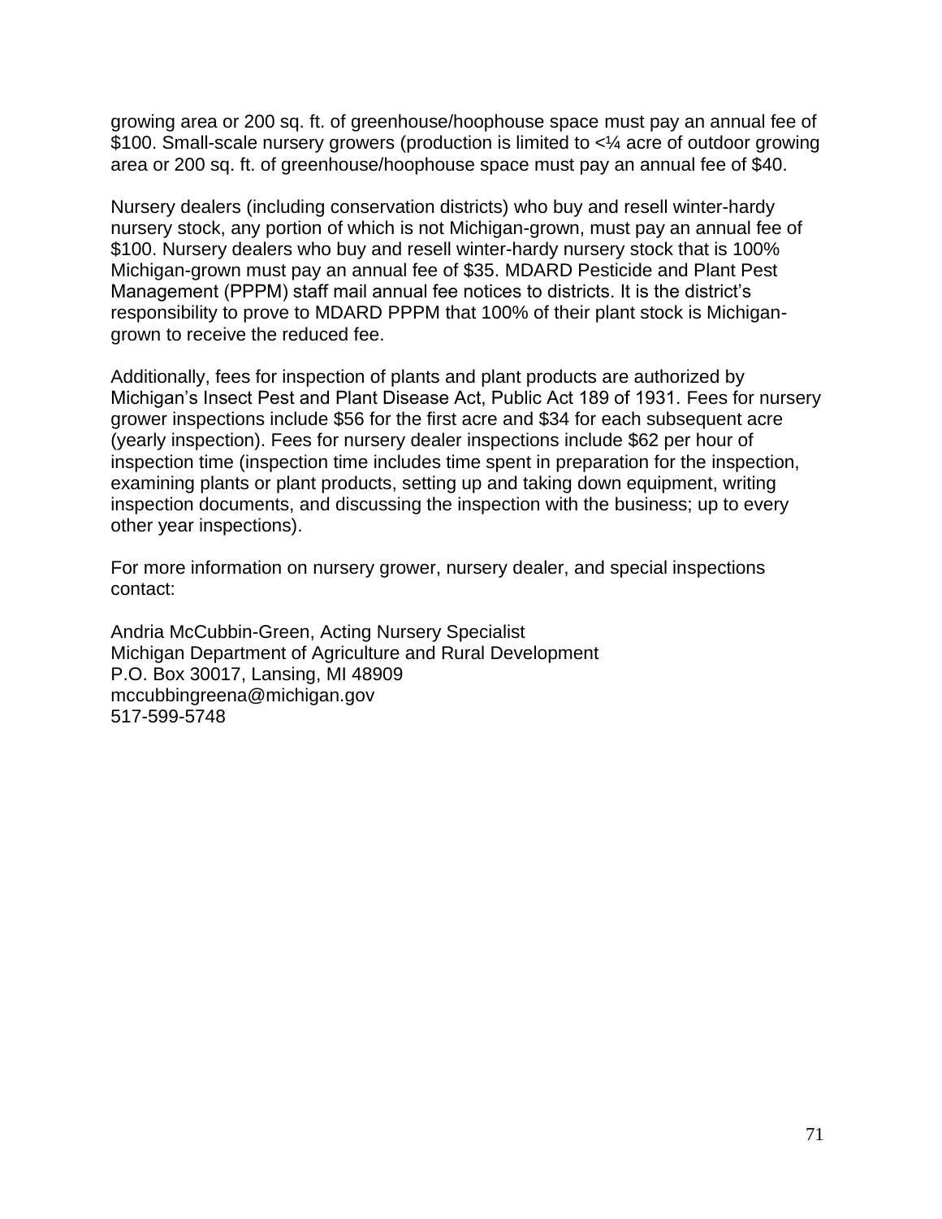growing area or 200 sq. ft. of greenhouse/hoophouse space must pay an annual fee of $100. Small-scale nursery growers (production is limited to <¼ acre of outdoor growing area or 200 sq. ft. of greenhouse/hoophouse space must pay an annual fee of $40.

Nursery dealers (including conservation districts) who buy and resell winter-hardy nursery stock, any portion of which is not Michigan-grown, must pay an annual fee of $100. Nursery dealers who buy and resell winter-hardy nursery stock that is 100% Michigan-grown must pay an annual fee of $35. MDARD Pesticide and Plant Pest Management (PPPM) staff mail annual fee notices to districts. It is the district's responsibility to prove to MDARD PPPM that 100% of their plant stock is Michigan-grown to receive the reduced fee.

Additionally, fees for inspection of plants and plant products are authorized by Michigan's Insect Pest and Plant Disease Act, Public Act 189 of 1931. Fees for nursery grower inspections include $56 for the first acre and $34 for each subsequent acre (yearly inspection). Fees for nursery dealer inspections include $62 per hour of inspection time (inspection time includes time spent in preparation for the inspection, examining plants or plant products, setting up and taking down equipment, writing inspection documents, and discussing the inspection with the business; up to every other year inspections).

For more information on nursery grower, nursery dealer, and special inspections contact:

Andria McCubbin-Green, Acting Nursery Specialist
Michigan Department of Agriculture and Rural Development
P.O. Box 30017, Lansing, MI 48909
mccubbingreena@michigan.gov
517-599-5748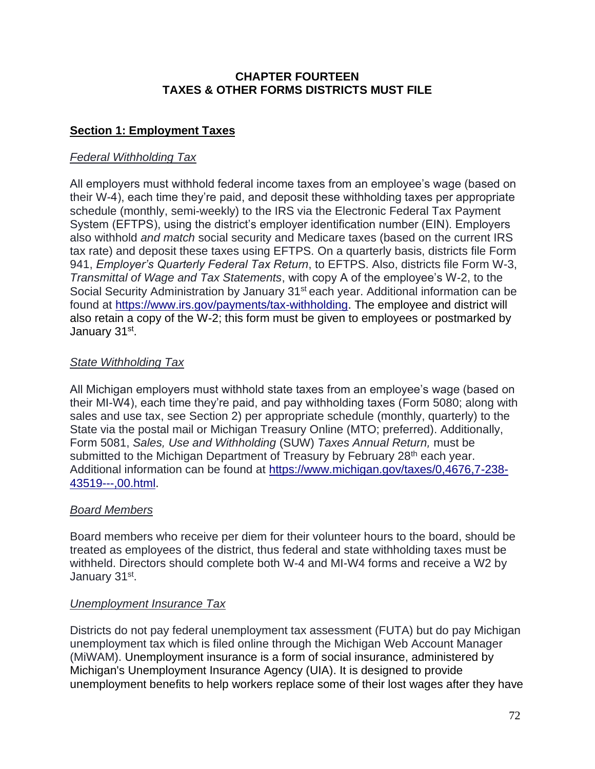# CHAPTER FOURTEEN
# TAXES & OTHER FORMS DISTRICTS MUST FILE

## Section 1: Employment Taxes

### *Federal Withholding Tax*

All employers must withhold federal income taxes from an employee's wage (based on their W-4), each time they're paid, and deposit these withholding taxes per appropriate schedule (monthly, semi-weekly) to the IRS via the Electronic Federal Tax Payment System (EFTPS), using the district's employer identification number (EIN). Employers also withhold *and match* social security and Medicare taxes (based on the current IRS tax rate) and deposit these taxes using EFTPS. On a quarterly basis, districts file Form 941, *Employer's Quarterly Federal Tax Return*, to EFTPS. Also, districts file Form W-3, *Transmittal of Wage and Tax Statements*, with copy A of the employee's W-2, to the Social Security Administration by January 31st each year. Additional information can be found at https://www.irs.gov/payments/tax-withholding. The employee and district will also retain a copy of the W-2; this form must be given to employees or postmarked by January 31st.

### *State Withholding Tax*

All Michigan employers must withhold state taxes from an employee's wage (based on their MI-W4), each time they're paid, and pay withholding taxes (Form 5080; along with sales and use tax, see Section 2) per appropriate schedule (monthly, quarterly) to the State via the postal mail or Michigan Treasury Online (MTO; preferred). Additionally, Form 5081, *Sales, Use and Withholding* (SUW) *Taxes Annual Return,* must be submitted to the Michigan Department of Treasury by February 28th each year. Additional information can be found at https://www.michigan.gov/taxes/0,4676,7-238-43519---,00.html.

### *Board Members*

Board members who receive per diem for their volunteer hours to the board, should be treated as employees of the district, thus federal and state withholding taxes must be withheld. Directors should complete both W-4 and MI-W4 forms and receive a W2 by January 31st.

### *Unemployment Insurance Tax*

Districts do not pay federal unemployment tax assessment (FUTA) but do pay Michigan unemployment tax which is filed online through the Michigan Web Account Manager (MiWAM). Unemployment insurance is a form of social insurance, administered by Michigan's Unemployment Insurance Agency (UIA). It is designed to provide unemployment benefits to help workers replace some of their lost wages after they have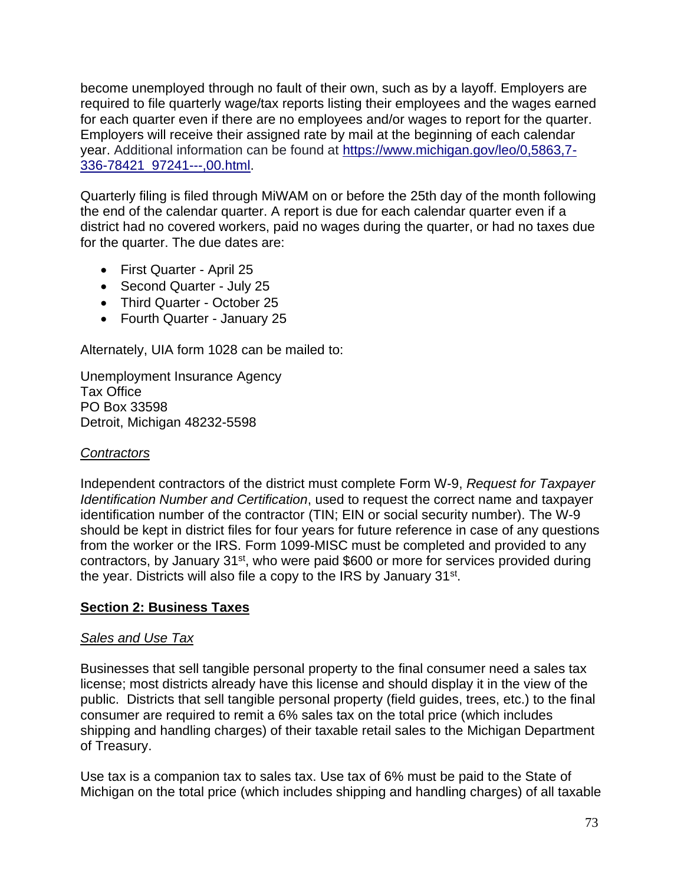become unemployed through no fault of their own, such as by a layoff. Employers are required to file quarterly wage/tax reports listing their employees and the wages earned for each quarter even if there are no employees and/or wages to report for the quarter. Employers will receive their assigned rate by mail at the beginning of each calendar year. Additional information can be found at [https://www.michigan.gov/leo/0,5863,7-336-78421_97241---,00.html](https://www.michigan.gov/leo/0,5863,7-336-78421_97241---,00.html).

Quarterly filing is filed through MiWAM on or before the 25th day of the month following the end of the calendar quarter. A report is due for each calendar quarter even if a district had no covered workers, paid no wages during the quarter, or had no taxes due for the quarter. The due dates are:

- First Quarter - April 25
- Second Quarter - July 25
- Third Quarter - October 25
- Fourth Quarter - January 25

Alternately, UIA form 1028 can be mailed to:

Unemployment Insurance Agency
Tax Office
PO Box 33598
Detroit, Michigan 48232-5598

*Contractors*

Independent contractors of the district must complete Form W-9, *Request for Taxpayer Identification Number and Certification*, used to request the correct name and taxpayer identification number of the contractor (TIN; EIN or social security number). The W-9 should be kept in district files for four years for future reference in case of any questions from the worker or the IRS. Form 1099-MISC must be completed and provided to any contractors, by January 31st, who were paid $600 or more for services provided during the year. Districts will also file a copy to the IRS by January 31st.

## Section 2: Business Taxes

*Sales and Use Tax*

Businesses that sell tangible personal property to the final consumer need a sales tax license; most districts already have this license and should display it in the view of the public. Districts that sell tangible personal property (field guides, trees, etc.) to the final consumer are required to remit a 6% sales tax on the total price (which includes shipping and handling charges) of their taxable retail sales to the Michigan Department of Treasury.

Use tax is a companion tax to sales tax. Use tax of 6% must be paid to the State of Michigan on the total price (which includes shipping and handling charges) of all taxable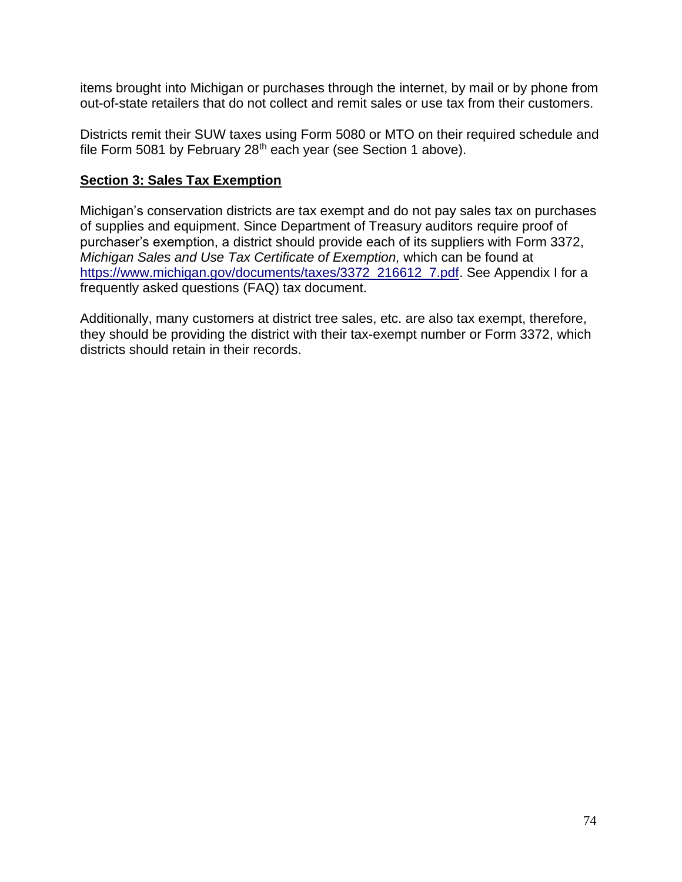items brought into Michigan or purchases through the internet, by mail or by phone from out-of-state retailers that do not collect and remit sales or use tax from their customers.

Districts remit their SUW taxes using Form 5080 or MTO on their required schedule and file Form 5081 by February 28th each year (see Section 1 above).

## Section 3: Sales Tax Exemption

Michigan's conservation districts are tax exempt and do not pay sales tax on purchases of supplies and equipment. Since Department of Treasury auditors require proof of purchaser's exemption, a district should provide each of its suppliers with Form 3372, *Michigan Sales and Use Tax Certificate of Exemption,* which can be found at [https://www.michigan.gov/documents/taxes/3372_216612_7.pdf](https://www.michigan.gov/documents/taxes/3372_216612_7.pdf). See Appendix I for a frequently asked questions (FAQ) tax document.

Additionally, many customers at district tree sales, etc. are also tax exempt, therefore, they should be providing the district with their tax-exempt number or Form 3372, which districts should retain in their records.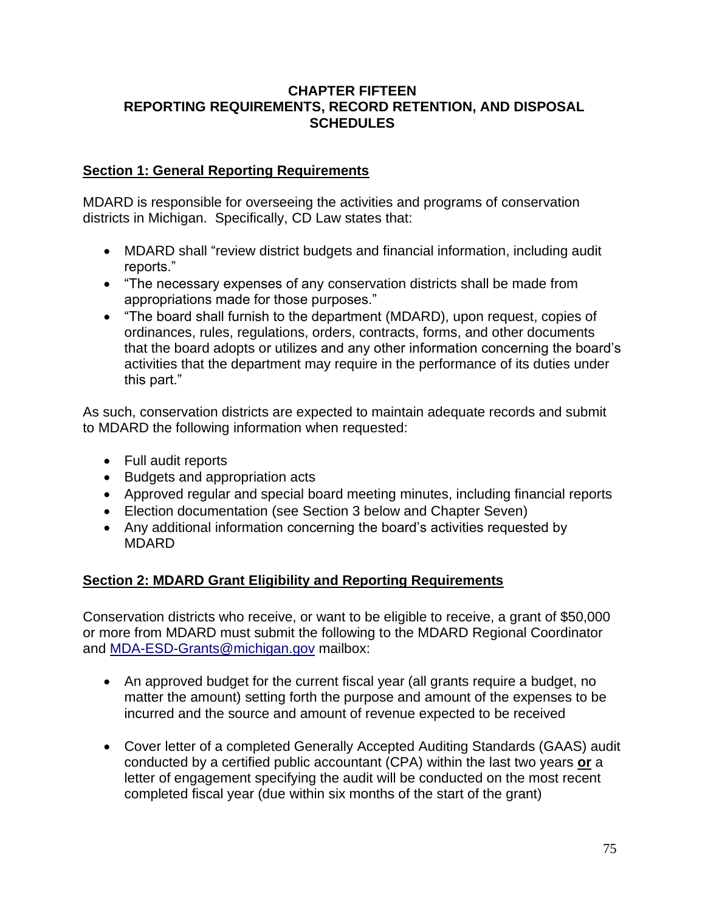# CHAPTER FIFTEEN
# REPORTING REQUIREMENTS, RECORD RETENTION, AND DISPOSAL SCHEDULES

## Section 1: General Reporting Requirements

MDARD is responsible for overseeing the activities and programs of conservation districts in Michigan. Specifically, CD Law states that:

- MDARD shall "review district budgets and financial information, including audit reports."
- "The necessary expenses of any conservation districts shall be made from appropriations made for those purposes."
- "The board shall furnish to the department (MDARD), upon request, copies of ordinances, rules, regulations, orders, contracts, forms, and other documents that the board adopts or utilizes and any other information concerning the board's activities that the department may require in the performance of its duties under this part."

As such, conservation districts are expected to maintain adequate records and submit to MDARD the following information when requested:

- Full audit reports
- Budgets and appropriation acts
- Approved regular and special board meeting minutes, including financial reports
- Election documentation (see Section 3 below and Chapter Seven)
- Any additional information concerning the board's activities requested by MDARD

## Section 2: MDARD Grant Eligibility and Reporting Requirements

Conservation districts who receive, or want to be eligible to receive, a grant of $50,000 or more from MDARD must submit the following to the MDARD Regional Coordinator and MDA-ESD-Grants@michigan.gov mailbox:

- An approved budget for the current fiscal year (all grants require a budget, no matter the amount) setting forth the purpose and amount of the expenses to be incurred and the source and amount of revenue expected to be received
- Cover letter of a completed Generally Accepted Auditing Standards (GAAS) audit conducted by a certified public accountant (CPA) within the last two years **or** a letter of engagement specifying the audit will be conducted on the most recent completed fiscal year (due within six months of the start of the grant)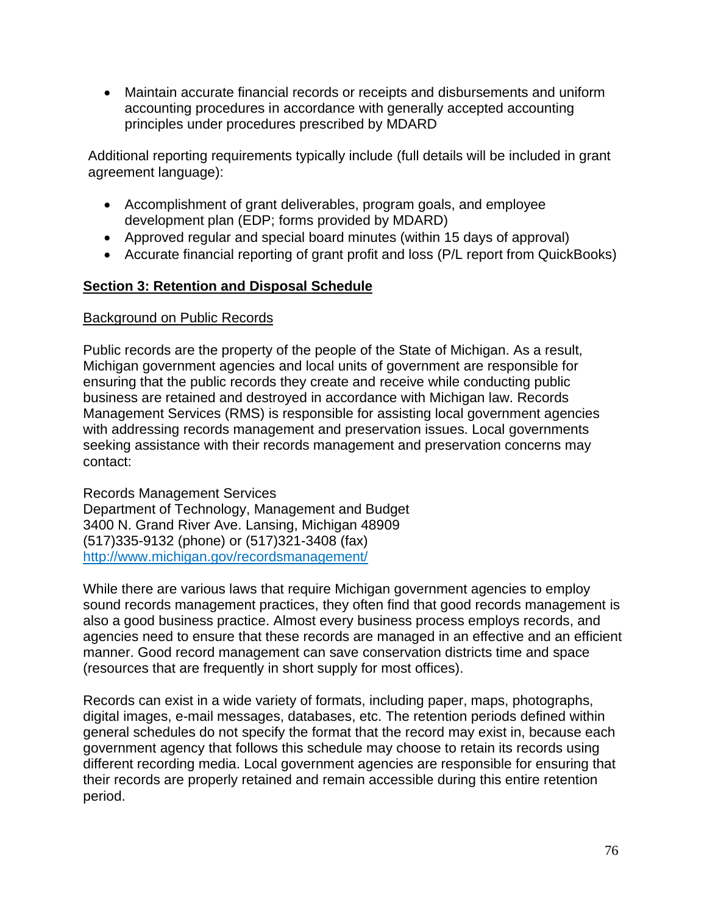- Maintain accurate financial records or receipts and disbursements and uniform accounting procedures in accordance with generally accepted accounting principles under procedures prescribed by MDARD

Additional reporting requirements typically include (full details will be included in grant agreement language):

- Accomplishment of grant deliverables, program goals, and employee development plan (EDP; forms provided by MDARD)
- Approved regular and special board minutes (within 15 days of approval)
- Accurate financial reporting of grant profit and loss (P/L report from QuickBooks)

## Section 3: Retention and Disposal Schedule

### Background on Public Records

Public records are the property of the people of the State of Michigan. As a result, Michigan government agencies and local units of government are responsible for ensuring that the public records they create and receive while conducting public business are retained and destroyed in accordance with Michigan law. Records Management Services (RMS) is responsible for assisting local government agencies with addressing records management and preservation issues. Local governments seeking assistance with their records management and preservation concerns may contact:

Records Management Services
Department of Technology, Management and Budget
3400 N. Grand River Ave. Lansing, Michigan 48909
(517)335-9132 (phone) or (517)321-3408 (fax)
[http://www.michigan.gov/recordsmanagement/](http://www.michigan.gov/recordsmanagement/)

While there are various laws that require Michigan government agencies to employ sound records management practices, they often find that good records management is also a good business practice. Almost every business process employs records, and agencies need to ensure that these records are managed in an effective and an efficient manner. Good record management can save conservation districts time and space (resources that are frequently in short supply for most offices).

Records can exist in a wide variety of formats, including paper, maps, photographs, digital images, e-mail messages, databases, etc. The retention periods defined within general schedules do not specify the format that the record may exist in, because each government agency that follows this schedule may choose to retain its records using different recording media. Local government agencies are responsible for ensuring that their records are properly retained and remain accessible during this entire retention period.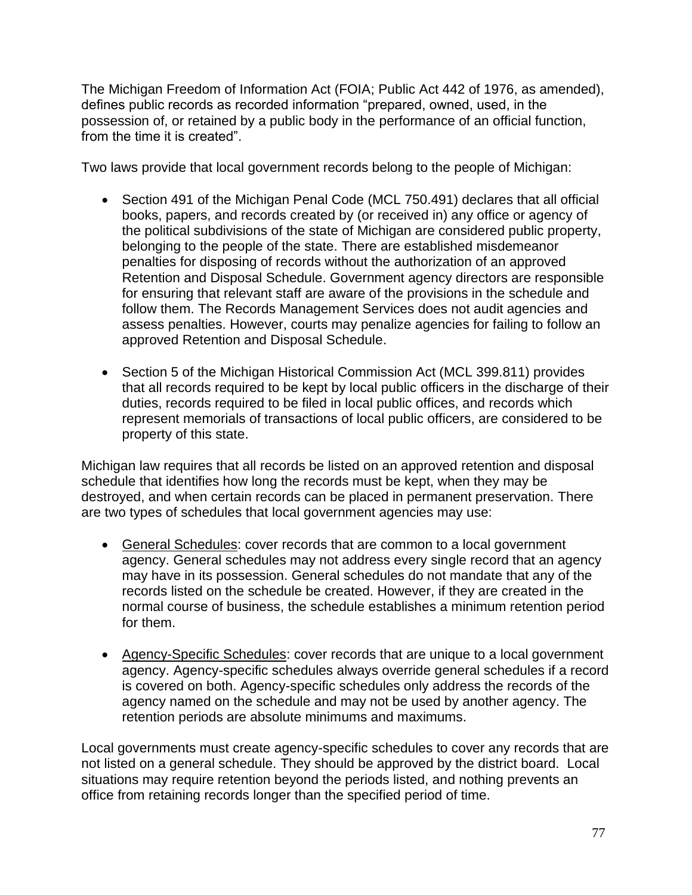The Michigan Freedom of Information Act (FOIA; Public Act 442 of 1976, as amended), defines public records as recorded information "prepared, owned, used, in the possession of, or retained by a public body in the performance of an official function, from the time it is created".

Two laws provide that local government records belong to the people of Michigan:

- Section 491 of the Michigan Penal Code (MCL 750.491) declares that all official books, papers, and records created by (or received in) any office or agency of the political subdivisions of the state of Michigan are considered public property, belonging to the people of the state. There are established misdemeanor penalties for disposing of records without the authorization of an approved Retention and Disposal Schedule. Government agency directors are responsible for ensuring that relevant staff are aware of the provisions in the schedule and follow them. The Records Management Services does not audit agencies and assess penalties. However, courts may penalize agencies for failing to follow an approved Retention and Disposal Schedule.
- Section 5 of the Michigan Historical Commission Act (MCL 399.811) provides that all records required to be kept by local public officers in the discharge of their duties, records required to be filed in local public offices, and records which represent memorials of transactions of local public officers, are considered to be property of this state.

Michigan law requires that all records be listed on an approved retention and disposal schedule that identifies how long the records must be kept, when they may be destroyed, and when certain records can be placed in permanent preservation. There are two types of schedules that local government agencies may use:

- <u>General Schedules</u>: cover records that are common to a local government agency. General schedules may not address every single record that an agency may have in its possession. General schedules do not mandate that any of the records listed on the schedule be created. However, if they are created in the normal course of business, the schedule establishes a minimum retention period for them.
- <u>Agency-Specific Schedules</u>: cover records that are unique to a local government agency. Agency-specific schedules always override general schedules if a record is covered on both. Agency-specific schedules only address the records of the agency named on the schedule and may not be used by another agency. The retention periods are absolute minimums and maximums.

Local governments must create agency-specific schedules to cover any records that are not listed on a general schedule. They should be approved by the district board. Local situations may require retention beyond the periods listed, and nothing prevents an office from retaining records longer than the specified period of time.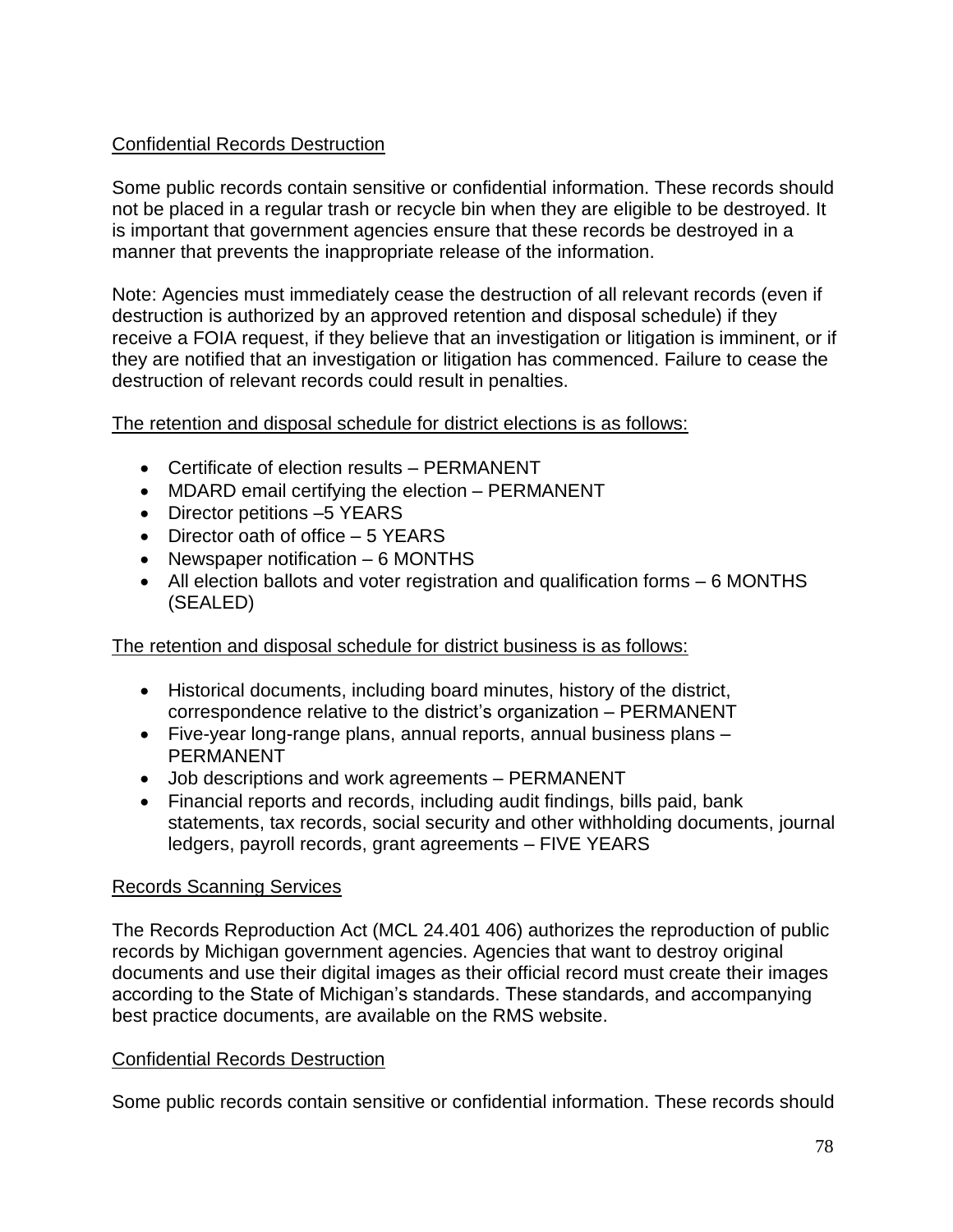Confidential Records Destruction

Some public records contain sensitive or confidential information. These records should not be placed in a regular trash or recycle bin when they are eligible to be destroyed. It is important that government agencies ensure that these records be destroyed in a manner that prevents the inappropriate release of the information.

Note: Agencies must immediately cease the destruction of all relevant records (even if destruction is authorized by an approved retention and disposal schedule) if they receive a FOIA request, if they believe that an investigation or litigation is imminent, or if they are notified that an investigation or litigation has commenced. Failure to cease the destruction of relevant records could result in penalties.

The retention and disposal schedule for district elections is as follows:

- Certificate of election results – PERMANENT
- MDARD email certifying the election – PERMANENT
- Director petitions –5 YEARS
- Director oath of office – 5 YEARS
- Newspaper notification – 6 MONTHS
- All election ballots and voter registration and qualification forms – 6 MONTHS (SEALED)

The retention and disposal schedule for district business is as follows:

- Historical documents, including board minutes, history of the district, correspondence relative to the district's organization – PERMANENT
- Five-year long-range plans, annual reports, annual business plans – PERMANENT
- Job descriptions and work agreements – PERMANENT
- Financial reports and records, including audit findings, bills paid, bank statements, tax records, social security and other withholding documents, journal ledgers, payroll records, grant agreements – FIVE YEARS

Records Scanning Services

The Records Reproduction Act (MCL 24.401 406) authorizes the reproduction of public records by Michigan government agencies. Agencies that want to destroy original documents and use their digital images as their official record must create their images according to the State of Michigan's standards. These standards, and accompanying best practice documents, are available on the RMS website.

Confidential Records Destruction

Some public records contain sensitive or confidential information. These records should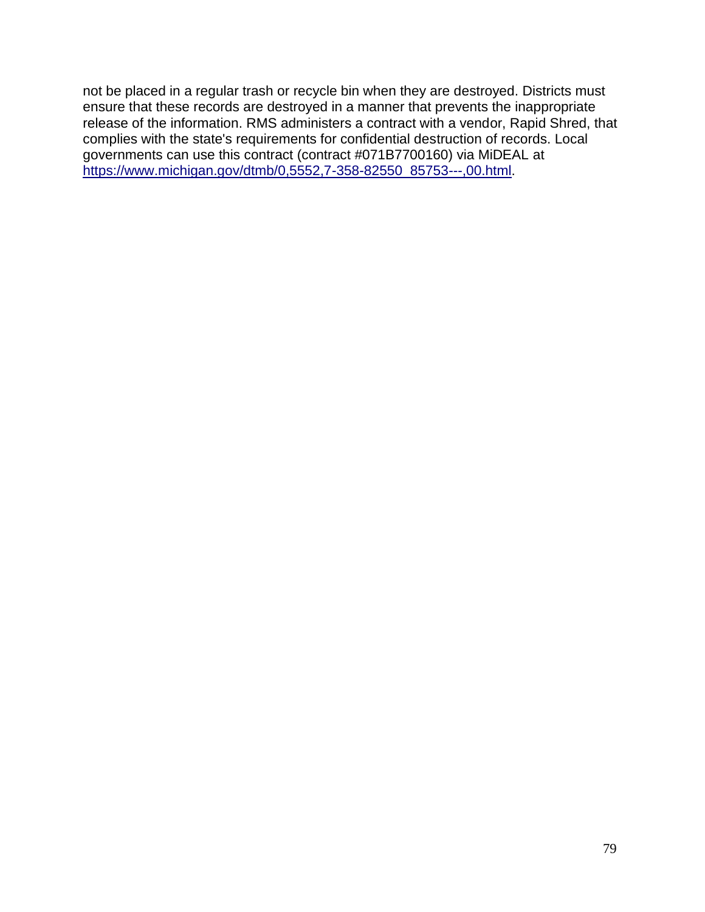not be placed in a regular trash or recycle bin when they are destroyed. Districts must ensure that these records are destroyed in a manner that prevents the inappropriate release of the information. RMS administers a contract with a vendor, Rapid Shred, that complies with the state's requirements for confidential destruction of records. Local governments can use this contract (contract #071B7700160) via MiDEAL at https://www.michigan.gov/dtmb/0,5552,7-358-82550_85753---,00.html.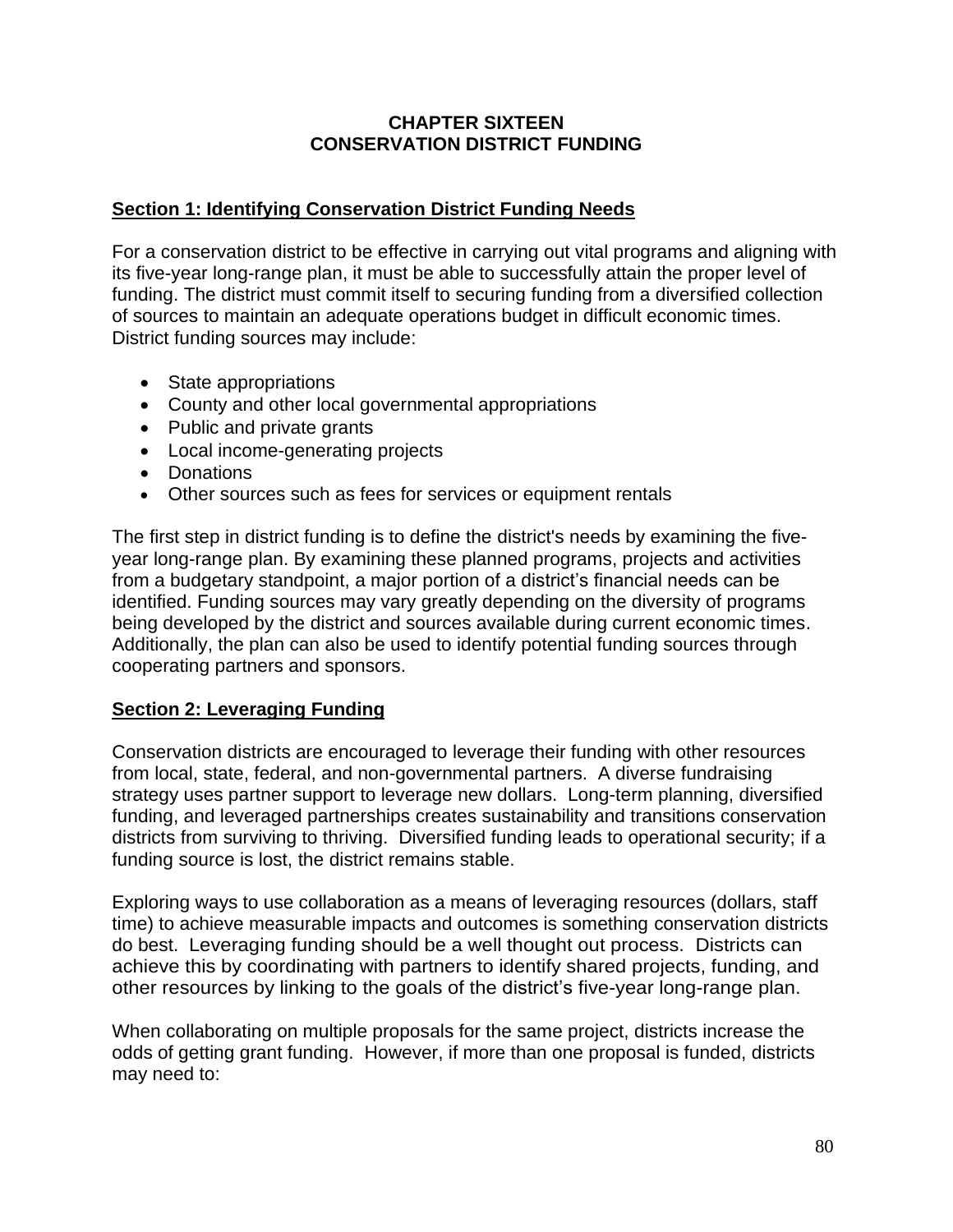# CHAPTER SIXTEEN
# CONSERVATION DISTRICT FUNDING

## Section 1: Identifying Conservation District Funding Needs

For a conservation district to be effective in carrying out vital programs and aligning with its five-year long-range plan, it must be able to successfully attain the proper level of funding. The district must commit itself to securing funding from a diversified collection of sources to maintain an adequate operations budget in difficult economic times. District funding sources may include:

- State appropriations
- County and other local governmental appropriations
- Public and private grants
- Local income-generating projects
- Donations
- Other sources such as fees for services or equipment rentals

The first step in district funding is to define the district's needs by examining the five-year long-range plan. By examining these planned programs, projects and activities from a budgetary standpoint, a major portion of a district's financial needs can be identified. Funding sources may vary greatly depending on the diversity of programs being developed by the district and sources available during current economic times. Additionally, the plan can also be used to identify potential funding sources through cooperating partners and sponsors.

## Section 2: Leveraging Funding

Conservation districts are encouraged to leverage their funding with other resources from local, state, federal, and non-governmental partners. A diverse fundraising strategy uses partner support to leverage new dollars. Long-term planning, diversified funding, and leveraged partnerships creates sustainability and transitions conservation districts from surviving to thriving. Diversified funding leads to operational security; if a funding source is lost, the district remains stable.

Exploring ways to use collaboration as a means of leveraging resources (dollars, staff time) to achieve measurable impacts and outcomes is something conservation districts do best. Leveraging funding should be a well thought out process. Districts can achieve this by coordinating with partners to identify shared projects, funding, and other resources by linking to the goals of the district's five-year long-range plan.

When collaborating on multiple proposals for the same project, districts increase the odds of getting grant funding. However, if more than one proposal is funded, districts may need to: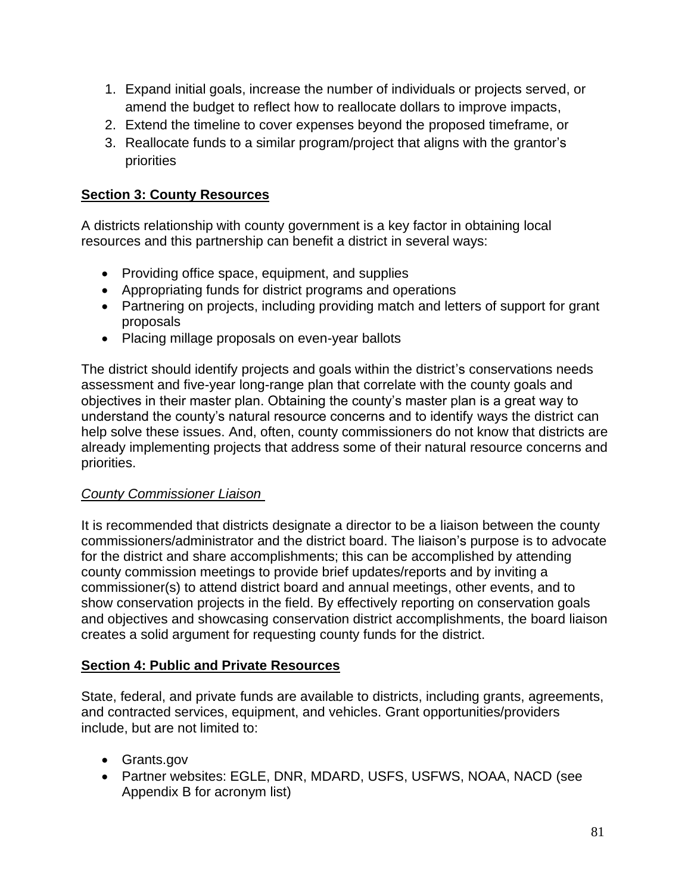1. Expand initial goals, increase the number of individuals or projects served, or amend the budget to reflect how to reallocate dollars to improve impacts,
2. Extend the timeline to cover expenses beyond the proposed timeframe, or
3. Reallocate funds to a similar program/project that aligns with the grantor's priorities

## Section 3: County Resources

A districts relationship with county government is a key factor in obtaining local resources and this partnership can benefit a district in several ways:

- Providing office space, equipment, and supplies
- Appropriating funds for district programs and operations
- Partnering on projects, including providing match and letters of support for grant proposals
- Placing millage proposals on even-year ballots

The district should identify projects and goals within the district's conservations needs assessment and five-year long-range plan that correlate with the county goals and objectives in their master plan. Obtaining the county's master plan is a great way to understand the county's natural resource concerns and to identify ways the district can help solve these issues. And, often, county commissioners do not know that districts are already implementing projects that address some of their natural resource concerns and priorities.

### *County Commissioner Liaison*

It is recommended that districts designate a director to be a liaison between the county commissioners/administrator and the district board. The liaison's purpose is to advocate for the district and share accomplishments; this can be accomplished by attending county commission meetings to provide brief updates/reports and by inviting a commissioner(s) to attend district board and annual meetings, other events, and to show conservation projects in the field. By effectively reporting on conservation goals and objectives and showcasing conservation district accomplishments, the board liaison creates a solid argument for requesting county funds for the district.

## Section 4: Public and Private Resources

State, federal, and private funds are available to districts, including grants, agreements, and contracted services, equipment, and vehicles. Grant opportunities/providers include, but are not limited to:

- Grants.gov
- Partner websites: EGLE, DNR, MDARD, USFS, USFWS, NOAA, NACD (see Appendix B for acronym list)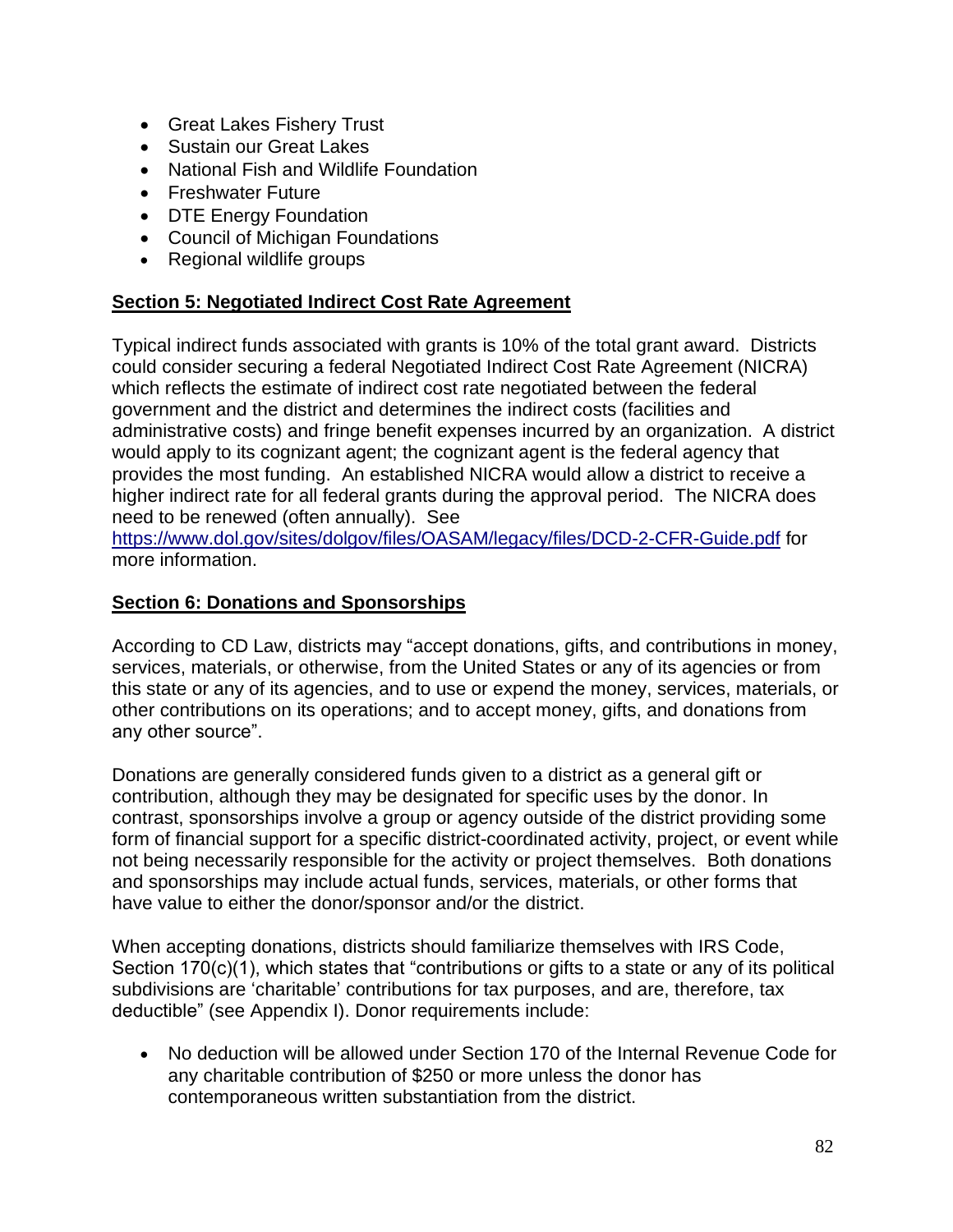- Great Lakes Fishery Trust
- Sustain our Great Lakes
- National Fish and Wildlife Foundation
- Freshwater Future
- DTE Energy Foundation
- Council of Michigan Foundations
- Regional wildlife groups

## Section 5: Negotiated Indirect Cost Rate Agreement

Typical indirect funds associated with grants is 10% of the total grant award. Districts could consider securing a federal Negotiated Indirect Cost Rate Agreement (NICRA) which reflects the estimate of indirect cost rate negotiated between the federal government and the district and determines the indirect costs (facilities and administrative costs) and fringe benefit expenses incurred by an organization. A district would apply to its cognizant agent; the cognizant agent is the federal agency that provides the most funding. An established NICRA would allow a district to receive a higher indirect rate for all federal grants during the approval period. The NICRA does need to be renewed (often annually). See https://www.dol.gov/sites/dolgov/files/OASAM/legacy/files/DCD-2-CFR-Guide.pdf for more information.

## Section 6: Donations and Sponsorships

According to CD Law, districts may "accept donations, gifts, and contributions in money, services, materials, or otherwise, from the United States or any of its agencies or from this state or any of its agencies, and to use or expend the money, services, materials, or other contributions on its operations; and to accept money, gifts, and donations from any other source".

Donations are generally considered funds given to a district as a general gift or contribution, although they may be designated for specific uses by the donor. In contrast, sponsorships involve a group or agency outside of the district providing some form of financial support for a specific district-coordinated activity, project, or event while not being necessarily responsible for the activity or project themselves. Both donations and sponsorships may include actual funds, services, materials, or other forms that have value to either the donor/sponsor and/or the district.

When accepting donations, districts should familiarize themselves with IRS Code, Section 170(c)(1), which states that "contributions or gifts to a state or any of its political subdivisions are 'charitable' contributions for tax purposes, and are, therefore, tax deductible" (see Appendix I). Donor requirements include:

- No deduction will be allowed under Section 170 of the Internal Revenue Code for any charitable contribution of $250 or more unless the donor has contemporaneous written substantiation from the district.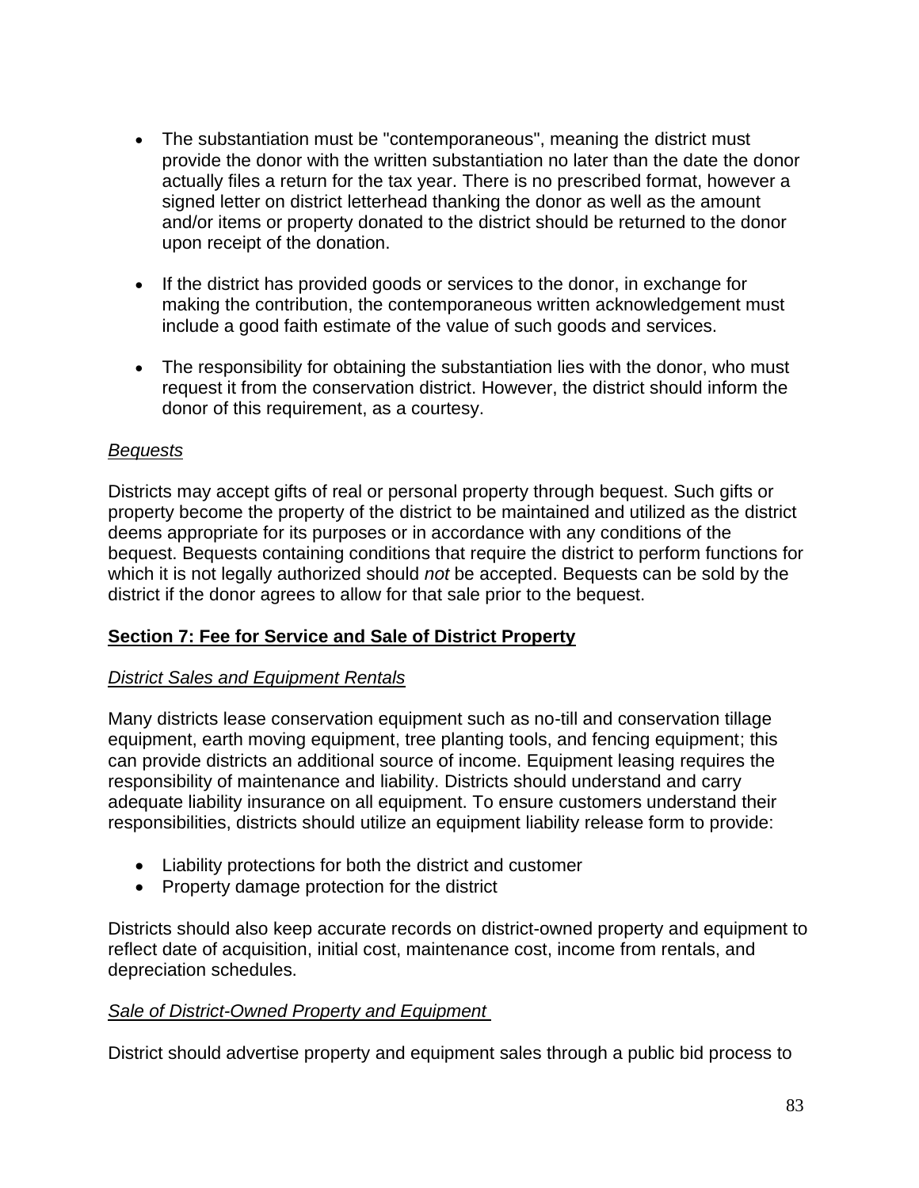- The substantiation must be "contemporaneous", meaning the district must provide the donor with the written substantiation no later than the date the donor actually files a return for the tax year. There is no prescribed format, however a signed letter on district letterhead thanking the donor as well as the amount and/or items or property donated to the district should be returned to the donor upon receipt of the donation.

- If the district has provided goods or services to the donor, in exchange for making the contribution, the contemporaneous written acknowledgement must include a good faith estimate of the value of such goods and services.

- The responsibility for obtaining the substantiation lies with the donor, who must request it from the conservation district. However, the district should inform the donor of this requirement, as a courtesy.

*Bequests*

Districts may accept gifts of real or personal property through bequest. Such gifts or property become the property of the district to be maintained and utilized as the district deems appropriate for its purposes or in accordance with any conditions of the bequest. Bequests containing conditions that require the district to perform functions for which it is not legally authorized should *not* be accepted. Bequests can be sold by the district if the donor agrees to allow for that sale prior to the bequest.

## Section 7: Fee for Service and Sale of District Property

*District Sales and Equipment Rentals*

Many districts lease conservation equipment such as no-till and conservation tillage equipment, earth moving equipment, tree planting tools, and fencing equipment; this can provide districts an additional source of income. Equipment leasing requires the responsibility of maintenance and liability. Districts should understand and carry adequate liability insurance on all equipment. To ensure customers understand their responsibilities, districts should utilize an equipment liability release form to provide:

- Liability protections for both the district and customer
- Property damage protection for the district

Districts should also keep accurate records on district-owned property and equipment to reflect date of acquisition, initial cost, maintenance cost, income from rentals, and depreciation schedules.

*Sale of District-Owned Property and Equipment*

District should advertise property and equipment sales through a public bid process to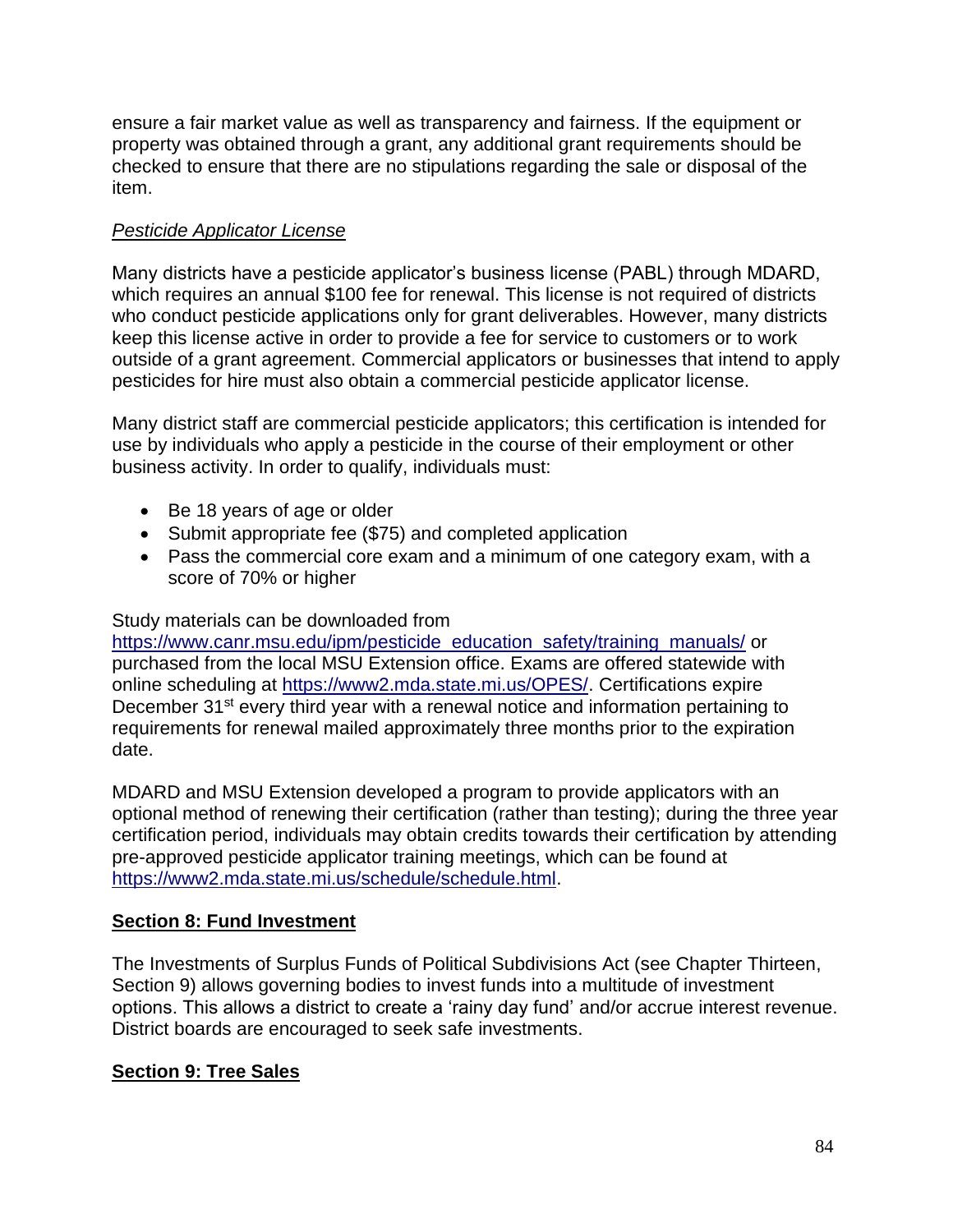ensure a fair market value as well as transparency and fairness. If the equipment or property was obtained through a grant, any additional grant requirements should be checked to ensure that there are no stipulations regarding the sale or disposal of the item.

*Pesticide Applicator License*

Many districts have a pesticide applicator's business license (PABL) through MDARD, which requires an annual $100 fee for renewal. This license is not required of districts who conduct pesticide applications only for grant deliverables. However, many districts keep this license active in order to provide a fee for service to customers or to work outside of a grant agreement. Commercial applicators or businesses that intend to apply pesticides for hire must also obtain a commercial pesticide applicator license.

Many district staff are commercial pesticide applicators; this certification is intended for use by individuals who apply a pesticide in the course of their employment or other business activity. In order to qualify, individuals must:

- Be 18 years of age or older
- Submit appropriate fee ($75) and completed application
- Pass the commercial core exam and a minimum of one category exam, with a score of 70% or higher

Study materials can be downloaded from https://www.canr.msu.edu/ipm/pesticide_education_safety/training_manuals/ or purchased from the local MSU Extension office. Exams are offered statewide with online scheduling at https://www2.mda.state.mi.us/OPES/. Certifications expire December 31st every third year with a renewal notice and information pertaining to requirements for renewal mailed approximately three months prior to the expiration date.

MDARD and MSU Extension developed a program to provide applicators with an optional method of renewing their certification (rather than testing); during the three year certification period, individuals may obtain credits towards their certification by attending pre-approved pesticide applicator training meetings, which can be found at https://www2.mda.state.mi.us/schedule/schedule.html.

## Section 8: Fund Investment

The Investments of Surplus Funds of Political Subdivisions Act (see Chapter Thirteen, Section 9) allows governing bodies to invest funds into a multitude of investment options. This allows a district to create a 'rainy day fund' and/or accrue interest revenue. District boards are encouraged to seek safe investments.

## Section 9: Tree Sales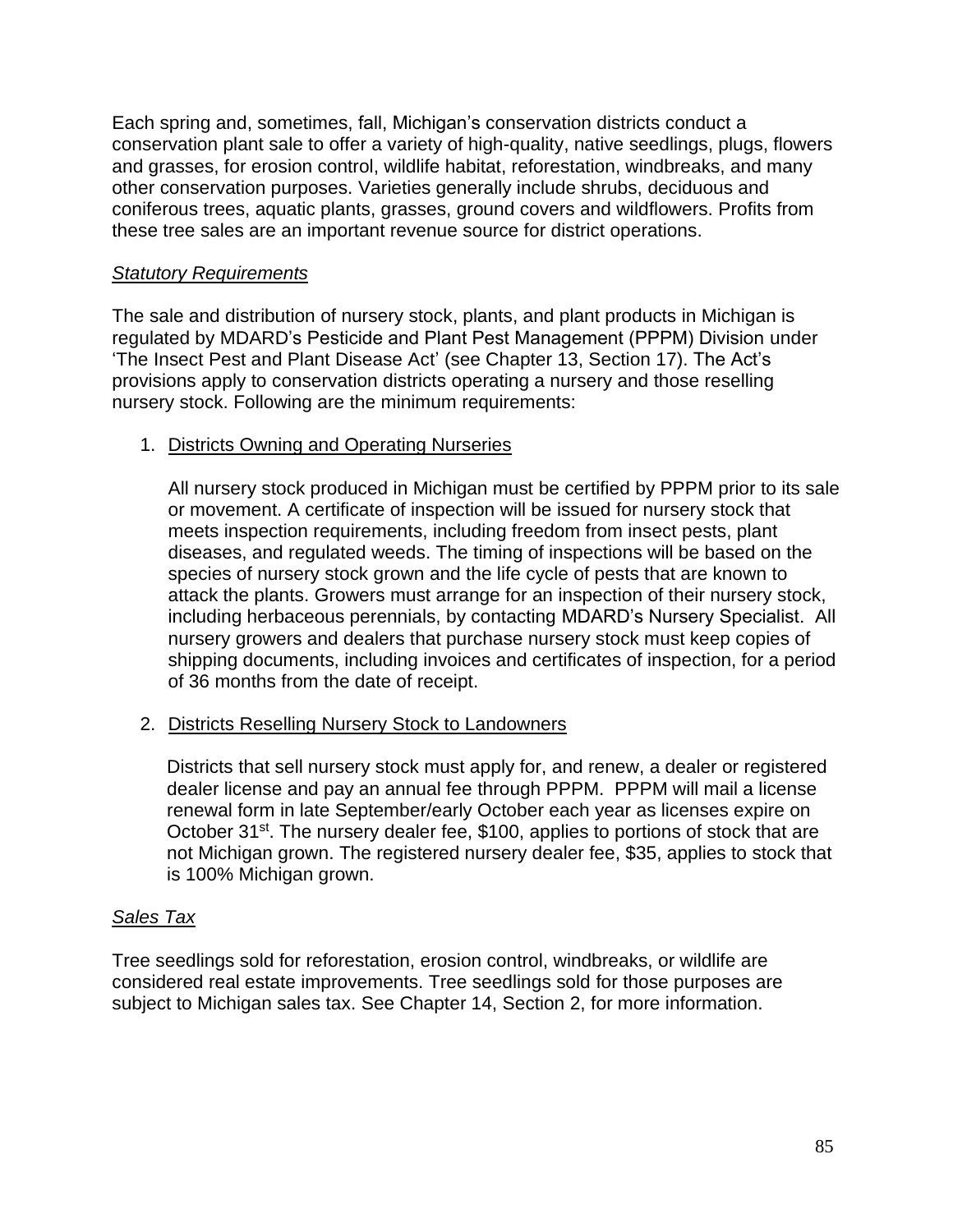Each spring and, sometimes, fall, Michigan's conservation districts conduct a conservation plant sale to offer a variety of high-quality, native seedlings, plugs, flowers and grasses, for erosion control, wildlife habitat, reforestation, windbreaks, and many other conservation purposes. Varieties generally include shrubs, deciduous and coniferous trees, aquatic plants, grasses, ground covers and wildflowers. Profits from these tree sales are an important revenue source for district operations.

*Statutory Requirements*

The sale and distribution of nursery stock, plants, and plant products in Michigan is regulated by MDARD's Pesticide and Plant Pest Management (PPPM) Division under 'The Insect Pest and Plant Disease Act' (see Chapter 13, Section 17). The Act's provisions apply to conservation districts operating a nursery and those reselling nursery stock. Following are the minimum requirements:

1. Districts Owning and Operating Nurseries

   All nursery stock produced in Michigan must be certified by PPPM prior to its sale or movement. A certificate of inspection will be issued for nursery stock that meets inspection requirements, including freedom from insect pests, plant diseases, and regulated weeds. The timing of inspections will be based on the species of nursery stock grown and the life cycle of pests that are known to attack the plants. Growers must arrange for an inspection of their nursery stock, including herbaceous perennials, by contacting MDARD's Nursery Specialist. All nursery growers and dealers that purchase nursery stock must keep copies of shipping documents, including invoices and certificates of inspection, for a period of 36 months from the date of receipt.

2. Districts Reselling Nursery Stock to Landowners

   Districts that sell nursery stock must apply for, and renew, a dealer or registered dealer license and pay an annual fee through PPPM. PPPM will mail a license renewal form in late September/early October each year as licenses expire on October 31st. The nursery dealer fee, $100, applies to portions of stock that are not Michigan grown. The registered nursery dealer fee, $35, applies to stock that is 100% Michigan grown.

*Sales Tax*

Tree seedlings sold for reforestation, erosion control, windbreaks, or wildlife are considered real estate improvements. Tree seedlings sold for those purposes are subject to Michigan sales tax. See Chapter 14, Section 2, for more information.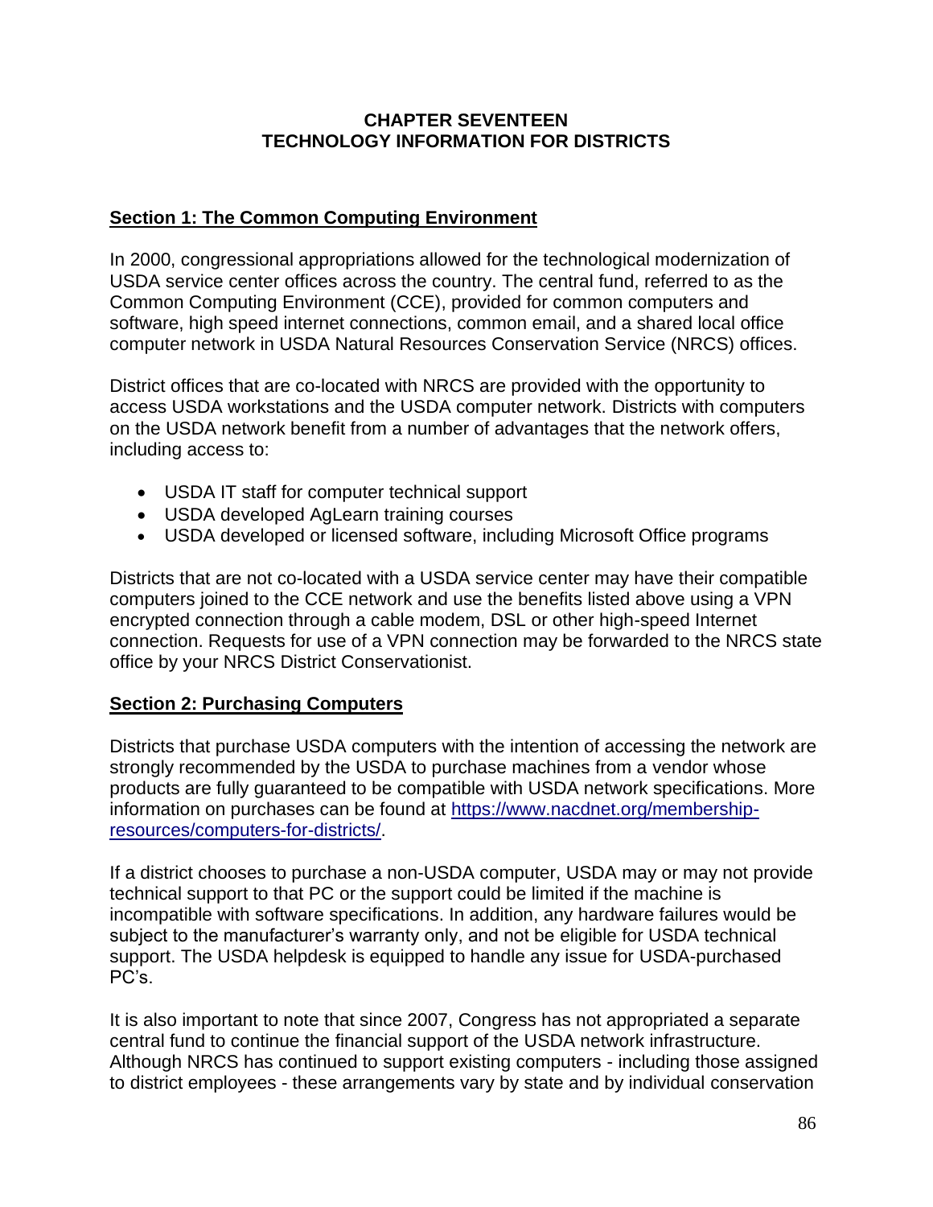# CHAPTER SEVENTEEN
# TECHNOLOGY INFORMATION FOR DISTRICTS

## Section 1: The Common Computing Environment

In 2000, congressional appropriations allowed for the technological modernization of USDA service center offices across the country. The central fund, referred to as the Common Computing Environment (CCE), provided for common computers and software, high speed internet connections, common email, and a shared local office computer network in USDA Natural Resources Conservation Service (NRCS) offices.

District offices that are co-located with NRCS are provided with the opportunity to access USDA workstations and the USDA computer network. Districts with computers on the USDA network benefit from a number of advantages that the network offers, including access to:

- USDA IT staff for computer technical support
- USDA developed AgLearn training courses
- USDA developed or licensed software, including Microsoft Office programs

Districts that are not co-located with a USDA service center may have their compatible computers joined to the CCE network and use the benefits listed above using a VPN encrypted connection through a cable modem, DSL or other high-speed Internet connection. Requests for use of a VPN connection may be forwarded to the NRCS state office by your NRCS District Conservationist.

## Section 2: Purchasing Computers

Districts that purchase USDA computers with the intention of accessing the network are strongly recommended by the USDA to purchase machines from a vendor whose products are fully guaranteed to be compatible with USDA network specifications. More information on purchases can be found at [https://www.nacdnet.org/membership-resources/computers-for-districts/](https://www.nacdnet.org/membership-resources/computers-for-districts/).

If a district chooses to purchase a non-USDA computer, USDA may or may not provide technical support to that PC or the support could be limited if the machine is incompatible with software specifications. In addition, any hardware failures would be subject to the manufacturer's warranty only, and not be eligible for USDA technical support. The USDA helpdesk is equipped to handle any issue for USDA-purchased PC's.

It is also important to note that since 2007, Congress has not appropriated a separate central fund to continue the financial support of the USDA network infrastructure. Although NRCS has continued to support existing computers - including those assigned to district employees - these arrangements vary by state and by individual conservation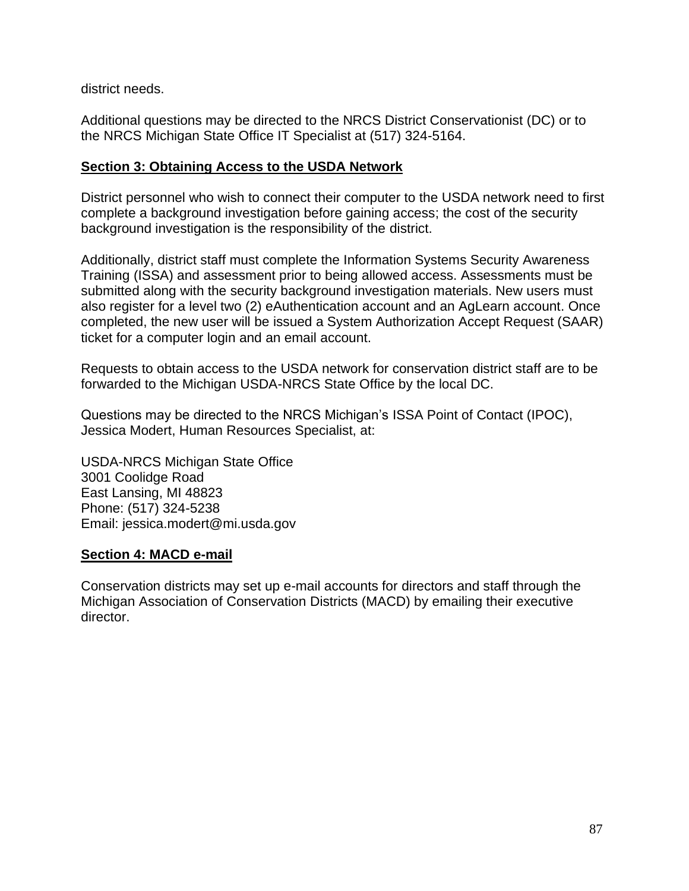district needs.

Additional questions may be directed to the NRCS District Conservationist (DC) or to the NRCS Michigan State Office IT Specialist at (517) 324-5164.

## **Section 3: Obtaining Access to the USDA Network**

District personnel who wish to connect their computer to the USDA network need to first complete a background investigation before gaining access; the cost of the security background investigation is the responsibility of the district.

Additionally, district staff must complete the Information Systems Security Awareness Training (ISSA) and assessment prior to being allowed access. Assessments must be submitted along with the security background investigation materials. New users must also register for a level two (2) eAuthentication account and an AgLearn account. Once completed, the new user will be issued a System Authorization Accept Request (SAAR) ticket for a computer login and an email account.

Requests to obtain access to the USDA network for conservation district staff are to be forwarded to the Michigan USDA-NRCS State Office by the local DC.

Questions may be directed to the NRCS Michigan's ISSA Point of Contact (IPOC), Jessica Modert, Human Resources Specialist, at:

USDA-NRCS Michigan State Office
3001 Coolidge Road
East Lansing, MI 48823
Phone: (517) 324-5238
Email: jessica.modert@mi.usda.gov

## **Section 4: MACD e-mail**

Conservation districts may set up e-mail accounts for directors and staff through the Michigan Association of Conservation Districts (MACD) by emailing their executive director.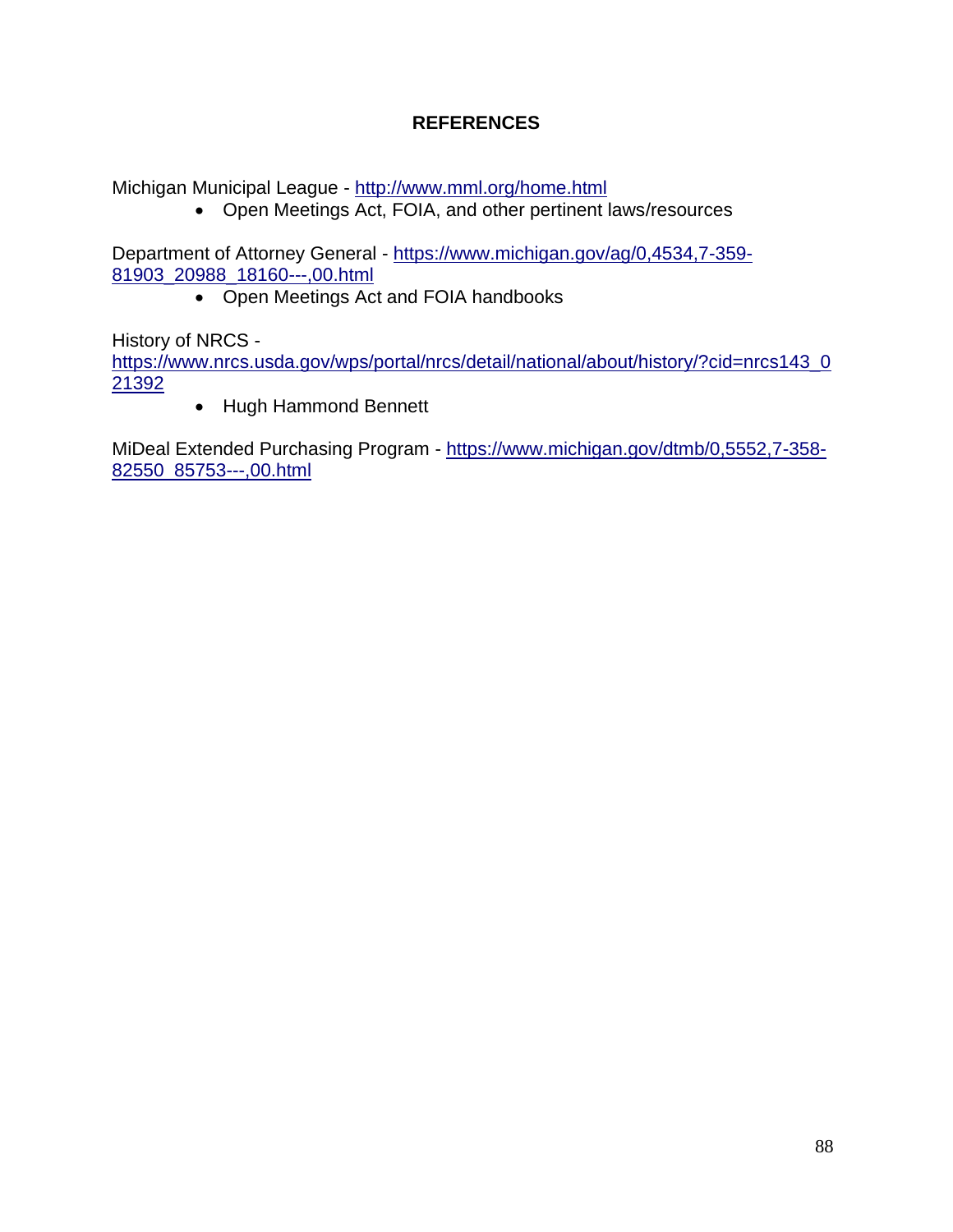## REFERENCES

Michigan Municipal League - http://www.mml.org/home.html

- Open Meetings Act, FOIA, and other pertinent laws/resources

Department of Attorney General - https://www.michigan.gov/ag/0,4534,7-359-81903_20988_18160---,00.html

- Open Meetings Act and FOIA handbooks

History of NRCS - https://www.nrcs.usda.gov/wps/portal/nrcs/detail/national/about/history/?cid=nrcs143_021392

- Hugh Hammond Bennett

MiDeal Extended Purchasing Program - https://www.michigan.gov/dtmb/0,5552,7-358-82550_85753---,00.html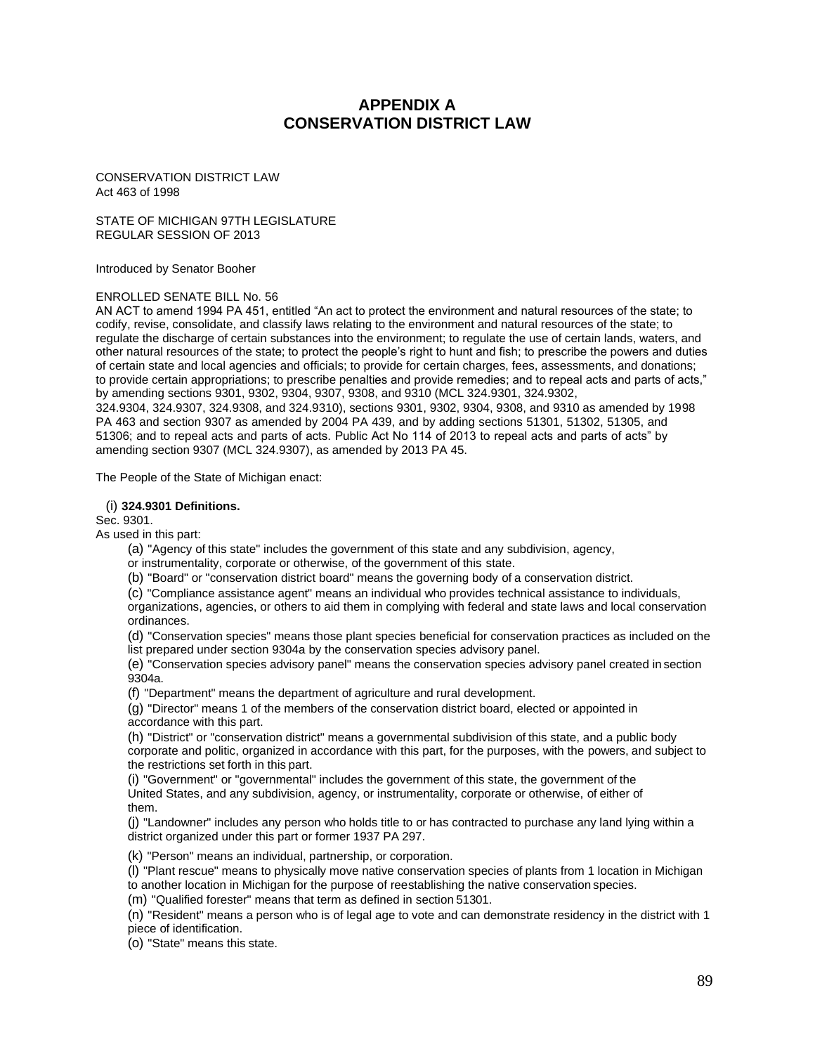# APPENDIX A
# CONSERVATION DISTRICT LAW

CONSERVATION DISTRICT LAW
Act 463 of 1998

STATE OF MICHIGAN 97TH LEGISLATURE
REGULAR SESSION OF 2013

Introduced by Senator Booher

ENROLLED SENATE BILL No. 56
AN ACT to amend 1994 PA 451, entitled "An act to protect the environment and natural resources of the state; to codify, revise, consolidate, and classify laws relating to the environment and natural resources of the state; to regulate the discharge of certain substances into the environment; to regulate the use of certain lands, waters, and other natural resources of the state; to protect the people's right to hunt and fish; to prescribe the powers and duties of certain state and local agencies and officials; to provide for certain charges, fees, assessments, and donations; to provide certain appropriations; to prescribe penalties and provide remedies; and to repeal acts and parts of acts," by amending sections 9301, 9302, 9304, 9307, 9308, and 9310 (MCL 324.9301, 324.9302, 324.9304, 324.9307, 324.9308, and 324.9310), sections 9301, 9302, 9304, 9308, and 9310 as amended by 1998 PA 463 and section 9307 as amended by 2004 PA 439, and by adding sections 51301, 51302, 51305, and 51306; and to repeal acts and parts of acts. Public Act No 114 of 2013 to repeal acts and parts of acts" by amending section 9307 (MCL 324.9307), as amended by 2013 PA 45.

The People of the State of Michigan enact:

(i) **324.9301 Definitions.**

Sec. 9301.

As used in this part:

(a) "Agency of this state" includes the government of this state and any subdivision, agency, or instrumentality, corporate or otherwise, of the government of this state.

(b) "Board" or "conservation district board" means the governing body of a conservation district.

(c) "Compliance assistance agent" means an individual who provides technical assistance to individuals, organizations, agencies, or others to aid them in complying with federal and state laws and local conservation ordinances.

(d) "Conservation species" means those plant species beneficial for conservation practices as included on the list prepared under section 9304a by the conservation species advisory panel.

(e) "Conservation species advisory panel" means the conservation species advisory panel created in section 9304a.

(f) "Department" means the department of agriculture and rural development.

(g) "Director" means 1 of the members of the conservation district board, elected or appointed in accordance with this part.

(h) "District" or "conservation district" means a governmental subdivision of this state, and a public body corporate and politic, organized in accordance with this part, for the purposes, with the powers, and subject to the restrictions set forth in this part.

(i) "Government" or "governmental" includes the government of this state, the government of the United States, and any subdivision, agency, or instrumentality, corporate or otherwise, of either of them.

(j) "Landowner" includes any person who holds title to or has contracted to purchase any land lying within a district organized under this part or former 1937 PA 297.

(k) "Person" means an individual, partnership, or corporation.

(l) "Plant rescue" means to physically move native conservation species of plants from 1 location in Michigan to another location in Michigan for the purpose of reestablishing the native conservation species.

(m) "Qualified forester" means that term as defined in section 51301.

(n) "Resident" means a person who is of legal age to vote and can demonstrate residency in the district with 1 piece of identification.

(o) "State" means this state.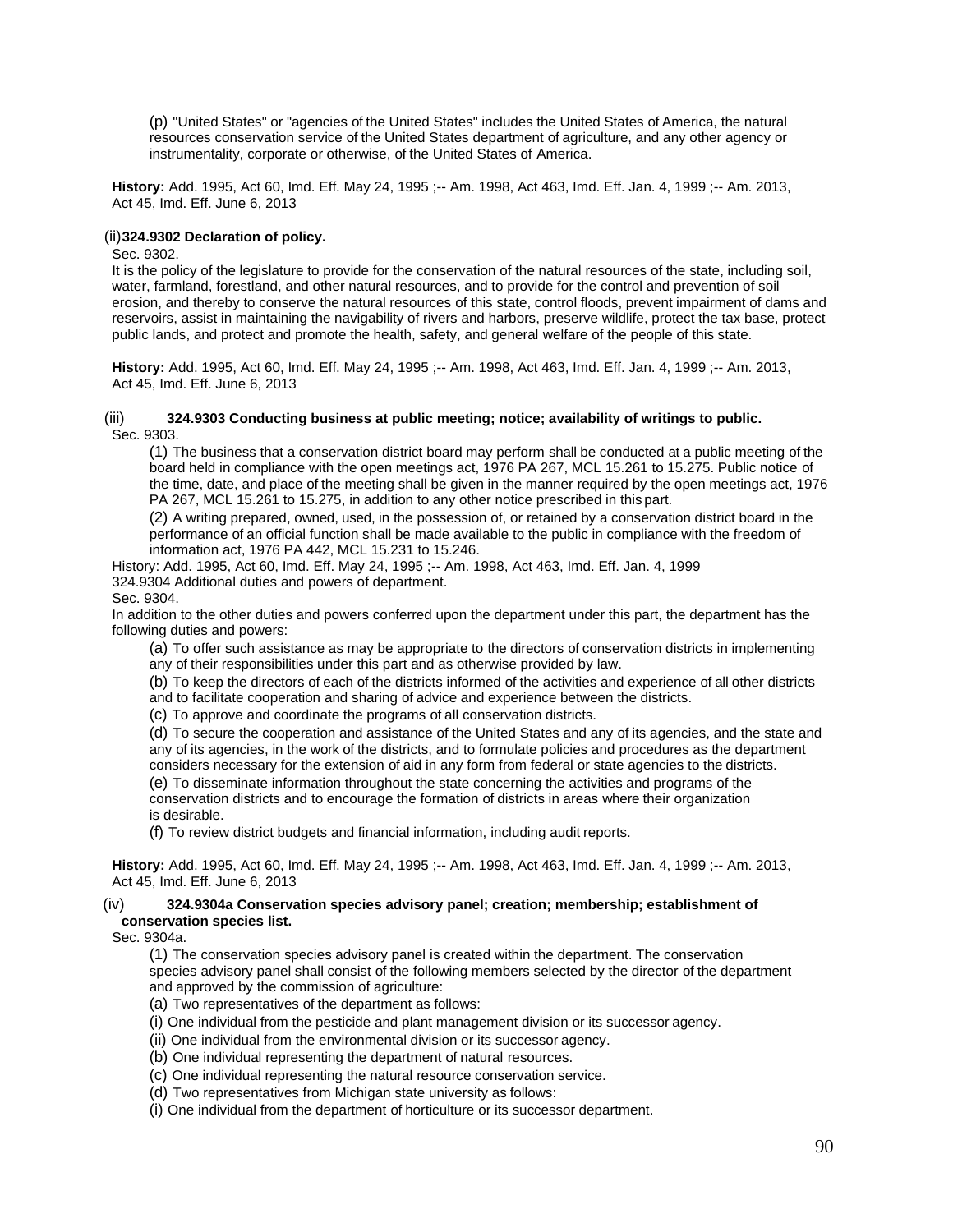(p) "United States" or "agencies of the United States" includes the United States of America, the natural resources conservation service of the United States department of agriculture, and any other agency or instrumentality, corporate or otherwise, of the United States of America.

**History:** Add. 1995, Act 60, Imd. Eff. May 24, 1995 ;-- Am. 1998, Act 463, Imd. Eff. Jan. 4, 1999 ;-- Am. 2013, Act 45, Imd. Eff. June 6, 2013

(ii)**324.9302 Declaration of policy.**

Sec. 9302.

It is the policy of the legislature to provide for the conservation of the natural resources of the state, including soil, water, farmland, forestland, and other natural resources, and to provide for the control and prevention of soil erosion, and thereby to conserve the natural resources of this state, control floods, prevent impairment of dams and reservoirs, assist in maintaining the navigability of rivers and harbors, preserve wildlife, protect the tax base, protect public lands, and protect and promote the health, safety, and general welfare of the people of this state.

**History:** Add. 1995, Act 60, Imd. Eff. May 24, 1995 ;-- Am. 1998, Act 463, Imd. Eff. Jan. 4, 1999 ;-- Am. 2013, Act 45, Imd. Eff. June 6, 2013

(iii) **324.9303 Conducting business at public meeting; notice; availability of writings to public.**

Sec. 9303.

(1) The business that a conservation district board may perform shall be conducted at a public meeting of the board held in compliance with the open meetings act, 1976 PA 267, MCL 15.261 to 15.275. Public notice of the time, date, and place of the meeting shall be given in the manner required by the open meetings act, 1976 PA 267, MCL 15.261 to 15.275, in addition to any other notice prescribed in this part.

(2) A writing prepared, owned, used, in the possession of, or retained by a conservation district board in the performance of an official function shall be made available to the public in compliance with the freedom of information act, 1976 PA 442, MCL 15.231 to 15.246.

History: Add. 1995, Act 60, Imd. Eff. May 24, 1995 ;-- Am. 1998, Act 463, Imd. Eff. Jan. 4, 1999

324.9304 Additional duties and powers of department.

Sec. 9304.

In addition to the other duties and powers conferred upon the department under this part, the department has the following duties and powers:

(a) To offer such assistance as may be appropriate to the directors of conservation districts in implementing any of their responsibilities under this part and as otherwise provided by law.

(b) To keep the directors of each of the districts informed of the activities and experience of all other districts and to facilitate cooperation and sharing of advice and experience between the districts.

(c) To approve and coordinate the programs of all conservation districts.

(d) To secure the cooperation and assistance of the United States and any of its agencies, and the state and any of its agencies, in the work of the districts, and to formulate policies and procedures as the department considers necessary for the extension of aid in any form from federal or state agencies to the districts.

(e) To disseminate information throughout the state concerning the activities and programs of the conservation districts and to encourage the formation of districts in areas where their organization is desirable.

(f) To review district budgets and financial information, including audit reports.

**History:** Add. 1995, Act 60, Imd. Eff. May 24, 1995 ;-- Am. 1998, Act 463, Imd. Eff. Jan. 4, 1999 ;-- Am. 2013, Act 45, Imd. Eff. June 6, 2013

(iv) **324.9304a Conservation species advisory panel; creation; membership; establishment of conservation species list.**

Sec. 9304a.

(1) The conservation species advisory panel is created within the department. The conservation species advisory panel shall consist of the following members selected by the director of the department and approved by the commission of agriculture:

(a) Two representatives of the department as follows:

(i) One individual from the pesticide and plant management division or its successor agency.

(ii) One individual from the environmental division or its successor agency.

(b) One individual representing the department of natural resources.

(c) One individual representing the natural resource conservation service.

(d) Two representatives from Michigan state university as follows:

(i) One individual from the department of horticulture or its successor department.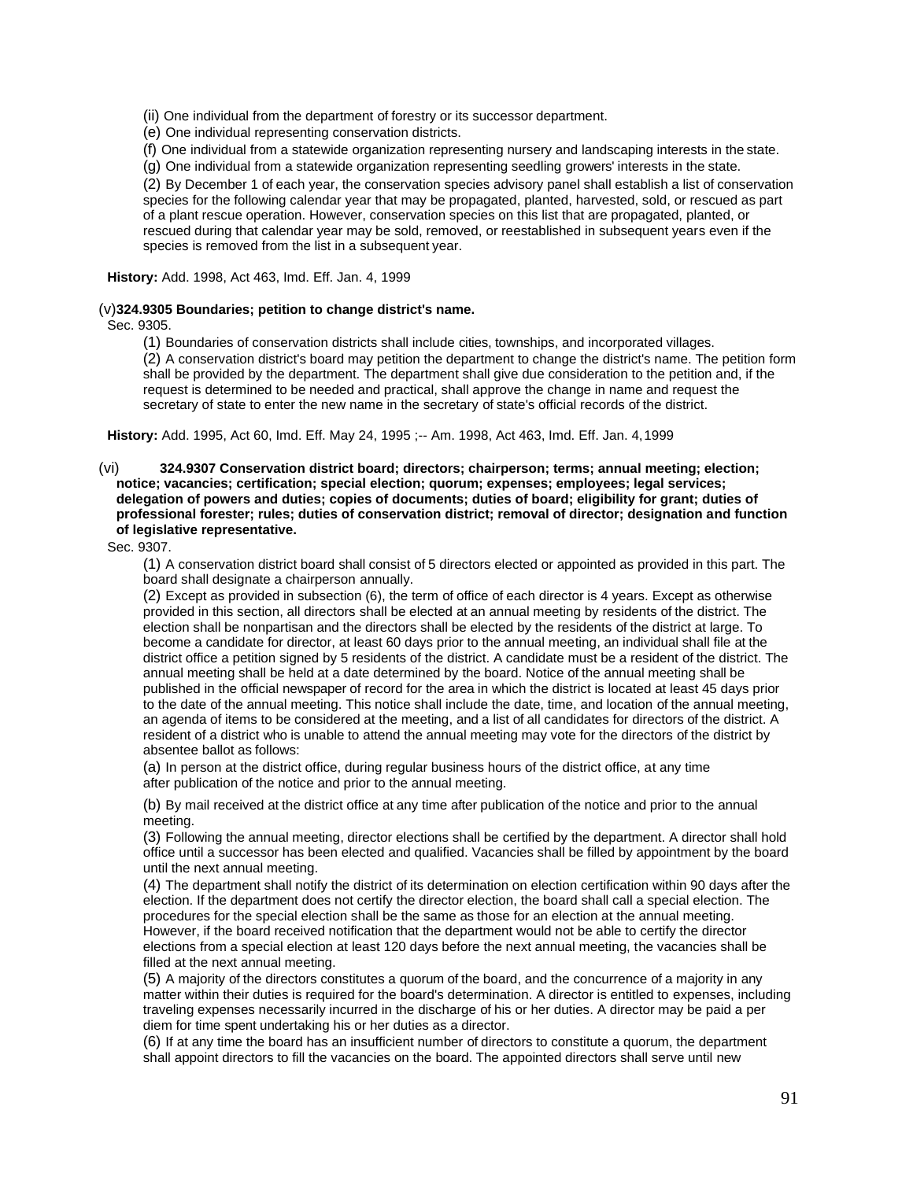(ii) One individual from the department of forestry or its successor department.

(e) One individual representing conservation districts.

(f) One individual from a statewide organization representing nursery and landscaping interests in the state.

(g) One individual from a statewide organization representing seedling growers' interests in the state.

(2) By December 1 of each year, the conservation species advisory panel shall establish a list of conservation species for the following calendar year that may be propagated, planted, harvested, sold, or rescued as part of a plant rescue operation. However, conservation species on this list that are propagated, planted, or rescued during that calendar year may be sold, removed, or reestablished in subsequent years even if the species is removed from the list in a subsequent year.

**History:** Add. 1998, Act 463, Imd. Eff. Jan. 4, 1999

(v)**324.9305 Boundaries; petition to change district's name.**

Sec. 9305.

(1) Boundaries of conservation districts shall include cities, townships, and incorporated villages.

(2) A conservation district's board may petition the department to change the district's name. The petition form shall be provided by the department. The department shall give due consideration to the petition and, if the request is determined to be needed and practical, shall approve the change in name and request the secretary of state to enter the new name in the secretary of state's official records of the district.

**History:** Add. 1995, Act 60, Imd. Eff. May 24, 1995 ;-- Am. 1998, Act 463, Imd. Eff. Jan. 4, 1999

(vi) **324.9307 Conservation district board; directors; chairperson; terms; annual meeting; election; notice; vacancies; certification; special election; quorum; expenses; employees; legal services; delegation of powers and duties; copies of documents; duties of board; eligibility for grant; duties of professional forester; rules; duties of conservation district; removal of director; designation and function of legislative representative.**

Sec. 9307.

(1) A conservation district board shall consist of 5 directors elected or appointed as provided in this part. The board shall designate a chairperson annually.

(2) Except as provided in subsection (6), the term of office of each director is 4 years. Except as otherwise provided in this section, all directors shall be elected at an annual meeting by residents of the district. The election shall be nonpartisan and the directors shall be elected by the residents of the district at large. To become a candidate for director, at least 60 days prior to the annual meeting, an individual shall file at the district office a petition signed by 5 residents of the district. A candidate must be a resident of the district. The annual meeting shall be held at a date determined by the board. Notice of the annual meeting shall be published in the official newspaper of record for the area in which the district is located at least 45 days prior to the date of the annual meeting. This notice shall include the date, time, and location of the annual meeting, an agenda of items to be considered at the meeting, and a list of all candidates for directors of the district. A resident of a district who is unable to attend the annual meeting may vote for the directors of the district by absentee ballot as follows:

(a) In person at the district office, during regular business hours of the district office, at any time after publication of the notice and prior to the annual meeting.

(b) By mail received at the district office at any time after publication of the notice and prior to the annual meeting.

(3) Following the annual meeting, director elections shall be certified by the department. A director shall hold office until a successor has been elected and qualified. Vacancies shall be filled by appointment by the board until the next annual meeting.

(4) The department shall notify the district of its determination on election certification within 90 days after the election. If the department does not certify the director election, the board shall call a special election. The procedures for the special election shall be the same as those for an election at the annual meeting. However, if the board received notification that the department would not be able to certify the director elections from a special election at least 120 days before the next annual meeting, the vacancies shall be filled at the next annual meeting.

(5) A majority of the directors constitutes a quorum of the board, and the concurrence of a majority in any matter within their duties is required for the board's determination. A director is entitled to expenses, including traveling expenses necessarily incurred in the discharge of his or her duties. A director may be paid a per diem for time spent undertaking his or her duties as a director.

(6) If at any time the board has an insufficient number of directors to constitute a quorum, the department shall appoint directors to fill the vacancies on the board. The appointed directors shall serve until new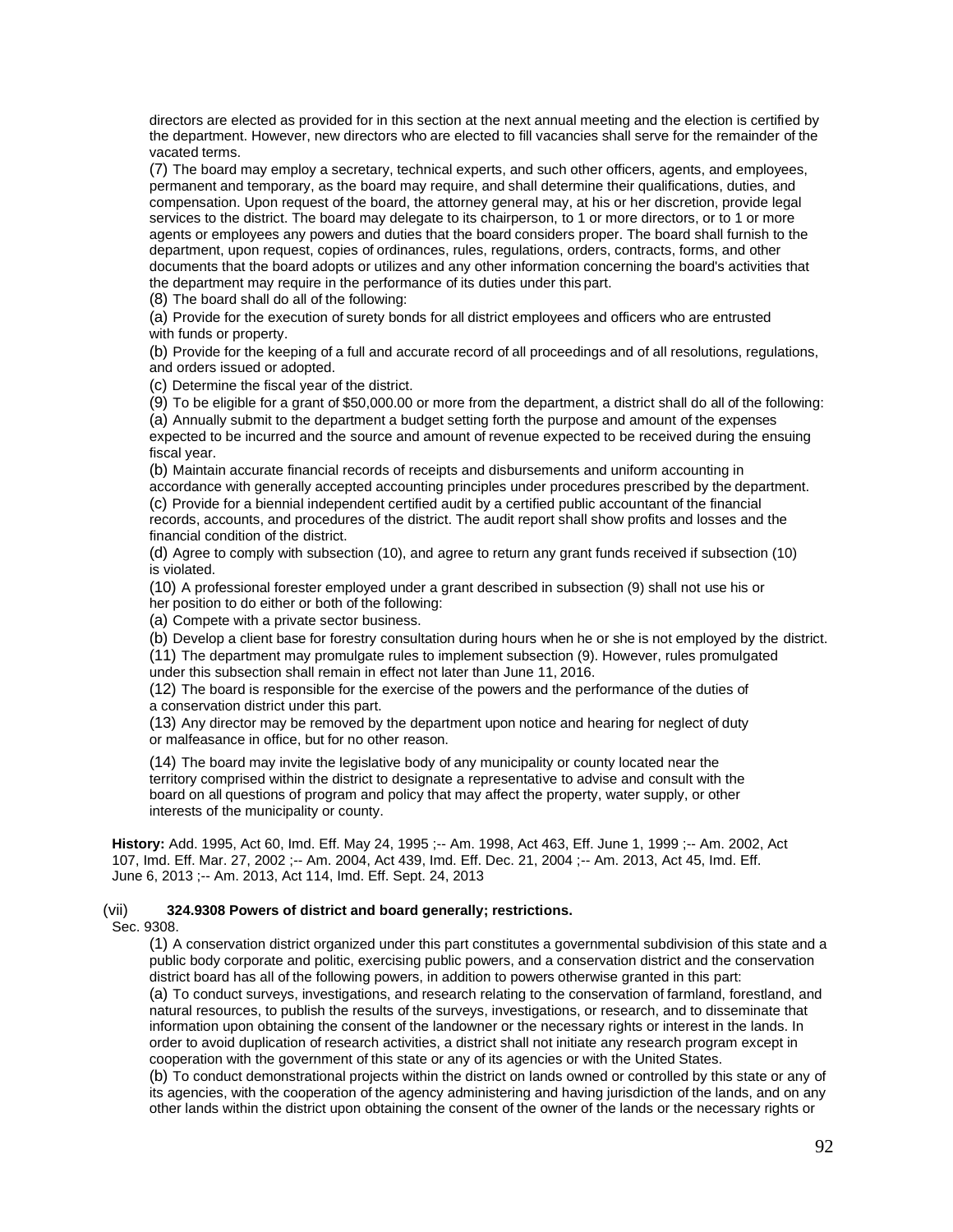directors are elected as provided for in this section at the next annual meeting and the election is certified by the department. However, new directors who are elected to fill vacancies shall serve for the remainder of the vacated terms.

(7) The board may employ a secretary, technical experts, and such other officers, agents, and employees, permanent and temporary, as the board may require, and shall determine their qualifications, duties, and compensation. Upon request of the board, the attorney general may, at his or her discretion, provide legal services to the district. The board may delegate to its chairperson, to 1 or more directors, or to 1 or more agents or employees any powers and duties that the board considers proper. The board shall furnish to the department, upon request, copies of ordinances, rules, regulations, orders, contracts, forms, and other documents that the board adopts or utilizes and any other information concerning the board's activities that the department may require in the performance of its duties under this part.

(8) The board shall do all of the following:

(a) Provide for the execution of surety bonds for all district employees and officers who are entrusted with funds or property.

(b) Provide for the keeping of a full and accurate record of all proceedings and of all resolutions, regulations, and orders issued or adopted.

(c) Determine the fiscal year of the district.

(9) To be eligible for a grant of $50,000.00 or more from the department, a district shall do all of the following:

(a) Annually submit to the department a budget setting forth the purpose and amount of the expenses expected to be incurred and the source and amount of revenue expected to be received during the ensuing fiscal year.

(b) Maintain accurate financial records of receipts and disbursements and uniform accounting in accordance with generally accepted accounting principles under procedures prescribed by the department.

(c) Provide for a biennial independent certified audit by a certified public accountant of the financial records, accounts, and procedures of the district. The audit report shall show profits and losses and the financial condition of the district.

(d) Agree to comply with subsection (10), and agree to return any grant funds received if subsection (10) is violated.

(10) A professional forester employed under a grant described in subsection (9) shall not use his or her position to do either or both of the following:

(a) Compete with a private sector business.

(b) Develop a client base for forestry consultation during hours when he or she is not employed by the district.

(11) The department may promulgate rules to implement subsection (9). However, rules promulgated under this subsection shall remain in effect not later than June 11, 2016.

(12) The board is responsible for the exercise of the powers and the performance of the duties of a conservation district under this part.

(13) Any director may be removed by the department upon notice and hearing for neglect of duty or malfeasance in office, but for no other reason.

(14) The board may invite the legislative body of any municipality or county located near the territory comprised within the district to designate a representative to advise and consult with the board on all questions of program and policy that may affect the property, water supply, or other interests of the municipality or county.

**History:** Add. 1995, Act 60, Imd. Eff. May 24, 1995 ;-- Am. 1998, Act 463, Eff. June 1, 1999 ;-- Am. 2002, Act 107, Imd. Eff. Mar. 27, 2002 ;-- Am. 2004, Act 439, Imd. Eff. Dec. 21, 2004 ;-- Am. 2013, Act 45, Imd. Eff. June 6, 2013 ;-- Am. 2013, Act 114, Imd. Eff. Sept. 24, 2013

(vii) **324.9308 Powers of district and board generally; restrictions.**

Sec. 9308.

(1) A conservation district organized under this part constitutes a governmental subdivision of this state and a public body corporate and politic, exercising public powers, and a conservation district and the conservation district board has all of the following powers, in addition to powers otherwise granted in this part:

(a) To conduct surveys, investigations, and research relating to the conservation of farmland, forestland, and natural resources, to publish the results of the surveys, investigations, or research, and to disseminate that information upon obtaining the consent of the landowner or the necessary rights or interest in the lands. In order to avoid duplication of research activities, a district shall not initiate any research program except in cooperation with the government of this state or any of its agencies or with the United States.

(b) To conduct demonstrational projects within the district on lands owned or controlled by this state or any of its agencies, with the cooperation of the agency administering and having jurisdiction of the lands, and on any other lands within the district upon obtaining the consent of the owner of the lands or the necessary rights or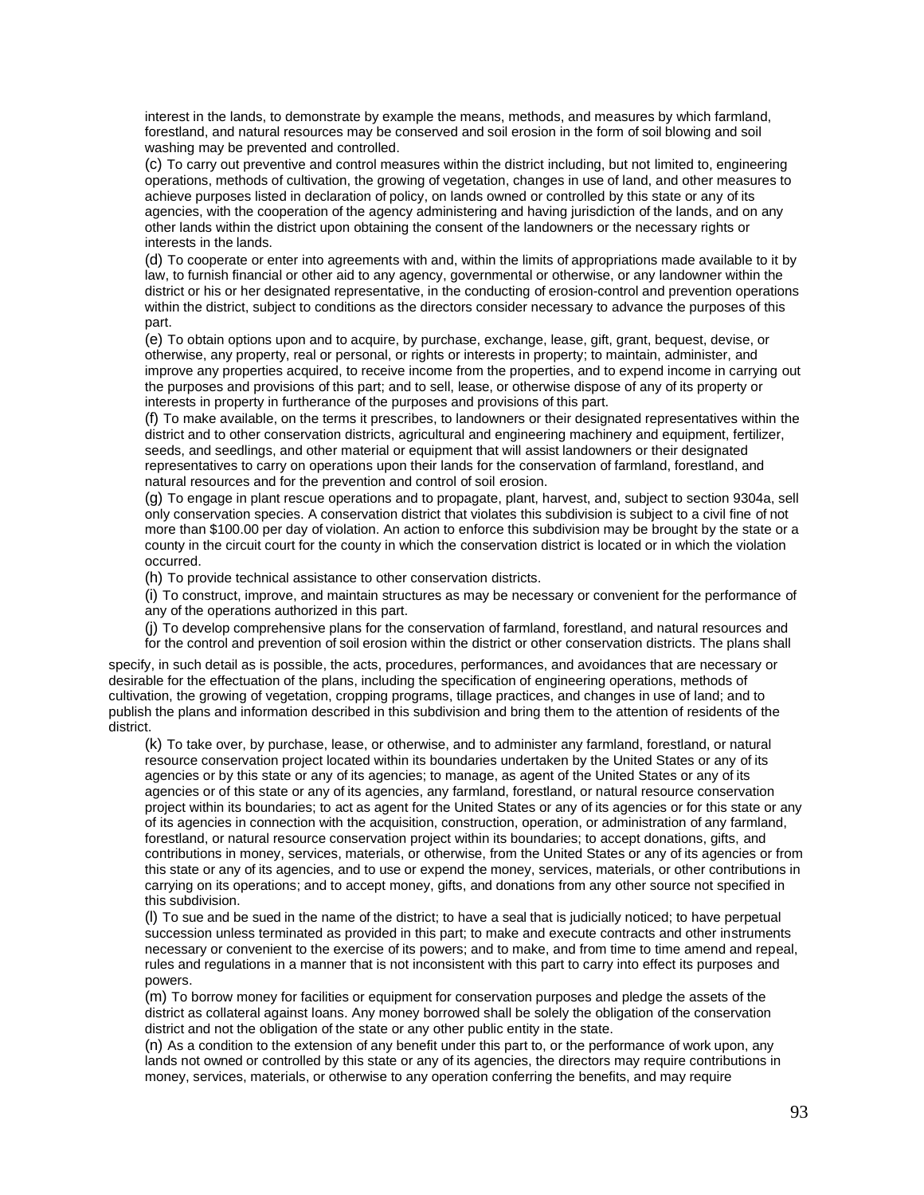interest in the lands, to demonstrate by example the means, methods, and measures by which farmland, forestland, and natural resources may be conserved and soil erosion in the form of soil blowing and soil washing may be prevented and controlled.

(c) To carry out preventive and control measures within the district including, but not limited to, engineering operations, methods of cultivation, the growing of vegetation, changes in use of land, and other measures to achieve purposes listed in declaration of policy, on lands owned or controlled by this state or any of its agencies, with the cooperation of the agency administering and having jurisdiction of the lands, and on any other lands within the district upon obtaining the consent of the landowners or the necessary rights or interests in the lands.

(d) To cooperate or enter into agreements with and, within the limits of appropriations made available to it by law, to furnish financial or other aid to any agency, governmental or otherwise, or any landowner within the district or his or her designated representative, in the conducting of erosion-control and prevention operations within the district, subject to conditions as the directors consider necessary to advance the purposes of this part.

(e) To obtain options upon and to acquire, by purchase, exchange, lease, gift, grant, bequest, devise, or otherwise, any property, real or personal, or rights or interests in property; to maintain, administer, and improve any properties acquired, to receive income from the properties, and to expend income in carrying out the purposes and provisions of this part; and to sell, lease, or otherwise dispose of any of its property or interests in property in furtherance of the purposes and provisions of this part.

(f) To make available, on the terms it prescribes, to landowners or their designated representatives within the district and to other conservation districts, agricultural and engineering machinery and equipment, fertilizer, seeds, and seedlings, and other material or equipment that will assist landowners or their designated representatives to carry on operations upon their lands for the conservation of farmland, forestland, and natural resources and for the prevention and control of soil erosion.

(g) To engage in plant rescue operations and to propagate, plant, harvest, and, subject to section 9304a, sell only conservation species. A conservation district that violates this subdivision is subject to a civil fine of not more than $100.00 per day of violation. An action to enforce this subdivision may be brought by the state or a county in the circuit court for the county in which the conservation district is located or in which the violation occurred.

(h) To provide technical assistance to other conservation districts.

(i) To construct, improve, and maintain structures as may be necessary or convenient for the performance of any of the operations authorized in this part.

(j) To develop comprehensive plans for the conservation of farmland, forestland, and natural resources and for the control and prevention of soil erosion within the district or other conservation districts. The plans shall specify, in such detail as is possible, the acts, procedures, performances, and avoidances that are necessary or desirable for the effectuation of the plans, including the specification of engineering operations, methods of cultivation, the growing of vegetation, cropping programs, tillage practices, and changes in use of land; and to publish the plans and information described in this subdivision and bring them to the attention of residents of the district.

(k) To take over, by purchase, lease, or otherwise, and to administer any farmland, forestland, or natural resource conservation project located within its boundaries undertaken by the United States or any of its agencies or by this state or any of its agencies; to manage, as agent of the United States or any of its agencies or of this state or any of its agencies, any farmland, forestland, or natural resource conservation project within its boundaries; to act as agent for the United States or any of its agencies or for this state or any of its agencies in connection with the acquisition, construction, operation, or administration of any farmland, forestland, or natural resource conservation project within its boundaries; to accept donations, gifts, and contributions in money, services, materials, or otherwise, from the United States or any of its agencies or from this state or any of its agencies, and to use or expend the money, services, materials, or other contributions in carrying on its operations; and to accept money, gifts, and donations from any other source not specified in this subdivision.

(l) To sue and be sued in the name of the district; to have a seal that is judicially noticed; to have perpetual succession unless terminated as provided in this part; to make and execute contracts and other instruments necessary or convenient to the exercise of its powers; and to make, and from time to time amend and repeal, rules and regulations in a manner that is not inconsistent with this part to carry into effect its purposes and powers.

(m) To borrow money for facilities or equipment for conservation purposes and pledge the assets of the district as collateral against loans. Any money borrowed shall be solely the obligation of the conservation district and not the obligation of the state or any other public entity in the state.

(n) As a condition to the extension of any benefit under this part to, or the performance of work upon, any lands not owned or controlled by this state or any of its agencies, the directors may require contributions in money, services, materials, or otherwise to any operation conferring the benefits, and may require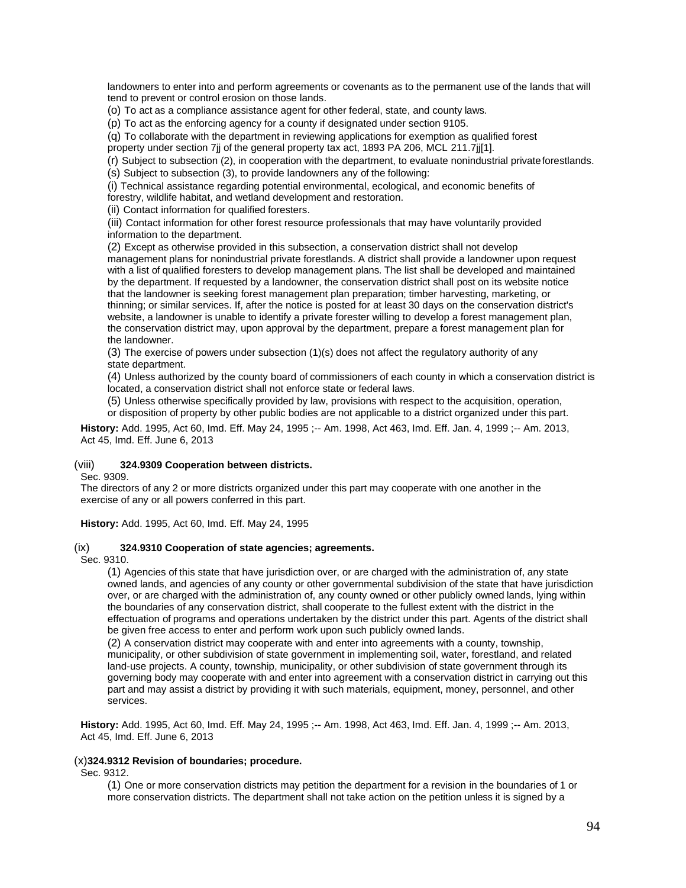landowners to enter into and perform agreements or covenants as to the permanent use of the lands that will tend to prevent or control erosion on those lands.

(o) To act as a compliance assistance agent for other federal, state, and county laws.

(p) To act as the enforcing agency for a county if designated under section 9105.

(q) To collaborate with the department in reviewing applications for exemption as qualified forest property under section 7jj of the general property tax act, 1893 PA 206, MCL 211.7jj[1].

(r) Subject to subsection (2), in cooperation with the department, to evaluate nonindustrial private forestlands.

(s) Subject to subsection (3), to provide landowners any of the following:

(i) Technical assistance regarding potential environmental, ecological, and economic benefits of forestry, wildlife habitat, and wetland development and restoration.

(ii) Contact information for qualified foresters.

(iii) Contact information for other forest resource professionals that may have voluntarily provided information to the department.

(2) Except as otherwise provided in this subsection, a conservation district shall not develop management plans for nonindustrial private forestlands. A district shall provide a landowner upon request with a list of qualified foresters to develop management plans. The list shall be developed and maintained by the department. If requested by a landowner, the conservation district shall post on its website notice that the landowner is seeking forest management plan preparation; timber harvesting, marketing, or thinning; or similar services. If, after the notice is posted for at least 30 days on the conservation district's website, a landowner is unable to identify a private forester willing to develop a forest management plan, the conservation district may, upon approval by the department, prepare a forest management plan for the landowner.

(3) The exercise of powers under subsection (1)(s) does not affect the regulatory authority of any state department.

(4) Unless authorized by the county board of commissioners of each county in which a conservation district is located, a conservation district shall not enforce state or federal laws.

(5) Unless otherwise specifically provided by law, provisions with respect to the acquisition, operation, or disposition of property by other public bodies are not applicable to a district organized under this part.

**History:** Add. 1995, Act 60, Imd. Eff. May 24, 1995 ;-- Am. 1998, Act 463, Imd. Eff. Jan. 4, 1999 ;-- Am. 2013, Act 45, Imd. Eff. June 6, 2013

### (viii) 324.9309 Cooperation between districts.

Sec. 9309.

The directors of any 2 or more districts organized under this part may cooperate with one another in the exercise of any or all powers conferred in this part.

**History:** Add. 1995, Act 60, Imd. Eff. May 24, 1995

### (ix) 324.9310 Cooperation of state agencies; agreements.

Sec. 9310.

(1) Agencies of this state that have jurisdiction over, or are charged with the administration of, any state owned lands, and agencies of any county or other governmental subdivision of the state that have jurisdiction over, or are charged with the administration of, any county owned or other publicly owned lands, lying within the boundaries of any conservation district, shall cooperate to the fullest extent with the district in the effectuation of programs and operations undertaken by the district under this part. Agents of the district shall be given free access to enter and perform work upon such publicly owned lands.

(2) A conservation district may cooperate with and enter into agreements with a county, township, municipality, or other subdivision of state government in implementing soil, water, forestland, and related land-use projects. A county, township, municipality, or other subdivision of state government through its governing body may cooperate with and enter into agreement with a conservation district in carrying out this part and may assist a district by providing it with such materials, equipment, money, personnel, and other services.

**History:** Add. 1995, Act 60, Imd. Eff. May 24, 1995 ;-- Am. 1998, Act 463, Imd. Eff. Jan. 4, 1999 ;-- Am. 2013, Act 45, Imd. Eff. June 6, 2013

### (x) 324.9312 Revision of boundaries; procedure.

Sec. 9312.

(1) One or more conservation districts may petition the department for a revision in the boundaries of 1 or more conservation districts. The department shall not take action on the petition unless it is signed by a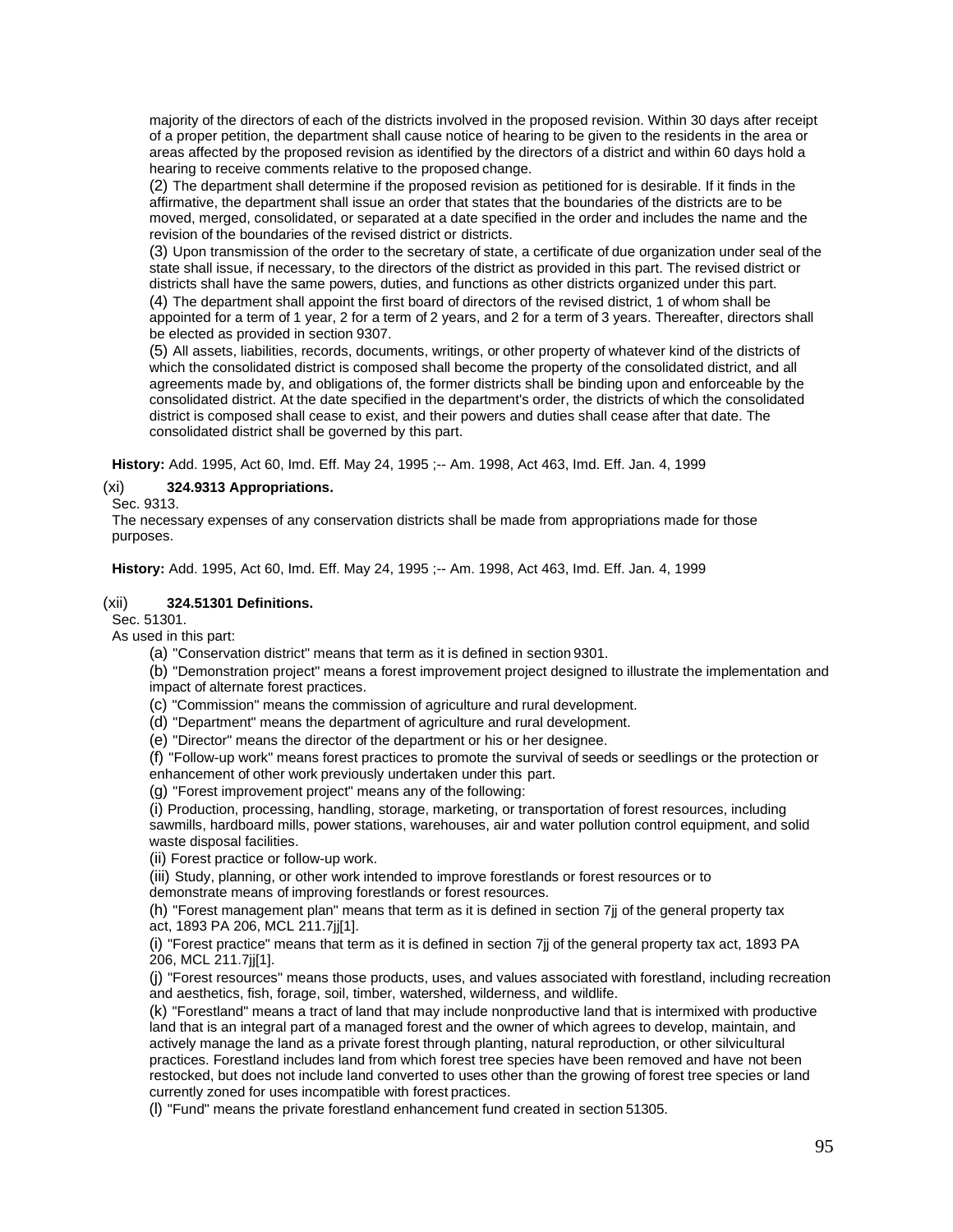majority of the directors of each of the districts involved in the proposed revision. Within 30 days after receipt of a proper petition, the department shall cause notice of hearing to be given to the residents in the area or areas affected by the proposed revision as identified by the directors of a district and within 60 days hold a hearing to receive comments relative to the proposed change.

(2) The department shall determine if the proposed revision as petitioned for is desirable. If it finds in the affirmative, the department shall issue an order that states that the boundaries of the districts are to be moved, merged, consolidated, or separated at a date specified in the order and includes the name and the revision of the boundaries of the revised district or districts.

(3) Upon transmission of the order to the secretary of state, a certificate of due organization under seal of the state shall issue, if necessary, to the directors of the district as provided in this part. The revised district or districts shall have the same powers, duties, and functions as other districts organized under this part.

(4) The department shall appoint the first board of directors of the revised district, 1 of whom shall be appointed for a term of 1 year, 2 for a term of 2 years, and 2 for a term of 3 years. Thereafter, directors shall be elected as provided in section 9307.

(5) All assets, liabilities, records, documents, writings, or other property of whatever kind of the districts of which the consolidated district is composed shall become the property of the consolidated district, and all agreements made by, and obligations of, the former districts shall be binding upon and enforceable by the consolidated district. At the date specified in the department's order, the districts of which the consolidated district is composed shall cease to exist, and their powers and duties shall cease after that date. The consolidated district shall be governed by this part.

**History:** Add. 1995, Act 60, Imd. Eff. May 24, 1995 ;-- Am. 1998, Act 463, Imd. Eff. Jan. 4, 1999

(xi) **324.9313 Appropriations.**

Sec. 9313.

The necessary expenses of any conservation districts shall be made from appropriations made for those purposes.

**History:** Add. 1995, Act 60, Imd. Eff. May 24, 1995 ;-- Am. 1998, Act 463, Imd. Eff. Jan. 4, 1999

(xii) **324.51301 Definitions.**

Sec. 51301.

As used in this part:

(a) "Conservation district" means that term as it is defined in section 9301.

(b) "Demonstration project" means a forest improvement project designed to illustrate the implementation and impact of alternate forest practices.

(c) "Commission" means the commission of agriculture and rural development.

(d) "Department" means the department of agriculture and rural development.

(e) "Director" means the director of the department or his or her designee.

(f) "Follow-up work" means forest practices to promote the survival of seeds or seedlings or the protection or enhancement of other work previously undertaken under this part.

(g) "Forest improvement project" means any of the following:

(i) Production, processing, handling, storage, marketing, or transportation of forest resources, including sawmills, hardboard mills, power stations, warehouses, air and water pollution control equipment, and solid waste disposal facilities.

(ii) Forest practice or follow-up work.

(iii) Study, planning, or other work intended to improve forestlands or forest resources or to demonstrate means of improving forestlands or forest resources.

(h) "Forest management plan" means that term as it is defined in section 7jj of the general property tax act, 1893 PA 206, MCL 211.7jj[1].

(i) "Forest practice" means that term as it is defined in section 7jj of the general property tax act, 1893 PA 206, MCL 211.7jj[1].

(j) "Forest resources" means those products, uses, and values associated with forestland, including recreation and aesthetics, fish, forage, soil, timber, watershed, wilderness, and wildlife.

(k) "Forestland" means a tract of land that may include nonproductive land that is intermixed with productive land that is an integral part of a managed forest and the owner of which agrees to develop, maintain, and actively manage the land as a private forest through planting, natural reproduction, or other silvicultural practices. Forestland includes land from which forest tree species have been removed and have not been restocked, but does not include land converted to uses other than the growing of forest tree species or land currently zoned for uses incompatible with forest practices.

(l) "Fund" means the private forestland enhancement fund created in section 51305.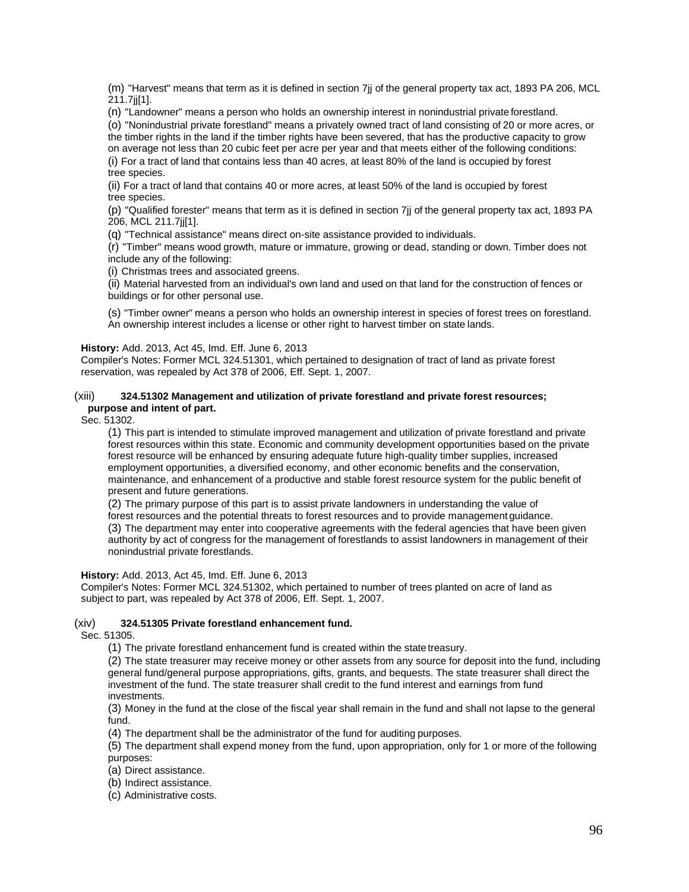(m) "Harvest" means that term as it is defined in section 7jj of the general property tax act, 1893 PA 206, MCL 211.7jj[1].

(n) "Landowner" means a person who holds an ownership interest in nonindustrial private forestland.

(o) "Nonindustrial private forestland" means a privately owned tract of land consisting of 20 or more acres, or the timber rights in the land if the timber rights have been severed, that has the productive capacity to grow on average not less than 20 cubic feet per acre per year and that meets either of the following conditions:

(i) For a tract of land that contains less than 40 acres, at least 80% of the land is occupied by forest tree species.

(ii) For a tract of land that contains 40 or more acres, at least 50% of the land is occupied by forest tree species.

(p) "Qualified forester" means that term as it is defined in section 7jj of the general property tax act, 1893 PA 206, MCL 211.7jj[1].

(q) "Technical assistance" means direct on-site assistance provided to individuals.

(r) "Timber" means wood growth, mature or immature, growing or dead, standing or down. Timber does not include any of the following:

(i) Christmas trees and associated greens.

(ii) Material harvested from an individual's own land and used on that land for the construction of fences or buildings or for other personal use.

(s) "Timber owner" means a person who holds an ownership interest in species of forest trees on forestland. An ownership interest includes a license or other right to harvest timber on state lands.

**History:** Add. 2013, Act 45, Imd. Eff. June 6, 2013

Compiler's Notes: Former MCL 324.51301, which pertained to designation of tract of land as private forest reservation, was repealed by Act 378 of 2006, Eff. Sept. 1, 2007.

(xiii) **324.51302 Management and utilization of private forestland and private forest resources; purpose and intent of part.**

Sec. 51302.

(1) This part is intended to stimulate improved management and utilization of private forestland and private forest resources within this state. Economic and community development opportunities based on the private forest resource will be enhanced by ensuring adequate future high-quality timber supplies, increased employment opportunities, a diversified economy, and other economic benefits and the conservation, maintenance, and enhancement of a productive and stable forest resource system for the public benefit of present and future generations.

(2) The primary purpose of this part is to assist private landowners in understanding the value of forest resources and the potential threats to forest resources and to provide management guidance.

(3) The department may enter into cooperative agreements with the federal agencies that have been given authority by act of congress for the management of forestlands to assist landowners in management of their nonindustrial private forestlands.

**History:** Add. 2013, Act 45, Imd. Eff. June 6, 2013

Compiler's Notes: Former MCL 324.51302, which pertained to number of trees planted on acre of land as subject to part, was repealed by Act 378 of 2006, Eff. Sept. 1, 2007.

(xiv) **324.51305 Private forestland enhancement fund.**

Sec. 51305.

(1) The private forestland enhancement fund is created within the state treasury.

(2) The state treasurer may receive money or other assets from any source for deposit into the fund, including general fund/general purpose appropriations, gifts, grants, and bequests. The state treasurer shall direct the investment of the fund. The state treasurer shall credit to the fund interest and earnings from fund investments.

(3) Money in the fund at the close of the fiscal year shall remain in the fund and shall not lapse to the general fund.

(4) The department shall be the administrator of the fund for auditing purposes.

(5) The department shall expend money from the fund, upon appropriation, only for 1 or more of the following purposes:

(a) Direct assistance.

(b) Indirect assistance.

(c) Administrative costs.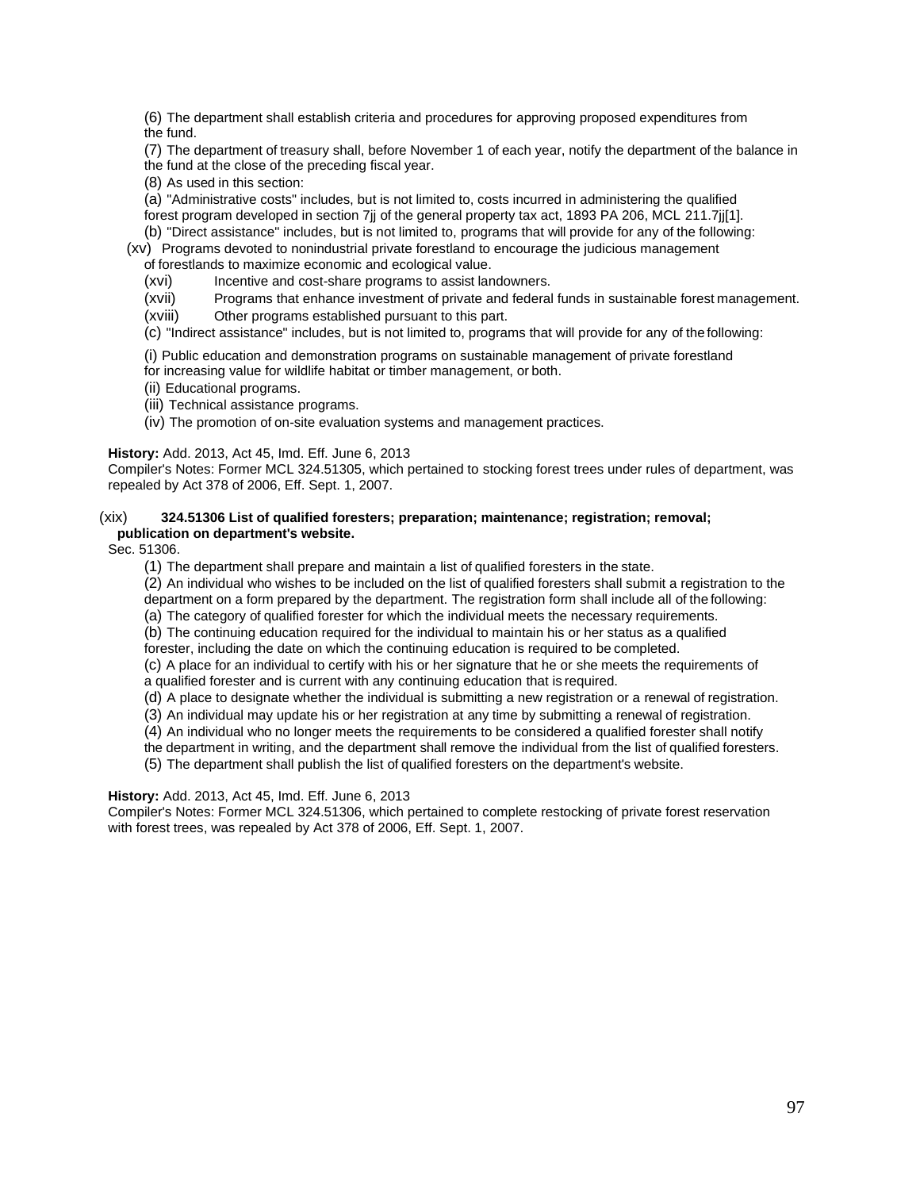(6) The department shall establish criteria and procedures for approving proposed expenditures from the fund.

(7) The department of treasury shall, before November 1 of each year, notify the department of the balance in the fund at the close of the preceding fiscal year.

(8) As used in this section:

(a) "Administrative costs" includes, but is not limited to, costs incurred in administering the qualified forest program developed in section 7jj of the general property tax act, 1893 PA 206, MCL 211.7jj[1].

(b) "Direct assistance" includes, but is not limited to, programs that will provide for any of the following:

(xv) Programs devoted to nonindustrial private forestland to encourage the judicious management of forestlands to maximize economic and ecological value.

(xvi) Incentive and cost-share programs to assist landowners.

(xvii) Programs that enhance investment of private and federal funds in sustainable forest management.

(xviii) Other programs established pursuant to this part.

(c) "Indirect assistance" includes, but is not limited to, programs that will provide for any of the following:

(i) Public education and demonstration programs on sustainable management of private forestland for increasing value for wildlife habitat or timber management, or both.

(ii) Educational programs.

(iii) Technical assistance programs.

(iv) The promotion of on-site evaluation systems and management practices.

**History:** Add. 2013, Act 45, Imd. Eff. June 6, 2013

Compiler's Notes: Former MCL 324.51305, which pertained to stocking forest trees under rules of department, was repealed by Act 378 of 2006, Eff. Sept. 1, 2007.

(xix) **324.51306 List of qualified foresters; preparation; maintenance; registration; removal; publication on department's website.**

Sec. 51306.

(1) The department shall prepare and maintain a list of qualified foresters in the state.

(2) An individual who wishes to be included on the list of qualified foresters shall submit a registration to the department on a form prepared by the department. The registration form shall include all of the following:

(a) The category of qualified forester for which the individual meets the necessary requirements.

(b) The continuing education required for the individual to maintain his or her status as a qualified forester, including the date on which the continuing education is required to be completed.

(c) A place for an individual to certify with his or her signature that he or she meets the requirements of a qualified forester and is current with any continuing education that is required.

(d) A place to designate whether the individual is submitting a new registration or a renewal of registration.

(3) An individual may update his or her registration at any time by submitting a renewal of registration.

(4) An individual who no longer meets the requirements to be considered a qualified forester shall notify the department in writing, and the department shall remove the individual from the list of qualified foresters.

(5) The department shall publish the list of qualified foresters on the department's website.

**History:** Add. 2013, Act 45, Imd. Eff. June 6, 2013

Compiler's Notes: Former MCL 324.51306, which pertained to complete restocking of private forest reservation with forest trees, was repealed by Act 378 of 2006, Eff. Sept. 1, 2007.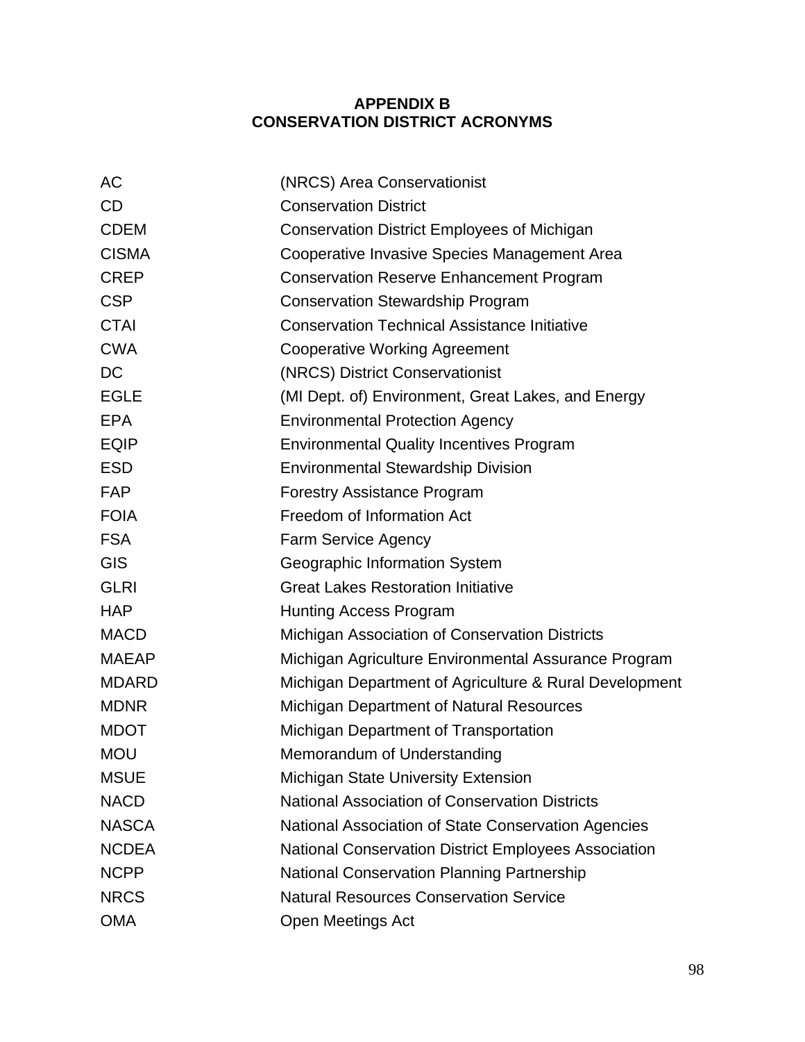# APPENDIX B
## CONSERVATION DISTRICT ACRONYMS

| | |
|---|---|
| AC | (NRCS) Area Conservationist |
| CD | Conservation District |
| CDEM | Conservation District Employees of Michigan |
| CISMA | Cooperative Invasive Species Management Area |
| CREP | Conservation Reserve Enhancement Program |
| CSP | Conservation Stewardship Program |
| CTAI | Conservation Technical Assistance Initiative |
| CWA | Cooperative Working Agreement |
| DC | (NRCS) District Conservationist |
| EGLE | (MI Dept. of) Environment, Great Lakes, and Energy |
| EPA | Environmental Protection Agency |
| EQIP | Environmental Quality Incentives Program |
| ESD | Environmental Stewardship Division |
| FAP | Forestry Assistance Program |
| FOIA | Freedom of Information Act |
| FSA | Farm Service Agency |
| GIS | Geographic Information System |
| GLRI | Great Lakes Restoration Initiative |
| HAP | Hunting Access Program |
| MACD | Michigan Association of Conservation Districts |
| MAEAP | Michigan Agriculture Environmental Assurance Program |
| MDARD | Michigan Department of Agriculture & Rural Development |
| MDNR | Michigan Department of Natural Resources |
| MDOT | Michigan Department of Transportation |
| MOU | Memorandum of Understanding |
| MSUE | Michigan State University Extension |
| NACD | National Association of Conservation Districts |
| NASCA | National Association of State Conservation Agencies |
| NCDEA | National Conservation District Employees Association |
| NCPP | National Conservation Planning Partnership |
| NRCS | Natural Resources Conservation Service |
| OMA | Open Meetings Act |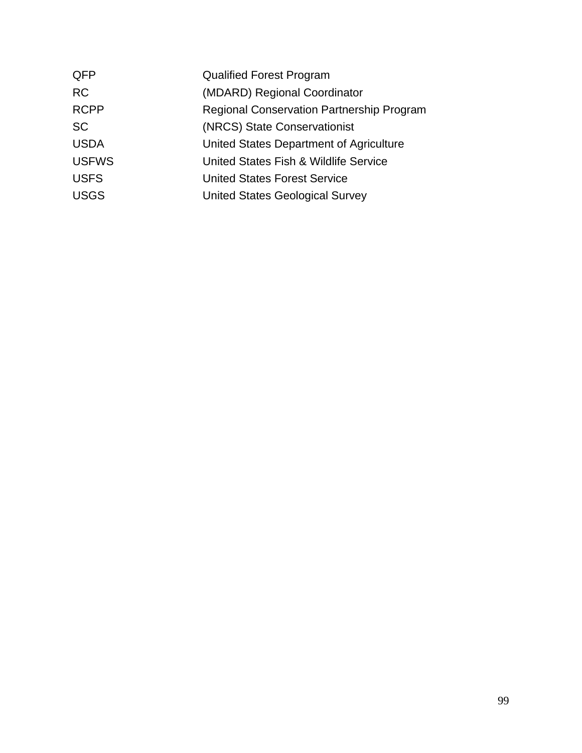| | |
|---|---|
| QFP | Qualified Forest Program |
| RC | (MDARD) Regional Coordinator |
| RCPP | Regional Conservation Partnership Program |
| SC | (NRCS) State Conservationist |
| USDA | United States Department of Agriculture |
| USFWS | United States Fish & Wildlife Service |
| USFS | United States Forest Service |
| USGS | United States Geological Survey |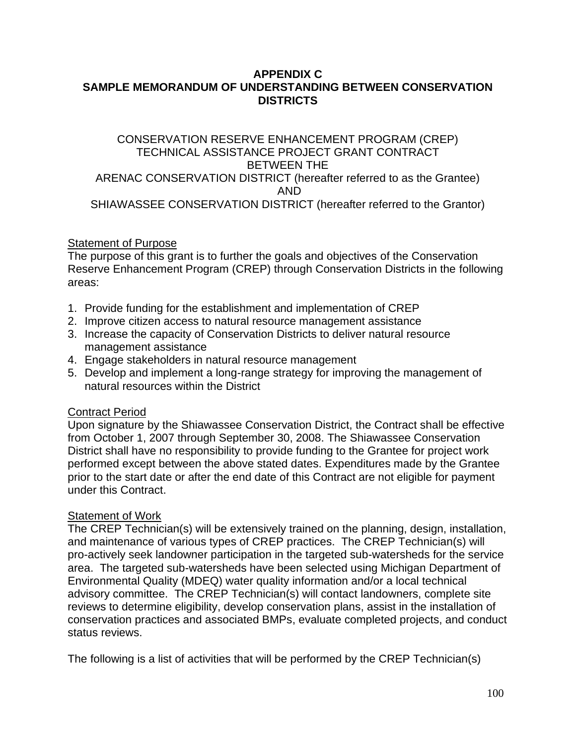**APPENDIX C**
**SAMPLE MEMORANDUM OF UNDERSTANDING BETWEEN CONSERVATION DISTRICTS**

CONSERVATION RESERVE ENHANCEMENT PROGRAM (CREP)
TECHNICAL ASSISTANCE PROJECT GRANT CONTRACT
BETWEEN THE
ARENAC CONSERVATION DISTRICT (hereafter referred to as the Grantee)
AND
SHIAWASSEE CONSERVATION DISTRICT (hereafter referred to the Grantor)

Statement of Purpose
The purpose of this grant is to further the goals and objectives of the Conservation Reserve Enhancement Program (CREP) through Conservation Districts in the following areas:

1. Provide funding for the establishment and implementation of CREP
2. Improve citizen access to natural resource management assistance
3. Increase the capacity of Conservation Districts to deliver natural resource management assistance
4. Engage stakeholders in natural resource management
5. Develop and implement a long-range strategy for improving the management of natural resources within the District

Contract Period
Upon signature by the Shiawassee Conservation District, the Contract shall be effective from October 1, 2007 through September 30, 2008. The Shiawassee Conservation District shall have no responsibility to provide funding to the Grantee for project work performed except between the above stated dates. Expenditures made by the Grantee prior to the start date or after the end date of this Contract are not eligible for payment under this Contract.

Statement of Work
The CREP Technician(s) will be extensively trained on the planning, design, installation, and maintenance of various types of CREP practices. The CREP Technician(s) will pro-actively seek landowner participation in the targeted sub-watersheds for the service area. The targeted sub-watersheds have been selected using Michigan Department of Environmental Quality (MDEQ) water quality information and/or a local technical advisory committee. The CREP Technician(s) will contact landowners, complete site reviews to determine eligibility, develop conservation plans, assist in the installation of conservation practices and associated BMPs, evaluate completed projects, and conduct status reviews.

The following is a list of activities that will be performed by the CREP Technician(s)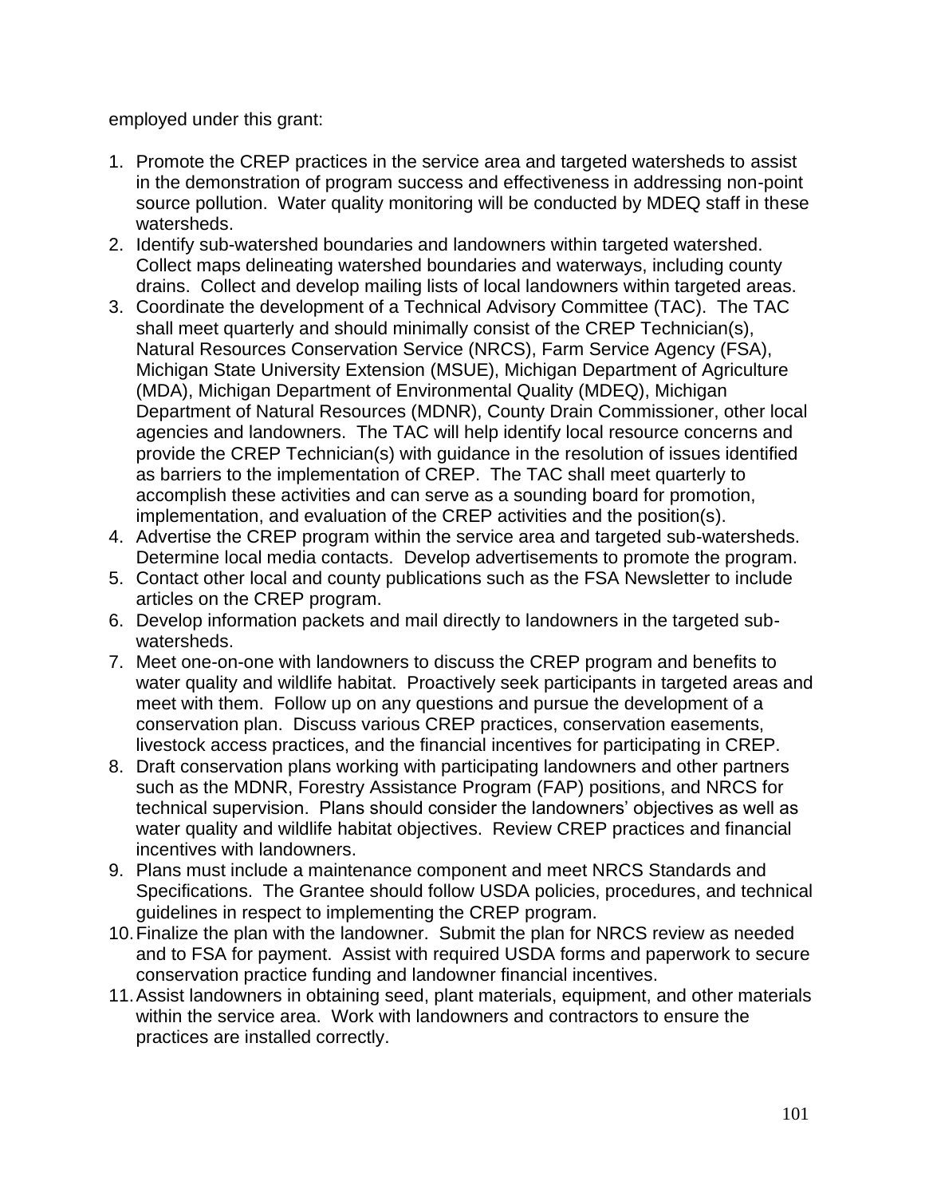employed under this grant:

1. Promote the CREP practices in the service area and targeted watersheds to assist in the demonstration of program success and effectiveness in addressing non-point source pollution. Water quality monitoring will be conducted by MDEQ staff in these watersheds.
2. Identify sub-watershed boundaries and landowners within targeted watershed. Collect maps delineating watershed boundaries and waterways, including county drains. Collect and develop mailing lists of local landowners within targeted areas.
3. Coordinate the development of a Technical Advisory Committee (TAC). The TAC shall meet quarterly and should minimally consist of the CREP Technician(s), Natural Resources Conservation Service (NRCS), Farm Service Agency (FSA), Michigan State University Extension (MSUE), Michigan Department of Agriculture (MDA), Michigan Department of Environmental Quality (MDEQ), Michigan Department of Natural Resources (MDNR), County Drain Commissioner, other local agencies and landowners. The TAC will help identify local resource concerns and provide the CREP Technician(s) with guidance in the resolution of issues identified as barriers to the implementation of CREP. The TAC shall meet quarterly to accomplish these activities and can serve as a sounding board for promotion, implementation, and evaluation of the CREP activities and the position(s).
4. Advertise the CREP program within the service area and targeted sub-watersheds. Determine local media contacts. Develop advertisements to promote the program.
5. Contact other local and county publications such as the FSA Newsletter to include articles on the CREP program.
6. Develop information packets and mail directly to landowners in the targeted sub-watersheds.
7. Meet one-on-one with landowners to discuss the CREP program and benefits to water quality and wildlife habitat. Proactively seek participants in targeted areas and meet with them. Follow up on any questions and pursue the development of a conservation plan. Discuss various CREP practices, conservation easements, livestock access practices, and the financial incentives for participating in CREP.
8. Draft conservation plans working with participating landowners and other partners such as the MDNR, Forestry Assistance Program (FAP) positions, and NRCS for technical supervision. Plans should consider the landowners' objectives as well as water quality and wildlife habitat objectives. Review CREP practices and financial incentives with landowners.
9. Plans must include a maintenance component and meet NRCS Standards and Specifications. The Grantee should follow USDA policies, procedures, and technical guidelines in respect to implementing the CREP program.
10. Finalize the plan with the landowner. Submit the plan for NRCS review as needed and to FSA for payment. Assist with required USDA forms and paperwork to secure conservation practice funding and landowner financial incentives.
11. Assist landowners in obtaining seed, plant materials, equipment, and other materials within the service area. Work with landowners and contractors to ensure the practices are installed correctly.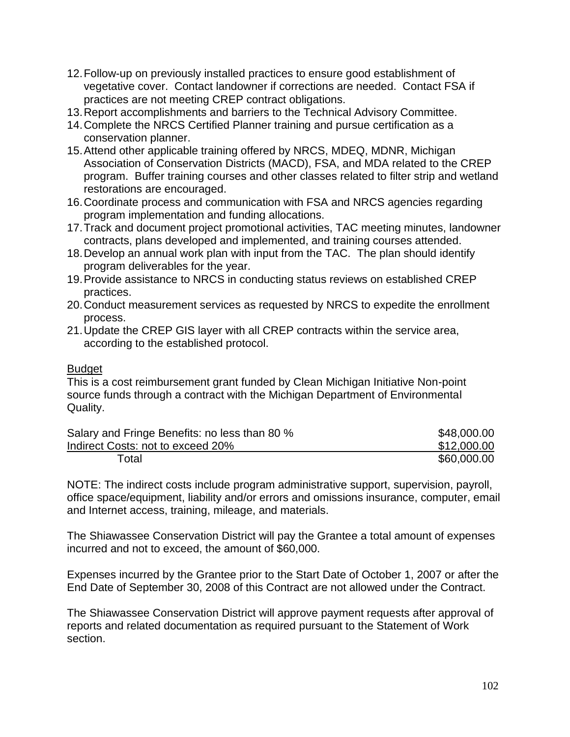12. Follow-up on previously installed practices to ensure good establishment of vegetative cover. Contact landowner if corrections are needed. Contact FSA if practices are not meeting CREP contract obligations.
13. Report accomplishments and barriers to the Technical Advisory Committee.
14. Complete the NRCS Certified Planner training and pursue certification as a conservation planner.
15. Attend other applicable training offered by NRCS, MDEQ, MDNR, Michigan Association of Conservation Districts (MACD), FSA, and MDA related to the CREP program. Buffer training courses and other classes related to filter strip and wetland restorations are encouraged.
16. Coordinate process and communication with FSA and NRCS agencies regarding program implementation and funding allocations.
17. Track and document project promotional activities, TAC meeting minutes, landowner contracts, plans developed and implemented, and training courses attended.
18. Develop an annual work plan with input from the TAC. The plan should identify program deliverables for the year.
19. Provide assistance to NRCS in conducting status reviews on established CREP practices.
20. Conduct measurement services as requested by NRCS to expedite the enrollment process.
21. Update the CREP GIS layer with all CREP contracts within the service area, according to the established protocol.

Budget

This is a cost reimbursement grant funded by Clean Michigan Initiative Non-point source funds through a contract with the Michigan Department of Environmental Quality.

| | |
|---|---|
| Salary and Fringe Benefits: no less than 80 % | $48,000.00 |
| Indirect Costs: not to exceed 20% | $12,000.00 |
| Total | $60,000.00 |

NOTE: The indirect costs include program administrative support, supervision, payroll, office space/equipment, liability and/or errors and omissions insurance, computer, email and Internet access, training, mileage, and materials.

The Shiawassee Conservation District will pay the Grantee a total amount of expenses incurred and not to exceed, the amount of $60,000.

Expenses incurred by the Grantee prior to the Start Date of October 1, 2007 or after the End Date of September 30, 2008 of this Contract are not allowed under the Contract.

The Shiawassee Conservation District will approve payment requests after approval of reports and related documentation as required pursuant to the Statement of Work section.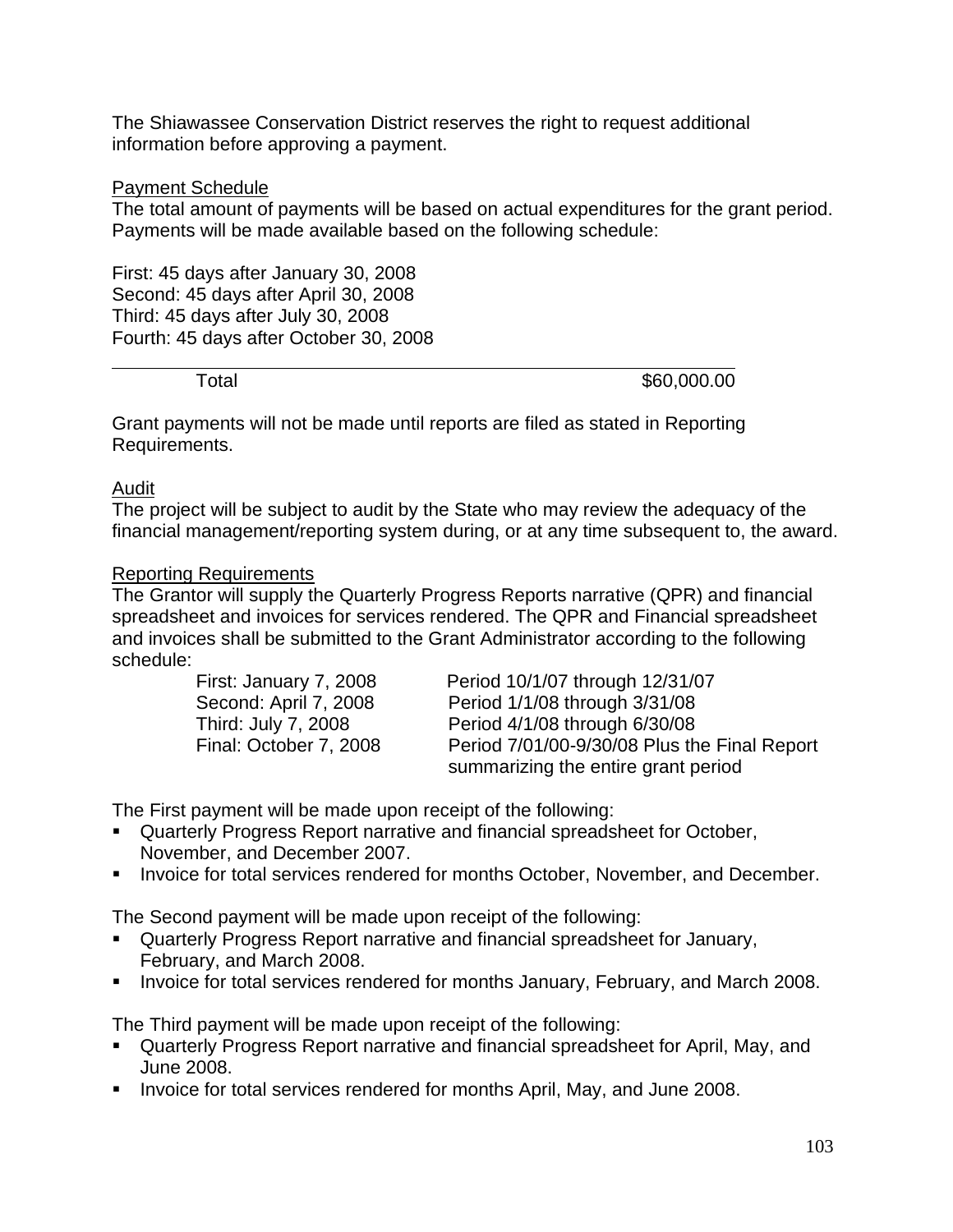The Shiawassee Conservation District reserves the right to request additional information before approving a payment.

Payment Schedule

The total amount of payments will be based on actual expenditures for the grant period. Payments will be made available based on the following schedule:

First: 45 days after January 30, 2008
Second: 45 days after April 30, 2008
Third: 45 days after July 30, 2008
Fourth: 45 days after October 30, 2008

| Total | $60,000.00 |
|---|---|

Grant payments will not be made until reports are filed as stated in Reporting Requirements.

Audit

The project will be subject to audit by the State who may review the adequacy of the financial management/reporting system during, or at any time subsequent to, the award.

Reporting Requirements

The Grantor will supply the Quarterly Progress Reports narrative (QPR) and financial spreadsheet and invoices for services rendered. The QPR and Financial spreadsheet and invoices shall be submitted to the Grant Administrator according to the following schedule:

| | |
|---|---|
| First: January 7, 2008 | Period 10/1/07 through 12/31/07 |
| Second: April 7, 2008 | Period 1/1/08 through 3/31/08 |
| Third: July 7, 2008 | Period 4/1/08 through 6/30/08 |
| Final: October 7, 2008 | Period 7/01/00-9/30/08 Plus the Final Report summarizing the entire grant period |

The First payment will be made upon receipt of the following:

- Quarterly Progress Report narrative and financial spreadsheet for October, November, and December 2007.
- Invoice for total services rendered for months October, November, and December.

The Second payment will be made upon receipt of the following:

- Quarterly Progress Report narrative and financial spreadsheet for January, February, and March 2008.
- Invoice for total services rendered for months January, February, and March 2008.

The Third payment will be made upon receipt of the following:

- Quarterly Progress Report narrative and financial spreadsheet for April, May, and June 2008.
- Invoice for total services rendered for months April, May, and June 2008.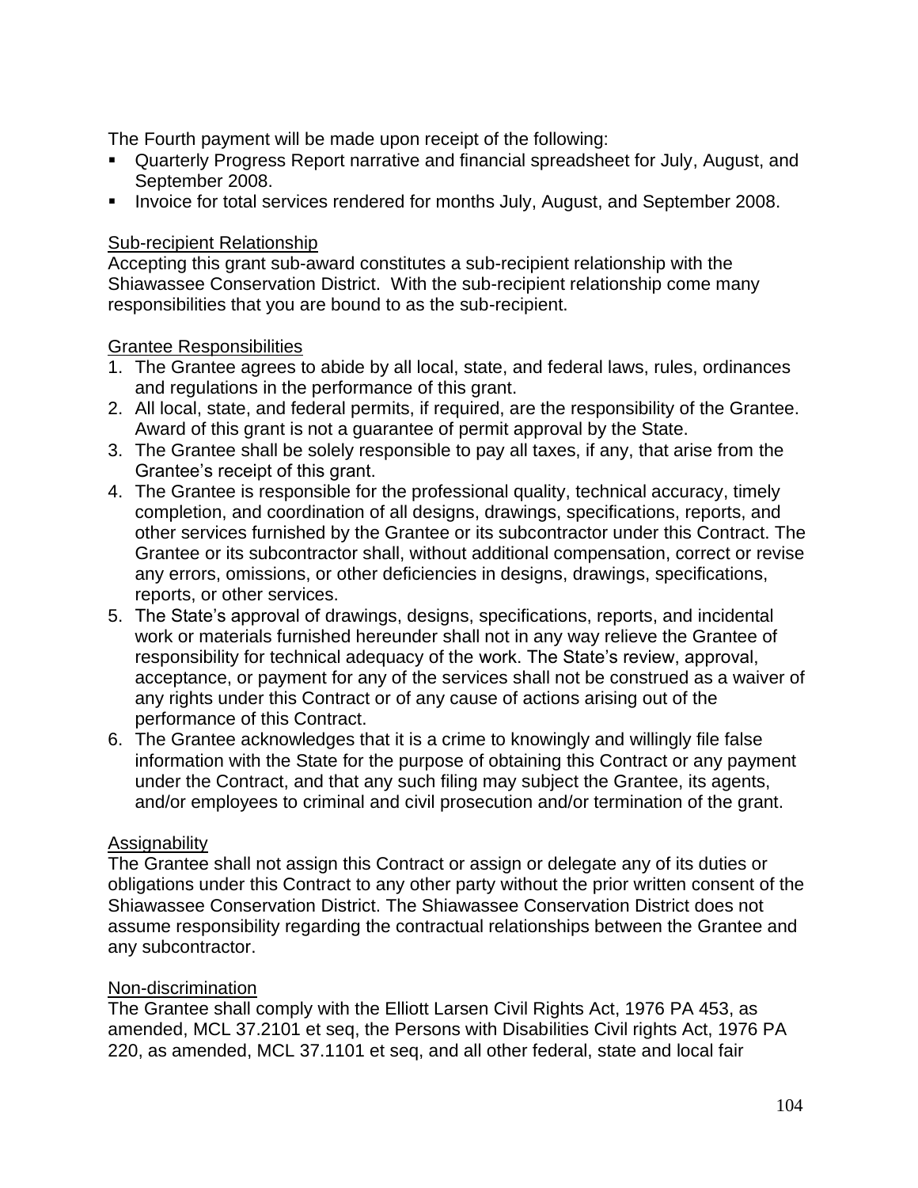The Fourth payment will be made upon receipt of the following:

- Quarterly Progress Report narrative and financial spreadsheet for July, August, and September 2008.
- Invoice for total services rendered for months July, August, and September 2008.

Sub-recipient Relationship

Accepting this grant sub-award constitutes a sub-recipient relationship with the Shiawassee Conservation District. With the sub-recipient relationship come many responsibilities that you are bound to as the sub-recipient.

Grantee Responsibilities

1. The Grantee agrees to abide by all local, state, and federal laws, rules, ordinances and regulations in the performance of this grant.
2. All local, state, and federal permits, if required, are the responsibility of the Grantee. Award of this grant is not a guarantee of permit approval by the State.
3. The Grantee shall be solely responsible to pay all taxes, if any, that arise from the Grantee's receipt of this grant.
4. The Grantee is responsible for the professional quality, technical accuracy, timely completion, and coordination of all designs, drawings, specifications, reports, and other services furnished by the Grantee or its subcontractor under this Contract. The Grantee or its subcontractor shall, without additional compensation, correct or revise any errors, omissions, or other deficiencies in designs, drawings, specifications, reports, or other services.
5. The State's approval of drawings, designs, specifications, reports, and incidental work or materials furnished hereunder shall not in any way relieve the Grantee of responsibility for technical adequacy of the work. The State's review, approval, acceptance, or payment for any of the services shall not be construed as a waiver of any rights under this Contract or of any cause of actions arising out of the performance of this Contract.
6. The Grantee acknowledges that it is a crime to knowingly and willingly file false information with the State for the purpose of obtaining this Contract or any payment under the Contract, and that any such filing may subject the Grantee, its agents, and/or employees to criminal and civil prosecution and/or termination of the grant.

Assignability

The Grantee shall not assign this Contract or assign or delegate any of its duties or obligations under this Contract to any other party without the prior written consent of the Shiawassee Conservation District. The Shiawassee Conservation District does not assume responsibility regarding the contractual relationships between the Grantee and any subcontractor.

Non-discrimination

The Grantee shall comply with the Elliott Larsen Civil Rights Act, 1976 PA 453, as amended, MCL 37.2101 et seq, the Persons with Disabilities Civil rights Act, 1976 PA 220, as amended, MCL 37.1101 et seq, and all other federal, state and local fair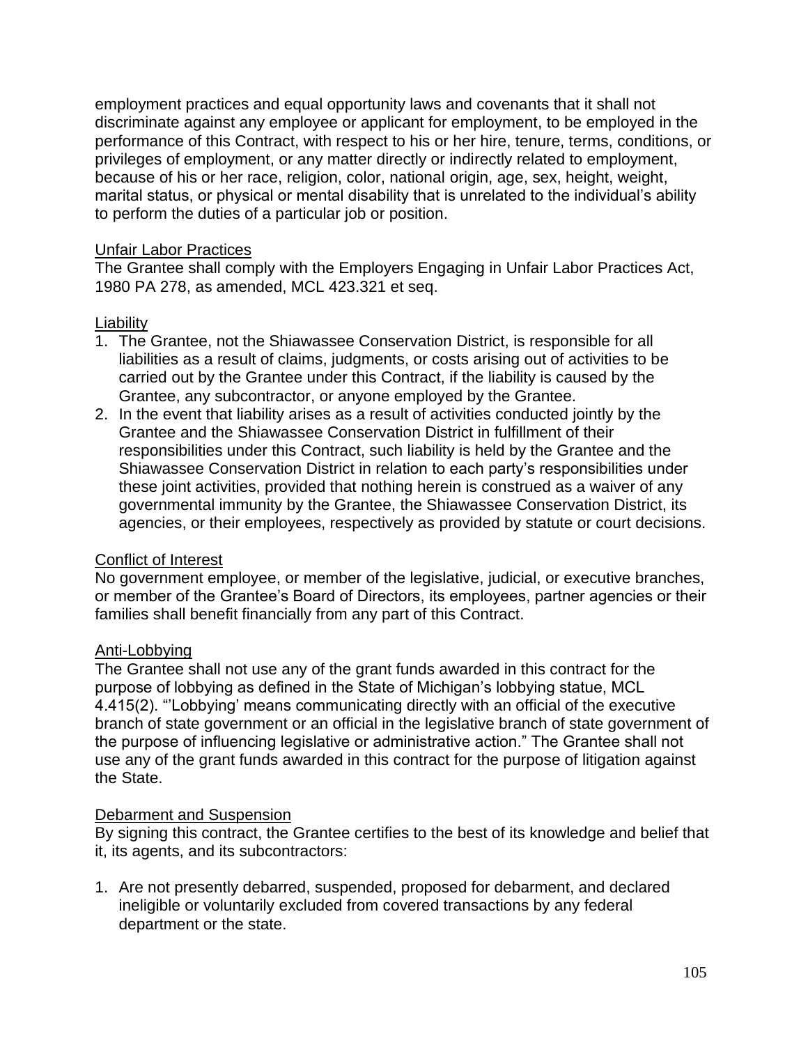employment practices and equal opportunity laws and covenants that it shall not discriminate against any employee or applicant for employment, to be employed in the performance of this Contract, with respect to his or her hire, tenure, terms, conditions, or privileges of employment, or any matter directly or indirectly related to employment, because of his or her race, religion, color, national origin, age, sex, height, weight, marital status, or physical or mental disability that is unrelated to the individual's ability to perform the duties of a particular job or position.

Unfair Labor Practices

The Grantee shall comply with the Employers Engaging in Unfair Labor Practices Act, 1980 PA 278, as amended, MCL 423.321 et seq.

Liability

1. The Grantee, not the Shiawassee Conservation District, is responsible for all liabilities as a result of claims, judgments, or costs arising out of activities to be carried out by the Grantee under this Contract, if the liability is caused by the Grantee, any subcontractor, or anyone employed by the Grantee.
2. In the event that liability arises as a result of activities conducted jointly by the Grantee and the Shiawassee Conservation District in fulfillment of their responsibilities under this Contract, such liability is held by the Grantee and the Shiawassee Conservation District in relation to each party's responsibilities under these joint activities, provided that nothing herein is construed as a waiver of any governmental immunity by the Grantee, the Shiawassee Conservation District, its agencies, or their employees, respectively as provided by statute or court decisions.

Conflict of Interest

No government employee, or member of the legislative, judicial, or executive branches, or member of the Grantee's Board of Directors, its employees, partner agencies or their families shall benefit financially from any part of this Contract.

Anti-Lobbying

The Grantee shall not use any of the grant funds awarded in this contract for the purpose of lobbying as defined in the State of Michigan's lobbying statue, MCL 4.415(2). "'Lobbying' means communicating directly with an official of the executive branch of state government or an official in the legislative branch of state government of the purpose of influencing legislative or administrative action." The Grantee shall not use any of the grant funds awarded in this contract for the purpose of litigation against the State.

Debarment and Suspension

By signing this contract, the Grantee certifies to the best of its knowledge and belief that it, its agents, and its subcontractors:

1. Are not presently debarred, suspended, proposed for debarment, and declared ineligible or voluntarily excluded from covered transactions by any federal department or the state.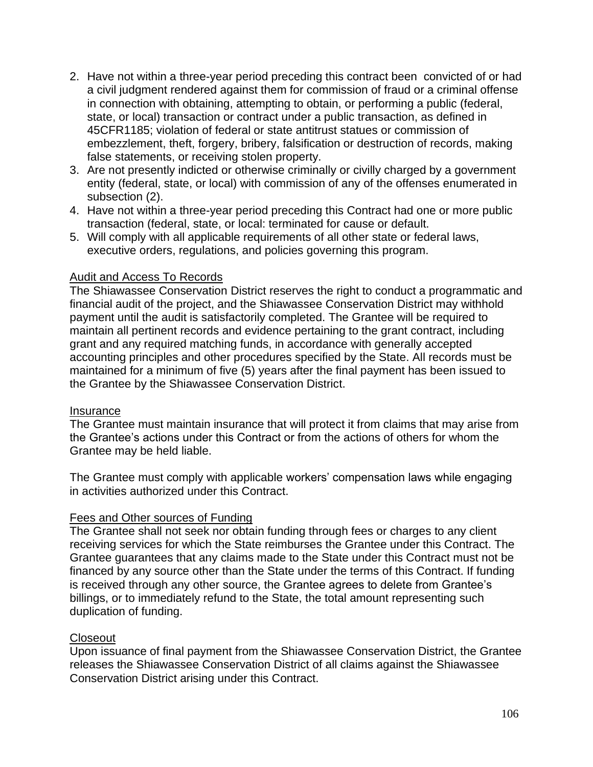2. Have not within a three-year period preceding this contract been convicted of or had a civil judgment rendered against them for commission of fraud or a criminal offense in connection with obtaining, attempting to obtain, or performing a public (federal, state, or local) transaction or contract under a public transaction, as defined in 45CFR1185; violation of federal or state antitrust statues or commission of embezzlement, theft, forgery, bribery, falsification or destruction of records, making false statements, or receiving stolen property.
3. Are not presently indicted or otherwise criminally or civilly charged by a government entity (federal, state, or local) with commission of any of the offenses enumerated in subsection (2).
4. Have not within a three-year period preceding this Contract had one or more public transaction (federal, state, or local: terminated for cause or default.
5. Will comply with all applicable requirements of all other state or federal laws, executive orders, regulations, and policies governing this program.

Audit and Access To Records

The Shiawassee Conservation District reserves the right to conduct a programmatic and financial audit of the project, and the Shiawassee Conservation District may withhold payment until the audit is satisfactorily completed. The Grantee will be required to maintain all pertinent records and evidence pertaining to the grant contract, including grant and any required matching funds, in accordance with generally accepted accounting principles and other procedures specified by the State. All records must be maintained for a minimum of five (5) years after the final payment has been issued to the Grantee by the Shiawassee Conservation District.

Insurance

The Grantee must maintain insurance that will protect it from claims that may arise from the Grantee's actions under this Contract or from the actions of others for whom the Grantee may be held liable.

The Grantee must comply with applicable workers' compensation laws while engaging in activities authorized under this Contract.

Fees and Other sources of Funding

The Grantee shall not seek nor obtain funding through fees or charges to any client receiving services for which the State reimburses the Grantee under this Contract. The Grantee guarantees that any claims made to the State under this Contract must not be financed by any source other than the State under the terms of this Contract. If funding is received through any other source, the Grantee agrees to delete from Grantee's billings, or to immediately refund to the State, the total amount representing such duplication of funding.

Closeout

Upon issuance of final payment from the Shiawassee Conservation District, the Grantee releases the Shiawassee Conservation District of all claims against the Shiawassee Conservation District arising under this Contract.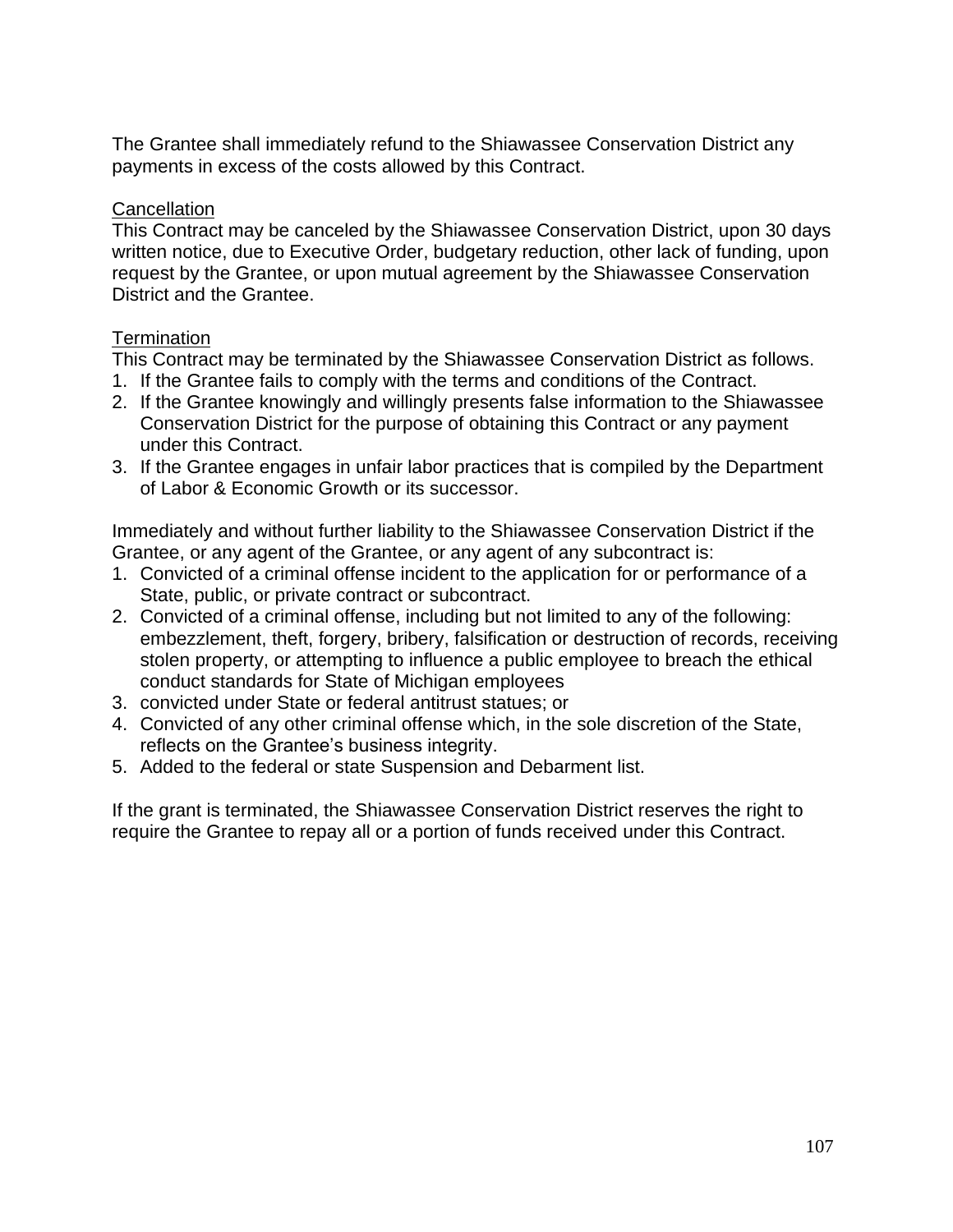The Grantee shall immediately refund to the Shiawassee Conservation District any payments in excess of the costs allowed by this Contract.

Cancellation

This Contract may be canceled by the Shiawassee Conservation District, upon 30 days written notice, due to Executive Order, budgetary reduction, other lack of funding, upon request by the Grantee, or upon mutual agreement by the Shiawassee Conservation District and the Grantee.

Termination

This Contract may be terminated by the Shiawassee Conservation District as follows.

1. If the Grantee fails to comply with the terms and conditions of the Contract.
2. If the Grantee knowingly and willingly presents false information to the Shiawassee Conservation District for the purpose of obtaining this Contract or any payment under this Contract.
3. If the Grantee engages in unfair labor practices that is compiled by the Department of Labor & Economic Growth or its successor.

Immediately and without further liability to the Shiawassee Conservation District if the Grantee, or any agent of the Grantee, or any agent of any subcontract is:

1. Convicted of a criminal offense incident to the application for or performance of a State, public, or private contract or subcontract.
2. Convicted of a criminal offense, including but not limited to any of the following: embezzlement, theft, forgery, bribery, falsification or destruction of records, receiving stolen property, or attempting to influence a public employee to breach the ethical conduct standards for State of Michigan employees
3. convicted under State or federal antitrust statues; or
4. Convicted of any other criminal offense which, in the sole discretion of the State, reflects on the Grantee's business integrity.
5. Added to the federal or state Suspension and Debarment list.

If the grant is terminated, the Shiawassee Conservation District reserves the right to require the Grantee to repay all or a portion of funds received under this Contract.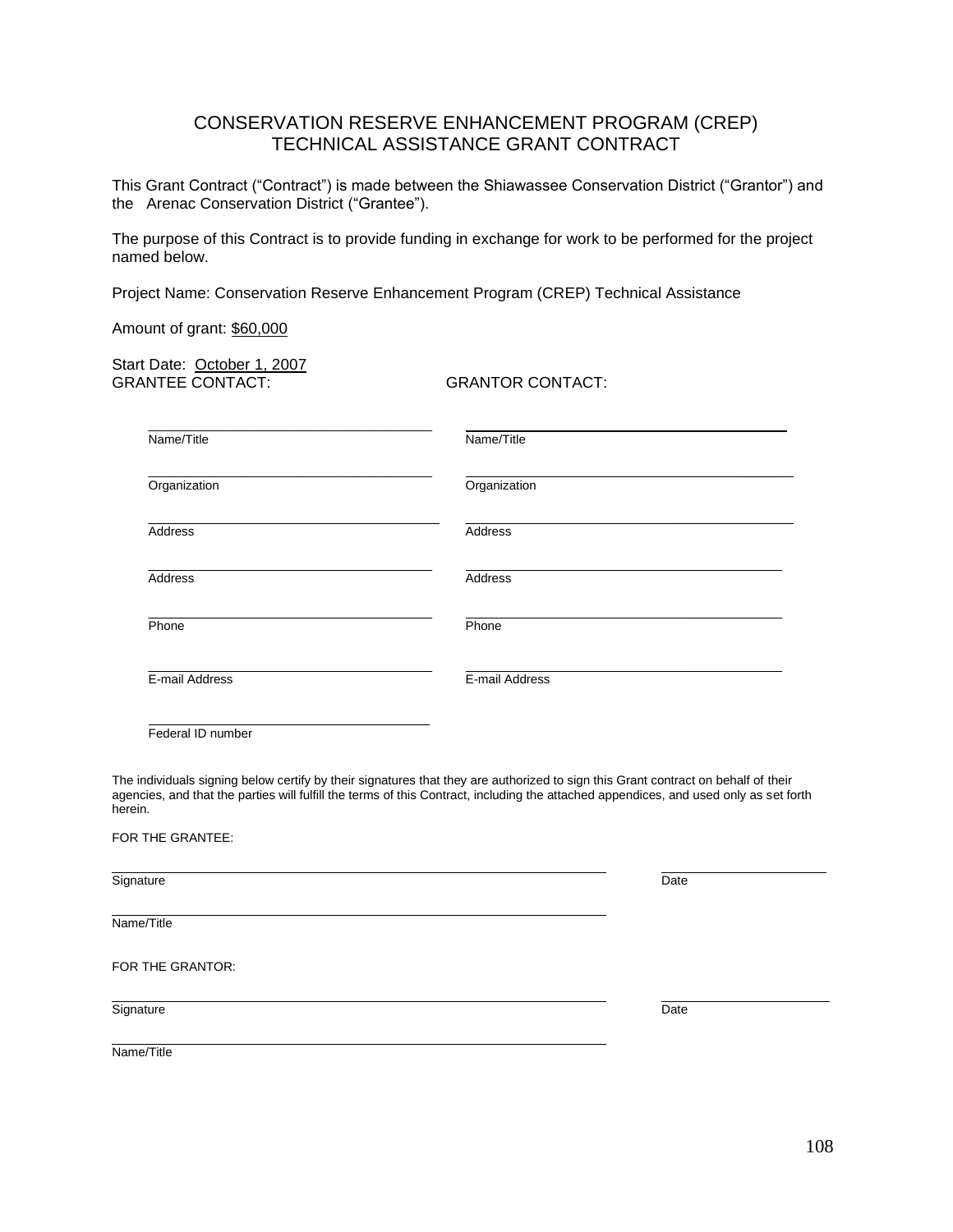# CONSERVATION RESERVE ENHANCEMENT PROGRAM (CREP) TECHNICAL ASSISTANCE GRANT CONTRACT

This Grant Contract ("Contract") is made between the Shiawassee Conservation District ("Grantor") and the Arenac Conservation District ("Grantee").

The purpose of this Contract is to provide funding in exchange for work to be performed for the project named below.

Project Name: Conservation Reserve Enhancement Program (CREP) Technical Assistance

Amount of grant: $60,000

Start Date: October 1, 2007

| GRANTEE CONTACT: | GRANTOR CONTACT: |
|---|---|
| Name/Title | Name/Title |
| Organization | Organization |
| Address | Address |
| Address | Address |
| Phone | Phone |
| E-mail Address | E-mail Address |
| Federal ID number | |

The individuals signing below certify by their signatures that they are authorized to sign this Grant contract on behalf of their agencies, and that the parties will fulfill the terms of this Contract, including the attached appendices, and used only as set forth herein.

FOR THE GRANTEE:

Signature ______________________ Date ______________

Name/Title ______________________

FOR THE GRANTOR:

Signature ______________________ Date ______________

Name/Title ______________________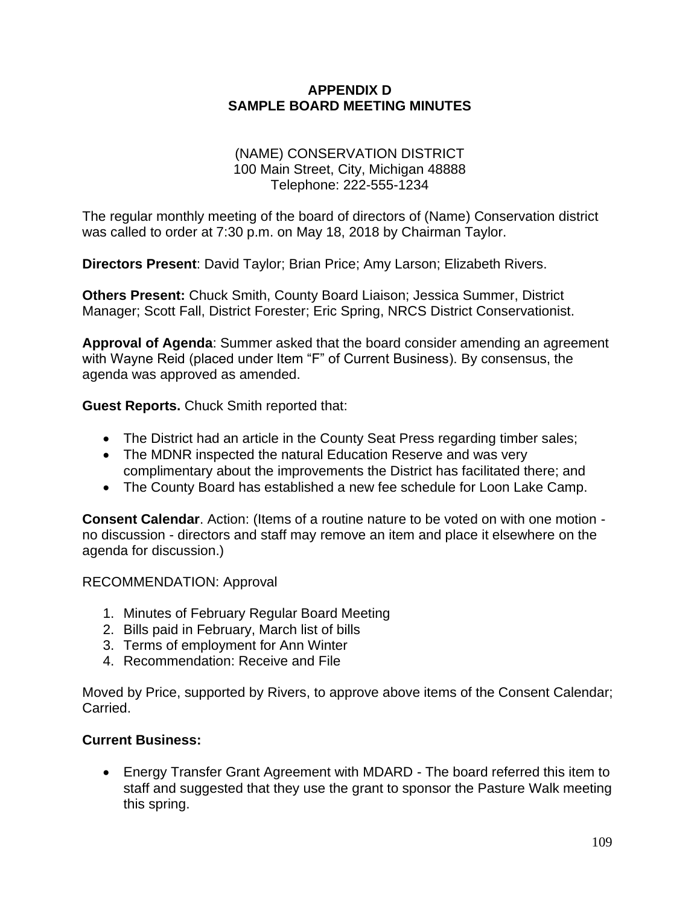# APPENDIX D
# SAMPLE BOARD MEETING MINUTES

(NAME) CONSERVATION DISTRICT
100 Main Street, City, Michigan 48888
Telephone: 222-555-1234

The regular monthly meeting of the board of directors of (Name) Conservation district was called to order at 7:30 p.m. on May 18, 2018 by Chairman Taylor.

**Directors Present**: David Taylor; Brian Price; Amy Larson; Elizabeth Rivers.

**Others Present:** Chuck Smith, County Board Liaison; Jessica Summer, District Manager; Scott Fall, District Forester; Eric Spring, NRCS District Conservationist.

**Approval of Agenda**: Summer asked that the board consider amending an agreement with Wayne Reid (placed under Item "F" of Current Business). By consensus, the agenda was approved as amended.

**Guest Reports.** Chuck Smith reported that:

- The District had an article in the County Seat Press regarding timber sales;
- The MDNR inspected the natural Education Reserve and was very complimentary about the improvements the District has facilitated there; and
- The County Board has established a new fee schedule for Loon Lake Camp.

**Consent Calendar**. Action: (Items of a routine nature to be voted on with one motion - no discussion - directors and staff may remove an item and place it elsewhere on the agenda for discussion.)

RECOMMENDATION: Approval

1. Minutes of February Regular Board Meeting
2. Bills paid in February, March list of bills
3. Terms of employment for Ann Winter
4. Recommendation: Receive and File

Moved by Price, supported by Rivers, to approve above items of the Consent Calendar; Carried.

**Current Business:**

- Energy Transfer Grant Agreement with MDARD - The board referred this item to staff and suggested that they use the grant to sponsor the Pasture Walk meeting this spring.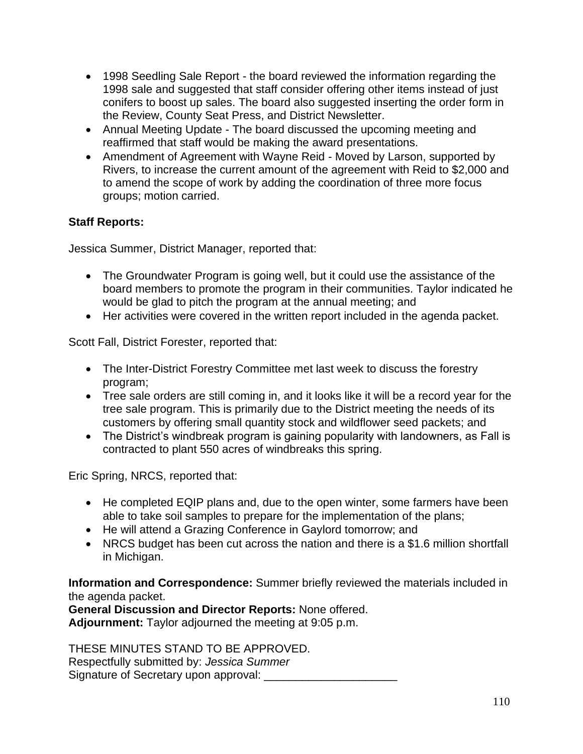- 1998 Seedling Sale Report - the board reviewed the information regarding the 1998 sale and suggested that staff consider offering other items instead of just conifers to boost up sales. The board also suggested inserting the order form in the Review, County Seat Press, and District Newsletter.
- Annual Meeting Update - The board discussed the upcoming meeting and reaffirmed that staff would be making the award presentations.
- Amendment of Agreement with Wayne Reid - Moved by Larson, supported by Rivers, to increase the current amount of the agreement with Reid to $2,000 and to amend the scope of work by adding the coordination of three more focus groups; motion carried.

**Staff Reports:**

Jessica Summer, District Manager, reported that:

- The Groundwater Program is going well, but it could use the assistance of the board members to promote the program in their communities. Taylor indicated he would be glad to pitch the program at the annual meeting; and
- Her activities were covered in the written report included in the agenda packet.

Scott Fall, District Forester, reported that:

- The Inter-District Forestry Committee met last week to discuss the forestry program;
- Tree sale orders are still coming in, and it looks like it will be a record year for the tree sale program. This is primarily due to the District meeting the needs of its customers by offering small quantity stock and wildflower seed packets; and
- The District's windbreak program is gaining popularity with landowners, as Fall is contracted to plant 550 acres of windbreaks this spring.

Eric Spring, NRCS, reported that:

- He completed EQIP plans and, due to the open winter, some farmers have been able to take soil samples to prepare for the implementation of the plans;
- He will attend a Grazing Conference in Gaylord tomorrow; and
- NRCS budget has been cut across the nation and there is a $1.6 million shortfall in Michigan.

**Information and Correspondence:** Summer briefly reviewed the materials included in the agenda packet.
**General Discussion and Director Reports:** None offered.
**Adjournment:** Taylor adjourned the meeting at 9:05 p.m.

THESE MINUTES STAND TO BE APPROVED.
Respectfully submitted by: *Jessica Summer*
Signature of Secretary upon approval: ____________________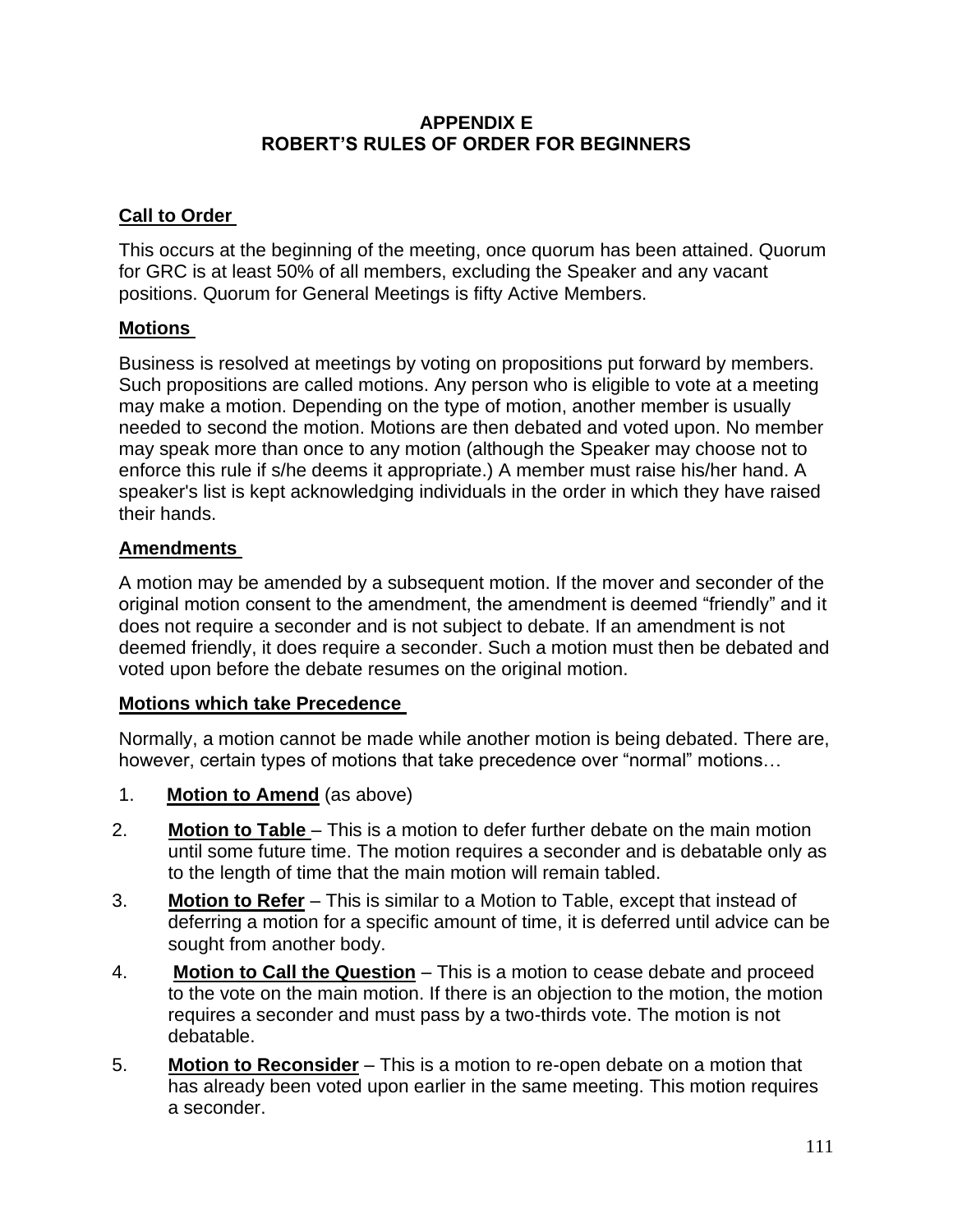# APPENDIX E
# ROBERT'S RULES OF ORDER FOR BEGINNERS

## Call to Order

This occurs at the beginning of the meeting, once quorum has been attained. Quorum for GRC is at least 50% of all members, excluding the Speaker and any vacant positions. Quorum for General Meetings is fifty Active Members.

## Motions

Business is resolved at meetings by voting on propositions put forward by members. Such propositions are called motions. Any person who is eligible to vote at a meeting may make a motion. Depending on the type of motion, another member is usually needed to second the motion. Motions are then debated and voted upon. No member may speak more than once to any motion (although the Speaker may choose not to enforce this rule if s/he deems it appropriate.) A member must raise his/her hand. A speaker's list is kept acknowledging individuals in the order in which they have raised their hands.

## Amendments

A motion may be amended by a subsequent motion. If the mover and seconder of the original motion consent to the amendment, the amendment is deemed "friendly" and it does not require a seconder and is not subject to debate. If an amendment is not deemed friendly, it does require a seconder. Such a motion must then be debated and voted upon before the debate resumes on the original motion.

## Motions which take Precedence

Normally, a motion cannot be made while another motion is being debated. There are, however, certain types of motions that take precedence over "normal" motions…

1. **Motion to Amend** (as above)
2. **Motion to Table** – This is a motion to defer further debate on the main motion until some future time. The motion requires a seconder and is debatable only as to the length of time that the main motion will remain tabled.
3. **Motion to Refer** – This is similar to a Motion to Table, except that instead of deferring a motion for a specific amount of time, it is deferred until advice can be sought from another body.
4. **Motion to Call the Question** – This is a motion to cease debate and proceed to the vote on the main motion. If there is an objection to the motion, the motion requires a seconder and must pass by a two-thirds vote. The motion is not debatable.
5. **Motion to Reconsider** – This is a motion to re-open debate on a motion that has already been voted upon earlier in the same meeting. This motion requires a seconder.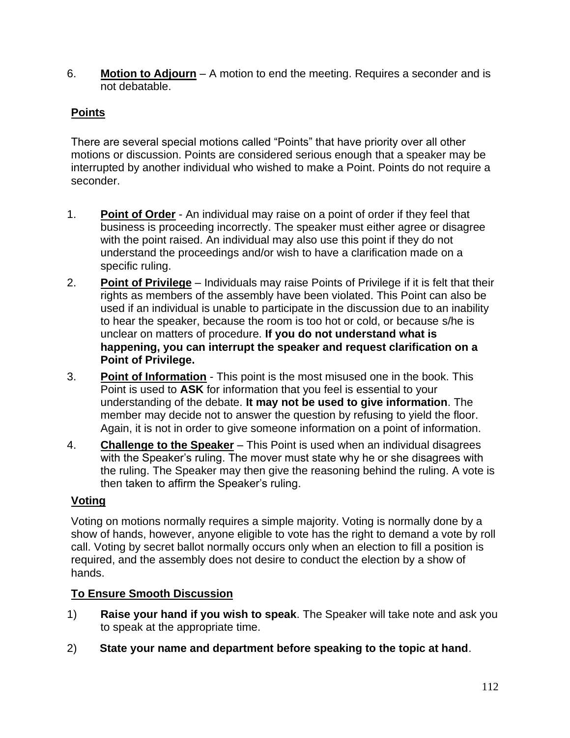6. **Motion to Adjourn** – A motion to end the meeting. Requires a seconder and is not debatable.

## Points

There are several special motions called "Points" that have priority over all other motions or discussion. Points are considered serious enough that a speaker may be interrupted by another individual who wished to make a Point. Points do not require a seconder.

1. **Point of Order** - An individual may raise on a point of order if they feel that business is proceeding incorrectly. The speaker must either agree or disagree with the point raised. An individual may also use this point if they do not understand the proceedings and/or wish to have a clarification made on a specific ruling.
2. **Point of Privilege** – Individuals may raise Points of Privilege if it is felt that their rights as members of the assembly have been violated. This Point can also be used if an individual is unable to participate in the discussion due to an inability to hear the speaker, because the room is too hot or cold, or because s/he is unclear on matters of procedure. **If you do not understand what is happening, you can interrupt the speaker and request clarification on a Point of Privilege.**
3. **Point of Information** - This point is the most misused one in the book. This Point is used to **ASK** for information that you feel is essential to your understanding of the debate. **It may not be used to give information**. The member may decide not to answer the question by refusing to yield the floor. Again, it is not in order to give someone information on a point of information.
4. **Challenge to the Speaker** – This Point is used when an individual disagrees with the Speaker's ruling. The mover must state why he or she disagrees with the ruling. The Speaker may then give the reasoning behind the ruling. A vote is then taken to affirm the Speaker's ruling.

## Voting

Voting on motions normally requires a simple majority. Voting is normally done by a show of hands, however, anyone eligible to vote has the right to demand a vote by roll call. Voting by secret ballot normally occurs only when an election to fill a position is required, and the assembly does not desire to conduct the election by a show of hands.

## To Ensure Smooth Discussion

1) **Raise your hand if you wish to speak**. The Speaker will take note and ask you to speak at the appropriate time.
2) **State your name and department before speaking to the topic at hand**.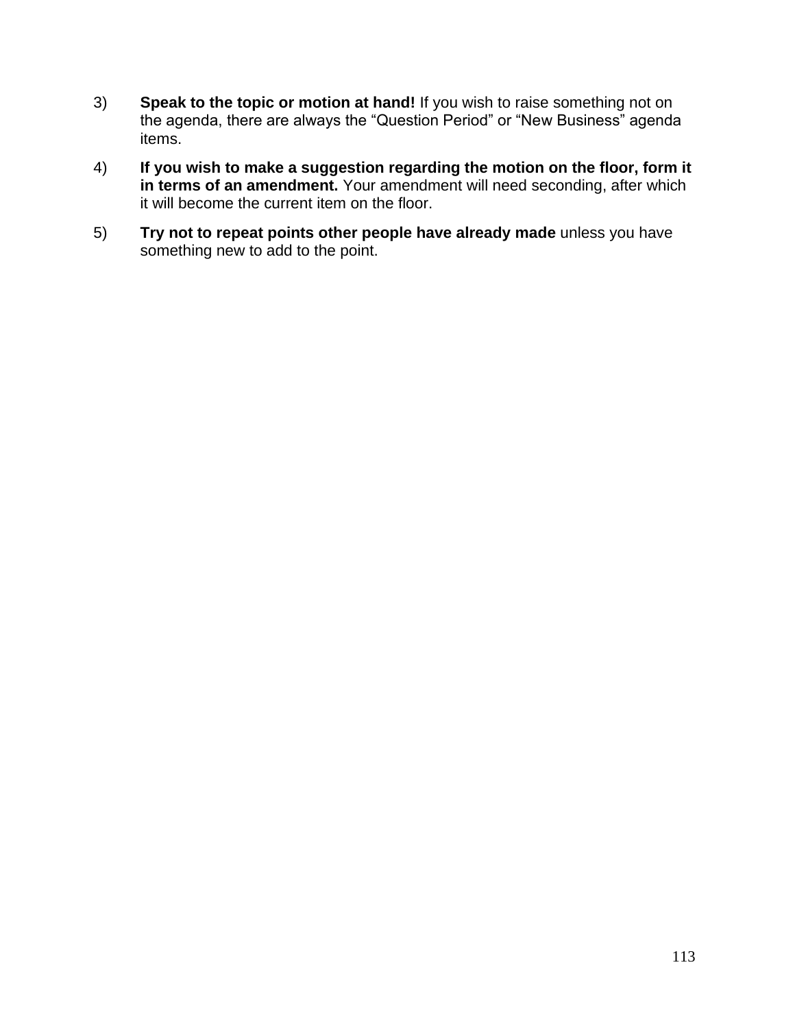3) **Speak to the topic or motion at hand!** If you wish to raise something not on the agenda, there are always the “Question Period” or “New Business” agenda items.

4) **If you wish to make a suggestion regarding the motion on the floor, form it in terms of an amendment.** Your amendment will need seconding, after which it will become the current item on the floor.

5) **Try not to repeat points other people have already made** unless you have something new to add to the point.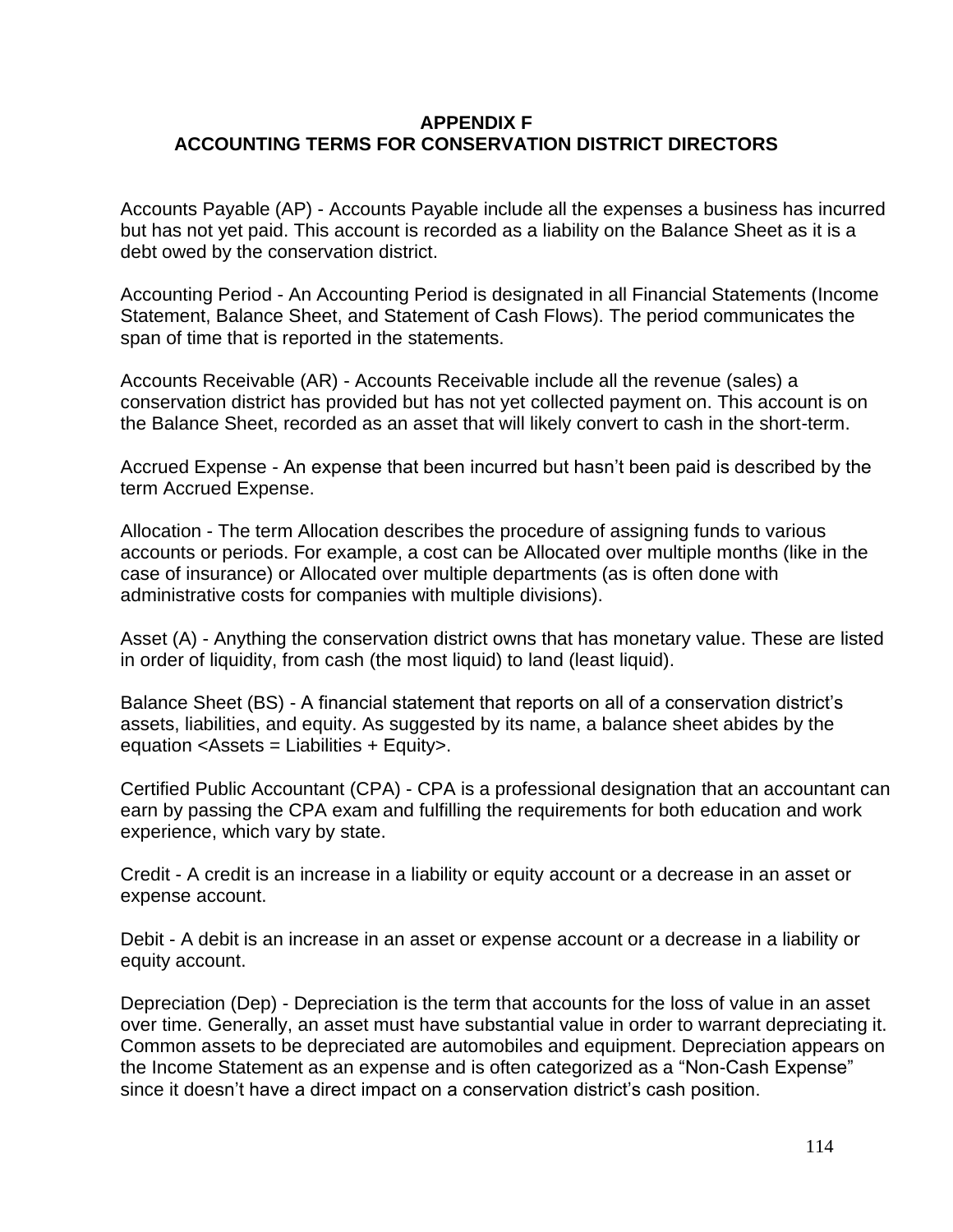# APPENDIX F
# ACCOUNTING TERMS FOR CONSERVATION DISTRICT DIRECTORS

Accounts Payable (AP) - Accounts Payable include all the expenses a business has incurred but has not yet paid. This account is recorded as a liability on the Balance Sheet as it is a debt owed by the conservation district.

Accounting Period - An Accounting Period is designated in all Financial Statements (Income Statement, Balance Sheet, and Statement of Cash Flows). The period communicates the span of time that is reported in the statements.

Accounts Receivable (AR) - Accounts Receivable include all the revenue (sales) a conservation district has provided but has not yet collected payment on. This account is on the Balance Sheet, recorded as an asset that will likely convert to cash in the short-term.

Accrued Expense - An expense that been incurred but hasn't been paid is described by the term Accrued Expense.

Allocation - The term Allocation describes the procedure of assigning funds to various accounts or periods. For example, a cost can be Allocated over multiple months (like in the case of insurance) or Allocated over multiple departments (as is often done with administrative costs for companies with multiple divisions).

Asset (A) - Anything the conservation district owns that has monetary value. These are listed in order of liquidity, from cash (the most liquid) to land (least liquid).

Balance Sheet (BS) - A financial statement that reports on all of a conservation district's assets, liabilities, and equity. As suggested by its name, a balance sheet abides by the equation <Assets = Liabilities + Equity>.

Certified Public Accountant (CPA) - CPA is a professional designation that an accountant can earn by passing the CPA exam and fulfilling the requirements for both education and work experience, which vary by state.

Credit - A credit is an increase in a liability or equity account or a decrease in an asset or expense account.

Debit - A debit is an increase in an asset or expense account or a decrease in a liability or equity account.

Depreciation (Dep) - Depreciation is the term that accounts for the loss of value in an asset over time. Generally, an asset must have substantial value in order to warrant depreciating it. Common assets to be depreciated are automobiles and equipment. Depreciation appears on the Income Statement as an expense and is often categorized as a "Non-Cash Expense" since it doesn't have a direct impact on a conservation district's cash position.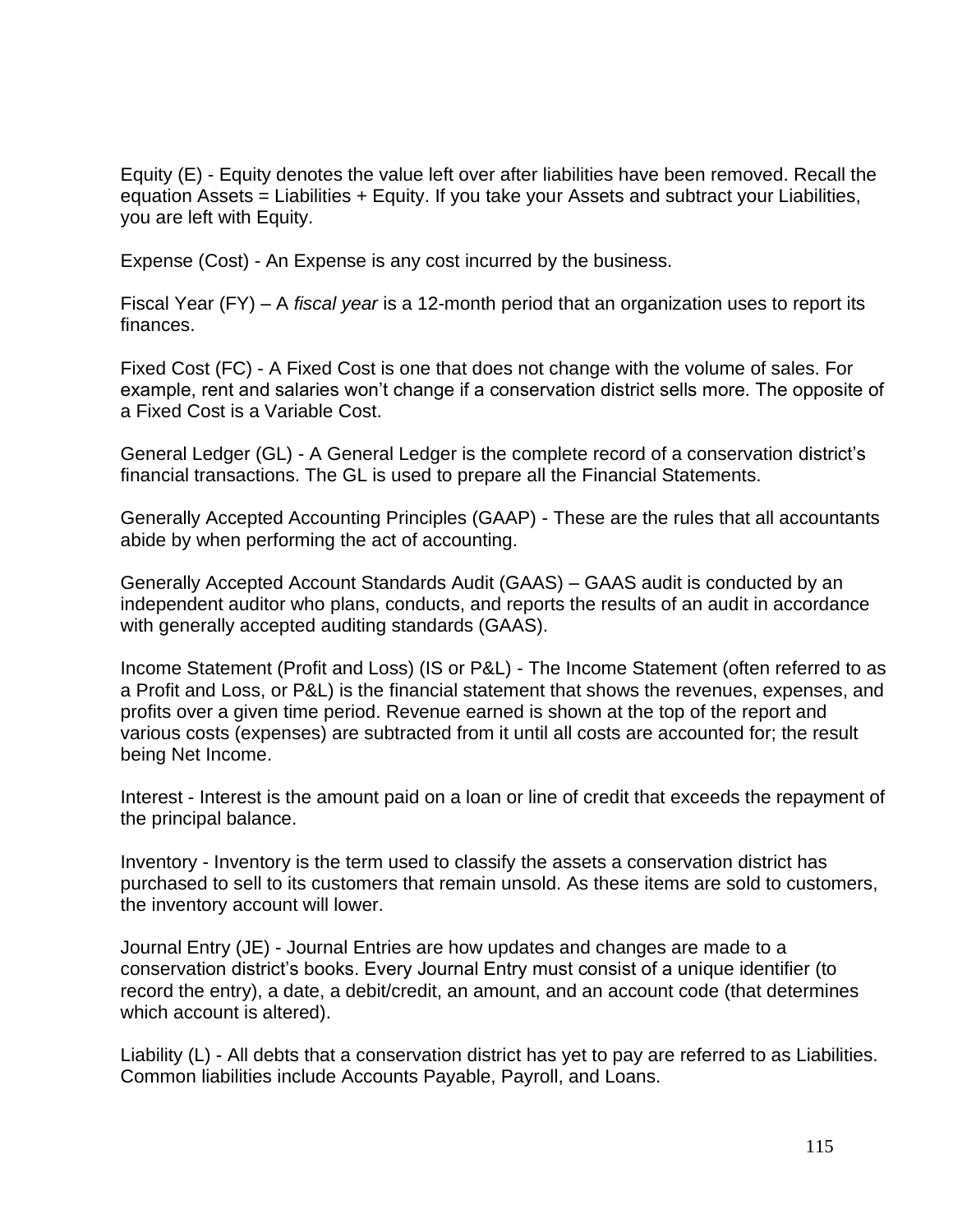Equity (E) - Equity denotes the value left over after liabilities have been removed. Recall the equation Assets = Liabilities + Equity. If you take your Assets and subtract your Liabilities, you are left with Equity.

Expense (Cost) - An Expense is any cost incurred by the business.

Fiscal Year (FY) – A *fiscal year* is a 12-month period that an organization uses to report its finances.

Fixed Cost (FC) - A Fixed Cost is one that does not change with the volume of sales. For example, rent and salaries won't change if a conservation district sells more. The opposite of a Fixed Cost is a Variable Cost.

General Ledger (GL) - A General Ledger is the complete record of a conservation district's financial transactions. The GL is used to prepare all the Financial Statements.

Generally Accepted Accounting Principles (GAAP) - These are the rules that all accountants abide by when performing the act of accounting.

Generally Accepted Account Standards Audit (GAAS) – GAAS audit is conducted by an independent auditor who plans, conducts, and reports the results of an audit in accordance with generally accepted auditing standards (GAAS).

Income Statement (Profit and Loss) (IS or P&L) - The Income Statement (often referred to as a Profit and Loss, or P&L) is the financial statement that shows the revenues, expenses, and profits over a given time period. Revenue earned is shown at the top of the report and various costs (expenses) are subtracted from it until all costs are accounted for; the result being Net Income.

Interest - Interest is the amount paid on a loan or line of credit that exceeds the repayment of the principal balance.

Inventory - Inventory is the term used to classify the assets a conservation district has purchased to sell to its customers that remain unsold. As these items are sold to customers, the inventory account will lower.

Journal Entry (JE) - Journal Entries are how updates and changes are made to a conservation district's books. Every Journal Entry must consist of a unique identifier (to record the entry), a date, a debit/credit, an amount, and an account code (that determines which account is altered).

Liability (L) - All debts that a conservation district has yet to pay are referred to as Liabilities. Common liabilities include Accounts Payable, Payroll, and Loans.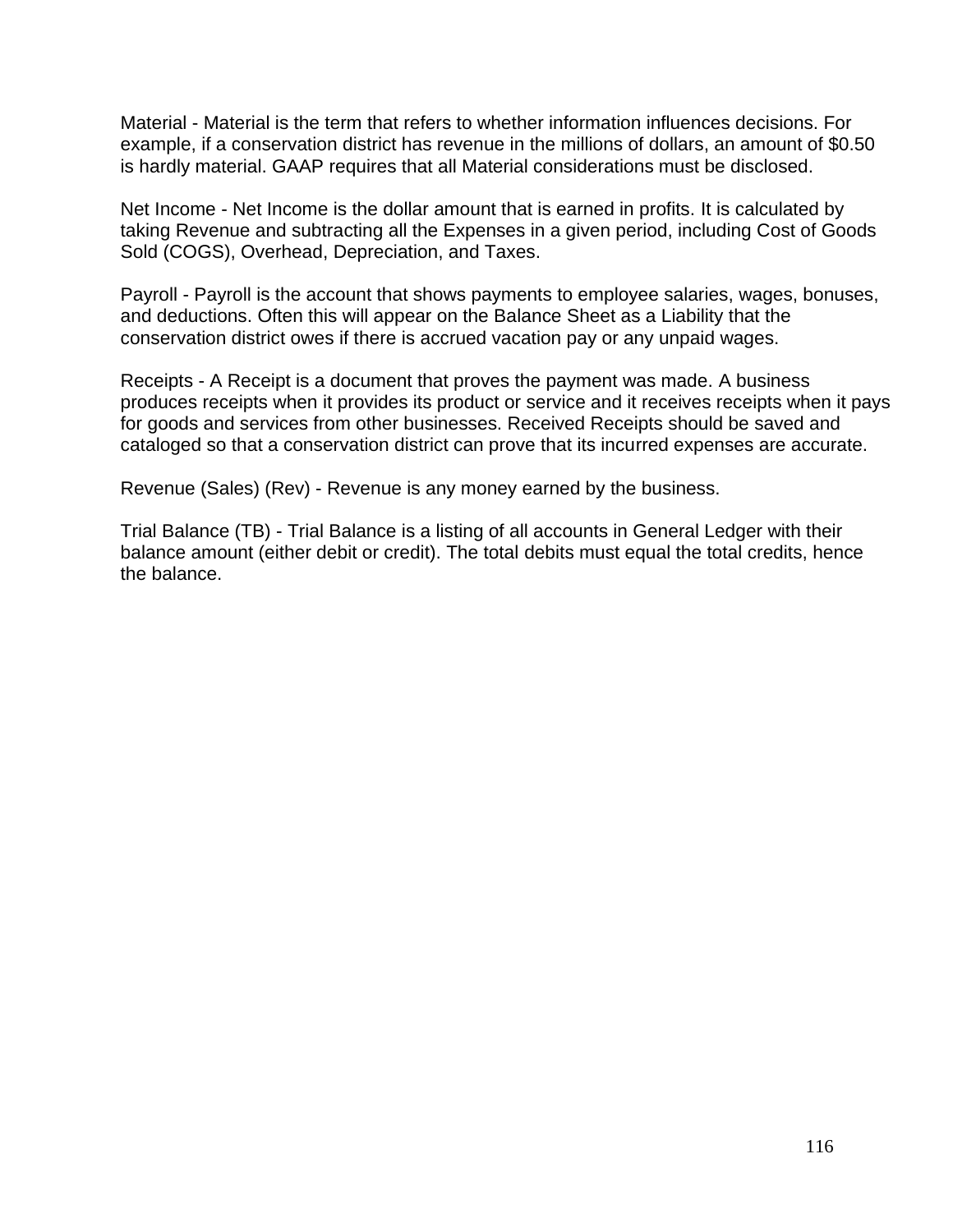Material - Material is the term that refers to whether information influences decisions. For example, if a conservation district has revenue in the millions of dollars, an amount of $0.50 is hardly material. GAAP requires that all Material considerations must be disclosed.

Net Income - Net Income is the dollar amount that is earned in profits. It is calculated by taking Revenue and subtracting all the Expenses in a given period, including Cost of Goods Sold (COGS), Overhead, Depreciation, and Taxes.

Payroll - Payroll is the account that shows payments to employee salaries, wages, bonuses, and deductions. Often this will appear on the Balance Sheet as a Liability that the conservation district owes if there is accrued vacation pay or any unpaid wages.

Receipts - A Receipt is a document that proves the payment was made. A business produces receipts when it provides its product or service and it receives receipts when it pays for goods and services from other businesses. Received Receipts should be saved and cataloged so that a conservation district can prove that its incurred expenses are accurate.

Revenue (Sales) (Rev) - Revenue is any money earned by the business.

Trial Balance (TB) - Trial Balance is a listing of all accounts in General Ledger with their balance amount (either debit or credit). The total debits must equal the total credits, hence the balance.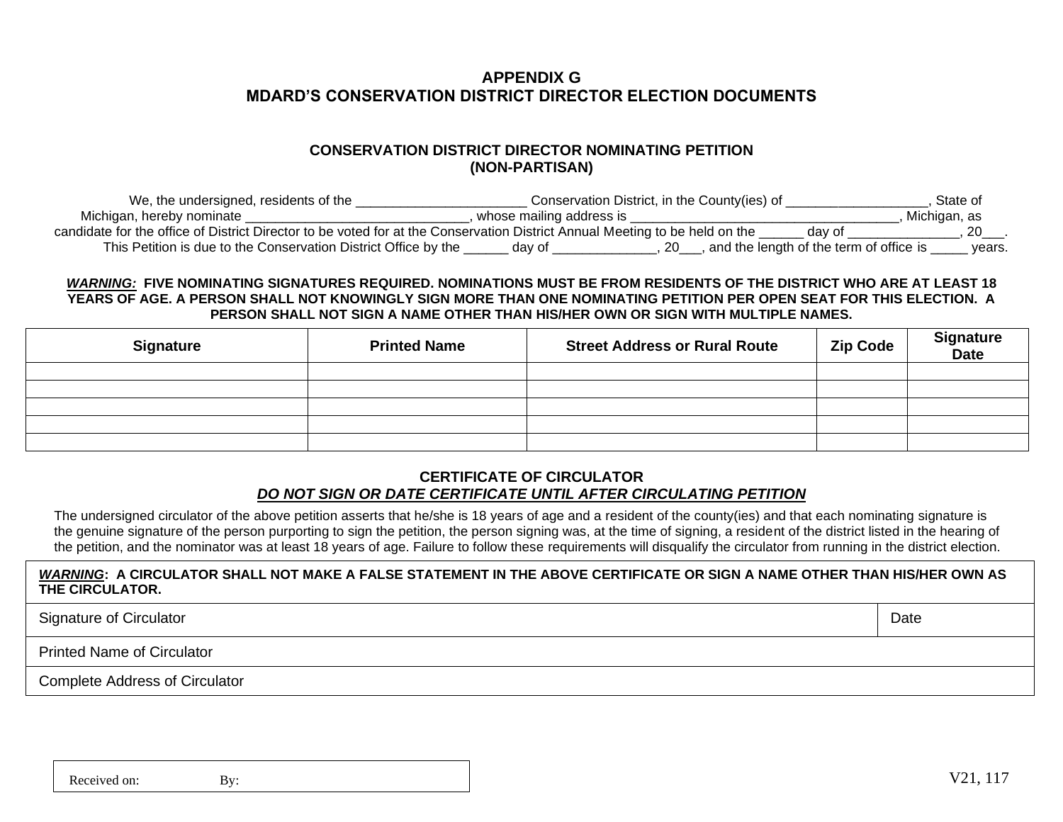# APPENDIX G
# MDARD'S CONSERVATION DISTRICT DIRECTOR ELECTION DOCUMENTS

## CONSERVATION DISTRICT DIRECTOR NOMINATING PETITION
## (NON-PARTISAN)

We, the undersigned, residents of the _______________________ Conservation District, in the County(ies) of ___________________, State of Michigan, hereby nominate ______________________________, whose mailing address is ____________________________________, Michigan, as candidate for the office of District Director to be voted for at the Conservation District Annual Meeting to be held on the ______ day of _______________, 20___. This Petition is due to the Conservation District Office by the ______ day of ______________, 20___, and the length of the term of office is _____ years.

***WARNING:*** **FIVE NOMINATING SIGNATURES REQUIRED. NOMINATIONS MUST BE FROM RESIDENTS OF THE DISTRICT WHO ARE AT LEAST 18 YEARS OF AGE. A PERSON SHALL NOT KNOWINGLY SIGN MORE THAN ONE NOMINATING PETITION PER OPEN SEAT FOR THIS ELECTION. A PERSON SHALL NOT SIGN A NAME OTHER THAN HIS/HER OWN OR SIGN WITH MULTIPLE NAMES.**

| Signature | Printed Name | Street Address or Rural Route | Zip Code | Signature Date |
|---|---|---|---|---|
| | | | | |
| | | | | |
| | | | | |
| | | | | |
| | | | | |

## CERTIFICATE OF CIRCULATOR
***DO NOT SIGN OR DATE CERTIFICATE UNTIL AFTER CIRCULATING PETITION***

The undersigned circulator of the above petition asserts that he/she is 18 years of age and a resident of the county(ies) and that each nominating signature is the genuine signature of the person purporting to sign the petition, the person signing was, at the time of signing, a resident of the district listed in the hearing of the petition, and the nominator was at least 18 years of age. Failure to follow these requirements will disqualify the circulator from running in the district election.

| ***WARNING*: A CIRCULATOR SHALL NOT MAKE A FALSE STATEMENT IN THE ABOVE CERTIFICATE OR SIGN A NAME OTHER THAN HIS/HER OWN AS THE CIRCULATOR.** | |
|---|---|
| Signature of Circulator | Date |
| Printed Name of Circulator | |
| Complete Address of Circulator | |

Received on: By:

V21, 117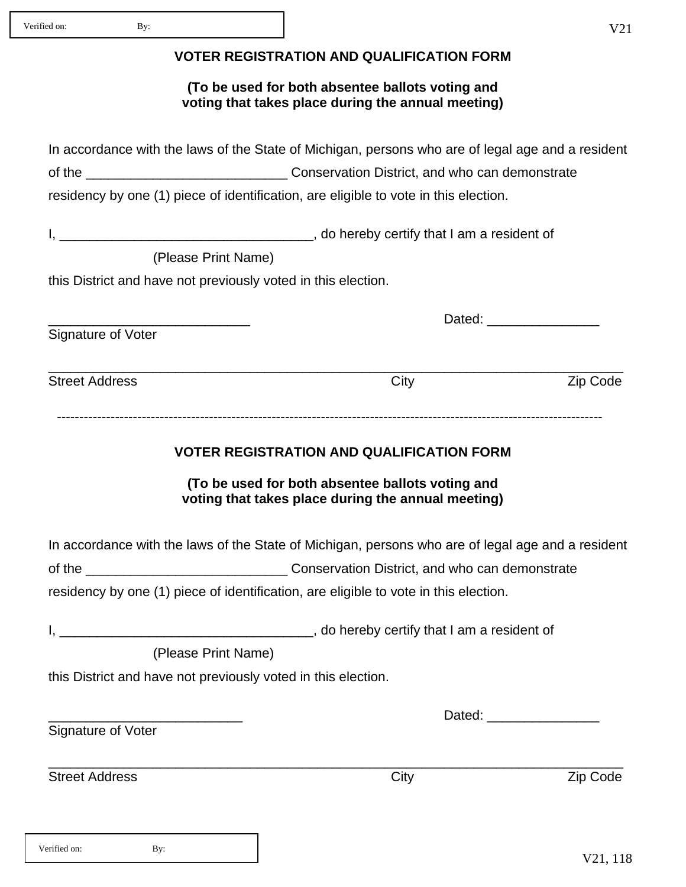Verified on: By:

V21

**VOTER REGISTRATION AND QUALIFICATION FORM**

**(To be used for both absentee ballots voting and voting that takes place during the annual meeting)**

In accordance with the laws of the State of Michigan, persons who are of legal age and a resident of the ___________________________ Conservation District, and who can demonstrate residency by one (1) piece of identification, are eligible to vote in this election.

I, __________________________________, do hereby certify that I am a resident of

(Please Print Name)

this District and have not previously voted in this election.

___________________________ Dated: _______________

Signature of Voter

_____________________________________________________________________________

Street Address City Zip Code

---

**VOTER REGISTRATION AND QUALIFICATION FORM**

**(To be used for both absentee ballots voting and voting that takes place during the annual meeting)**

In accordance with the laws of the State of Michigan, persons who are of legal age and a resident of the ___________________________ Conservation District, and who can demonstrate residency by one (1) piece of identification, are eligible to vote in this election.

I, __________________________________, do hereby certify that I am a resident of

(Please Print Name)

this District and have not previously voted in this election.

__________________________ Dated: _______________

Signature of Voter

_____________________________________________________________________________

Street Address City Zip Code

Verified on: By:

V21, 118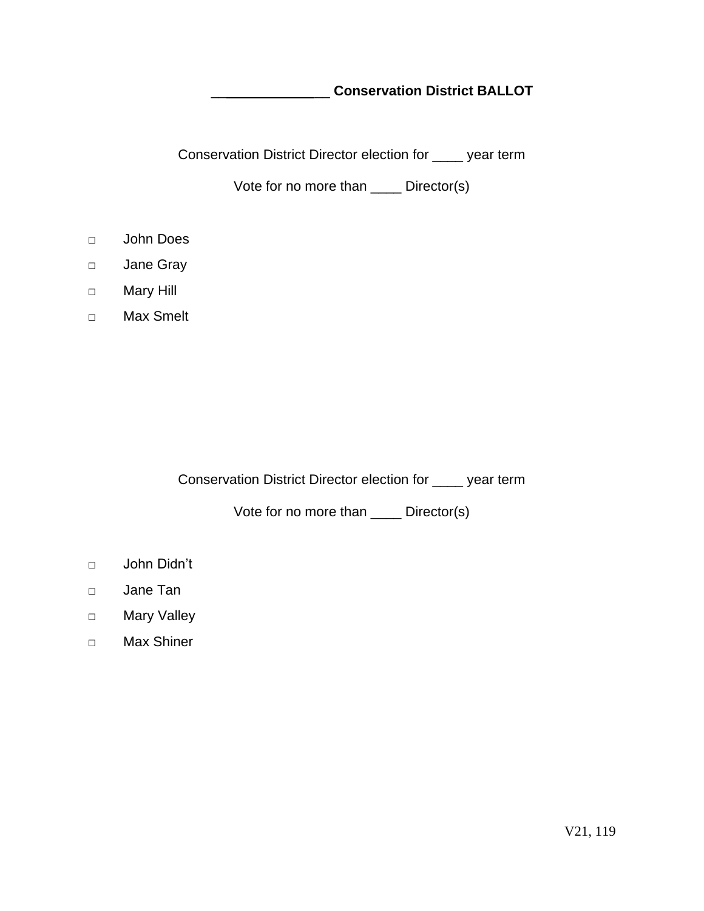## _______________ Conservation District BALLOT

Conservation District Director election for ____ year term

Vote for no more than ____ Director(s)

- □ John Does
- □ Jane Gray
- □ Mary Hill
- □ Max Smelt

Conservation District Director election for ____ year term

Vote for no more than ____ Director(s)

- □ John Didn't
- □ Jane Tan
- □ Mary Valley
- □ Max Shiner

V21, 119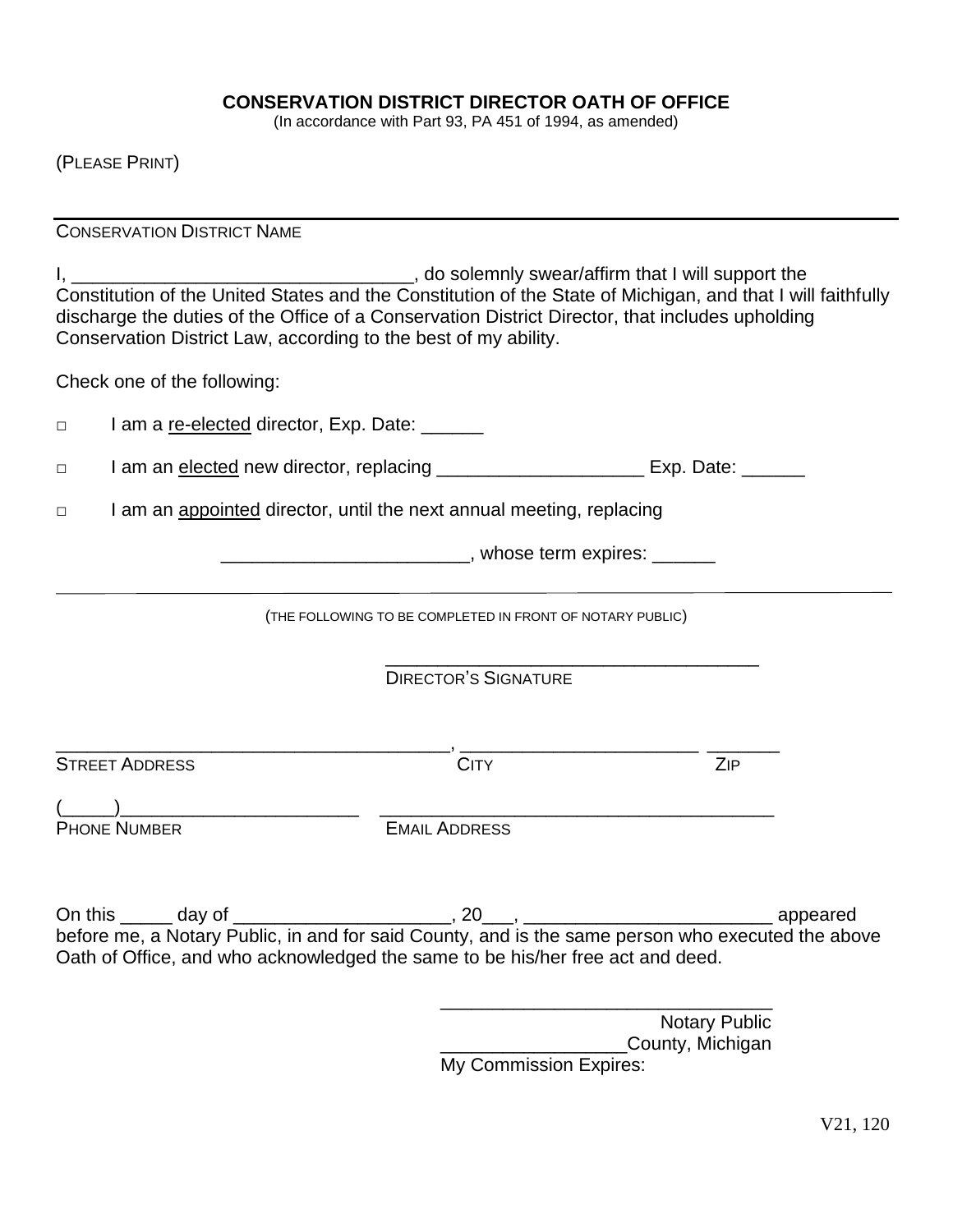**CONSERVATION DISTRICT DIRECTOR OATH OF OFFICE**

(In accordance with Part 93, PA 451 of 1994, as amended)

(PLEASE PRINT)

________________________________________________________________________

CONSERVATION DISTRICT NAME

I, _________________________________, do solemnly swear/affirm that I will support the Constitution of the United States and the Constitution of the State of Michigan, and that I will faithfully discharge the duties of the Office of a Conservation District Director, that includes upholding Conservation District Law, according to the best of my ability.

Check one of the following:

□ I am a <u>re-elected</u> director, Exp. Date: ______

□ I am an <u>elected</u> new director, replacing ____________________ Exp. Date: ______

□ I am an <u>appointed</u> director, until the next annual meeting, replacing

_______________________, whose term expires: ______

---

(THE FOLLOWING TO BE COMPLETED IN FRONT OF NOTARY PUBLIC)

___________________________________

DIRECTOR'S SIGNATURE

_____________________________________, ______________________ _______

STREET ADDRESS | CITY | ZIP

(_____)_______________________ _____________________________________

PHONE NUMBER | EMAIL ADDRESS

On this _____ day of _____________________, 20___, ________________________ appeared before me, a Notary Public, in and for said County, and is the same person who executed the above Oath of Office, and who acknowledged the same to be his/her free act and deed.

________________________________

Notary Public

__________________County, Michigan

My Commission Expires:

V21, 120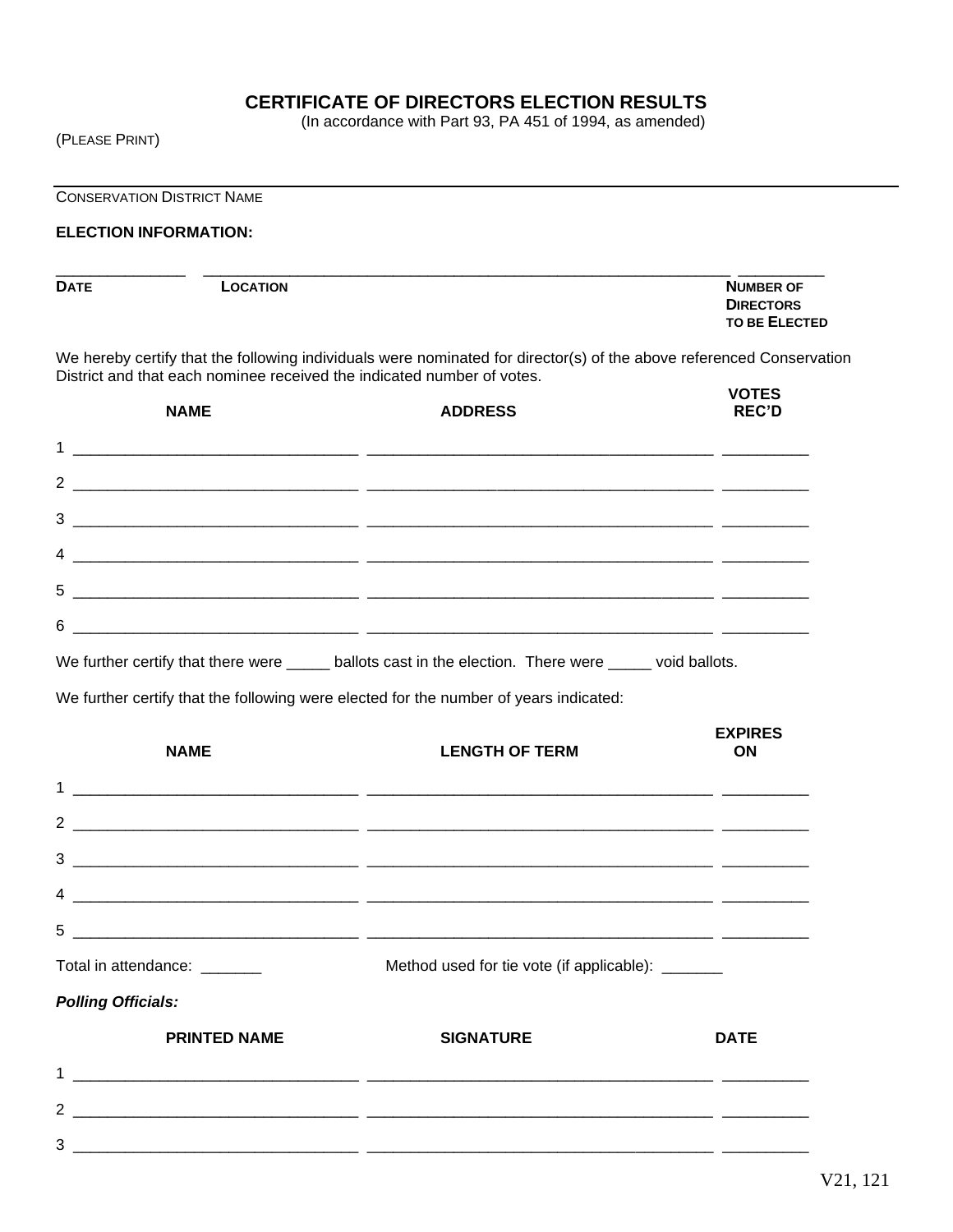# CERTIFICATE OF DIRECTORS ELECTION RESULTS

(In accordance with Part 93, PA 451 of 1994, as amended)

(PLEASE PRINT)

______________________________________________________________________________

CONSERVATION DISTRICT NAME

**ELECTION INFORMATION:**

| DATE | LOCATION | NUMBER OF DIRECTORS TO BE ELECTED |
|---|---|---|
| ______________ | ____________________________________________________________ | __________ |

We hereby certify that the following individuals were nominated for director(s) of the above referenced Conservation District and that each nominee received the indicated number of votes.

| | NAME | ADDRESS | VOTES REC'D |
|---|---|---|---|
| 1 | | | |
| 2 | | | |
| 3 | | | |
| 4 | | | |
| 5 | | | |
| 6 | | | |

We further certify that there were _____ ballots cast in the election. There were _____ void ballots.

We further certify that the following were elected for the number of years indicated:

| | NAME | LENGTH OF TERM | EXPIRES ON |
|---|---|---|---|
| 1 | | | |
| 2 | | | |
| 3 | | | |
| 4 | | | |
| 5 | | | |

Total in attendance: _______ Method used for tie vote (if applicable): _______

***Polling Officials:***

| | PRINTED NAME | SIGNATURE | DATE |
|---|---|---|---|
| 1 | | | |
| 2 | | | |
| 3 | | | |

V21, 121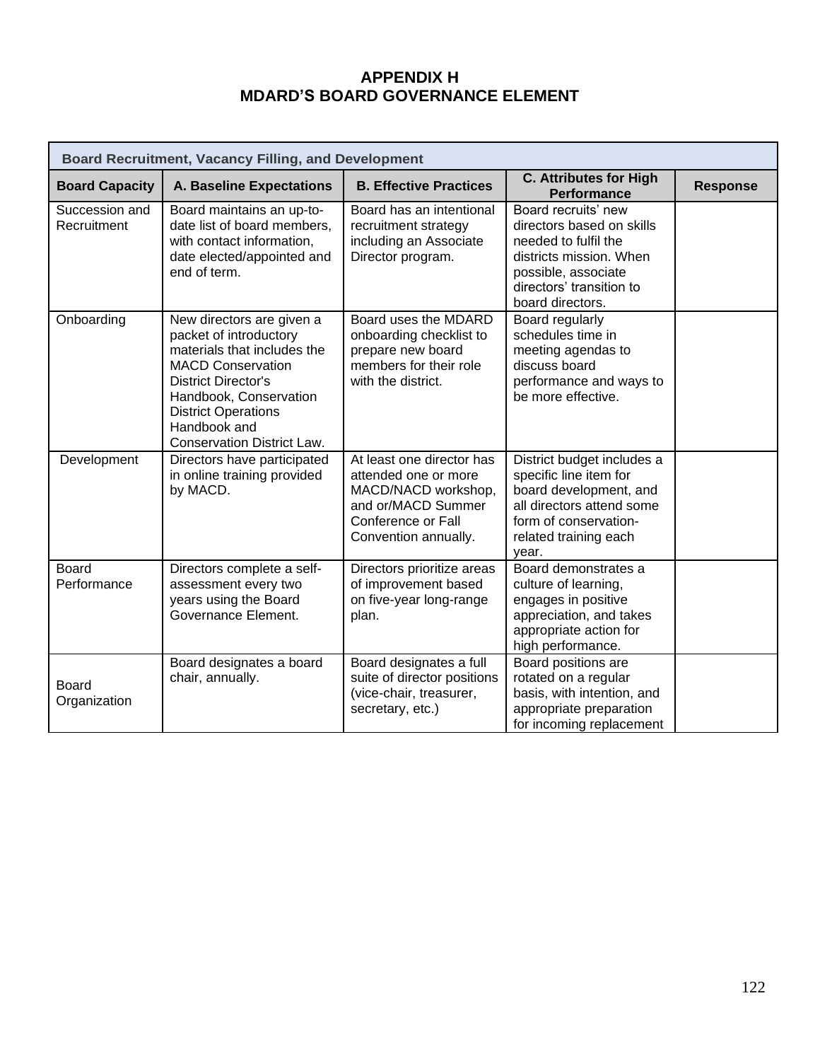# APPENDIX H
# MDARD'S BOARD GOVERNANCE ELEMENT

| Board Recruitment, Vacancy Filling, and Development | | | | |
|---|---|---|---|---|
| **Board Capacity** | **A. Baseline Expectations** | **B. Effective Practices** | **C. Attributes for High Performance** | **Response** |
| Succession and Recruitment | Board maintains an up-to-date list of board members, with contact information, date elected/appointed and end of term. | Board has an intentional recruitment strategy including an Associate Director program. | Board recruits' new directors based on skills needed to fulfil the districts mission. When possible, associate directors' transition to board directors. | |
| Onboarding | New directors are given a packet of introductory materials that includes the MACD Conservation District Director's Handbook, Conservation District Operations Handbook and Conservation District Law. | Board uses the MDARD onboarding checklist to prepare new board members for their role with the district. | Board regularly schedules time in meeting agendas to discuss board performance and ways to be more effective. | |
| Development | Directors have participated in online training provided by MACD. | At least one director has attended one or more MACD/NACD workshop, and or/MACD Summer Conference or Fall Convention annually. | District budget includes a specific line item for board development, and all directors attend some form of conservation-related training each year. | |
| Board Performance | Directors complete a self-assessment every two years using the Board Governance Element. | Directors prioritize areas of improvement based on five-year long-range plan. | Board demonstrates a culture of learning, engages in positive appreciation, and takes appropriate action for high performance. | |
| Board Organization | Board designates a board chair, annually. | Board designates a full suite of director positions (vice-chair, treasurer, secretary, etc.) | Board positions are rotated on a regular basis, with intention, and appropriate preparation for incoming replacement | |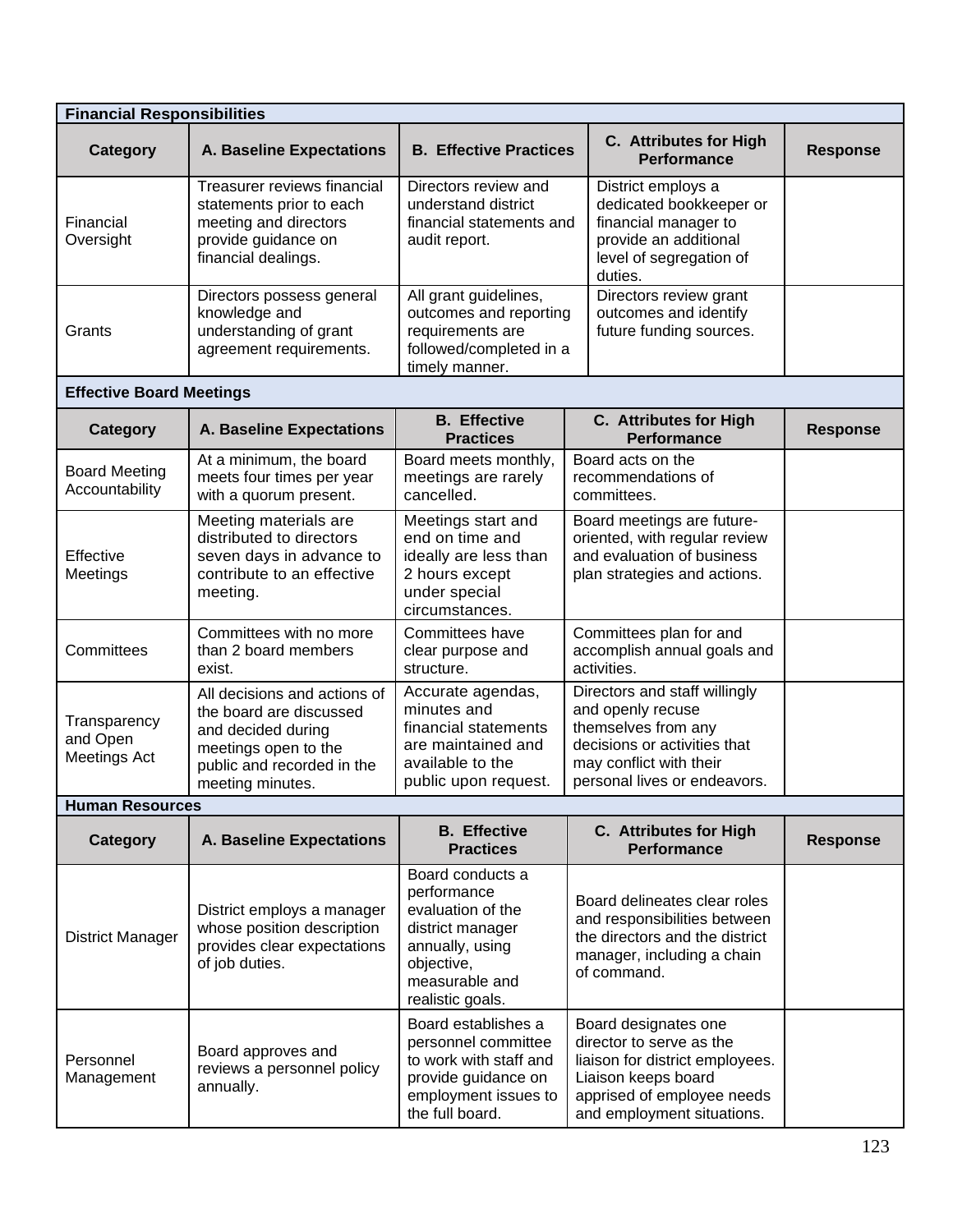| Financial Responsibilities | | | | |
|---|---|---|---|---|
| **Category** | **A. Baseline Expectations** | **B. Effective Practices** | **C. Attributes for High Performance** | **Response** |
| Financial Oversight | Treasurer reviews financial statements prior to each meeting and directors provide guidance on financial dealings. | Directors review and understand district financial statements and audit report. | District employs a dedicated bookkeeper or financial manager to provide an additional level of segregation of duties. | |
| Grants | Directors possess general knowledge and understanding of grant agreement requirements. | All grant guidelines, outcomes and reporting requirements are followed/completed in a timely manner. | Directors review grant outcomes and identify future funding sources. | |
| **Effective Board Meetings** | | | | |
| **Category** | **A. Baseline Expectations** | **B. Effective Practices** | **C. Attributes for High Performance** | **Response** |
| Board Meeting Accountability | At a minimum, the board meets four times per year with a quorum present. | Board meets monthly, meetings are rarely cancelled. | Board acts on the recommendations of committees. | |
| Effective Meetings | Meeting materials are distributed to directors seven days in advance to contribute to an effective meeting. | Meetings start and end on time and ideally are less than 2 hours except under special circumstances. | Board meetings are future-oriented, with regular review and evaluation of business plan strategies and actions. | |
| Committees | Committees with no more than 2 board members exist. | Committees have clear purpose and structure. | Committees plan for and accomplish annual goals and activities. | |
| Transparency and Open Meetings Act | All decisions and actions of the board are discussed and decided during meetings open to the public and recorded in the meeting minutes. | Accurate agendas, minutes and financial statements are maintained and available to the public upon request. | Directors and staff willingly and openly recuse themselves from any decisions or activities that may conflict with their personal lives or endeavors. | |
| **Human Resources** | | | | |
| **Category** | **A. Baseline Expectations** | **B. Effective Practices** | **C. Attributes for High Performance** | **Response** |
| District Manager | District employs a manager whose position description provides clear expectations of job duties. | Board conducts a performance evaluation of the district manager annually, using objective, measurable and realistic goals. | Board delineates clear roles and responsibilities between the directors and the district manager, including a chain of command. | |
| Personnel Management | Board approves and reviews a personnel policy annually. | Board establishes a personnel committee to work with staff and provide guidance on employment issues to the full board. | Board designates one director to serve as the liaison for district employees. Liaison keeps board apprised of employee needs and employment situations. | |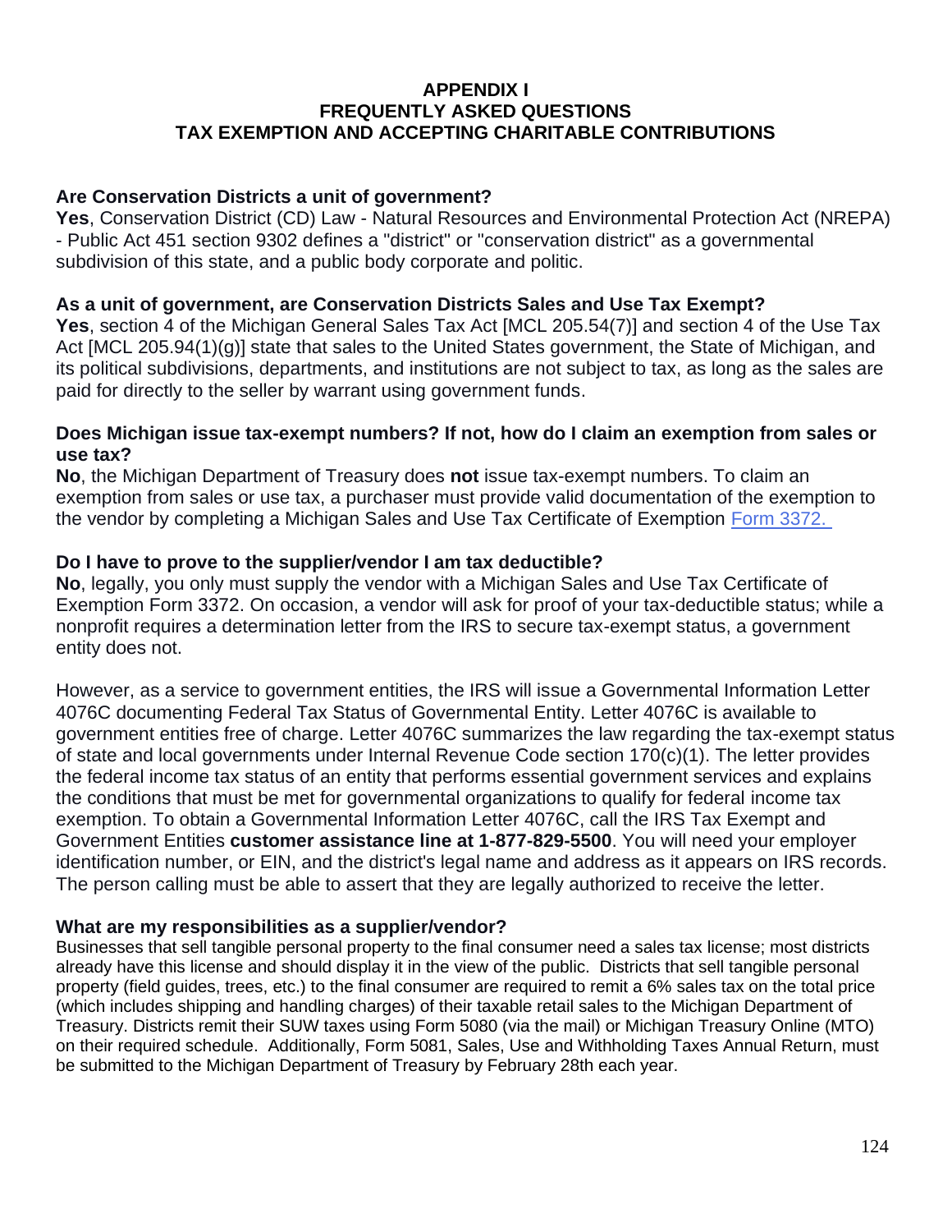# APPENDIX I
# FREQUENTLY ASKED QUESTIONS
# TAX EXEMPTION AND ACCEPTING CHARITABLE CONTRIBUTIONS

**Are Conservation Districts a unit of government?**
**Yes**, Conservation District (CD) Law - Natural Resources and Environmental Protection Act (NREPA) - Public Act 451 section 9302 defines a "district" or "conservation district" as a governmental subdivision of this state, and a public body corporate and politic.

**As a unit of government, are Conservation Districts Sales and Use Tax Exempt?**
**Yes**, section 4 of the Michigan General Sales Tax Act [MCL 205.54(7)] and section 4 of the Use Tax Act [MCL 205.94(1)(g)] state that sales to the United States government, the State of Michigan, and its political subdivisions, departments, and institutions are not subject to tax, as long as the sales are paid for directly to the seller by warrant using government funds.

**Does Michigan issue tax-exempt numbers? If not, how do I claim an exemption from sales or use tax?**
**No**, the Michigan Department of Treasury does **not** issue tax-exempt numbers. To claim an exemption from sales or use tax, a purchaser must provide valid documentation of the exemption to the vendor by completing a Michigan Sales and Use Tax Certificate of Exemption Form 3372.

**Do I have to prove to the supplier/vendor I am tax deductible?**
**No**, legally, you only must supply the vendor with a Michigan Sales and Use Tax Certificate of Exemption Form 3372. On occasion, a vendor will ask for proof of your tax-deductible status; while a nonprofit requires a determination letter from the IRS to secure tax-exempt status, a government entity does not.

However, as a service to government entities, the IRS will issue a Governmental Information Letter 4076C documenting Federal Tax Status of Governmental Entity. Letter 4076C is available to government entities free of charge. Letter 4076C summarizes the law regarding the tax-exempt status of state and local governments under Internal Revenue Code section 170(c)(1). The letter provides the federal income tax status of an entity that performs essential government services and explains the conditions that must be met for governmental organizations to qualify for federal income tax exemption. To obtain a Governmental Information Letter 4076C, call the IRS Tax Exempt and Government Entities **customer assistance line at 1-877-829-5500**. You will need your employer identification number, or EIN, and the district's legal name and address as it appears on IRS records. The person calling must be able to assert that they are legally authorized to receive the letter.

**What are my responsibilities as a supplier/vendor?**
Businesses that sell tangible personal property to the final consumer need a sales tax license; most districts already have this license and should display it in the view of the public. Districts that sell tangible personal property (field guides, trees, etc.) to the final consumer are required to remit a 6% sales tax on the total price (which includes shipping and handling charges) of their taxable retail sales to the Michigan Department of Treasury. Districts remit their SUW taxes using Form 5080 (via the mail) or Michigan Treasury Online (MTO) on their required schedule. Additionally, Form 5081, Sales, Use and Withholding Taxes Annual Return, must be submitted to the Michigan Department of Treasury by February 28th each year.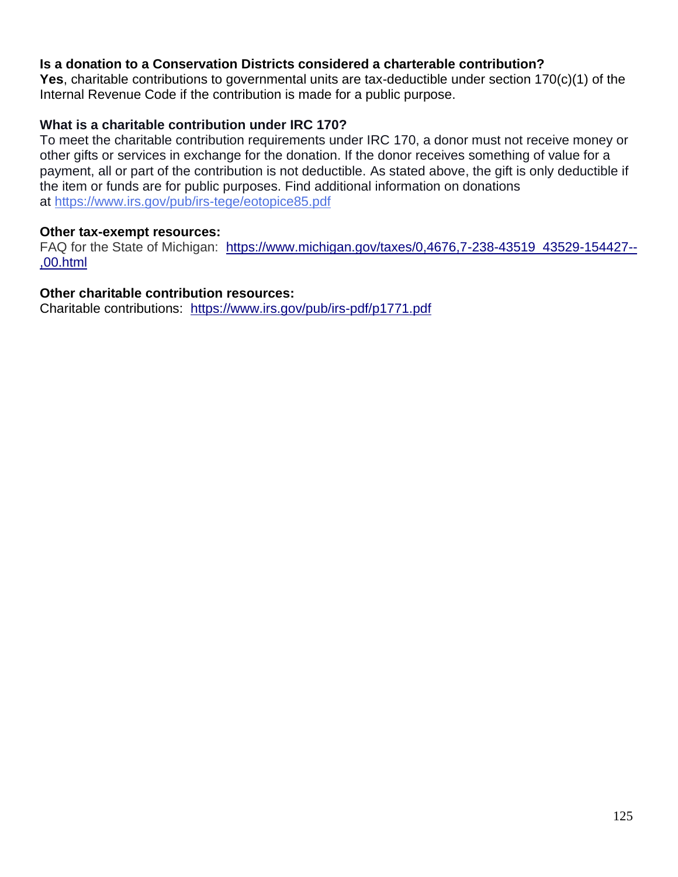**Is a donation to a Conservation Districts considered a charterable contribution?**
**Yes**, charitable contributions to governmental units are tax-deductible under section 170(c)(1) of the Internal Revenue Code if the contribution is made for a public purpose.

**What is a charitable contribution under IRC 170?**
To meet the charitable contribution requirements under IRC 170, a donor must not receive money or other gifts or services in exchange for the donation. If the donor receives something of value for a payment, all or part of the contribution is not deductible. As stated above, the gift is only deductible if the item or funds are for public purposes. Find additional information on donations at https://www.irs.gov/pub/irs-tege/eotopice85.pdf

**Other tax-exempt resources:**
FAQ for the State of Michigan: https://www.michigan.gov/taxes/0,4676,7-238-43519_43529-154427--,00.html

**Other charitable contribution resources:**
Charitable contributions: https://www.irs.gov/pub/irs-pdf/p1771.pdf